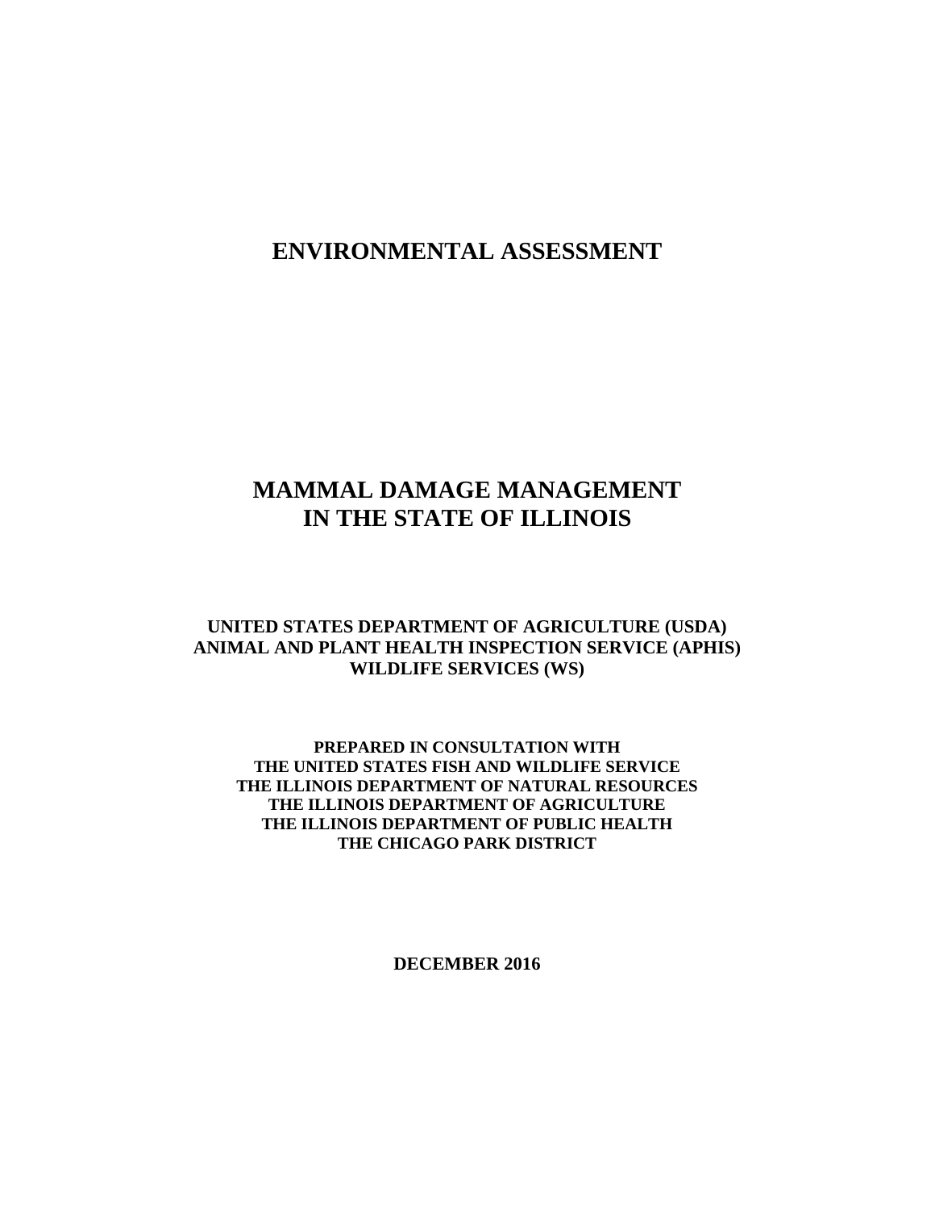# ENVIRONMENTAL ASSESSMENT

# MAMMAL DAMAGE MANAGEMENT IN THE STATE OF ILLINOIS

**UNITED STATES DEPARTMENT OF AGRICULTURE (USDA)**
**ANIMAL AND PLANT HEALTH INSPECTION SERVICE (APHIS)**
**WILDLIFE SERVICES (WS)**

**PREPARED IN CONSULTATION WITH**
**THE UNITED STATES FISH AND WILDLIFE SERVICE**
**THE ILLINOIS DEPARTMENT OF NATURAL RESOURCES**
**THE ILLINOIS DEPARTMENT OF AGRICULTURE**
**THE ILLINOIS DEPARTMENT OF PUBLIC HEALTH**
**THE CHICAGO PARK DISTRICT**

**DECEMBER 2016**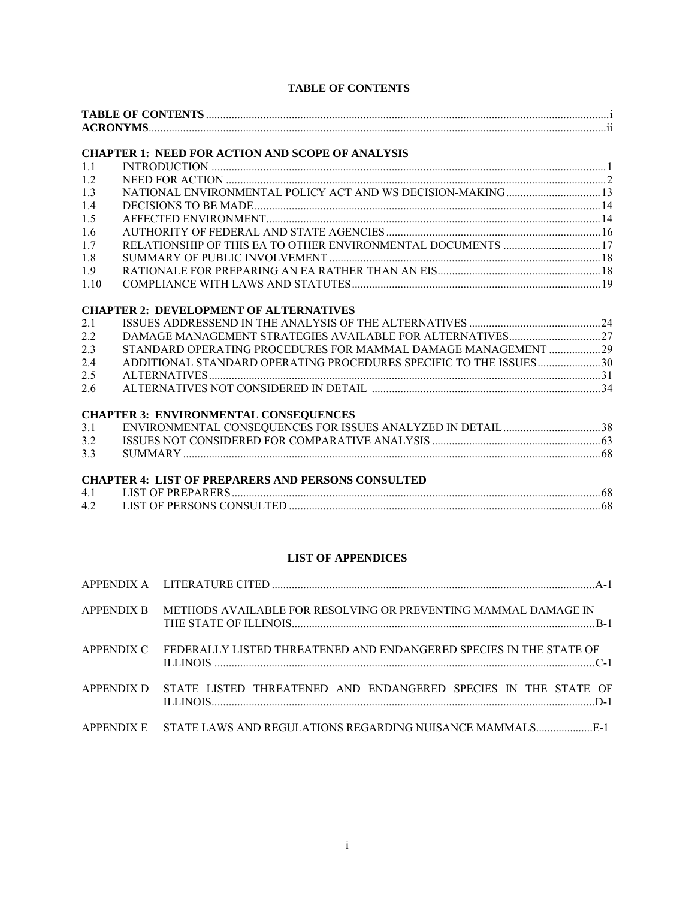# TABLE OF CONTENTS

**TABLE OF CONTENTS** ... i
**ACRONYMS** ... ii

**CHAPTER 1: NEED FOR ACTION AND SCOPE OF ANALYSIS**

| | | |
|---|---|---|
| 1.1 | INTRODUCTION | 1 |
| 1.2 | NEED FOR ACTION | 2 |
| 1.3 | NATIONAL ENVIRONMENTAL POLICY ACT AND WS DECISION-MAKING | 13 |
| 1.4 | DECISIONS TO BE MADE | 14 |
| 1.5 | AFFECTED ENVIRONMENT | 14 |
| 1.6 | AUTHORITY OF FEDERAL AND STATE AGENCIES | 16 |
| 1.7 | RELATIONSHIP OF THIS EA TO OTHER ENVIRONMENTAL DOCUMENTS | 17 |
| 1.8 | SUMMARY OF PUBLIC INVOLVEMENT | 18 |
| 1.9 | RATIONALE FOR PREPARING AN EA RATHER THAN AN EIS | 18 |
| 1.10 | COMPLIANCE WITH LAWS AND STATUTES | 19 |

**CHAPTER 2: DEVELOPMENT OF ALTERNATIVES**

| | | |
|---|---|---|
| 2.1 | ISSUES ADDRESSEND IN THE ANALYSIS OF THE ALTERNATIVES | 24 |
| 2.2 | DAMAGE MANAGEMENT STRATEGIES AVAILABLE FOR ALTERNATIVES | 27 |
| 2.3 | STANDARD OPERATING PROCEDURES FOR MAMMAL DAMAGE MANAGEMENT | 29 |
| 2.4 | ADDITIONAL STANDARD OPERATING PROCEDURES SPECIFIC TO THE ISSUES | 30 |
| 2.5 | ALTERNATIVES | 31 |
| 2.6 | ALTERNATIVES NOT CONSIDERED IN DETAIL | 34 |

**CHAPTER 3: ENVIRONMENTAL CONSEQUENCES**

| | | |
|---|---|---|
| 3.1 | ENVIRONMENTAL CONSEQUENCES FOR ISSUES ANALYZED IN DETAIL | 38 |
| 3.2 | ISSUES NOT CONSIDERED FOR COMPARATIVE ANALYSIS | 63 |
| 3.3 | SUMMARY | 68 |

**CHAPTER 4: LIST OF PREPARERS AND PERSONS CONSULTED**

| | | |
|---|---|---|
| 4.1 | LIST OF PREPARERS | 68 |
| 4.2 | LIST OF PERSONS CONSULTED | 68 |

# LIST OF APPENDICES

| | | |
|---|---|---|
| APPENDIX A | LITERATURE CITED | A-1 |
| APPENDIX B | METHODS AVAILABLE FOR RESOLVING OR PREVENTING MAMMAL DAMAGE IN THE STATE OF ILLINOIS | B-1 |
| APPENDIX C | FEDERALLY LISTED THREATENED AND ENDANGERED SPECIES IN THE STATE OF ILLINOIS | C-1 |
| APPENDIX D | STATE LISTED THREATENED AND ENDANGERED SPECIES IN THE STATE OF ILLINOIS | D-1 |
| APPENDIX E | STATE LAWS AND REGULATIONS REGARDING NUISANCE MAMMALS | E-1 |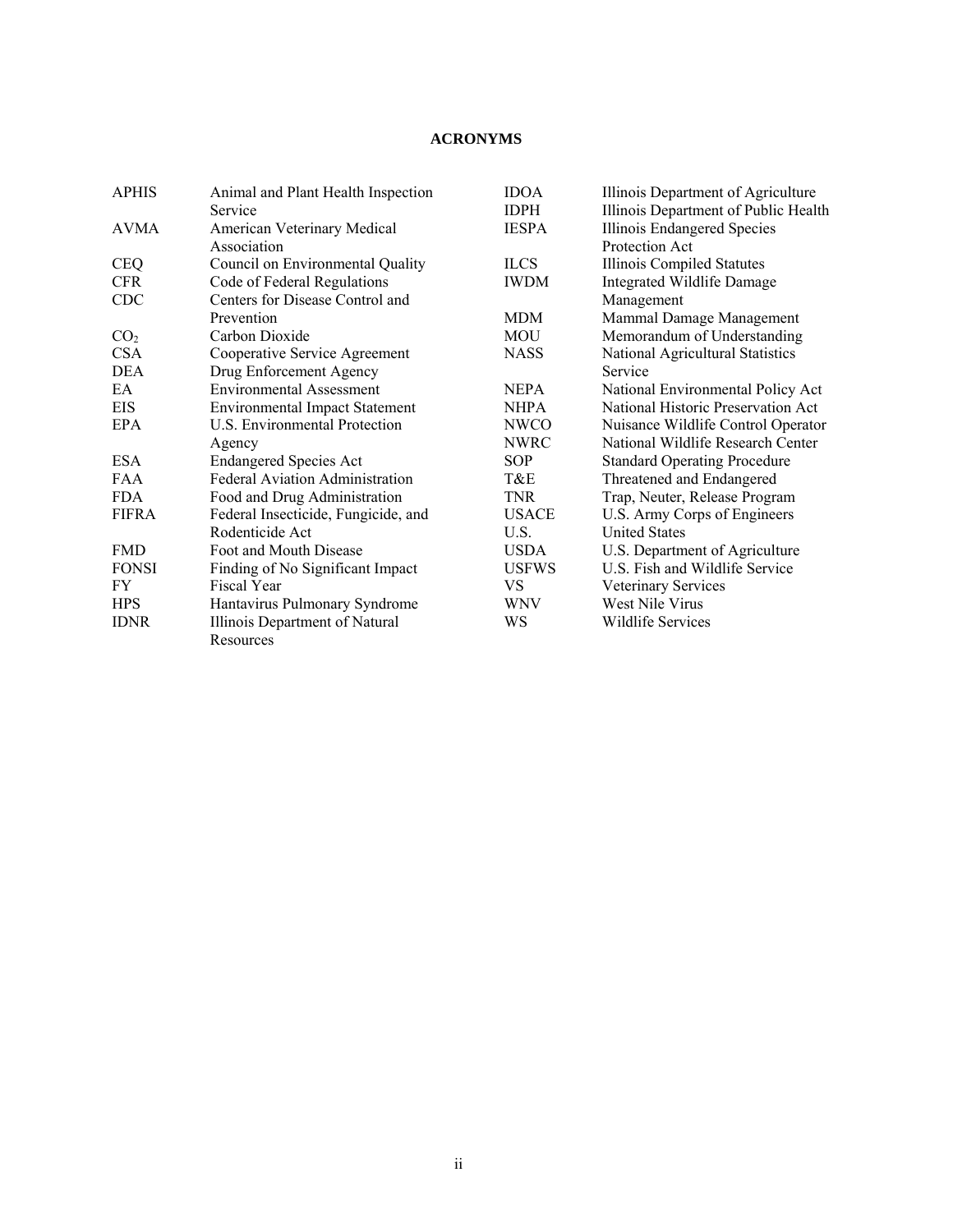# ACRONYMS

| | |
|---|---|
| APHIS | Animal and Plant Health Inspection Service |
| AVMA | American Veterinary Medical Association |
| CEQ | Council on Environmental Quality |
| CFR | Code of Federal Regulations |
| CDC | Centers for Disease Control and Prevention |
| $CO_2$ | Carbon Dioxide |
| CSA | Cooperative Service Agreement |
| DEA | Drug Enforcement Agency |
| EA | Environmental Assessment |
| EIS | Environmental Impact Statement |
| EPA | U.S. Environmental Protection Agency |
| ESA | Endangered Species Act |
| FAA | Federal Aviation Administration |
| FDA | Food and Drug Administration |
| FIFRA | Federal Insecticide, Fungicide, and Rodenticide Act |
| FMD | Foot and Mouth Disease |
| FONSI | Finding of No Significant Impact |
| FY | Fiscal Year |
| HPS | Hantavirus Pulmonary Syndrome |
| IDNR | Illinois Department of Natural Resources |
| IDOA | Illinois Department of Agriculture |
| IDPH | Illinois Department of Public Health |
| IESPA | Illinois Endangered Species Protection Act |
| ILCS | Illinois Compiled Statutes |
| IWDM | Integrated Wildlife Damage Management |
| MDM | Mammal Damage Management |
| MOU | Memorandum of Understanding |
| NASS | National Agricultural Statistics Service |
| NEPA | National Environmental Policy Act |
| NHPA | National Historic Preservation Act |
| NWCO | Nuisance Wildlife Control Operator |
| NWRC | National Wildlife Research Center |
| SOP | Standard Operating Procedure |
| T&E | Threatened and Endangered |
| TNR | Trap, Neuter, Release Program |
| USACE | U.S. Army Corps of Engineers |
| U.S. | United States |
| USDA | U.S. Department of Agriculture |
| USFWS | U.S. Fish and Wildlife Service |
| VS | Veterinary Services |
| WNV | West Nile Virus |
| WS | Wildlife Services |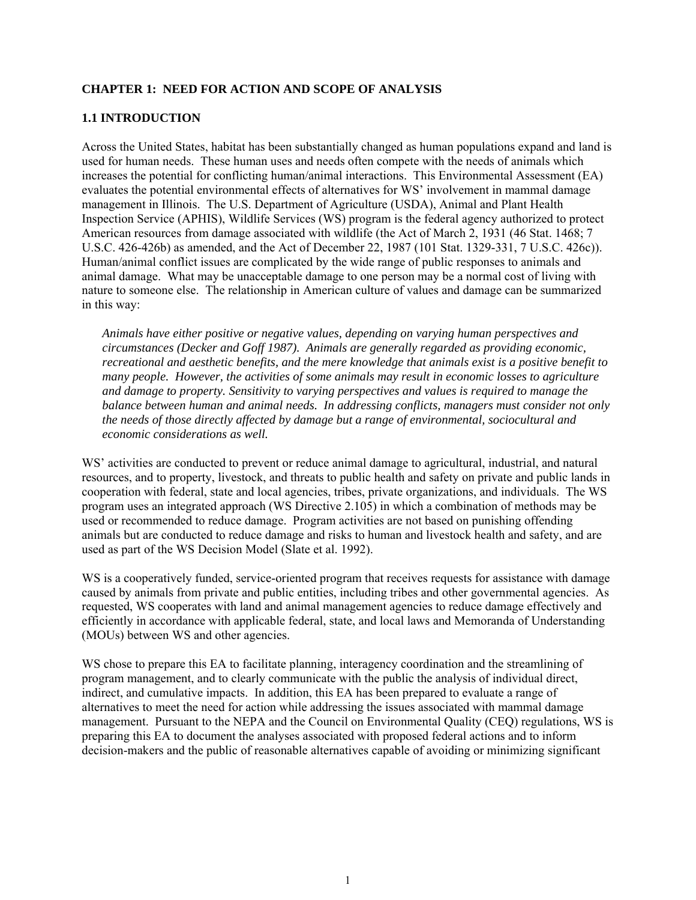## CHAPTER 1: NEED FOR ACTION AND SCOPE OF ANALYSIS

### 1.1 INTRODUCTION

Across the United States, habitat has been substantially changed as human populations expand and land is used for human needs. These human uses and needs often compete with the needs of animals which increases the potential for conflicting human/animal interactions. This Environmental Assessment (EA) evaluates the potential environmental effects of alternatives for WS' involvement in mammal damage management in Illinois. The U.S. Department of Agriculture (USDA), Animal and Plant Health Inspection Service (APHIS), Wildlife Services (WS) program is the federal agency authorized to protect American resources from damage associated with wildlife (the Act of March 2, 1931 (46 Stat. 1468; 7 U.S.C. 426-426b) as amended, and the Act of December 22, 1987 (101 Stat. 1329-331, 7 U.S.C. 426c)). Human/animal conflict issues are complicated by the wide range of public responses to animals and animal damage. What may be unacceptable damage to one person may be a normal cost of living with nature to someone else. The relationship in American culture of values and damage can be summarized in this way:

> *Animals have either positive or negative values, depending on varying human perspectives and circumstances (Decker and Goff 1987). Animals are generally regarded as providing economic, recreational and aesthetic benefits, and the mere knowledge that animals exist is a positive benefit to many people. However, the activities of some animals may result in economic losses to agriculture and damage to property. Sensitivity to varying perspectives and values is required to manage the balance between human and animal needs. In addressing conflicts, managers must consider not only the needs of those directly affected by damage but a range of environmental, sociocultural and economic considerations as well.*

WS' activities are conducted to prevent or reduce animal damage to agricultural, industrial, and natural resources, and to property, livestock, and threats to public health and safety on private and public lands in cooperation with federal, state and local agencies, tribes, private organizations, and individuals. The WS program uses an integrated approach (WS Directive 2.105) in which a combination of methods may be used or recommended to reduce damage. Program activities are not based on punishing offending animals but are conducted to reduce damage and risks to human and livestock health and safety, and are used as part of the WS Decision Model (Slate et al. 1992).

WS is a cooperatively funded, service-oriented program that receives requests for assistance with damage caused by animals from private and public entities, including tribes and other governmental agencies. As requested, WS cooperates with land and animal management agencies to reduce damage effectively and efficiently in accordance with applicable federal, state, and local laws and Memoranda of Understanding (MOUs) between WS and other agencies.

WS chose to prepare this EA to facilitate planning, interagency coordination and the streamlining of program management, and to clearly communicate with the public the analysis of individual direct, indirect, and cumulative impacts. In addition, this EA has been prepared to evaluate a range of alternatives to meet the need for action while addressing the issues associated with mammal damage management. Pursuant to the NEPA and the Council on Environmental Quality (CEQ) regulations, WS is preparing this EA to document the analyses associated with proposed federal actions and to inform decision-makers and the public of reasonable alternatives capable of avoiding or minimizing significant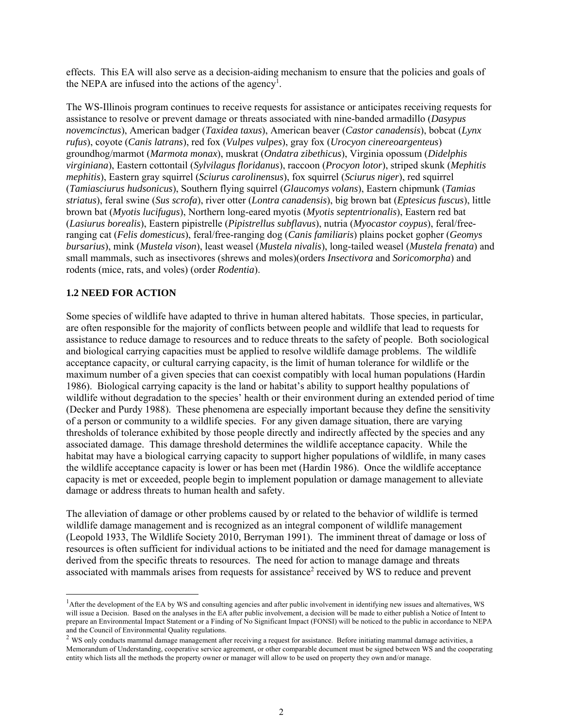effects. This EA will also serve as a decision-aiding mechanism to ensure that the policies and goals of the NEPA are infused into the actions of the agency[1].

The WS-Illinois program continues to receive requests for assistance or anticipates receiving requests for assistance to resolve or prevent damage or threats associated with nine-banded armadillo (*Dasypus novemcinctus*), American badger (*Taxidea taxus*), American beaver (*Castor canadensis*), bobcat (*Lynx rufus*), coyote (*Canis latrans*), red fox (*Vulpes vulpes*), gray fox (*Urocyon cinereoargenteus*) groundhog/marmot (*Marmota monax*), muskrat (*Ondatra zibethicus*), Virginia opossum (*Didelphis virginiana*), Eastern cottontail (*Sylvilagus floridanus*), raccoon (*Procyon lotor*), striped skunk (*Mephitis mephitis*), Eastern gray squirrel (*Sciurus carolinensus*), fox squirrel (*Sciurus niger*), red squirrel (*Tamiasciurus hudsonicus*), Southern flying squirrel (*Glaucomys volans*), Eastern chipmunk (*Tamias striatus*), feral swine (*Sus scrofa*), river otter (*Lontra canadensis*), big brown bat (*Eptesicus fuscus*), little brown bat (*Myotis lucifugus*), Northern long-eared myotis (*Myotis septentrionalis*), Eastern red bat (*Lasiurus borealis*), Eastern pipistrelle (*Pipistrellus subflavus*), nutria (*Myocastor coypus*), feral/free-ranging cat (*Felis domesticus*), feral/free-ranging dog (*Canis familiaris*) plains pocket gopher (*Geomys bursarius*), mink (*Mustela vison*), least weasel (*Mustela nivalis*), long-tailed weasel (*Mustela frenata*) and small mammals, such as insectivores (shrews and moles)(orders *Insectivora* and *Soricomorpha*) and rodents (mice, rats, and voles) (order *Rodentia*).

### 1.2 NEED FOR ACTION

Some species of wildlife have adapted to thrive in human altered habitats. Those species, in particular, are often responsible for the majority of conflicts between people and wildlife that lead to requests for assistance to reduce damage to resources and to reduce threats to the safety of people. Both sociological and biological carrying capacities must be applied to resolve wildlife damage problems. The wildlife acceptance capacity, or cultural carrying capacity, is the limit of human tolerance for wildlife or the maximum number of a given species that can coexist compatibly with local human populations (Hardin 1986). Biological carrying capacity is the land or habitat's ability to support healthy populations of wildlife without degradation to the species' health or their environment during an extended period of time (Decker and Purdy 1988). These phenomena are especially important because they define the sensitivity of a person or community to a wildlife species. For any given damage situation, there are varying thresholds of tolerance exhibited by those people directly and indirectly affected by the species and any associated damage. This damage threshold determines the wildlife acceptance capacity. While the habitat may have a biological carrying capacity to support higher populations of wildlife, in many cases the wildlife acceptance capacity is lower or has been met (Hardin 1986). Once the wildlife acceptance capacity is met or exceeded, people begin to implement population or damage management to alleviate damage or address threats to human health and safety.

The alleviation of damage or other problems caused by or related to the behavior of wildlife is termed wildlife damage management and is recognized as an integral component of wildlife management (Leopold 1933, The Wildlife Society 2010, Berryman 1991). The imminent threat of damage or loss of resources is often sufficient for individual actions to be initiated and the need for damage management is derived from the specific threats to resources. The need for action to manage damage and threats associated with mammals arises from requests for assistance[2] received by WS to reduce and prevent

---

[1] After the development of the EA by WS and consulting agencies and after public involvement in identifying new issues and alternatives, WS will issue a Decision. Based on the analyses in the EA after public involvement, a decision will be made to either publish a Notice of Intent to prepare an Environmental Impact Statement or a Finding of No Significant Impact (FONSI) will be noticed to the public in accordance to NEPA and the Council of Environmental Quality regulations.

[2] WS only conducts mammal damage management after receiving a request for assistance. Before initiating mammal damage activities, a Memorandum of Understanding, cooperative service agreement, or other comparable document must be signed between WS and the cooperating entity which lists all the methods the property owner or manager will allow to be used on property they own and/or manage.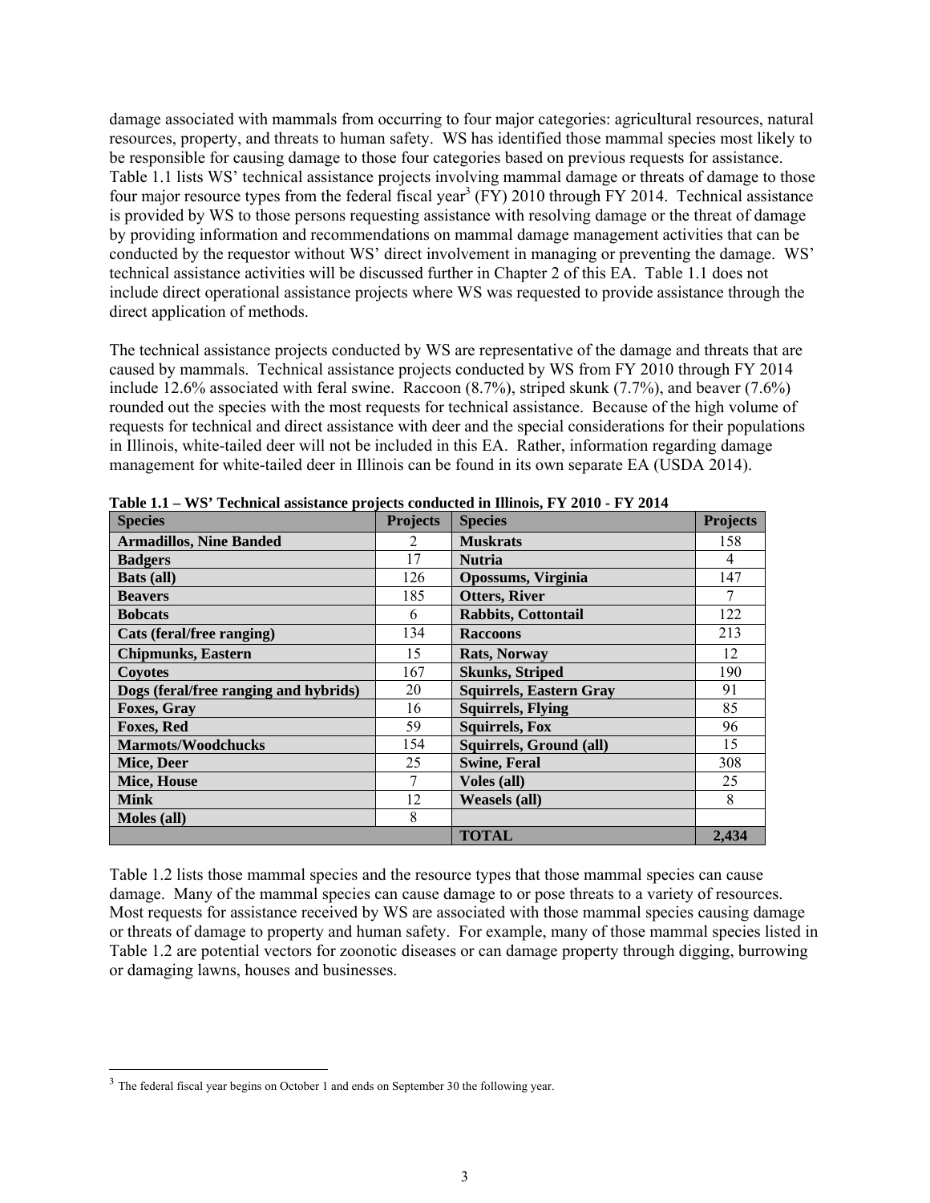damage associated with mammals from occurring to four major categories: agricultural resources, natural resources, property, and threats to human safety. WS has identified those mammal species most likely to be responsible for causing damage to those four categories based on previous requests for assistance. Table 1.1 lists WS' technical assistance projects involving mammal damage or threats of damage to those four major resource types from the federal fiscal year[3] (FY) 2010 through FY 2014. Technical assistance is provided by WS to those persons requesting assistance with resolving damage or the threat of damage by providing information and recommendations on mammal damage management activities that can be conducted by the requestor without WS' direct involvement in managing or preventing the damage. WS' technical assistance activities will be discussed further in Chapter 2 of this EA. Table 1.1 does not include direct operational assistance projects where WS was requested to provide assistance through the direct application of methods.

The technical assistance projects conducted by WS are representative of the damage and threats that are caused by mammals. Technical assistance projects conducted by WS from FY 2010 through FY 2014 include 12.6% associated with feral swine. Raccoon (8.7%), striped skunk (7.7%), and beaver (7.6%) rounded out the species with the most requests for technical assistance. Because of the high volume of requests for technical and direct assistance with deer and the special considerations for their populations in Illinois, white-tailed deer will not be included in this EA. Rather, information regarding damage management for white-tailed deer in Illinois can be found in its own separate EA (USDA 2014).

**Table 1.1 – WS' Technical assistance projects conducted in Illinois, FY 2010 - FY 2014**

| Species | Projects | Species | Projects |
|---|---|---|---|
| **Armadillos, Nine Banded** | 2 | **Muskrats** | 158 |
| **Badgers** | 17 | **Nutria** | 4 |
| **Bats (all)** | 126 | **Opossums, Virginia** | 147 |
| **Beavers** | 185 | **Otters, River** | 7 |
| **Bobcats** | 6 | **Rabbits, Cottontail** | 122 |
| **Cats (feral/free ranging)** | 134 | **Raccoons** | 213 |
| **Chipmunks, Eastern** | 15 | **Rats, Norway** | 12 |
| **Coyotes** | 167 | **Skunks, Striped** | 190 |
| **Dogs (feral/free ranging and hybrids)** | 20 | **Squirrels, Eastern Gray** | 91 |
| **Foxes, Gray** | 16 | **Squirrels, Flying** | 85 |
| **Foxes, Red** | 59 | **Squirrels, Fox** | 96 |
| **Marmots/Woodchucks** | 154 | **Squirrels, Ground (all)** | 15 |
| **Mice, Deer** | 25 | **Swine, Feral** | 308 |
| **Mice, House** | 7 | **Voles (all)** | 25 |
| **Mink** | 12 | **Weasels (all)** | 8 |
| **Moles (all)** | 8 | | |
| | | **TOTAL** | **2,434** |

Table 1.2 lists those mammal species and the resource types that those mammal species can cause damage. Many of the mammal species can cause damage to or pose threats to a variety of resources. Most requests for assistance received by WS are associated with those mammal species causing damage or threats of damage to property and human safety. For example, many of those mammal species listed in Table 1.2 are potential vectors for zoonotic diseases or can damage property through digging, burrowing or damaging lawns, houses and businesses.

[3] The federal fiscal year begins on October 1 and ends on September 30 the following year.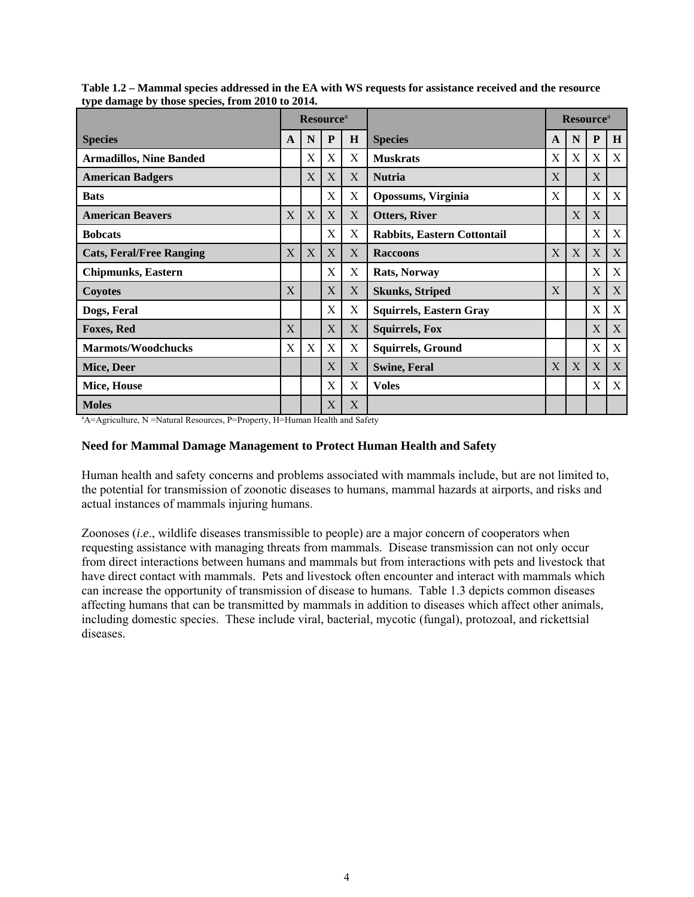**Table 1.2 – Mammal species addressed in the EA with WS requests for assistance received and the resource type damage by those species, from 2010 to 2014.**

| | Resource[a] | | | | | Resource[a] | | | |
|---|---|---|---|---|---|---|---|---|---|
| **Species** | **A** | **N** | **P** | **H** | **Species** | **A** | **N** | **P** | **H** |
| **Armadillos, Nine Banded** | | X | X | X | **Muskrats** | X | X | X | X |
| **American Badgers** | | X | X | X | **Nutria** | X | | X | |
| **Bats** | | | X | X | **Opossums, Virginia** | X | | X | X |
| **American Beavers** | X | X | X | X | **Otters, River** | | X | X | |
| **Bobcats** | | | X | X | **Rabbits, Eastern Cottontail** | | | X | X |
| **Cats, Feral/Free Ranging** | X | X | X | X | **Raccoons** | X | X | X | X |
| **Chipmunks, Eastern** | | | X | X | **Rats, Norway** | | | X | X |
| **Coyotes** | X | | X | X | **Skunks, Striped** | X | | X | X |
| **Dogs, Feral** | | | X | X | **Squirrels, Eastern Gray** | | | X | X |
| **Foxes, Red** | X | | X | X | **Squirrels, Fox** | | | X | X |
| **Marmots/Woodchucks** | X | X | X | X | **Squirrels, Ground** | | | X | X |
| **Mice, Deer** | | | X | X | **Swine, Feral** | X | X | X | X |
| **Mice, House** | | | X | X | **Voles** | | | X | X |
| **Moles** | | | X | X | | | | | |

[a]A=Agriculture, N =Natural Resources, P=Property, H=Human Health and Safety

### Need for Mammal Damage Management to Protect Human Health and Safety

Human health and safety concerns and problems associated with mammals include, but are not limited to, the potential for transmission of zoonotic diseases to humans, mammal hazards at airports, and risks and actual instances of mammals injuring humans.

Zoonoses (*i.e*., wildlife diseases transmissible to people) are a major concern of cooperators when requesting assistance with managing threats from mammals. Disease transmission can not only occur from direct interactions between humans and mammals but from interactions with pets and livestock that have direct contact with mammals. Pets and livestock often encounter and interact with mammals which can increase the opportunity of transmission of disease to humans. Table 1.3 depicts common diseases affecting humans that can be transmitted by mammals in addition to diseases which affect other animals, including domestic species. These include viral, bacterial, mycotic (fungal), protozoal, and rickettsial diseases.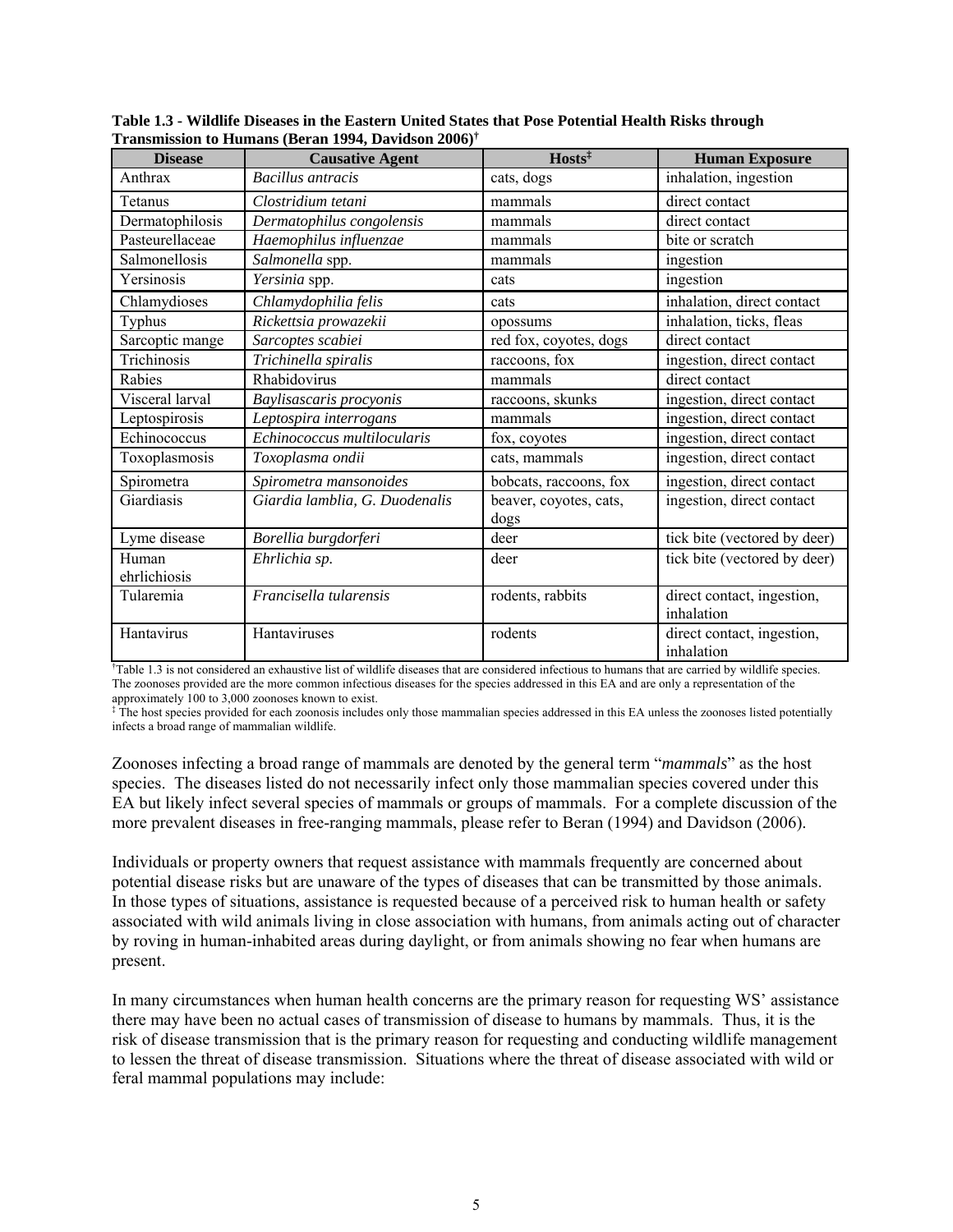**Table 1.3 - Wildlife Diseases in the Eastern United States that Pose Potential Health Risks through Transmission to Humans (Beran 1994, Davidson 2006)[†]**

| Disease | Causative Agent | Hosts[‡] | Human Exposure |
|---|---|---|---|
| Anthrax | *Bacillus antracis* | cats, dogs | inhalation, ingestion |
| Tetanus | *Clostridium tetani* | mammals | direct contact |
| Dermatophilosis | *Dermatophilus congolensis* | mammals | direct contact |
| Pasteurellaceae | *Haemophilus influenzae* | mammals | bite or scratch |
| Salmonellosis | *Salmonella* spp. | mammals | ingestion |
| Yersinosis | *Yersinia* spp. | cats | ingestion |
| Chlamydioses | *Chlamydophilia felis* | cats | inhalation, direct contact |
| Typhus | *Rickettsia prowazekii* | opossums | inhalation, ticks, fleas |
| Sarcoptic mange | *Sarcoptes scabiei* | red fox, coyotes, dogs | direct contact |
| Trichinosis | *Trichinella spiralis* | raccoons, fox | ingestion, direct contact |
| Rabies | Rhabidovirus | mammals | direct contact |
| Visceral larval | *Baylisascaris procyonis* | raccoons, skunks | ingestion, direct contact |
| Leptospirosis | *Leptospira interrogans* | mammals | ingestion, direct contact |
| Echinococcus | *Echinococcus multilocularis* | fox, coyotes | ingestion, direct contact |
| Toxoplasmosis | *Toxoplasma ondii* | cats, mammals | ingestion, direct contact |
| Spirometra | *Spirometra mansonoides* | bobcats, raccoons, fox | ingestion, direct contact |
| Giardiasis | *Giardia lamblia, G. Duodenalis* | beaver, coyotes, cats, dogs | ingestion, direct contact |
| Lyme disease | *Borellia burgdorferi* | deer | tick bite (vectored by deer) |
| Human ehrlichiosis | *Ehrlichia sp.* | deer | tick bite (vectored by deer) |
| Tularemia | *Francisella tularensis* | rodents, rabbits | direct contact, ingestion, inhalation |
| Hantavirus | Hantaviruses | rodents | direct contact, ingestion, inhalation |

[†]Table 1.3 is not considered an exhaustive list of wildlife diseases that are considered infectious to humans that are carried by wildlife species. The zoonoses provided are the more common infectious diseases for the species addressed in this EA and are only a representation of the approximately 100 to 3,000 zoonoses known to exist.

[‡] The host species provided for each zoonosis includes only those mammalian species addressed in this EA unless the zoonoses listed potentially infects a broad range of mammalian wildlife.

Zoonoses infecting a broad range of mammals are denoted by the general term "*mammals*" as the host species. The diseases listed do not necessarily infect only those mammalian species covered under this EA but likely infect several species of mammals or groups of mammals. For a complete discussion of the more prevalent diseases in free-ranging mammals, please refer to Beran (1994) and Davidson (2006).

Individuals or property owners that request assistance with mammals frequently are concerned about potential disease risks but are unaware of the types of diseases that can be transmitted by those animals. In those types of situations, assistance is requested because of a perceived risk to human health or safety associated with wild animals living in close association with humans, from animals acting out of character by roving in human-inhabited areas during daylight, or from animals showing no fear when humans are present.

In many circumstances when human health concerns are the primary reason for requesting WS' assistance there may have been no actual cases of transmission of disease to humans by mammals. Thus, it is the risk of disease transmission that is the primary reason for requesting and conducting wildlife management to lessen the threat of disease transmission. Situations where the threat of disease associated with wild or feral mammal populations may include: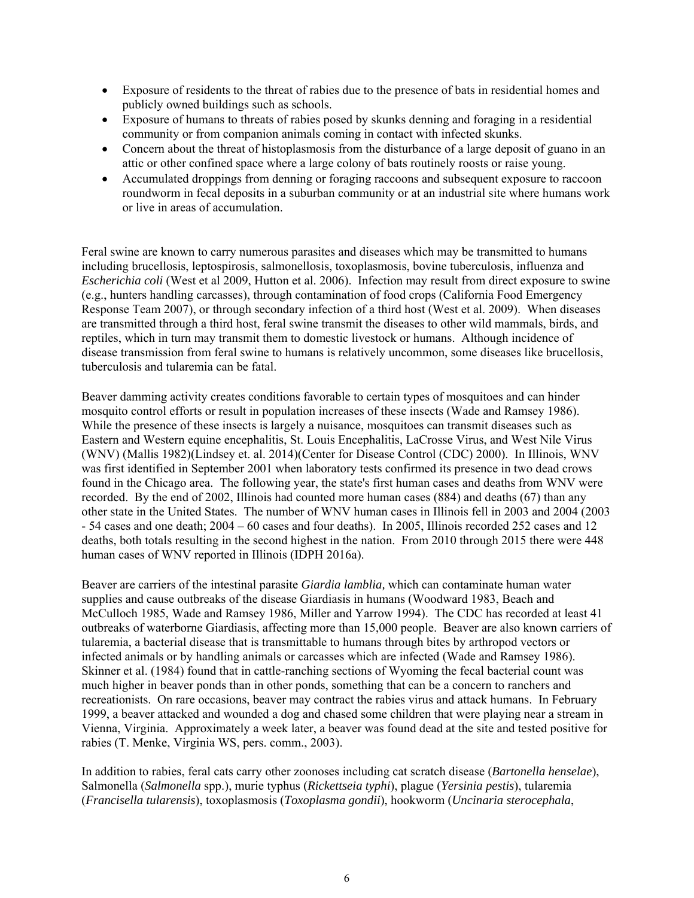- Exposure of residents to the threat of rabies due to the presence of bats in residential homes and publicly owned buildings such as schools.
- Exposure of humans to threats of rabies posed by skunks denning and foraging in a residential community or from companion animals coming in contact with infected skunks.
- Concern about the threat of histoplasmosis from the disturbance of a large deposit of guano in an attic or other confined space where a large colony of bats routinely roosts or raise young.
- Accumulated droppings from denning or foraging raccoons and subsequent exposure to raccoon roundworm in fecal deposits in a suburban community or at an industrial site where humans work or live in areas of accumulation.

Feral swine are known to carry numerous parasites and diseases which may be transmitted to humans including brucellosis, leptospirosis, salmonellosis, toxoplasmosis, bovine tuberculosis, influenza and *Escherichia coli* (West et al 2009, Hutton et al. 2006). Infection may result from direct exposure to swine (e.g., hunters handling carcasses), through contamination of food crops (California Food Emergency Response Team 2007), or through secondary infection of a third host (West et al. 2009). When diseases are transmitted through a third host, feral swine transmit the diseases to other wild mammals, birds, and reptiles, which in turn may transmit them to domestic livestock or humans. Although incidence of disease transmission from feral swine to humans is relatively uncommon, some diseases like brucellosis, tuberculosis and tularemia can be fatal.

Beaver damming activity creates conditions favorable to certain types of mosquitoes and can hinder mosquito control efforts or result in population increases of these insects (Wade and Ramsey 1986). While the presence of these insects is largely a nuisance, mosquitoes can transmit diseases such as Eastern and Western equine encephalitis, St. Louis Encephalitis, LaCrosse Virus, and West Nile Virus (WNV) (Mallis 1982)(Lindsey et. al. 2014)(Center for Disease Control (CDC) 2000). In Illinois, WNV was first identified in September 2001 when laboratory tests confirmed its presence in two dead crows found in the Chicago area. The following year, the state's first human cases and deaths from WNV were recorded. By the end of 2002, Illinois had counted more human cases (884) and deaths (67) than any other state in the United States. The number of WNV human cases in Illinois fell in 2003 and 2004 (2003 - 54 cases and one death; 2004 – 60 cases and four deaths). In 2005, Illinois recorded 252 cases and 12 deaths, both totals resulting in the second highest in the nation. From 2010 through 2015 there were 448 human cases of WNV reported in Illinois (IDPH 2016a).

Beaver are carriers of the intestinal parasite *Giardia lamblia,* which can contaminate human water supplies and cause outbreaks of the disease Giardiasis in humans (Woodward 1983, Beach and McCulloch 1985, Wade and Ramsey 1986, Miller and Yarrow 1994). The CDC has recorded at least 41 outbreaks of waterborne Giardiasis, affecting more than 15,000 people. Beaver are also known carriers of tularemia, a bacterial disease that is transmittable to humans through bites by arthropod vectors or infected animals or by handling animals or carcasses which are infected (Wade and Ramsey 1986). Skinner et al. (1984) found that in cattle-ranching sections of Wyoming the fecal bacterial count was much higher in beaver ponds than in other ponds, something that can be a concern to ranchers and recreationists. On rare occasions, beaver may contract the rabies virus and attack humans. In February 1999, a beaver attacked and wounded a dog and chased some children that were playing near a stream in Vienna, Virginia. Approximately a week later, a beaver was found dead at the site and tested positive for rabies (T. Menke, Virginia WS, pers. comm., 2003).

In addition to rabies, feral cats carry other zoonoses including cat scratch disease (*Bartonella henselae*), Salmonella (*Salmonella* spp.), murie typhus (*Rickettseia typhi*), plague (*Yersinia pestis*), tularemia (*Francisella tularensis*), toxoplasmosis (*Toxoplasma gondii*), hookworm (*Uncinaria sterocephala*,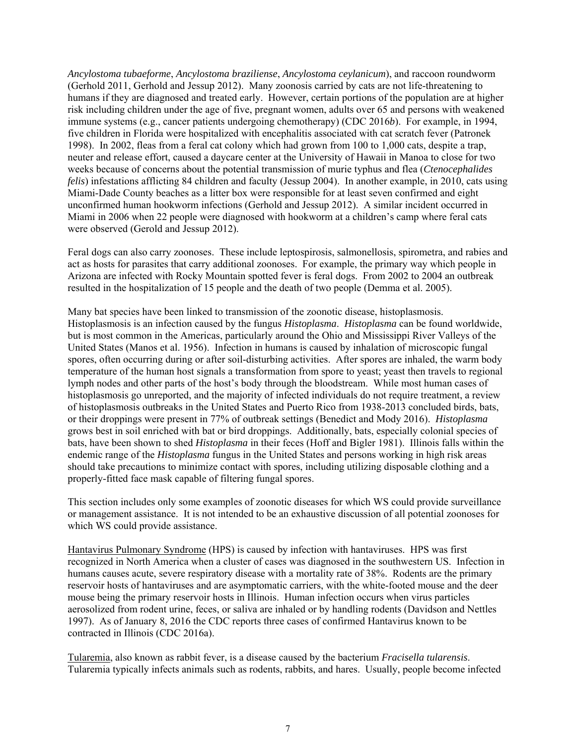*Ancylostoma tubaeforme*, *Ancylostoma braziliense*, *Ancylostoma ceylanicum*), and raccoon roundworm (Gerhold 2011, Gerhold and Jessup 2012). Many zoonosis carried by cats are not life-threatening to humans if they are diagnosed and treated early. However, certain portions of the population are at higher risk including children under the age of five, pregnant women, adults over 65 and persons with weakened immune systems (e.g., cancer patients undergoing chemotherapy) (CDC 2016*b*). For example, in 1994, five children in Florida were hospitalized with encephalitis associated with cat scratch fever (Patronek 1998). In 2002, fleas from a feral cat colony which had grown from 100 to 1,000 cats, despite a trap, neuter and release effort, caused a daycare center at the University of Hawaii in Manoa to close for two weeks because of concerns about the potential transmission of murie typhus and flea (*Ctenocephalides felis*) infestations afflicting 84 children and faculty (Jessup 2004). In another example, in 2010, cats using Miami-Dade County beaches as a litter box were responsible for at least seven confirmed and eight unconfirmed human hookworm infections (Gerhold and Jessup 2012). A similar incident occurred in Miami in 2006 when 22 people were diagnosed with hookworm at a children's camp where feral cats were observed (Gerold and Jessup 2012).

Feral dogs can also carry zoonoses. These include leptospirosis, salmonellosis, spirometra, and rabies and act as hosts for parasites that carry additional zoonoses. For example, the primary way which people in Arizona are infected with Rocky Mountain spotted fever is feral dogs. From 2002 to 2004 an outbreak resulted in the hospitalization of 15 people and the death of two people (Demma et al. 2005).

Many bat species have been linked to transmission of the zoonotic disease, histoplasmosis. Histoplasmosis is an infection caused by the fungus *Histoplasma*. *Histoplasma* can be found worldwide, but is most common in the Americas, particularly around the Ohio and Mississippi River Valleys of the United States (Manos et al. 1956). Infection in humans is caused by inhalation of microscopic fungal spores, often occurring during or after soil-disturbing activities. After spores are inhaled, the warm body temperature of the human host signals a transformation from spore to yeast; yeast then travels to regional lymph nodes and other parts of the host's body through the bloodstream. While most human cases of histoplasmosis go unreported, and the majority of infected individuals do not require treatment, a review of histoplasmosis outbreaks in the United States and Puerto Rico from 1938-2013 concluded birds, bats, or their droppings were present in 77% of outbreak settings (Benedict and Mody 2016). *Histoplasma* grows best in soil enriched with bat or bird droppings. Additionally, bats, especially colonial species of bats, have been shown to shed *Histoplasma* in their feces (Hoff and Bigler 1981). Illinois falls within the endemic range of the *Histoplasma* fungus in the United States and persons working in high risk areas should take precautions to minimize contact with spores, including utilizing disposable clothing and a properly-fitted face mask capable of filtering fungal spores.

This section includes only some examples of zoonotic diseases for which WS could provide surveillance or management assistance. It is not intended to be an exhaustive discussion of all potential zoonoses for which WS could provide assistance.

Hantavirus Pulmonary Syndrome (HPS) is caused by infection with hantaviruses. HPS was first recognized in North America when a cluster of cases was diagnosed in the southwestern US. Infection in humans causes acute, severe respiratory disease with a mortality rate of 38%. Rodents are the primary reservoir hosts of hantaviruses and are asymptomatic carriers, with the white-footed mouse and the deer mouse being the primary reservoir hosts in Illinois. Human infection occurs when virus particles aerosolized from rodent urine, feces, or saliva are inhaled or by handling rodents (Davidson and Nettles 1997). As of January 8, 2016 the CDC reports three cases of confirmed Hantavirus known to be contracted in Illinois (CDC 2016a).

Tularemia, also known as rabbit fever, is a disease caused by the bacterium *Fracisella tularensis*. Tularemia typically infects animals such as rodents, rabbits, and hares. Usually, people become infected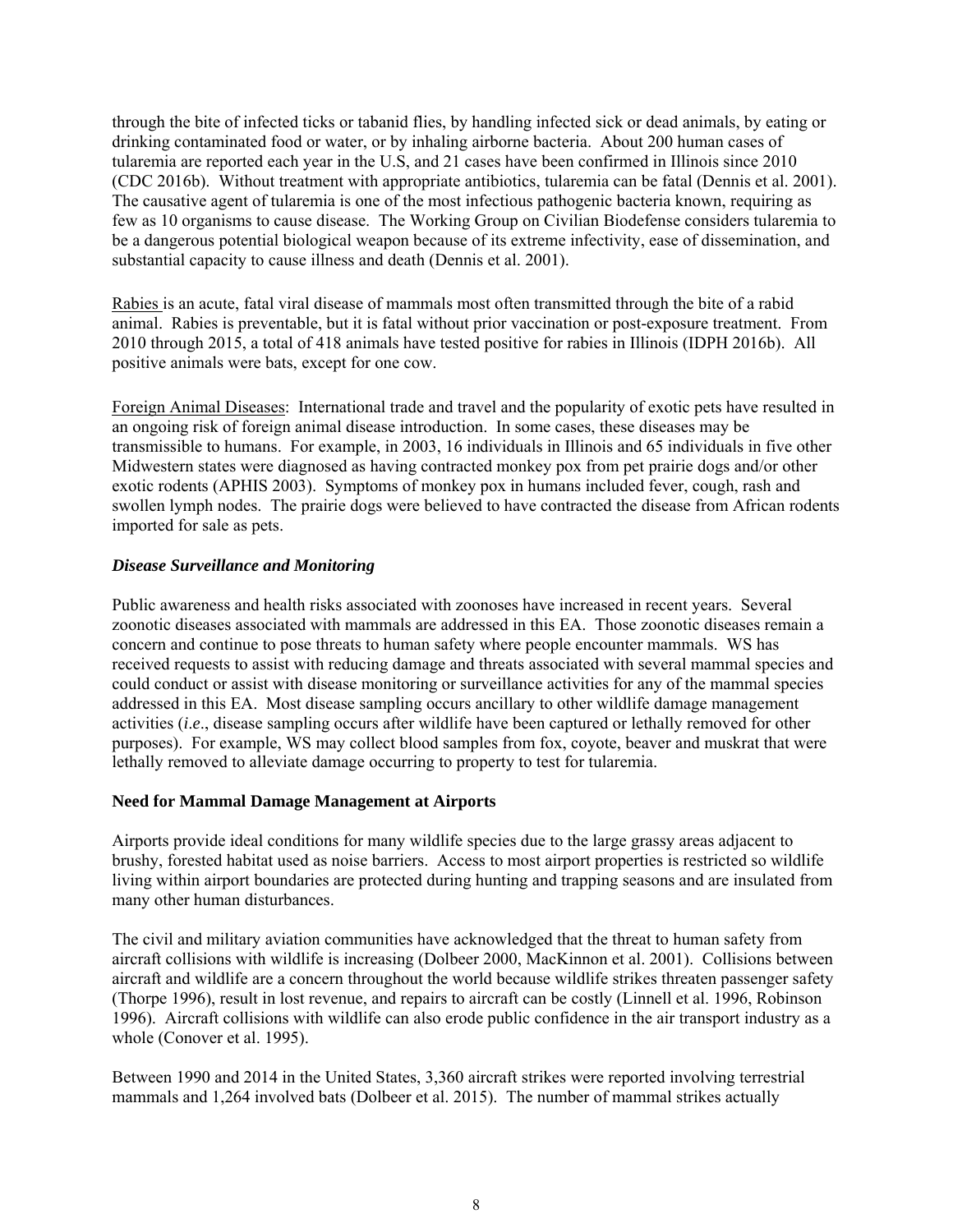through the bite of infected ticks or tabanid flies, by handling infected sick or dead animals, by eating or drinking contaminated food or water, or by inhaling airborne bacteria. About 200 human cases of tularemia are reported each year in the U.S, and 21 cases have been confirmed in Illinois since 2010 (CDC 2016b). Without treatment with appropriate antibiotics, tularemia can be fatal (Dennis et al. 2001). The causative agent of tularemia is one of the most infectious pathogenic bacteria known, requiring as few as 10 organisms to cause disease. The Working Group on Civilian Biodefense considers tularemia to be a dangerous potential biological weapon because of its extreme infectivity, ease of dissemination, and substantial capacity to cause illness and death (Dennis et al. 2001).

Rabies is an acute, fatal viral disease of mammals most often transmitted through the bite of a rabid animal. Rabies is preventable, but it is fatal without prior vaccination or post-exposure treatment. From 2010 through 2015, a total of 418 animals have tested positive for rabies in Illinois (IDPH 2016b). All positive animals were bats, except for one cow.

Foreign Animal Diseases: International trade and travel and the popularity of exotic pets have resulted in an ongoing risk of foreign animal disease introduction. In some cases, these diseases may be transmissible to humans. For example, in 2003, 16 individuals in Illinois and 65 individuals in five other Midwestern states were diagnosed as having contracted monkey pox from pet prairie dogs and/or other exotic rodents (APHIS 2003). Symptoms of monkey pox in humans included fever, cough, rash and swollen lymph nodes. The prairie dogs were believed to have contracted the disease from African rodents imported for sale as pets.

***Disease Surveillance and Monitoring***

Public awareness and health risks associated with zoonoses have increased in recent years. Several zoonotic diseases associated with mammals are addressed in this EA. Those zoonotic diseases remain a concern and continue to pose threats to human safety where people encounter mammals. WS has received requests to assist with reducing damage and threats associated with several mammal species and could conduct or assist with disease monitoring or surveillance activities for any of the mammal species addressed in this EA. Most disease sampling occurs ancillary to other wildlife damage management activities (*i.e*., disease sampling occurs after wildlife have been captured or lethally removed for other purposes). For example, WS may collect blood samples from fox, coyote, beaver and muskrat that were lethally removed to alleviate damage occurring to property to test for tularemia.

**Need for Mammal Damage Management at Airports**

Airports provide ideal conditions for many wildlife species due to the large grassy areas adjacent to brushy, forested habitat used as noise barriers. Access to most airport properties is restricted so wildlife living within airport boundaries are protected during hunting and trapping seasons and are insulated from many other human disturbances.

The civil and military aviation communities have acknowledged that the threat to human safety from aircraft collisions with wildlife is increasing (Dolbeer 2000, MacKinnon et al. 2001). Collisions between aircraft and wildlife are a concern throughout the world because wildlife strikes threaten passenger safety (Thorpe 1996), result in lost revenue, and repairs to aircraft can be costly (Linnell et al. 1996, Robinson 1996). Aircraft collisions with wildlife can also erode public confidence in the air transport industry as a whole (Conover et al. 1995).

Between 1990 and 2014 in the United States, 3,360 aircraft strikes were reported involving terrestrial mammals and 1,264 involved bats (Dolbeer et al. 2015). The number of mammal strikes actually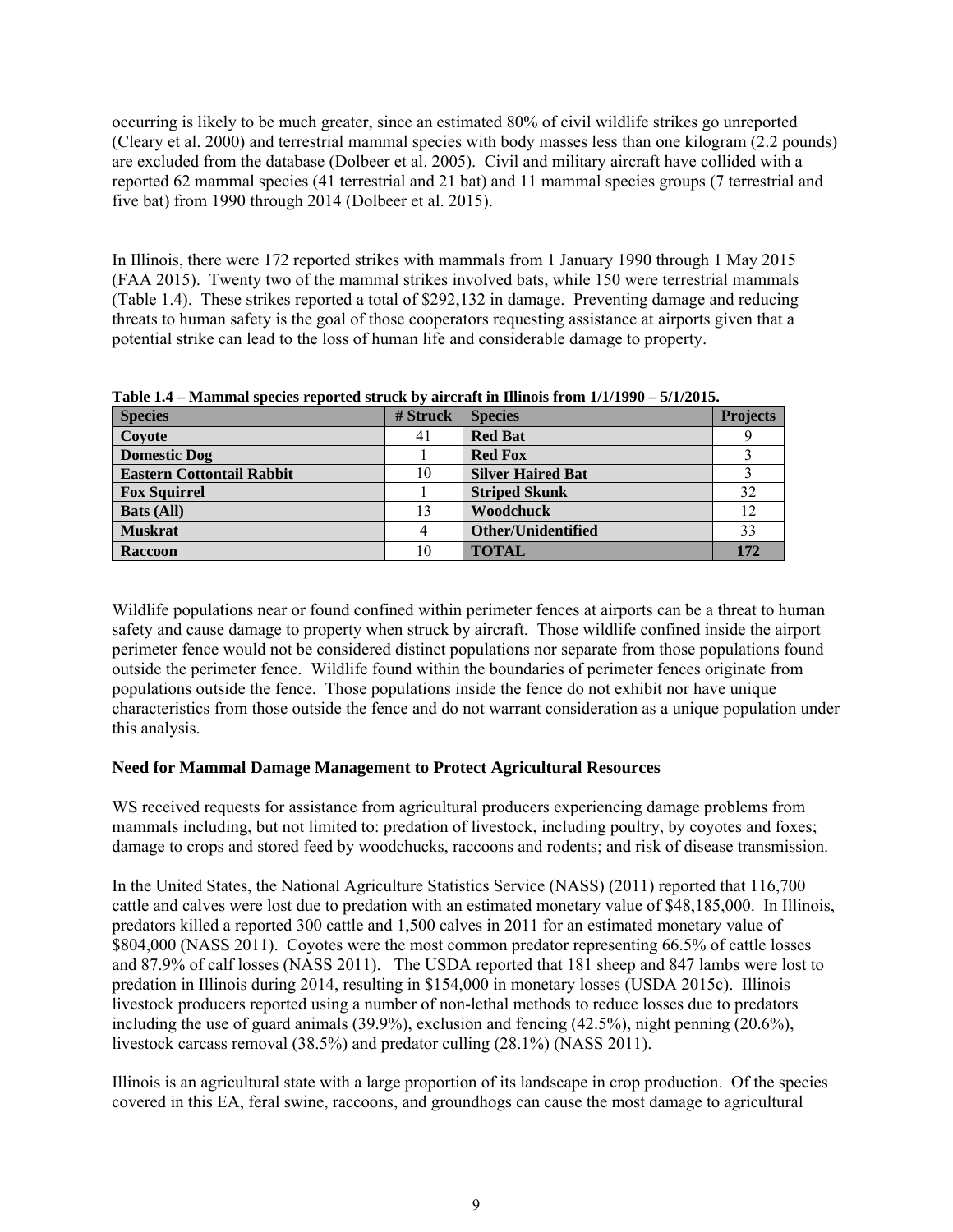occurring is likely to be much greater, since an estimated 80% of civil wildlife strikes go unreported (Cleary et al. 2000) and terrestrial mammal species with body masses less than one kilogram (2.2 pounds) are excluded from the database (Dolbeer et al. 2005). Civil and military aircraft have collided with a reported 62 mammal species (41 terrestrial and 21 bat) and 11 mammal species groups (7 terrestrial and five bat) from 1990 through 2014 (Dolbeer et al. 2015).

In Illinois, there were 172 reported strikes with mammals from 1 January 1990 through 1 May 2015 (FAA 2015). Twenty two of the mammal strikes involved bats, while 150 were terrestrial mammals (Table 1.4). These strikes reported a total of $292,132 in damage. Preventing damage and reducing threats to human safety is the goal of those cooperators requesting assistance at airports given that a potential strike can lead to the loss of human life and considerable damage to property.

**Table 1.4 – Mammal species reported struck by aircraft in Illinois from 1/1/1990 – 5/1/2015.**

| Species | # Struck | Species | Projects |
|---|---|---|---|
| **Coyote** | 41 | **Red Bat** | 9 |
| **Domestic Dog** | 1 | **Red Fox** | 3 |
| **Eastern Cottontail Rabbit** | 10 | **Silver Haired Bat** | 3 |
| **Fox Squirrel** | 1 | **Striped Skunk** | 32 |
| **Bats (All)** | 13 | **Woodchuck** | 12 |
| **Muskrat** | 4 | **Other/Unidentified** | 33 |
| **Raccoon** | 10 | **TOTAL** | **172** |

Wildlife populations near or found confined within perimeter fences at airports can be a threat to human safety and cause damage to property when struck by aircraft. Those wildlife confined inside the airport perimeter fence would not be considered distinct populations nor separate from those populations found outside the perimeter fence. Wildlife found within the boundaries of perimeter fences originate from populations outside the fence. Those populations inside the fence do not exhibit nor have unique characteristics from those outside the fence and do not warrant consideration as a unique population under this analysis.

**Need for Mammal Damage Management to Protect Agricultural Resources**

WS received requests for assistance from agricultural producers experiencing damage problems from mammals including, but not limited to: predation of livestock, including poultry, by coyotes and foxes; damage to crops and stored feed by woodchucks, raccoons and rodents; and risk of disease transmission.

In the United States, the National Agriculture Statistics Service (NASS) (2011) reported that 116,700 cattle and calves were lost due to predation with an estimated monetary value of $48,185,000. In Illinois, predators killed a reported 300 cattle and 1,500 calves in 2011 for an estimated monetary value of $804,000 (NASS 2011). Coyotes were the most common predator representing 66.5% of cattle losses and 87.9% of calf losses (NASS 2011). The USDA reported that 181 sheep and 847 lambs were lost to predation in Illinois during 2014, resulting in $154,000 in monetary losses (USDA 2015c). Illinois livestock producers reported using a number of non-lethal methods to reduce losses due to predators including the use of guard animals (39.9%), exclusion and fencing (42.5%), night penning (20.6%), livestock carcass removal (38.5%) and predator culling (28.1%) (NASS 2011).

Illinois is an agricultural state with a large proportion of its landscape in crop production. Of the species covered in this EA, feral swine, raccoons, and groundhogs can cause the most damage to agricultural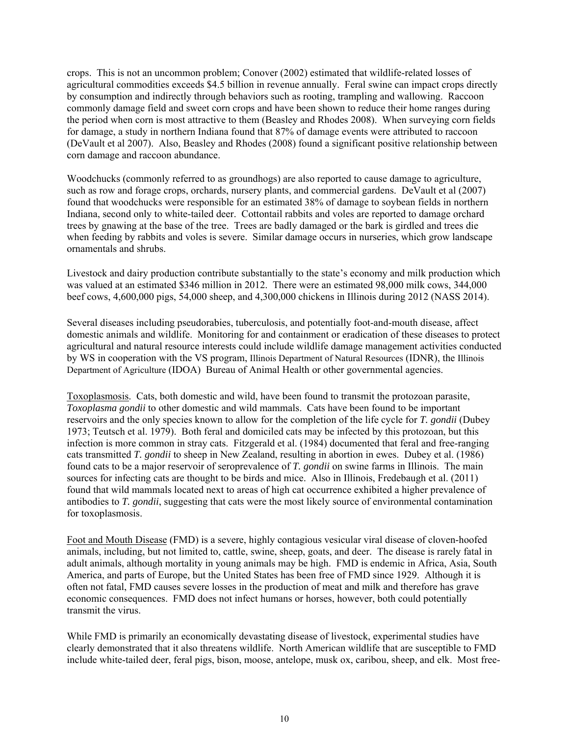crops. This is not an uncommon problem; Conover (2002) estimated that wildlife-related losses of agricultural commodities exceeds $4.5 billion in revenue annually. Feral swine can impact crops directly by consumption and indirectly through behaviors such as rooting, trampling and wallowing. Raccoon commonly damage field and sweet corn crops and have been shown to reduce their home ranges during the period when corn is most attractive to them (Beasley and Rhodes 2008). When surveying corn fields for damage, a study in northern Indiana found that 87% of damage events were attributed to raccoon (DeVault et al 2007). Also, Beasley and Rhodes (2008) found a significant positive relationship between corn damage and raccoon abundance.

Woodchucks (commonly referred to as groundhogs) are also reported to cause damage to agriculture, such as row and forage crops, orchards, nursery plants, and commercial gardens. DeVault et al (2007) found that woodchucks were responsible for an estimated 38% of damage to soybean fields in northern Indiana, second only to white-tailed deer. Cottontail rabbits and voles are reported to damage orchard trees by gnawing at the base of the tree. Trees are badly damaged or the bark is girdled and trees die when feeding by rabbits and voles is severe. Similar damage occurs in nurseries, which grow landscape ornamentals and shrubs.

Livestock and dairy production contribute substantially to the state's economy and milk production which was valued at an estimated $346 million in 2012. There were an estimated 98,000 milk cows, 344,000 beef cows, 4,600,000 pigs, 54,000 sheep, and 4,300,000 chickens in Illinois during 2012 (NASS 2014).

Several diseases including pseudorabies, tuberculosis, and potentially foot-and-mouth disease, affect domestic animals and wildlife. Monitoring for and containment or eradication of these diseases to protect agricultural and natural resource interests could include wildlife damage management activities conducted by WS in cooperation with the VS program, Illinois Department of Natural Resources (IDNR), the Illinois Department of Agriculture (IDOA) Bureau of Animal Health or other governmental agencies.

Toxoplasmosis. Cats, both domestic and wild, have been found to transmit the protozoan parasite, *Toxoplasma gondii* to other domestic and wild mammals. Cats have been found to be important reservoirs and the only species known to allow for the completion of the life cycle for *T. gondii* (Dubey 1973; Teutsch et al. 1979). Both feral and domiciled cats may be infected by this protozoan, but this infection is more common in stray cats. Fitzgerald et al. (1984) documented that feral and free-ranging cats transmitted *T. gondii* to sheep in New Zealand, resulting in abortion in ewes. Dubey et al. (1986) found cats to be a major reservoir of seroprevalence of *T. gondii* on swine farms in Illinois. The main sources for infecting cats are thought to be birds and mice. Also in Illinois, Fredebaugh et al. (2011) found that wild mammals located next to areas of high cat occurrence exhibited a higher prevalence of antibodies to *T. gondii*, suggesting that cats were the most likely source of environmental contamination for toxoplasmosis.

Foot and Mouth Disease (FMD) is a severe, highly contagious vesicular viral disease of cloven-hoofed animals, including, but not limited to, cattle, swine, sheep, goats, and deer. The disease is rarely fatal in adult animals, although mortality in young animals may be high. FMD is endemic in Africa, Asia, South America, and parts of Europe, but the United States has been free of FMD since 1929. Although it is often not fatal, FMD causes severe losses in the production of meat and milk and therefore has grave economic consequences. FMD does not infect humans or horses, however, both could potentially transmit the virus.

While FMD is primarily an economically devastating disease of livestock, experimental studies have clearly demonstrated that it also threatens wildlife. North American wildlife that are susceptible to FMD include white-tailed deer, feral pigs, bison, moose, antelope, musk ox, caribou, sheep, and elk. Most free-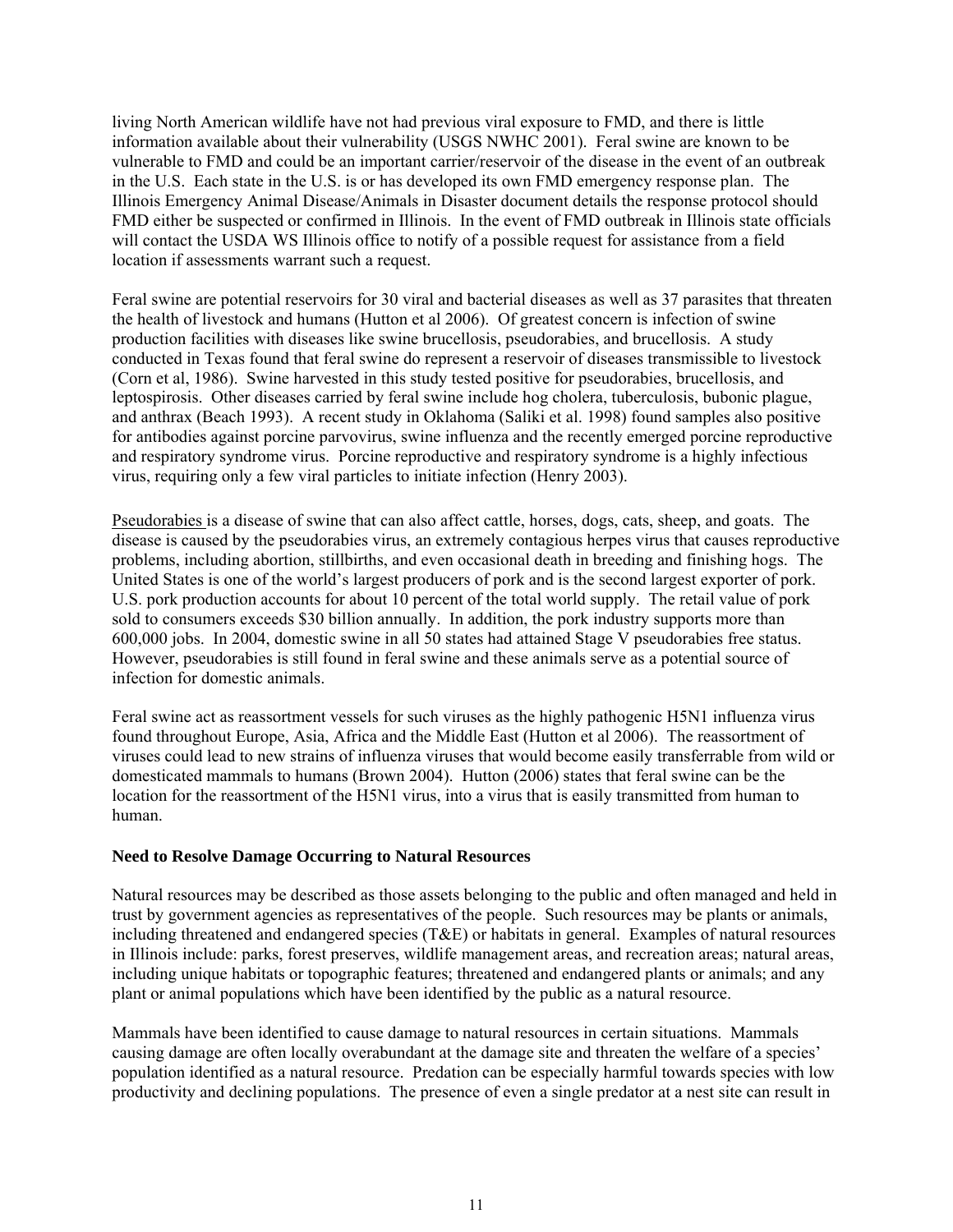living North American wildlife have not had previous viral exposure to FMD, and there is little information available about their vulnerability (USGS NWHC 2001). Feral swine are known to be vulnerable to FMD and could be an important carrier/reservoir of the disease in the event of an outbreak in the U.S. Each state in the U.S. is or has developed its own FMD emergency response plan. The Illinois Emergency Animal Disease/Animals in Disaster document details the response protocol should FMD either be suspected or confirmed in Illinois. In the event of FMD outbreak in Illinois state officials will contact the USDA WS Illinois office to notify of a possible request for assistance from a field location if assessments warrant such a request.

Feral swine are potential reservoirs for 30 viral and bacterial diseases as well as 37 parasites that threaten the health of livestock and humans (Hutton et al 2006). Of greatest concern is infection of swine production facilities with diseases like swine brucellosis, pseudorabies, and brucellosis. A study conducted in Texas found that feral swine do represent a reservoir of diseases transmissible to livestock (Corn et al, 1986). Swine harvested in this study tested positive for pseudorabies, brucellosis, and leptospirosis. Other diseases carried by feral swine include hog cholera, tuberculosis, bubonic plague, and anthrax (Beach 1993). A recent study in Oklahoma (Saliki et al. 1998) found samples also positive for antibodies against porcine parvovirus, swine influenza and the recently emerged porcine reproductive and respiratory syndrome virus. Porcine reproductive and respiratory syndrome is a highly infectious virus, requiring only a few viral particles to initiate infection (Henry 2003).

<u>Pseudorabies</u> is a disease of swine that can also affect cattle, horses, dogs, cats, sheep, and goats. The disease is caused by the pseudorabies virus, an extremely contagious herpes virus that causes reproductive problems, including abortion, stillbirths, and even occasional death in breeding and finishing hogs. The United States is one of the world's largest producers of pork and is the second largest exporter of pork. U.S. pork production accounts for about 10 percent of the total world supply. The retail value of pork sold to consumers exceeds $30 billion annually. In addition, the pork industry supports more than 600,000 jobs. In 2004, domestic swine in all 50 states had attained Stage V pseudorabies free status. However, pseudorabies is still found in feral swine and these animals serve as a potential source of infection for domestic animals.

Feral swine act as reassortment vessels for such viruses as the highly pathogenic H5N1 influenza virus found throughout Europe, Asia, Africa and the Middle East (Hutton et al 2006). The reassortment of viruses could lead to new strains of influenza viruses that would become easily transferrable from wild or domesticated mammals to humans (Brown 2004). Hutton (2006) states that feral swine can be the location for the reassortment of the H5N1 virus, into a virus that is easily transmitted from human to human.

**Need to Resolve Damage Occurring to Natural Resources**

Natural resources may be described as those assets belonging to the public and often managed and held in trust by government agencies as representatives of the people. Such resources may be plants or animals, including threatened and endangered species (T&E) or habitats in general. Examples of natural resources in Illinois include: parks, forest preserves, wildlife management areas, and recreation areas; natural areas, including unique habitats or topographic features; threatened and endangered plants or animals; and any plant or animal populations which have been identified by the public as a natural resource.

Mammals have been identified to cause damage to natural resources in certain situations. Mammals causing damage are often locally overabundant at the damage site and threaten the welfare of a species' population identified as a natural resource. Predation can be especially harmful towards species with low productivity and declining populations. The presence of even a single predator at a nest site can result in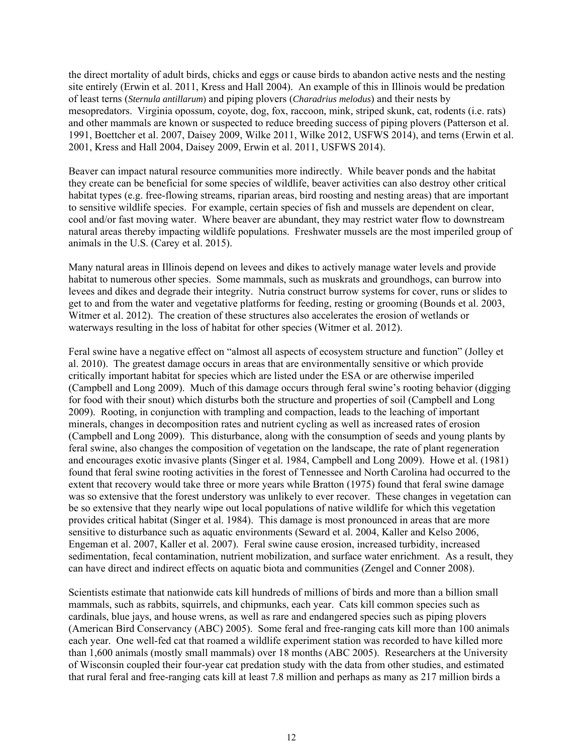the direct mortality of adult birds, chicks and eggs or cause birds to abandon active nests and the nesting site entirely (Erwin et al. 2011, Kress and Hall 2004). An example of this in Illinois would be predation of least terns (*Sternula antillarum*) and piping plovers (*Charadrius melodus*) and their nests by mesopredators. Virginia opossum, coyote, dog, fox, raccoon, mink, striped skunk, cat, rodents (i.e. rats) and other mammals are known or suspected to reduce breeding success of piping plovers (Patterson et al. 1991, Boettcher et al. 2007, Daisey 2009, Wilke 2011, Wilke 2012, USFWS 2014), and terns (Erwin et al. 2001, Kress and Hall 2004, Daisey 2009, Erwin et al. 2011, USFWS 2014).

Beaver can impact natural resource communities more indirectly. While beaver ponds and the habitat they create can be beneficial for some species of wildlife, beaver activities can also destroy other critical habitat types (e.g. free-flowing streams, riparian areas, bird roosting and nesting areas) that are important to sensitive wildlife species. For example, certain species of fish and mussels are dependent on clear, cool and/or fast moving water. Where beaver are abundant, they may restrict water flow to downstream natural areas thereby impacting wildlife populations. Freshwater mussels are the most imperiled group of animals in the U.S. (Carey et al. 2015).

Many natural areas in Illinois depend on levees and dikes to actively manage water levels and provide habitat to numerous other species. Some mammals, such as muskrats and groundhogs, can burrow into levees and dikes and degrade their integrity. Nutria construct burrow systems for cover, runs or slides to get to and from the water and vegetative platforms for feeding, resting or grooming (Bounds et al. 2003, Witmer et al. 2012). The creation of these structures also accelerates the erosion of wetlands or waterways resulting in the loss of habitat for other species (Witmer et al. 2012).

Feral swine have a negative effect on "almost all aspects of ecosystem structure and function" (Jolley et al. 2010). The greatest damage occurs in areas that are environmentally sensitive or which provide critically important habitat for species which are listed under the ESA or are otherwise imperiled (Campbell and Long 2009). Much of this damage occurs through feral swine's rooting behavior (digging for food with their snout) which disturbs both the structure and properties of soil (Campbell and Long 2009). Rooting, in conjunction with trampling and compaction, leads to the leaching of important minerals, changes in decomposition rates and nutrient cycling as well as increased rates of erosion (Campbell and Long 2009). This disturbance, along with the consumption of seeds and young plants by feral swine, also changes the composition of vegetation on the landscape, the rate of plant regeneration and encourages exotic invasive plants (Singer et al. 1984, Campbell and Long 2009). Howe et al. (1981) found that feral swine rooting activities in the forest of Tennessee and North Carolina had occurred to the extent that recovery would take three or more years while Bratton (1975) found that feral swine damage was so extensive that the forest understory was unlikely to ever recover. These changes in vegetation can be so extensive that they nearly wipe out local populations of native wildlife for which this vegetation provides critical habitat (Singer et al. 1984). This damage is most pronounced in areas that are more sensitive to disturbance such as aquatic environments (Seward et al. 2004, Kaller and Kelso 2006, Engeman et al. 2007, Kaller et al. 2007). Feral swine cause erosion, increased turbidity, increased sedimentation, fecal contamination, nutrient mobilization, and surface water enrichment. As a result, they can have direct and indirect effects on aquatic biota and communities (Zengel and Conner 2008).

Scientists estimate that nationwide cats kill hundreds of millions of birds and more than a billion small mammals, such as rabbits, squirrels, and chipmunks, each year. Cats kill common species such as cardinals, blue jays, and house wrens, as well as rare and endangered species such as piping plovers (American Bird Conservancy (ABC) 2005). Some feral and free-ranging cats kill more than 100 animals each year. One well-fed cat that roamed a wildlife experiment station was recorded to have killed more than 1,600 animals (mostly small mammals) over 18 months (ABC 2005). Researchers at the University of Wisconsin coupled their four-year cat predation study with the data from other studies, and estimated that rural feral and free-ranging cats kill at least 7.8 million and perhaps as many as 217 million birds a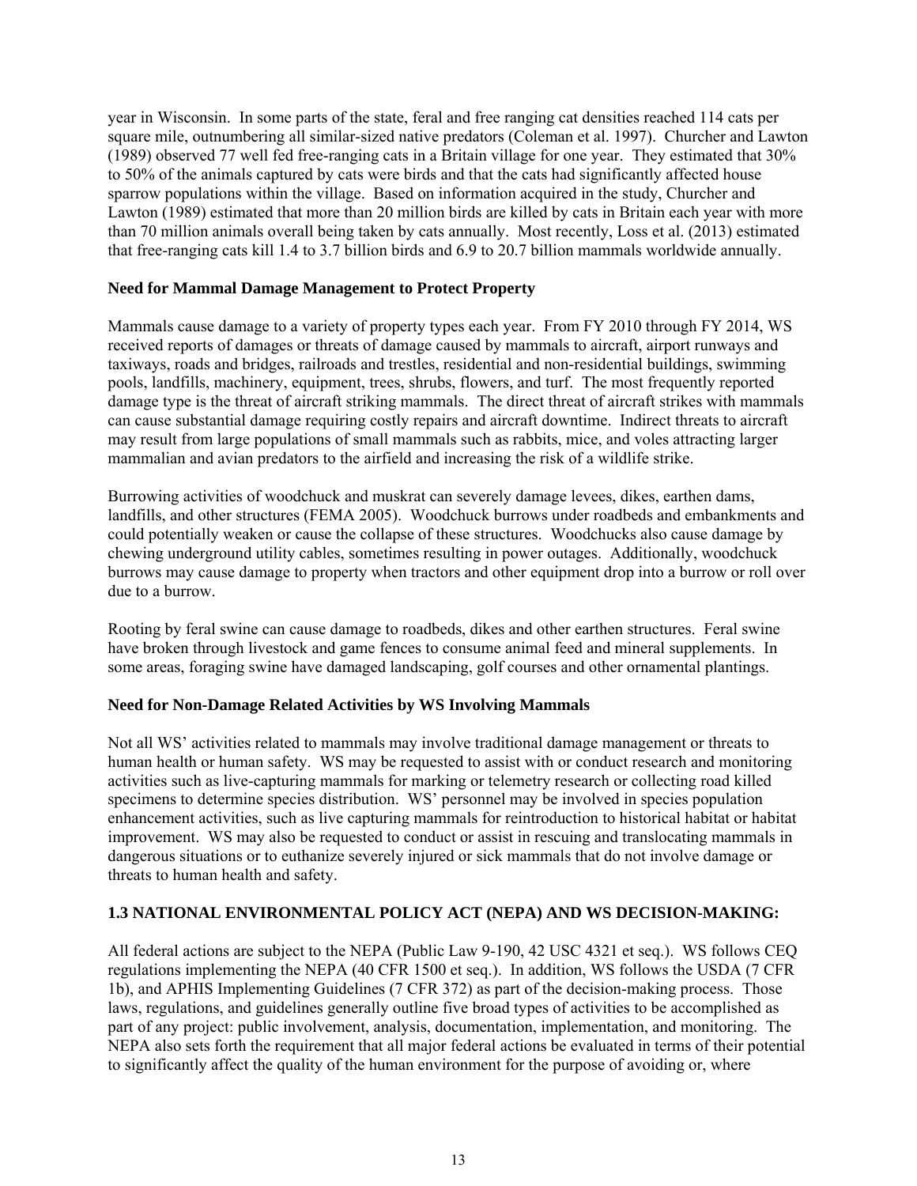year in Wisconsin. In some parts of the state, feral and free ranging cat densities reached 114 cats per square mile, outnumbering all similar-sized native predators (Coleman et al. 1997). Churcher and Lawton (1989) observed 77 well fed free-ranging cats in a Britain village for one year. They estimated that 30% to 50% of the animals captured by cats were birds and that the cats had significantly affected house sparrow populations within the village. Based on information acquired in the study, Churcher and Lawton (1989) estimated that more than 20 million birds are killed by cats in Britain each year with more than 70 million animals overall being taken by cats annually. Most recently, Loss et al. (2013) estimated that free-ranging cats kill 1.4 to 3.7 billion birds and 6.9 to 20.7 billion mammals worldwide annually.

**Need for Mammal Damage Management to Protect Property**

Mammals cause damage to a variety of property types each year. From FY 2010 through FY 2014, WS received reports of damages or threats of damage caused by mammals to aircraft, airport runways and taxiways, roads and bridges, railroads and trestles, residential and non-residential buildings, swimming pools, landfills, machinery, equipment, trees, shrubs, flowers, and turf. The most frequently reported damage type is the threat of aircraft striking mammals. The direct threat of aircraft strikes with mammals can cause substantial damage requiring costly repairs and aircraft downtime. Indirect threats to aircraft may result from large populations of small mammals such as rabbits, mice, and voles attracting larger mammalian and avian predators to the airfield and increasing the risk of a wildlife strike.

Burrowing activities of woodchuck and muskrat can severely damage levees, dikes, earthen dams, landfills, and other structures (FEMA 2005). Woodchuck burrows under roadbeds and embankments and could potentially weaken or cause the collapse of these structures. Woodchucks also cause damage by chewing underground utility cables, sometimes resulting in power outages. Additionally, woodchuck burrows may cause damage to property when tractors and other equipment drop into a burrow or roll over due to a burrow.

Rooting by feral swine can cause damage to roadbeds, dikes and other earthen structures. Feral swine have broken through livestock and game fences to consume animal feed and mineral supplements. In some areas, foraging swine have damaged landscaping, golf courses and other ornamental plantings.

**Need for Non-Damage Related Activities by WS Involving Mammals**

Not all WS' activities related to mammals may involve traditional damage management or threats to human health or human safety. WS may be requested to assist with or conduct research and monitoring activities such as live-capturing mammals for marking or telemetry research or collecting road killed specimens to determine species distribution. WS' personnel may be involved in species population enhancement activities, such as live capturing mammals for reintroduction to historical habitat or habitat improvement. WS may also be requested to conduct or assist in rescuing and translocating mammals in dangerous situations or to euthanize severely injured or sick mammals that do not involve damage or threats to human health and safety.

## 1.3 NATIONAL ENVIRONMENTAL POLICY ACT (NEPA) AND WS DECISION-MAKING:

All federal actions are subject to the NEPA (Public Law 9-190, 42 USC 4321 et seq.). WS follows CEQ regulations implementing the NEPA (40 CFR 1500 et seq.). In addition, WS follows the USDA (7 CFR 1b), and APHIS Implementing Guidelines (7 CFR 372) as part of the decision-making process. Those laws, regulations, and guidelines generally outline five broad types of activities to be accomplished as part of any project: public involvement, analysis, documentation, implementation, and monitoring. The NEPA also sets forth the requirement that all major federal actions be evaluated in terms of their potential to significantly affect the quality of the human environment for the purpose of avoiding or, where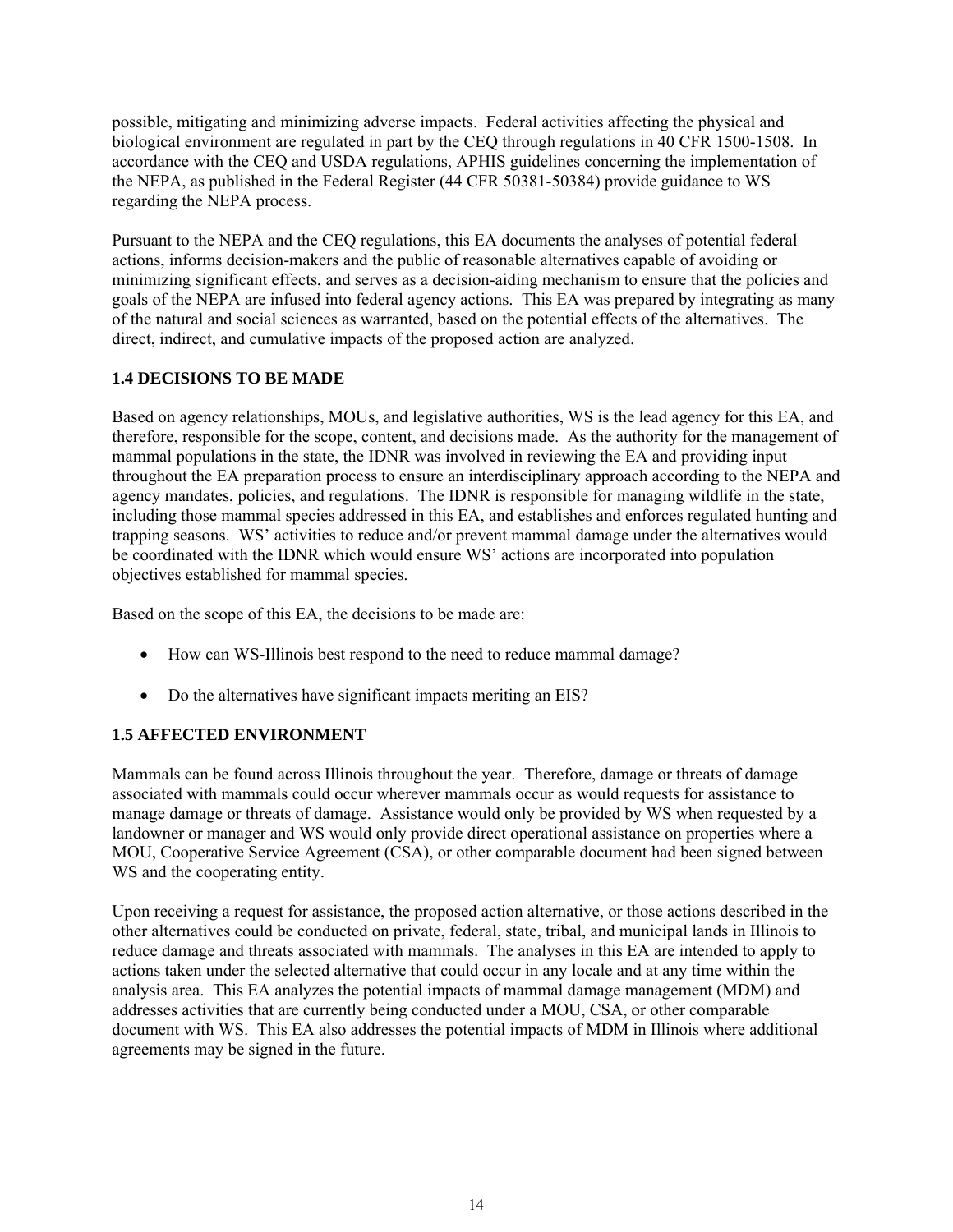possible, mitigating and minimizing adverse impacts. Federal activities affecting the physical and biological environment are regulated in part by the CEQ through regulations in 40 CFR 1500-1508. In accordance with the CEQ and USDA regulations, APHIS guidelines concerning the implementation of the NEPA, as published in the Federal Register (44 CFR 50381-50384) provide guidance to WS regarding the NEPA process.

Pursuant to the NEPA and the CEQ regulations, this EA documents the analyses of potential federal actions, informs decision-makers and the public of reasonable alternatives capable of avoiding or minimizing significant effects, and serves as a decision-aiding mechanism to ensure that the policies and goals of the NEPA are infused into federal agency actions. This EA was prepared by integrating as many of the natural and social sciences as warranted, based on the potential effects of the alternatives. The direct, indirect, and cumulative impacts of the proposed action are analyzed.

### 1.4 DECISIONS TO BE MADE

Based on agency relationships, MOUs, and legislative authorities, WS is the lead agency for this EA, and therefore, responsible for the scope, content, and decisions made. As the authority for the management of mammal populations in the state, the IDNR was involved in reviewing the EA and providing input throughout the EA preparation process to ensure an interdisciplinary approach according to the NEPA and agency mandates, policies, and regulations. The IDNR is responsible for managing wildlife in the state, including those mammal species addressed in this EA, and establishes and enforces regulated hunting and trapping seasons. WS' activities to reduce and/or prevent mammal damage under the alternatives would be coordinated with the IDNR which would ensure WS' actions are incorporated into population objectives established for mammal species.

Based on the scope of this EA, the decisions to be made are:

- How can WS-Illinois best respond to the need to reduce mammal damage?
- Do the alternatives have significant impacts meriting an EIS?

### 1.5 AFFECTED ENVIRONMENT

Mammals can be found across Illinois throughout the year. Therefore, damage or threats of damage associated with mammals could occur wherever mammals occur as would requests for assistance to manage damage or threats of damage. Assistance would only be provided by WS when requested by a landowner or manager and WS would only provide direct operational assistance on properties where a MOU, Cooperative Service Agreement (CSA), or other comparable document had been signed between WS and the cooperating entity.

Upon receiving a request for assistance, the proposed action alternative, or those actions described in the other alternatives could be conducted on private, federal, state, tribal, and municipal lands in Illinois to reduce damage and threats associated with mammals. The analyses in this EA are intended to apply to actions taken under the selected alternative that could occur in any locale and at any time within the analysis area. This EA analyzes the potential impacts of mammal damage management (MDM) and addresses activities that are currently being conducted under a MOU, CSA, or other comparable document with WS. This EA also addresses the potential impacts of MDM in Illinois where additional agreements may be signed in the future.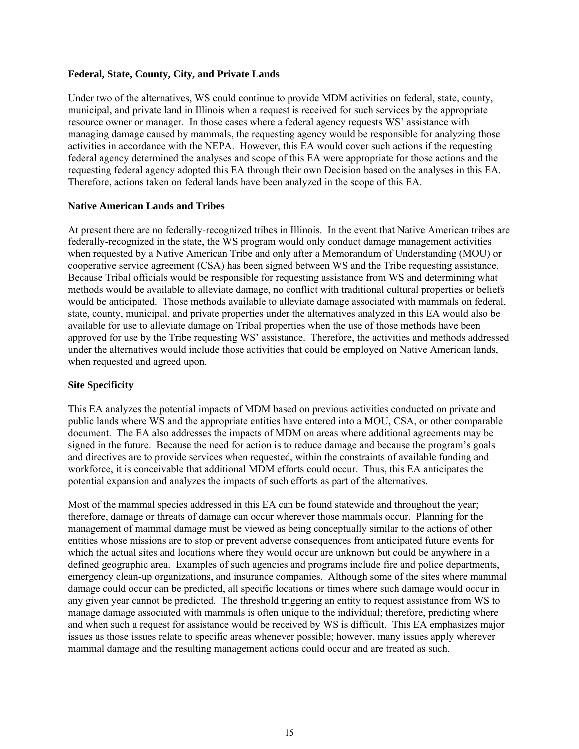**Federal, State, County, City, and Private Lands**

Under two of the alternatives, WS could continue to provide MDM activities on federal, state, county, municipal, and private land in Illinois when a request is received for such services by the appropriate resource owner or manager. In those cases where a federal agency requests WS' assistance with managing damage caused by mammals, the requesting agency would be responsible for analyzing those activities in accordance with the NEPA. However, this EA would cover such actions if the requesting federal agency determined the analyses and scope of this EA were appropriate for those actions and the requesting federal agency adopted this EA through their own Decision based on the analyses in this EA. Therefore, actions taken on federal lands have been analyzed in the scope of this EA.

**Native American Lands and Tribes**

At present there are no federally-recognized tribes in Illinois. In the event that Native American tribes are federally-recognized in the state, the WS program would only conduct damage management activities when requested by a Native American Tribe and only after a Memorandum of Understanding (MOU) or cooperative service agreement (CSA) has been signed between WS and the Tribe requesting assistance. Because Tribal officials would be responsible for requesting assistance from WS and determining what methods would be available to alleviate damage, no conflict with traditional cultural properties or beliefs would be anticipated. Those methods available to alleviate damage associated with mammals on federal, state, county, municipal, and private properties under the alternatives analyzed in this EA would also be available for use to alleviate damage on Tribal properties when the use of those methods have been approved for use by the Tribe requesting WS' assistance. Therefore, the activities and methods addressed under the alternatives would include those activities that could be employed on Native American lands, when requested and agreed upon.

**Site Specificity**

This EA analyzes the potential impacts of MDM based on previous activities conducted on private and public lands where WS and the appropriate entities have entered into a MOU, CSA, or other comparable document. The EA also addresses the impacts of MDM on areas where additional agreements may be signed in the future. Because the need for action is to reduce damage and because the program's goals and directives are to provide services when requested, within the constraints of available funding and workforce, it is conceivable that additional MDM efforts could occur. Thus, this EA anticipates the potential expansion and analyzes the impacts of such efforts as part of the alternatives.

Most of the mammal species addressed in this EA can be found statewide and throughout the year; therefore, damage or threats of damage can occur wherever those mammals occur. Planning for the management of mammal damage must be viewed as being conceptually similar to the actions of other entities whose missions are to stop or prevent adverse consequences from anticipated future events for which the actual sites and locations where they would occur are unknown but could be anywhere in a defined geographic area. Examples of such agencies and programs include fire and police departments, emergency clean-up organizations, and insurance companies. Although some of the sites where mammal damage could occur can be predicted, all specific locations or times where such damage would occur in any given year cannot be predicted. The threshold triggering an entity to request assistance from WS to manage damage associated with mammals is often unique to the individual; therefore, predicting where and when such a request for assistance would be received by WS is difficult. This EA emphasizes major issues as those issues relate to specific areas whenever possible; however, many issues apply wherever mammal damage and the resulting management actions could occur and are treated as such.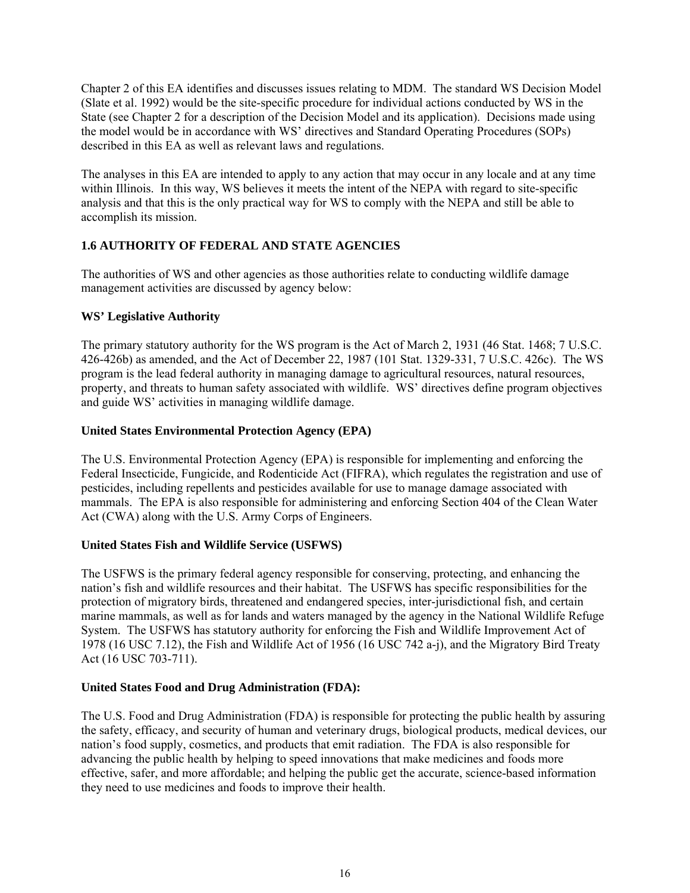Chapter 2 of this EA identifies and discusses issues relating to MDM. The standard WS Decision Model (Slate et al. 1992) would be the site-specific procedure for individual actions conducted by WS in the State (see Chapter 2 for a description of the Decision Model and its application). Decisions made using the model would be in accordance with WS' directives and Standard Operating Procedures (SOPs) described in this EA as well as relevant laws and regulations.

The analyses in this EA are intended to apply to any action that may occur in any locale and at any time within Illinois. In this way, WS believes it meets the intent of the NEPA with regard to site-specific analysis and that this is the only practical way for WS to comply with the NEPA and still be able to accomplish its mission.

## 1.6 AUTHORITY OF FEDERAL AND STATE AGENCIES

The authorities of WS and other agencies as those authorities relate to conducting wildlife damage management activities are discussed by agency below:

### WS' Legislative Authority

The primary statutory authority for the WS program is the Act of March 2, 1931 (46 Stat. 1468; 7 U.S.C. 426-426b) as amended, and the Act of December 22, 1987 (101 Stat. 1329-331, 7 U.S.C. 426c). The WS program is the lead federal authority in managing damage to agricultural resources, natural resources, property, and threats to human safety associated with wildlife. WS' directives define program objectives and guide WS' activities in managing wildlife damage.

### United States Environmental Protection Agency (EPA)

The U.S. Environmental Protection Agency (EPA) is responsible for implementing and enforcing the Federal Insecticide, Fungicide, and Rodenticide Act (FIFRA), which regulates the registration and use of pesticides, including repellents and pesticides available for use to manage damage associated with mammals. The EPA is also responsible for administering and enforcing Section 404 of the Clean Water Act (CWA) along with the U.S. Army Corps of Engineers.

### United States Fish and Wildlife Service (USFWS)

The USFWS is the primary federal agency responsible for conserving, protecting, and enhancing the nation's fish and wildlife resources and their habitat. The USFWS has specific responsibilities for the protection of migratory birds, threatened and endangered species, inter-jurisdictional fish, and certain marine mammals, as well as for lands and waters managed by the agency in the National Wildlife Refuge System. The USFWS has statutory authority for enforcing the Fish and Wildlife Improvement Act of 1978 (16 USC 7.12), the Fish and Wildlife Act of 1956 (16 USC 742 a-j), and the Migratory Bird Treaty Act (16 USC 703-711).

### United States Food and Drug Administration (FDA):

The U.S. Food and Drug Administration (FDA) is responsible for protecting the public health by assuring the safety, efficacy, and security of human and veterinary drugs, biological products, medical devices, our nation's food supply, cosmetics, and products that emit radiation. The FDA is also responsible for advancing the public health by helping to speed innovations that make medicines and foods more effective, safer, and more affordable; and helping the public get the accurate, science-based information they need to use medicines and foods to improve their health.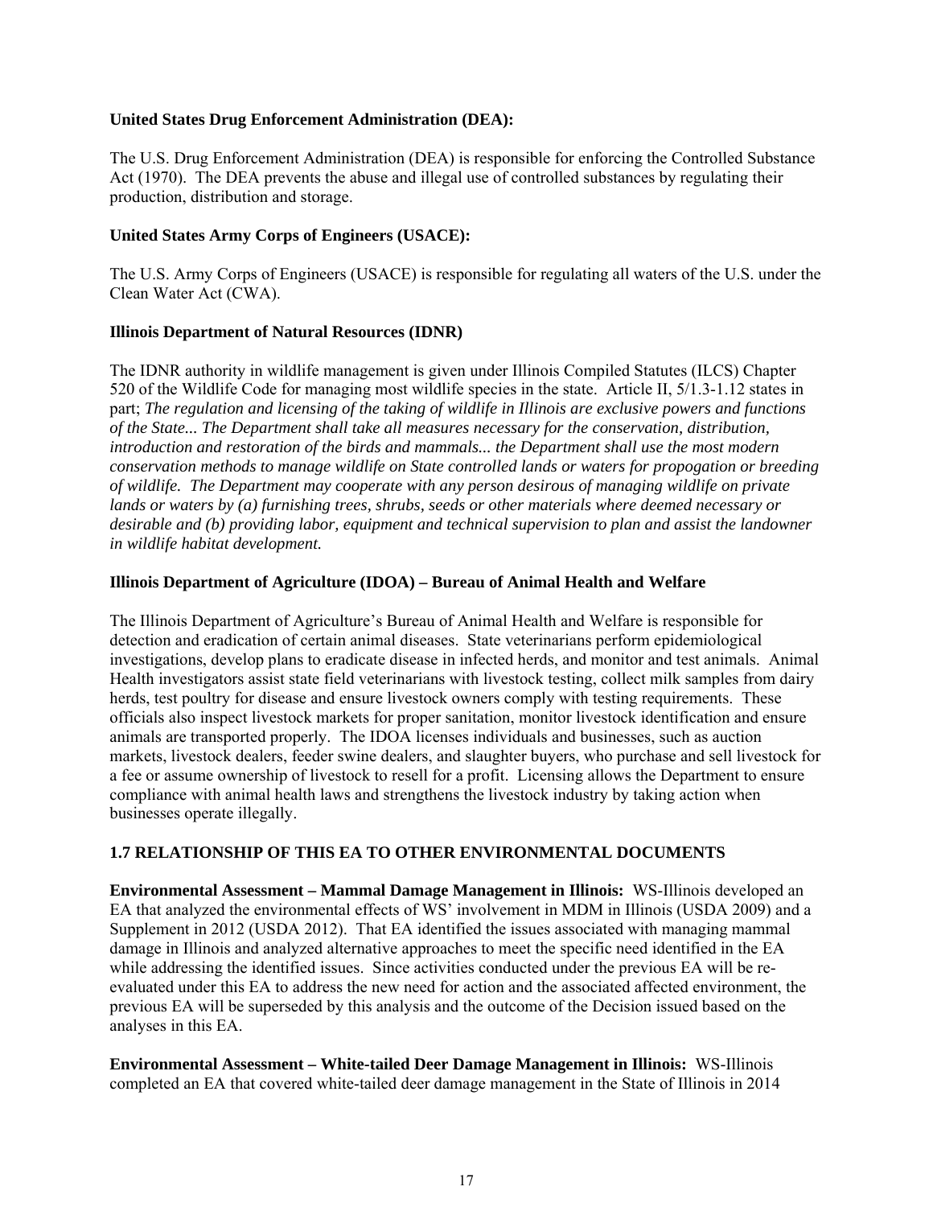**United States Drug Enforcement Administration (DEA):**

The U.S. Drug Enforcement Administration (DEA) is responsible for enforcing the Controlled Substance Act (1970). The DEA prevents the abuse and illegal use of controlled substances by regulating their production, distribution and storage.

**United States Army Corps of Engineers (USACE):**

The U.S. Army Corps of Engineers (USACE) is responsible for regulating all waters of the U.S. under the Clean Water Act (CWA).

**Illinois Department of Natural Resources (IDNR)**

The IDNR authority in wildlife management is given under Illinois Compiled Statutes (ILCS) Chapter 520 of the Wildlife Code for managing most wildlife species in the state. Article II, 5/1.3-1.12 states in part; *The regulation and licensing of the taking of wildlife in Illinois are exclusive powers and functions of the State... The Department shall take all measures necessary for the conservation, distribution, introduction and restoration of the birds and mammals... the Department shall use the most modern conservation methods to manage wildlife on State controlled lands or waters for propogation or breeding of wildlife. The Department may cooperate with any person desirous of managing wildlife on private lands or waters by (a) furnishing trees, shrubs, seeds or other materials where deemed necessary or desirable and (b) providing labor, equipment and technical supervision to plan and assist the landowner in wildlife habitat development.*

**Illinois Department of Agriculture (IDOA) – Bureau of Animal Health and Welfare**

The Illinois Department of Agriculture's Bureau of Animal Health and Welfare is responsible for detection and eradication of certain animal diseases. State veterinarians perform epidemiological investigations, develop plans to eradicate disease in infected herds, and monitor and test animals. Animal Health investigators assist state field veterinarians with livestock testing, collect milk samples from dairy herds, test poultry for disease and ensure livestock owners comply with testing requirements. These officials also inspect livestock markets for proper sanitation, monitor livestock identification and ensure animals are transported properly. The IDOA licenses individuals and businesses, such as auction markets, livestock dealers, feeder swine dealers, and slaughter buyers, who purchase and sell livestock for a fee or assume ownership of livestock to resell for a profit. Licensing allows the Department to ensure compliance with animal health laws and strengthens the livestock industry by taking action when businesses operate illegally.

## 1.7 RELATIONSHIP OF THIS EA TO OTHER ENVIRONMENTAL DOCUMENTS

**Environmental Assessment – Mammal Damage Management in Illinois:** WS-Illinois developed an EA that analyzed the environmental effects of WS' involvement in MDM in Illinois (USDA 2009) and a Supplement in 2012 (USDA 2012). That EA identified the issues associated with managing mammal damage in Illinois and analyzed alternative approaches to meet the specific need identified in the EA while addressing the identified issues. Since activities conducted under the previous EA will be re-evaluated under this EA to address the new need for action and the associated affected environment, the previous EA will be superseded by this analysis and the outcome of the Decision issued based on the analyses in this EA.

**Environmental Assessment – White-tailed Deer Damage Management in Illinois:** WS-Illinois completed an EA that covered white-tailed deer damage management in the State of Illinois in 2014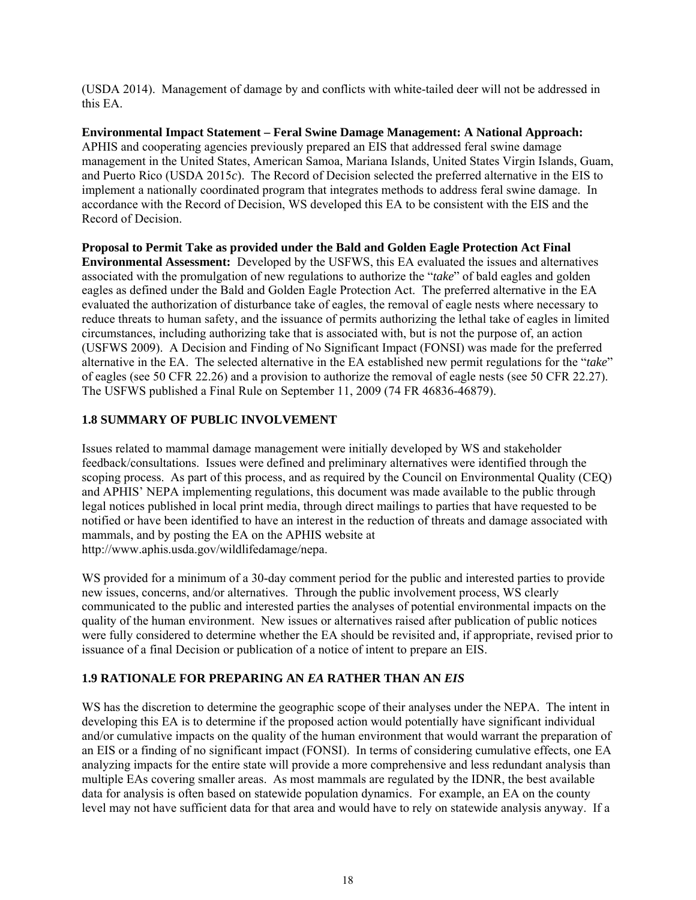(USDA 2014). Management of damage by and conflicts with white-tailed deer will not be addressed in this EA.

**Environmental Impact Statement – Feral Swine Damage Management: A National Approach:** APHIS and cooperating agencies previously prepared an EIS that addressed feral swine damage management in the United States, American Samoa, Mariana Islands, United States Virgin Islands, Guam, and Puerto Rico (USDA 2015*c*). The Record of Decision selected the preferred alternative in the EIS to implement a nationally coordinated program that integrates methods to address feral swine damage. In accordance with the Record of Decision, WS developed this EA to be consistent with the EIS and the Record of Decision.

**Proposal to Permit Take as provided under the Bald and Golden Eagle Protection Act Final Environmental Assessment:** Developed by the USFWS, this EA evaluated the issues and alternatives associated with the promulgation of new regulations to authorize the "*take*" of bald eagles and golden eagles as defined under the Bald and Golden Eagle Protection Act. The preferred alternative in the EA evaluated the authorization of disturbance take of eagles, the removal of eagle nests where necessary to reduce threats to human safety, and the issuance of permits authorizing the lethal take of eagles in limited circumstances, including authorizing take that is associated with, but is not the purpose of, an action (USFWS 2009). A Decision and Finding of No Significant Impact (FONSI) was made for the preferred alternative in the EA. The selected alternative in the EA established new permit regulations for the "*take*" of eagles (see 50 CFR 22.26) and a provision to authorize the removal of eagle nests (see 50 CFR 22.27). The USFWS published a Final Rule on September 11, 2009 (74 FR 46836-46879).

## 1.8 SUMMARY OF PUBLIC INVOLVEMENT

Issues related to mammal damage management were initially developed by WS and stakeholder feedback/consultations. Issues were defined and preliminary alternatives were identified through the scoping process. As part of this process, and as required by the Council on Environmental Quality (CEQ) and APHIS' NEPA implementing regulations, this document was made available to the public through legal notices published in local print media, through direct mailings to parties that have requested to be notified or have been identified to have an interest in the reduction of threats and damage associated with mammals, and by posting the EA on the APHIS website at http://www.aphis.usda.gov/wildlifedamage/nepa.

WS provided for a minimum of a 30-day comment period for the public and interested parties to provide new issues, concerns, and/or alternatives. Through the public involvement process, WS clearly communicated to the public and interested parties the analyses of potential environmental impacts on the quality of the human environment. New issues or alternatives raised after publication of public notices were fully considered to determine whether the EA should be revisited and, if appropriate, revised prior to issuance of a final Decision or publication of a notice of intent to prepare an EIS.

## 1.9 RATIONALE FOR PREPARING AN *EA* RATHER THAN AN *EIS*

WS has the discretion to determine the geographic scope of their analyses under the NEPA. The intent in developing this EA is to determine if the proposed action would potentially have significant individual and/or cumulative impacts on the quality of the human environment that would warrant the preparation of an EIS or a finding of no significant impact (FONSI). In terms of considering cumulative effects, one EA analyzing impacts for the entire state will provide a more comprehensive and less redundant analysis than multiple EAs covering smaller areas. As most mammals are regulated by the IDNR, the best available data for analysis is often based on statewide population dynamics. For example, an EA on the county level may not have sufficient data for that area and would have to rely on statewide analysis anyway. If a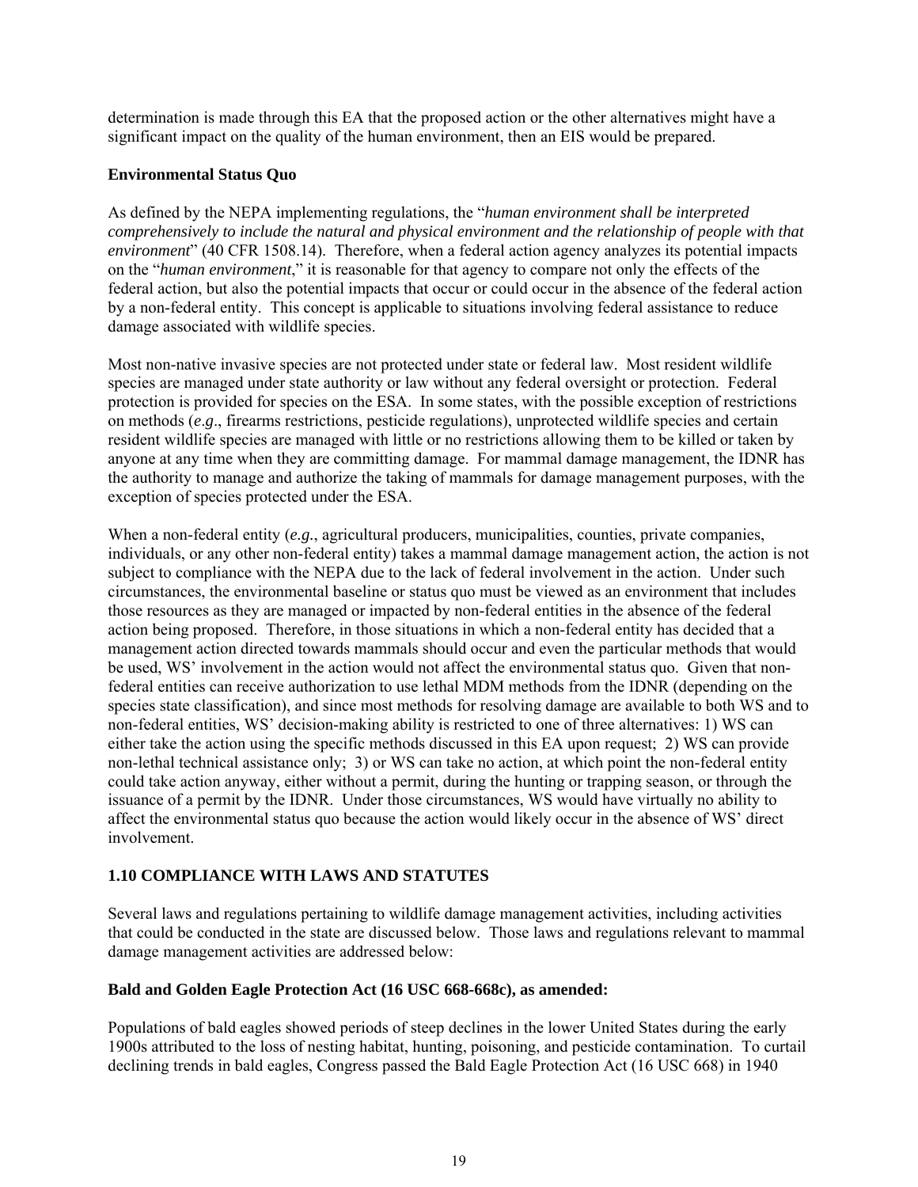determination is made through this EA that the proposed action or the other alternatives might have a significant impact on the quality of the human environment, then an EIS would be prepared.

**Environmental Status Quo**

As defined by the NEPA implementing regulations, the "*human environment shall be interpreted comprehensively to include the natural and physical environment and the relationship of people with that environment*" (40 CFR 1508.14). Therefore, when a federal action agency analyzes its potential impacts on the "*human environment*," it is reasonable for that agency to compare not only the effects of the federal action, but also the potential impacts that occur or could occur in the absence of the federal action by a non-federal entity. This concept is applicable to situations involving federal assistance to reduce damage associated with wildlife species.

Most non-native invasive species are not protected under state or federal law. Most resident wildlife species are managed under state authority or law without any federal oversight or protection. Federal protection is provided for species on the ESA. In some states, with the possible exception of restrictions on methods (*e.g*., firearms restrictions, pesticide regulations), unprotected wildlife species and certain resident wildlife species are managed with little or no restrictions allowing them to be killed or taken by anyone at any time when they are committing damage. For mammal damage management, the IDNR has the authority to manage and authorize the taking of mammals for damage management purposes, with the exception of species protected under the ESA.

When a non-federal entity (*e.g.*, agricultural producers, municipalities, counties, private companies, individuals, or any other non-federal entity) takes a mammal damage management action, the action is not subject to compliance with the NEPA due to the lack of federal involvement in the action. Under such circumstances, the environmental baseline or status quo must be viewed as an environment that includes those resources as they are managed or impacted by non-federal entities in the absence of the federal action being proposed. Therefore, in those situations in which a non-federal entity has decided that a management action directed towards mammals should occur and even the particular methods that would be used, WS' involvement in the action would not affect the environmental status quo. Given that non-federal entities can receive authorization to use lethal MDM methods from the IDNR (depending on the species state classification), and since most methods for resolving damage are available to both WS and to non-federal entities, WS' decision-making ability is restricted to one of three alternatives: 1) WS can either take the action using the specific methods discussed in this EA upon request; 2) WS can provide non-lethal technical assistance only; 3) or WS can take no action, at which point the non-federal entity could take action anyway, either without a permit, during the hunting or trapping season, or through the issuance of a permit by the IDNR. Under those circumstances, WS would have virtually no ability to affect the environmental status quo because the action would likely occur in the absence of WS' direct involvement.

## 1.10 COMPLIANCE WITH LAWS AND STATUTES

Several laws and regulations pertaining to wildlife damage management activities, including activities that could be conducted in the state are discussed below. Those laws and regulations relevant to mammal damage management activities are addressed below:

**Bald and Golden Eagle Protection Act (16 USC 668-668c), as amended:**

Populations of bald eagles showed periods of steep declines in the lower United States during the early 1900s attributed to the loss of nesting habitat, hunting, poisoning, and pesticide contamination. To curtail declining trends in bald eagles, Congress passed the Bald Eagle Protection Act (16 USC 668) in 1940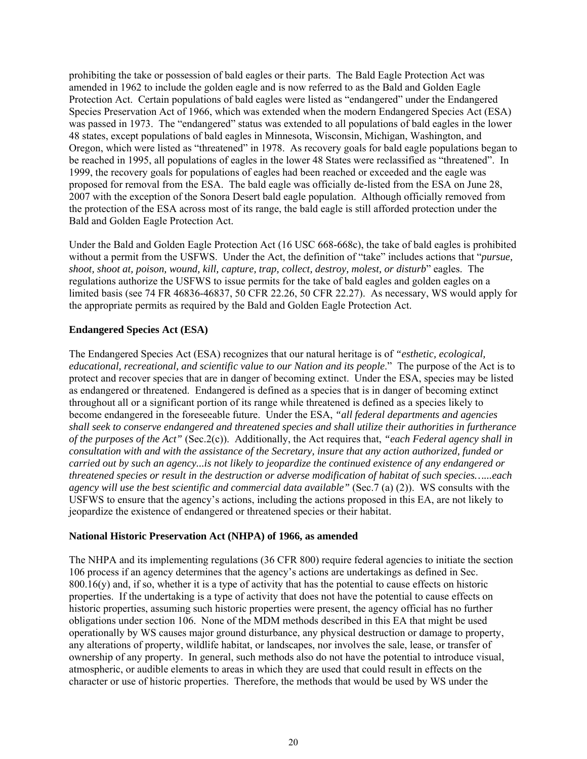prohibiting the take or possession of bald eagles or their parts. The Bald Eagle Protection Act was amended in 1962 to include the golden eagle and is now referred to as the Bald and Golden Eagle Protection Act. Certain populations of bald eagles were listed as "endangered" under the Endangered Species Preservation Act of 1966, which was extended when the modern Endangered Species Act (ESA) was passed in 1973. The "endangered" status was extended to all populations of bald eagles in the lower 48 states, except populations of bald eagles in Minnesota, Wisconsin, Michigan, Washington, and Oregon, which were listed as "threatened" in 1978. As recovery goals for bald eagle populations began to be reached in 1995, all populations of eagles in the lower 48 States were reclassified as "threatened". In 1999, the recovery goals for populations of eagles had been reached or exceeded and the eagle was proposed for removal from the ESA. The bald eagle was officially de-listed from the ESA on June 28, 2007 with the exception of the Sonora Desert bald eagle population. Although officially removed from the protection of the ESA across most of its range, the bald eagle is still afforded protection under the Bald and Golden Eagle Protection Act.

Under the Bald and Golden Eagle Protection Act (16 USC 668-668c), the take of bald eagles is prohibited without a permit from the USFWS. Under the Act, the definition of "take" includes actions that "*pursue, shoot, shoot at, poison, wound, kill, capture, trap, collect, destroy, molest, or disturb*" eagles. The regulations authorize the USFWS to issue permits for the take of bald eagles and golden eagles on a limited basis (see 74 FR 46836-46837, 50 CFR 22.26, 50 CFR 22.27). As necessary, WS would apply for the appropriate permits as required by the Bald and Golden Eagle Protection Act.

**Endangered Species Act (ESA)**

The Endangered Species Act (ESA) recognizes that our natural heritage is of *"esthetic, ecological, educational, recreational, and scientific value to our Nation and its people*." The purpose of the Act is to protect and recover species that are in danger of becoming extinct. Under the ESA, species may be listed as endangered or threatened. Endangered is defined as a species that is in danger of becoming extinct throughout all or a significant portion of its range while threatened is defined as a species likely to become endangered in the foreseeable future. Under the ESA, *"all federal departments and agencies shall seek to conserve endangered and threatened species and shall utilize their authorities in furtherance of the purposes of the Act"* (Sec.2(c)). Additionally, the Act requires that, *"each Federal agency shall in consultation with and with the assistance of the Secretary, insure that any action authorized, funded or carried out by such an agency...is not likely to jeopardize the continued existence of any endangered or threatened species or result in the destruction or adverse modification of habitat of such species…...each agency will use the best scientific and commercial data available"* (Sec.7 (a) (2)). WS consults with the USFWS to ensure that the agency's actions, including the actions proposed in this EA, are not likely to jeopardize the existence of endangered or threatened species or their habitat.

**National Historic Preservation Act (NHPA) of 1966, as amended**

The NHPA and its implementing regulations (36 CFR 800) require federal agencies to initiate the section 106 process if an agency determines that the agency's actions are undertakings as defined in Sec. 800.16(y) and, if so, whether it is a type of activity that has the potential to cause effects on historic properties. If the undertaking is a type of activity that does not have the potential to cause effects on historic properties, assuming such historic properties were present, the agency official has no further obligations under section 106. None of the MDM methods described in this EA that might be used operationally by WS causes major ground disturbance, any physical destruction or damage to property, any alterations of property, wildlife habitat, or landscapes, nor involves the sale, lease, or transfer of ownership of any property. In general, such methods also do not have the potential to introduce visual, atmospheric, or audible elements to areas in which they are used that could result in effects on the character or use of historic properties. Therefore, the methods that would be used by WS under the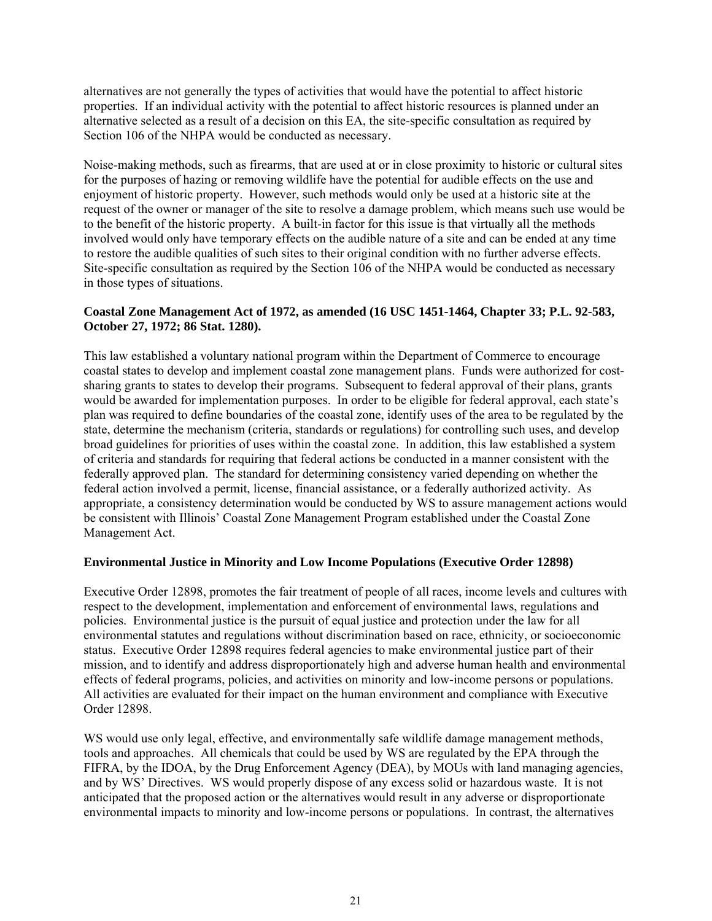alternatives are not generally the types of activities that would have the potential to affect historic properties. If an individual activity with the potential to affect historic resources is planned under an alternative selected as a result of a decision on this EA, the site-specific consultation as required by Section 106 of the NHPA would be conducted as necessary.

Noise-making methods, such as firearms, that are used at or in close proximity to historic or cultural sites for the purposes of hazing or removing wildlife have the potential for audible effects on the use and enjoyment of historic property. However, such methods would only be used at a historic site at the request of the owner or manager of the site to resolve a damage problem, which means such use would be to the benefit of the historic property. A built-in factor for this issue is that virtually all the methods involved would only have temporary effects on the audible nature of a site and can be ended at any time to restore the audible qualities of such sites to their original condition with no further adverse effects. Site-specific consultation as required by the Section 106 of the NHPA would be conducted as necessary in those types of situations.

**Coastal Zone Management Act of 1972, as amended (16 USC 1451-1464, Chapter 33; P.L. 92-583, October 27, 1972; 86 Stat. 1280).**

This law established a voluntary national program within the Department of Commerce to encourage coastal states to develop and implement coastal zone management plans. Funds were authorized for cost-sharing grants to states to develop their programs. Subsequent to federal approval of their plans, grants would be awarded for implementation purposes. In order to be eligible for federal approval, each state's plan was required to define boundaries of the coastal zone, identify uses of the area to be regulated by the state, determine the mechanism (criteria, standards or regulations) for controlling such uses, and develop broad guidelines for priorities of uses within the coastal zone. In addition, this law established a system of criteria and standards for requiring that federal actions be conducted in a manner consistent with the federally approved plan. The standard for determining consistency varied depending on whether the federal action involved a permit, license, financial assistance, or a federally authorized activity. As appropriate, a consistency determination would be conducted by WS to assure management actions would be consistent with Illinois' Coastal Zone Management Program established under the Coastal Zone Management Act.

**Environmental Justice in Minority and Low Income Populations (Executive Order 12898)**

Executive Order 12898, promotes the fair treatment of people of all races, income levels and cultures with respect to the development, implementation and enforcement of environmental laws, regulations and policies. Environmental justice is the pursuit of equal justice and protection under the law for all environmental statutes and regulations without discrimination based on race, ethnicity, or socioeconomic status. Executive Order 12898 requires federal agencies to make environmental justice part of their mission, and to identify and address disproportionately high and adverse human health and environmental effects of federal programs, policies, and activities on minority and low-income persons or populations. All activities are evaluated for their impact on the human environment and compliance with Executive Order 12898.

WS would use only legal, effective, and environmentally safe wildlife damage management methods, tools and approaches. All chemicals that could be used by WS are regulated by the EPA through the FIFRA, by the IDOA, by the Drug Enforcement Agency (DEA), by MOUs with land managing agencies, and by WS' Directives. WS would properly dispose of any excess solid or hazardous waste. It is not anticipated that the proposed action or the alternatives would result in any adverse or disproportionate environmental impacts to minority and low-income persons or populations. In contrast, the alternatives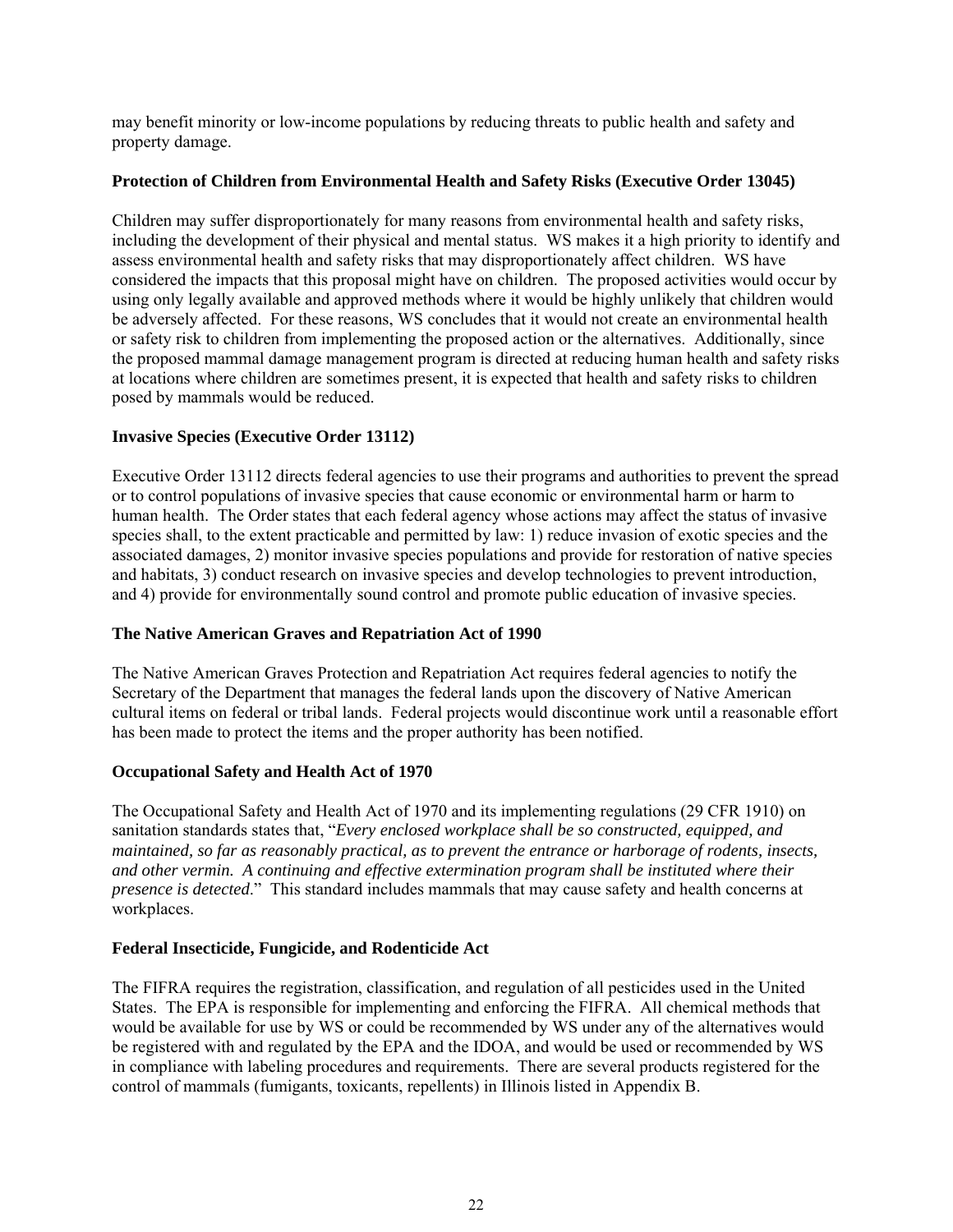may benefit minority or low-income populations by reducing threats to public health and safety and property damage.

**Protection of Children from Environmental Health and Safety Risks (Executive Order 13045)**

Children may suffer disproportionately for many reasons from environmental health and safety risks, including the development of their physical and mental status. WS makes it a high priority to identify and assess environmental health and safety risks that may disproportionately affect children. WS have considered the impacts that this proposal might have on children. The proposed activities would occur by using only legally available and approved methods where it would be highly unlikely that children would be adversely affected. For these reasons, WS concludes that it would not create an environmental health or safety risk to children from implementing the proposed action or the alternatives. Additionally, since the proposed mammal damage management program is directed at reducing human health and safety risks at locations where children are sometimes present, it is expected that health and safety risks to children posed by mammals would be reduced.

**Invasive Species (Executive Order 13112)**

Executive Order 13112 directs federal agencies to use their programs and authorities to prevent the spread or to control populations of invasive species that cause economic or environmental harm or harm to human health. The Order states that each federal agency whose actions may affect the status of invasive species shall, to the extent practicable and permitted by law: 1) reduce invasion of exotic species and the associated damages, 2) monitor invasive species populations and provide for restoration of native species and habitats, 3) conduct research on invasive species and develop technologies to prevent introduction, and 4) provide for environmentally sound control and promote public education of invasive species.

**The Native American Graves and Repatriation Act of 1990**

The Native American Graves Protection and Repatriation Act requires federal agencies to notify the Secretary of the Department that manages the federal lands upon the discovery of Native American cultural items on federal or tribal lands. Federal projects would discontinue work until a reasonable effort has been made to protect the items and the proper authority has been notified.

**Occupational Safety and Health Act of 1970**

The Occupational Safety and Health Act of 1970 and its implementing regulations (29 CFR 1910) on sanitation standards states that, "*Every enclosed workplace shall be so constructed, equipped, and maintained, so far as reasonably practical, as to prevent the entrance or harborage of rodents, insects, and other vermin. A continuing and effective extermination program shall be instituted where their presence is detected*." This standard includes mammals that may cause safety and health concerns at workplaces.

**Federal Insecticide, Fungicide, and Rodenticide Act**

The FIFRA requires the registration, classification, and regulation of all pesticides used in the United States. The EPA is responsible for implementing and enforcing the FIFRA. All chemical methods that would be available for use by WS or could be recommended by WS under any of the alternatives would be registered with and regulated by the EPA and the IDOA, and would be used or recommended by WS in compliance with labeling procedures and requirements. There are several products registered for the control of mammals (fumigants, toxicants, repellents) in Illinois listed in Appendix B.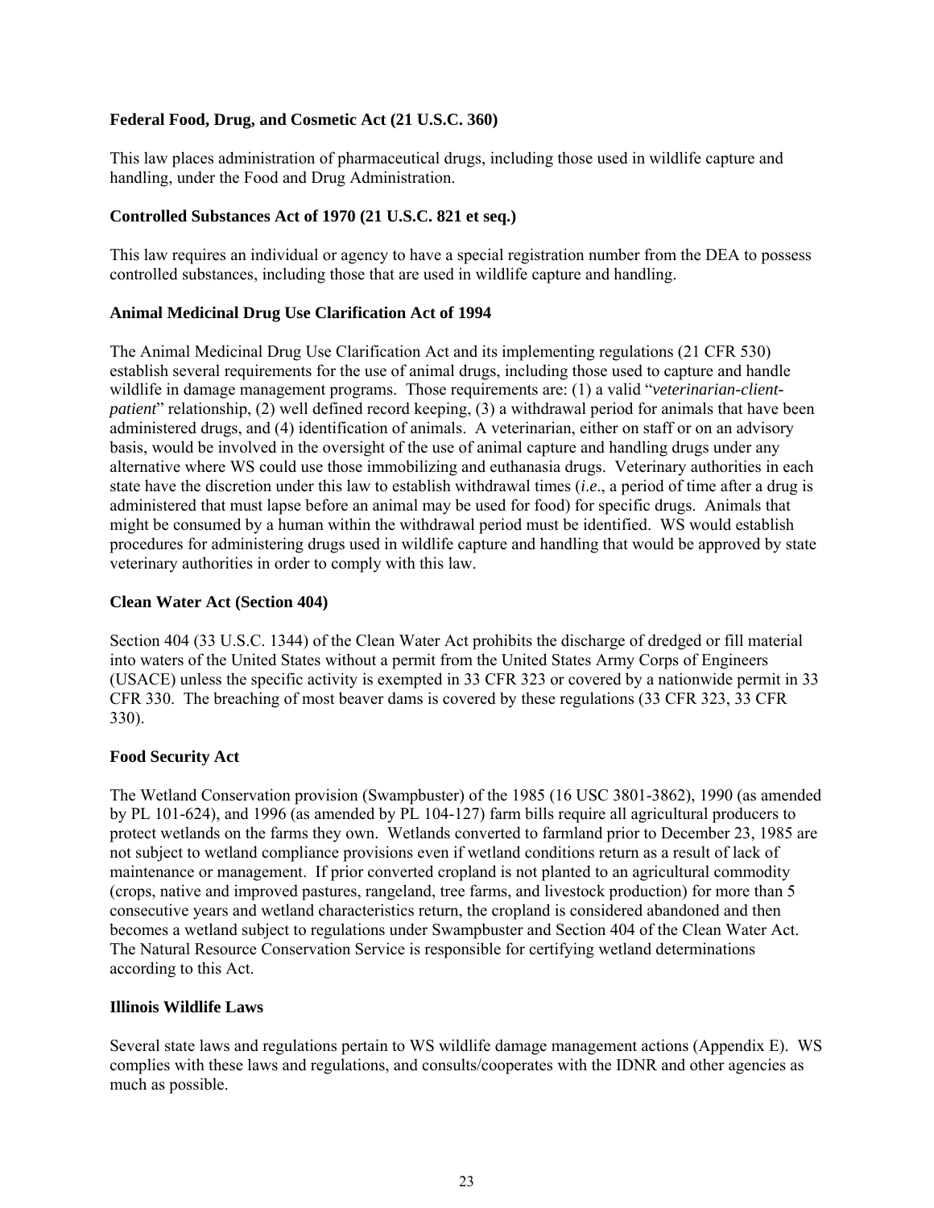**Federal Food, Drug, and Cosmetic Act (21 U.S.C. 360)**

This law places administration of pharmaceutical drugs, including those used in wildlife capture and handling, under the Food and Drug Administration.

**Controlled Substances Act of 1970 (21 U.S.C. 821 et seq.)**

This law requires an individual or agency to have a special registration number from the DEA to possess controlled substances, including those that are used in wildlife capture and handling.

**Animal Medicinal Drug Use Clarification Act of 1994**

The Animal Medicinal Drug Use Clarification Act and its implementing regulations (21 CFR 530) establish several requirements for the use of animal drugs, including those used to capture and handle wildlife in damage management programs. Those requirements are: (1) a valid "*veterinarian-client-patient*" relationship, (2) well defined record keeping, (3) a withdrawal period for animals that have been administered drugs, and (4) identification of animals. A veterinarian, either on staff or on an advisory basis, would be involved in the oversight of the use of animal capture and handling drugs under any alternative where WS could use those immobilizing and euthanasia drugs. Veterinary authorities in each state have the discretion under this law to establish withdrawal times (*i.e*., a period of time after a drug is administered that must lapse before an animal may be used for food) for specific drugs. Animals that might be consumed by a human within the withdrawal period must be identified. WS would establish procedures for administering drugs used in wildlife capture and handling that would be approved by state veterinary authorities in order to comply with this law.

**Clean Water Act (Section 404)**

Section 404 (33 U.S.C. 1344) of the Clean Water Act prohibits the discharge of dredged or fill material into waters of the United States without a permit from the United States Army Corps of Engineers (USACE) unless the specific activity is exempted in 33 CFR 323 or covered by a nationwide permit in 33 CFR 330. The breaching of most beaver dams is covered by these regulations (33 CFR 323, 33 CFR 330).

**Food Security Act**

The Wetland Conservation provision (Swampbuster) of the 1985 (16 USC 3801-3862), 1990 (as amended by PL 101-624), and 1996 (as amended by PL 104-127) farm bills require all agricultural producers to protect wetlands on the farms they own. Wetlands converted to farmland prior to December 23, 1985 are not subject to wetland compliance provisions even if wetland conditions return as a result of lack of maintenance or management. If prior converted cropland is not planted to an agricultural commodity (crops, native and improved pastures, rangeland, tree farms, and livestock production) for more than 5 consecutive years and wetland characteristics return, the cropland is considered abandoned and then becomes a wetland subject to regulations under Swampbuster and Section 404 of the Clean Water Act. The Natural Resource Conservation Service is responsible for certifying wetland determinations according to this Act.

**Illinois Wildlife Laws**

Several state laws and regulations pertain to WS wildlife damage management actions (Appendix E). WS complies with these laws and regulations, and consults/cooperates with the IDNR and other agencies as much as possible.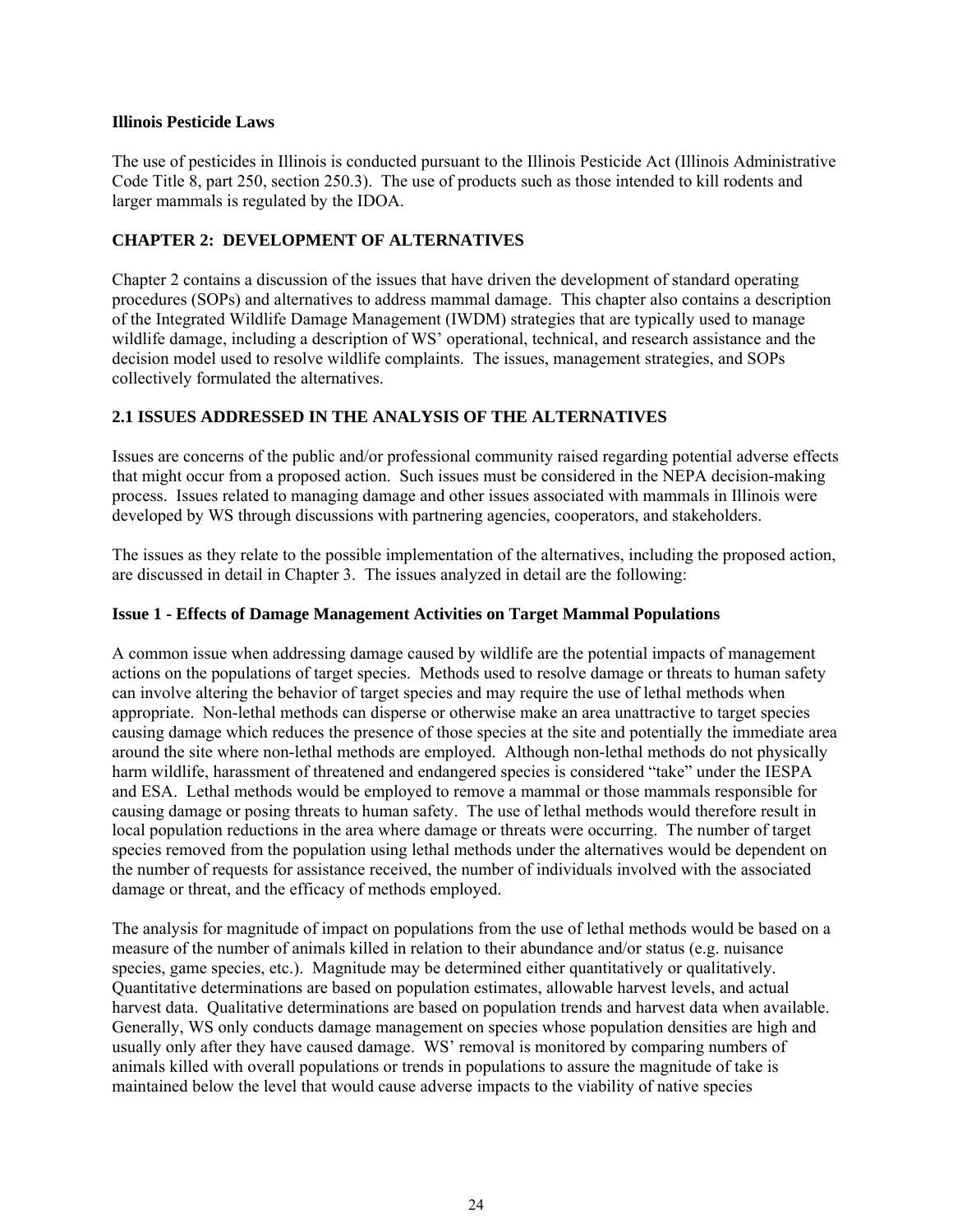**Illinois Pesticide Laws**

The use of pesticides in Illinois is conducted pursuant to the Illinois Pesticide Act (Illinois Administrative Code Title 8, part 250, section 250.3). The use of products such as those intended to kill rodents and larger mammals is regulated by the IDOA.

## CHAPTER 2: DEVELOPMENT OF ALTERNATIVES

Chapter 2 contains a discussion of the issues that have driven the development of standard operating procedures (SOPs) and alternatives to address mammal damage. This chapter also contains a description of the Integrated Wildlife Damage Management (IWDM) strategies that are typically used to manage wildlife damage, including a description of WS' operational, technical, and research assistance and the decision model used to resolve wildlife complaints. The issues, management strategies, and SOPs collectively formulated the alternatives.

### 2.1 ISSUES ADDRESSED IN THE ANALYSIS OF THE ALTERNATIVES

Issues are concerns of the public and/or professional community raised regarding potential adverse effects that might occur from a proposed action. Such issues must be considered in the NEPA decision-making process. Issues related to managing damage and other issues associated with mammals in Illinois were developed by WS through discussions with partnering agencies, cooperators, and stakeholders.

The issues as they relate to the possible implementation of the alternatives, including the proposed action, are discussed in detail in Chapter 3. The issues analyzed in detail are the following:

**Issue 1 - Effects of Damage Management Activities on Target Mammal Populations**

A common issue when addressing damage caused by wildlife are the potential impacts of management actions on the populations of target species. Methods used to resolve damage or threats to human safety can involve altering the behavior of target species and may require the use of lethal methods when appropriate. Non-lethal methods can disperse or otherwise make an area unattractive to target species causing damage which reduces the presence of those species at the site and potentially the immediate area around the site where non-lethal methods are employed. Although non-lethal methods do not physically harm wildlife, harassment of threatened and endangered species is considered "take" under the IESPA and ESA. Lethal methods would be employed to remove a mammal or those mammals responsible for causing damage or posing threats to human safety. The use of lethal methods would therefore result in local population reductions in the area where damage or threats were occurring. The number of target species removed from the population using lethal methods under the alternatives would be dependent on the number of requests for assistance received, the number of individuals involved with the associated damage or threat, and the efficacy of methods employed.

The analysis for magnitude of impact on populations from the use of lethal methods would be based on a measure of the number of animals killed in relation to their abundance and/or status (e.g. nuisance species, game species, etc.). Magnitude may be determined either quantitatively or qualitatively. Quantitative determinations are based on population estimates, allowable harvest levels, and actual harvest data. Qualitative determinations are based on population trends and harvest data when available. Generally, WS only conducts damage management on species whose population densities are high and usually only after they have caused damage. WS' removal is monitored by comparing numbers of animals killed with overall populations or trends in populations to assure the magnitude of take is maintained below the level that would cause adverse impacts to the viability of native species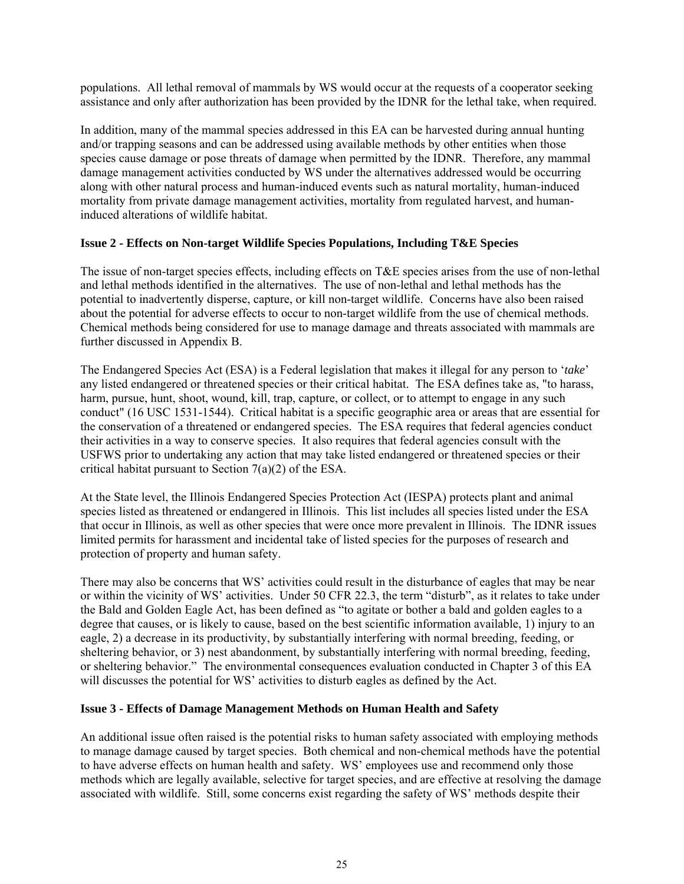populations. All lethal removal of mammals by WS would occur at the requests of a cooperator seeking assistance and only after authorization has been provided by the IDNR for the lethal take, when required.

In addition, many of the mammal species addressed in this EA can be harvested during annual hunting and/or trapping seasons and can be addressed using available methods by other entities when those species cause damage or pose threats of damage when permitted by the IDNR. Therefore, any mammal damage management activities conducted by WS under the alternatives addressed would be occurring along with other natural process and human-induced events such as natural mortality, human-induced mortality from private damage management activities, mortality from regulated harvest, and human-induced alterations of wildlife habitat.

**Issue 2 - Effects on Non-target Wildlife Species Populations, Including T&E Species**

The issue of non-target species effects, including effects on T&E species arises from the use of non-lethal and lethal methods identified in the alternatives. The use of non-lethal and lethal methods has the potential to inadvertently disperse, capture, or kill non-target wildlife. Concerns have also been raised about the potential for adverse effects to occur to non-target wildlife from the use of chemical methods. Chemical methods being considered for use to manage damage and threats associated with mammals are further discussed in Appendix B.

The Endangered Species Act (ESA) is a Federal legislation that makes it illegal for any person to '*take*' any listed endangered or threatened species or their critical habitat. The ESA defines take as, "to harass, harm, pursue, hunt, shoot, wound, kill, trap, capture, or collect, or to attempt to engage in any such conduct" (16 USC 1531-1544). Critical habitat is a specific geographic area or areas that are essential for the conservation of a threatened or endangered species. The ESA requires that federal agencies conduct their activities in a way to conserve species. It also requires that federal agencies consult with the USFWS prior to undertaking any action that may take listed endangered or threatened species or their critical habitat pursuant to Section 7(a)(2) of the ESA.

At the State level, the Illinois Endangered Species Protection Act (IESPA) protects plant and animal species listed as threatened or endangered in Illinois. This list includes all species listed under the ESA that occur in Illinois, as well as other species that were once more prevalent in Illinois. The IDNR issues limited permits for harassment and incidental take of listed species for the purposes of research and protection of property and human safety.

There may also be concerns that WS' activities could result in the disturbance of eagles that may be near or within the vicinity of WS' activities. Under 50 CFR 22.3, the term "disturb", as it relates to take under the Bald and Golden Eagle Act, has been defined as "to agitate or bother a bald and golden eagles to a degree that causes, or is likely to cause, based on the best scientific information available, 1) injury to an eagle, 2) a decrease in its productivity, by substantially interfering with normal breeding, feeding, or sheltering behavior, or 3) nest abandonment, by substantially interfering with normal breeding, feeding, or sheltering behavior." The environmental consequences evaluation conducted in Chapter 3 of this EA will discusses the potential for WS' activities to disturb eagles as defined by the Act.

**Issue 3 - Effects of Damage Management Methods on Human Health and Safety**

An additional issue often raised is the potential risks to human safety associated with employing methods to manage damage caused by target species. Both chemical and non-chemical methods have the potential to have adverse effects on human health and safety. WS' employees use and recommend only those methods which are legally available, selective for target species, and are effective at resolving the damage associated with wildlife. Still, some concerns exist regarding the safety of WS' methods despite their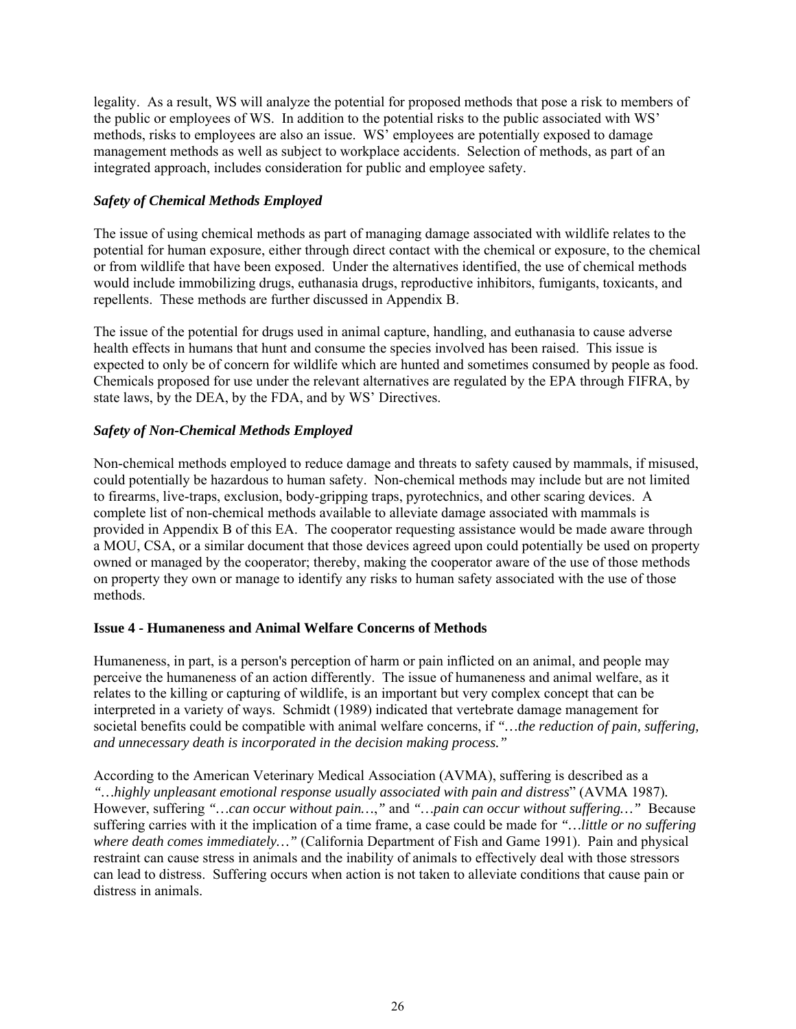legality. As a result, WS will analyze the potential for proposed methods that pose a risk to members of the public or employees of WS. In addition to the potential risks to the public associated with WS' methods, risks to employees are also an issue. WS' employees are potentially exposed to damage management methods as well as subject to workplace accidents. Selection of methods, as part of an integrated approach, includes consideration for public and employee safety.

***Safety of Chemical Methods Employed***

The issue of using chemical methods as part of managing damage associated with wildlife relates to the potential for human exposure, either through direct contact with the chemical or exposure, to the chemical or from wildlife that have been exposed. Under the alternatives identified, the use of chemical methods would include immobilizing drugs, euthanasia drugs, reproductive inhibitors, fumigants, toxicants, and repellents. These methods are further discussed in Appendix B.

The issue of the potential for drugs used in animal capture, handling, and euthanasia to cause adverse health effects in humans that hunt and consume the species involved has been raised. This issue is expected to only be of concern for wildlife which are hunted and sometimes consumed by people as food. Chemicals proposed for use under the relevant alternatives are regulated by the EPA through FIFRA, by state laws, by the DEA, by the FDA, and by WS' Directives.

***Safety of Non-Chemical Methods Employed***

Non-chemical methods employed to reduce damage and threats to safety caused by mammals, if misused, could potentially be hazardous to human safety. Non-chemical methods may include but are not limited to firearms, live-traps, exclusion, body-gripping traps, pyrotechnics, and other scaring devices. A complete list of non-chemical methods available to alleviate damage associated with mammals is provided in Appendix B of this EA. The cooperator requesting assistance would be made aware through a MOU, CSA, or a similar document that those devices agreed upon could potentially be used on property owned or managed by the cooperator; thereby, making the cooperator aware of the use of those methods on property they own or manage to identify any risks to human safety associated with the use of those methods.

**Issue 4 - Humaneness and Animal Welfare Concerns of Methods**

Humaneness, in part, is a person's perception of harm or pain inflicted on an animal, and people may perceive the humaneness of an action differently. The issue of humaneness and animal welfare, as it relates to the killing or capturing of wildlife, is an important but very complex concept that can be interpreted in a variety of ways. Schmidt (1989) indicated that vertebrate damage management for societal benefits could be compatible with animal welfare concerns, if *"…the reduction of pain, suffering, and unnecessary death is incorporated in the decision making process."*

According to the American Veterinary Medical Association (AVMA), suffering is described as a *"…highly unpleasant emotional response usually associated with pain and distress*" (AVMA 1987). However, suffering *"…can occur without pain…,"* and *"…pain can occur without suffering…"* Because suffering carries with it the implication of a time frame, a case could be made for *"…little or no suffering where death comes immediately…"* (California Department of Fish and Game 1991). Pain and physical restraint can cause stress in animals and the inability of animals to effectively deal with those stressors can lead to distress. Suffering occurs when action is not taken to alleviate conditions that cause pain or distress in animals.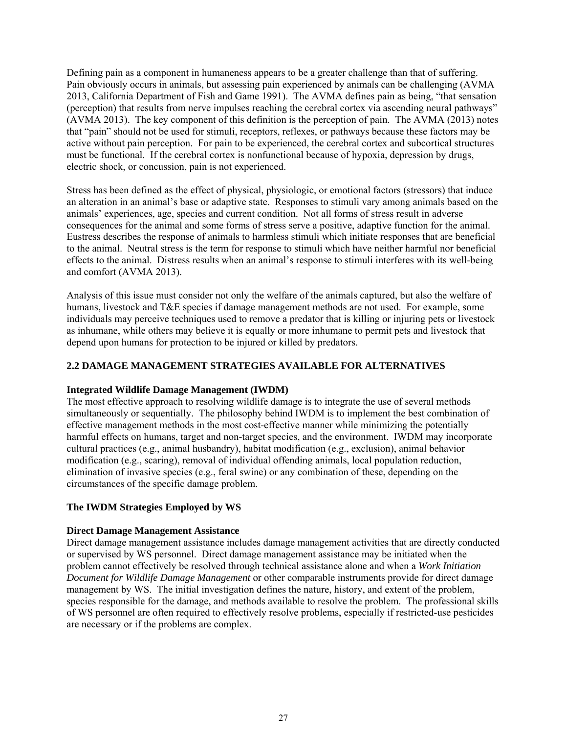Defining pain as a component in humaneness appears to be a greater challenge than that of suffering. Pain obviously occurs in animals, but assessing pain experienced by animals can be challenging (AVMA 2013, California Department of Fish and Game 1991). The AVMA defines pain as being, "that sensation (perception) that results from nerve impulses reaching the cerebral cortex via ascending neural pathways" (AVMA 2013). The key component of this definition is the perception of pain. The AVMA (2013) notes that "pain" should not be used for stimuli, receptors, reflexes, or pathways because these factors may be active without pain perception. For pain to be experienced, the cerebral cortex and subcortical structures must be functional. If the cerebral cortex is nonfunctional because of hypoxia, depression by drugs, electric shock, or concussion, pain is not experienced.

Stress has been defined as the effect of physical, physiologic, or emotional factors (stressors) that induce an alteration in an animal's base or adaptive state. Responses to stimuli vary among animals based on the animals' experiences, age, species and current condition. Not all forms of stress result in adverse consequences for the animal and some forms of stress serve a positive, adaptive function for the animal. Eustress describes the response of animals to harmless stimuli which initiate responses that are beneficial to the animal. Neutral stress is the term for response to stimuli which have neither harmful nor beneficial effects to the animal. Distress results when an animal's response to stimuli interferes with its well-being and comfort (AVMA 2013).

Analysis of this issue must consider not only the welfare of the animals captured, but also the welfare of humans, livestock and T&E species if damage management methods are not used. For example, some individuals may perceive techniques used to remove a predator that is killing or injuring pets or livestock as inhumane, while others may believe it is equally or more inhumane to permit pets and livestock that depend upon humans for protection to be injured or killed by predators.

## 2.2 DAMAGE MANAGEMENT STRATEGIES AVAILABLE FOR ALTERNATIVES

### Integrated Wildlife Damage Management (IWDM)

The most effective approach to resolving wildlife damage is to integrate the use of several methods simultaneously or sequentially. The philosophy behind IWDM is to implement the best combination of effective management methods in the most cost-effective manner while minimizing the potentially harmful effects on humans, target and non-target species, and the environment. IWDM may incorporate cultural practices (e.g., animal husbandry), habitat modification (e.g., exclusion), animal behavior modification (e.g., scaring), removal of individual offending animals, local population reduction, elimination of invasive species (e.g., feral swine) or any combination of these, depending on the circumstances of the specific damage problem.

### The IWDM Strategies Employed by WS

### Direct Damage Management Assistance

Direct damage management assistance includes damage management activities that are directly conducted or supervised by WS personnel. Direct damage management assistance may be initiated when the problem cannot effectively be resolved through technical assistance alone and when a *Work Initiation Document for Wildlife Damage Management* or other comparable instruments provide for direct damage management by WS. The initial investigation defines the nature, history, and extent of the problem, species responsible for the damage, and methods available to resolve the problem. The professional skills of WS personnel are often required to effectively resolve problems, especially if restricted-use pesticides are necessary or if the problems are complex.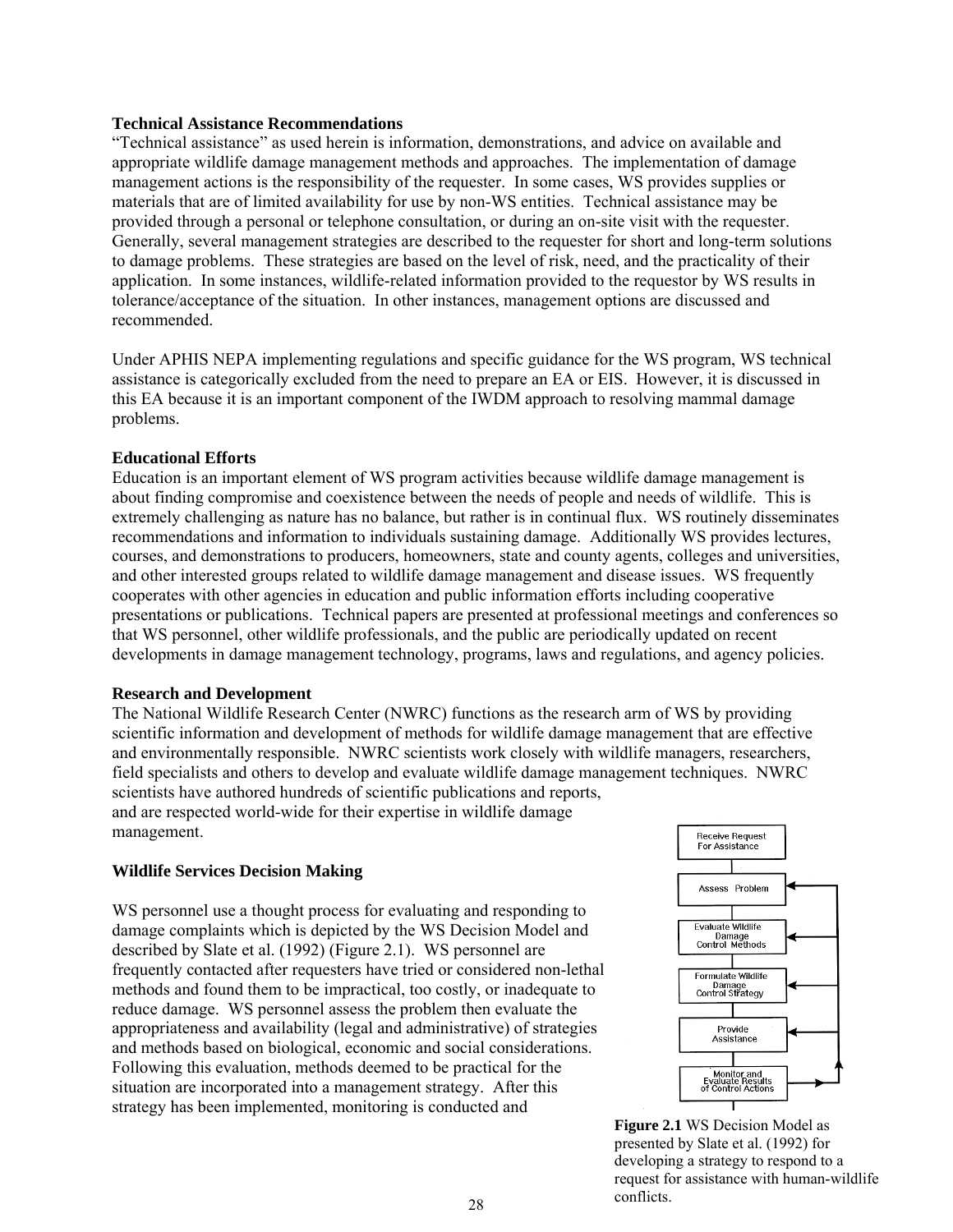**Technical Assistance Recommendations**

"Technical assistance" as used herein is information, demonstrations, and advice on available and appropriate wildlife damage management methods and approaches. The implementation of damage management actions is the responsibility of the requester. In some cases, WS provides supplies or materials that are of limited availability for use by non-WS entities. Technical assistance may be provided through a personal or telephone consultation, or during an on-site visit with the requester. Generally, several management strategies are described to the requester for short and long-term solutions to damage problems. These strategies are based on the level of risk, need, and the practicality of their application. In some instances, wildlife-related information provided to the requestor by WS results in tolerance/acceptance of the situation. In other instances, management options are discussed and recommended.

Under APHIS NEPA implementing regulations and specific guidance for the WS program, WS technical assistance is categorically excluded from the need to prepare an EA or EIS. However, it is discussed in this EA because it is an important component of the IWDM approach to resolving mammal damage problems.

**Educational Efforts**

Education is an important element of WS program activities because wildlife damage management is about finding compromise and coexistence between the needs of people and needs of wildlife. This is extremely challenging as nature has no balance, but rather is in continual flux. WS routinely disseminates recommendations and information to individuals sustaining damage. Additionally WS provides lectures, courses, and demonstrations to producers, homeowners, state and county agents, colleges and universities, and other interested groups related to wildlife damage management and disease issues. WS frequently cooperates with other agencies in education and public information efforts including cooperative presentations or publications. Technical papers are presented at professional meetings and conferences so that WS personnel, other wildlife professionals, and the public are periodically updated on recent developments in damage management technology, programs, laws and regulations, and agency policies.

**Research and Development**

The National Wildlife Research Center (NWRC) functions as the research arm of WS by providing scientific information and development of methods for wildlife damage management that are effective and environmentally responsible. NWRC scientists work closely with wildlife managers, researchers, field specialists and others to develop and evaluate wildlife damage management techniques. NWRC scientists have authored hundreds of scientific publications and reports, and are respected world-wide for their expertise in wildlife damage management.

**Wildlife Services Decision Making**

WS personnel use a thought process for evaluating and responding to damage complaints which is depicted by the WS Decision Model and described by Slate et al. (1992) (Figure 2.1). WS personnel are frequently contacted after requesters have tried or considered non-lethal methods and found them to be impractical, too costly, or inadequate to reduce damage. WS personnel assess the problem then evaluate the appropriateness and availability (legal and administrative) of strategies and methods based on biological, economic and social considerations. Following this evaluation, methods deemed to be practical for the situation are incorporated into a management strategy. After this strategy has been implemented, monitoring is conducted and

Receive Request For Assistance → Assess Problem → Evaluate Wildlife Damage Control Methods → Formulate Wildlife Damage Control Strategy → Provide Assistance → Monitor and Evaluate Results of Control Actions

**Figure 2.1** WS Decision Model as presented by Slate et al. (1992) for developing a strategy to respond to a request for assistance with human-wildlife conflicts.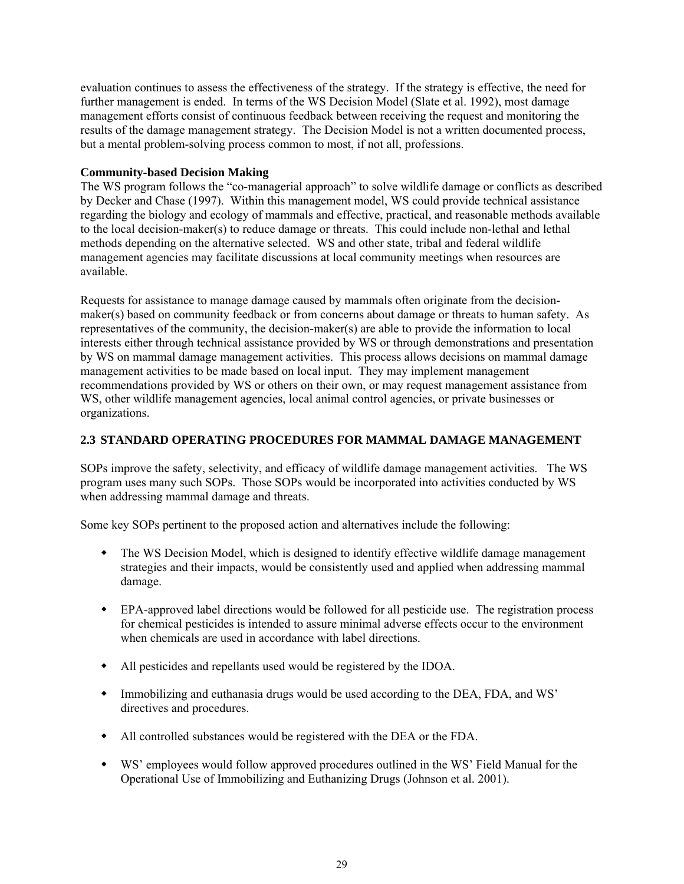evaluation continues to assess the effectiveness of the strategy. If the strategy is effective, the need for further management is ended. In terms of the WS Decision Model (Slate et al. 1992), most damage management efforts consist of continuous feedback between receiving the request and monitoring the results of the damage management strategy. The Decision Model is not a written documented process, but a mental problem-solving process common to most, if not all, professions.

**Community-based Decision Making**

The WS program follows the "co-managerial approach" to solve wildlife damage or conflicts as described by Decker and Chase (1997). Within this management model, WS could provide technical assistance regarding the biology and ecology of mammals and effective, practical, and reasonable methods available to the local decision-maker(s) to reduce damage or threats. This could include non-lethal and lethal methods depending on the alternative selected. WS and other state, tribal and federal wildlife management agencies may facilitate discussions at local community meetings when resources are available.

Requests for assistance to manage damage caused by mammals often originate from the decision-maker(s) based on community feedback or from concerns about damage or threats to human safety. As representatives of the community, the decision-maker(s) are able to provide the information to local interests either through technical assistance provided by WS or through demonstrations and presentation by WS on mammal damage management activities. This process allows decisions on mammal damage management activities to be made based on local input. They may implement management recommendations provided by WS or others on their own, or may request management assistance from WS, other wildlife management agencies, local animal control agencies, or private businesses or organizations.

## 2.3 STANDARD OPERATING PROCEDURES FOR MAMMAL DAMAGE MANAGEMENT

SOPs improve the safety, selectivity, and efficacy of wildlife damage management activities. The WS program uses many such SOPs. Those SOPs would be incorporated into activities conducted by WS when addressing mammal damage and threats.

Some key SOPs pertinent to the proposed action and alternatives include the following:

- The WS Decision Model, which is designed to identify effective wildlife damage management strategies and their impacts, would be consistently used and applied when addressing mammal damage.
- EPA-approved label directions would be followed for all pesticide use. The registration process for chemical pesticides is intended to assure minimal adverse effects occur to the environment when chemicals are used in accordance with label directions.
- All pesticides and repellants used would be registered by the IDOA.
- Immobilizing and euthanasia drugs would be used according to the DEA, FDA, and WS' directives and procedures.
- All controlled substances would be registered with the DEA or the FDA.
- WS' employees would follow approved procedures outlined in the WS' Field Manual for the Operational Use of Immobilizing and Euthanizing Drugs (Johnson et al. 2001).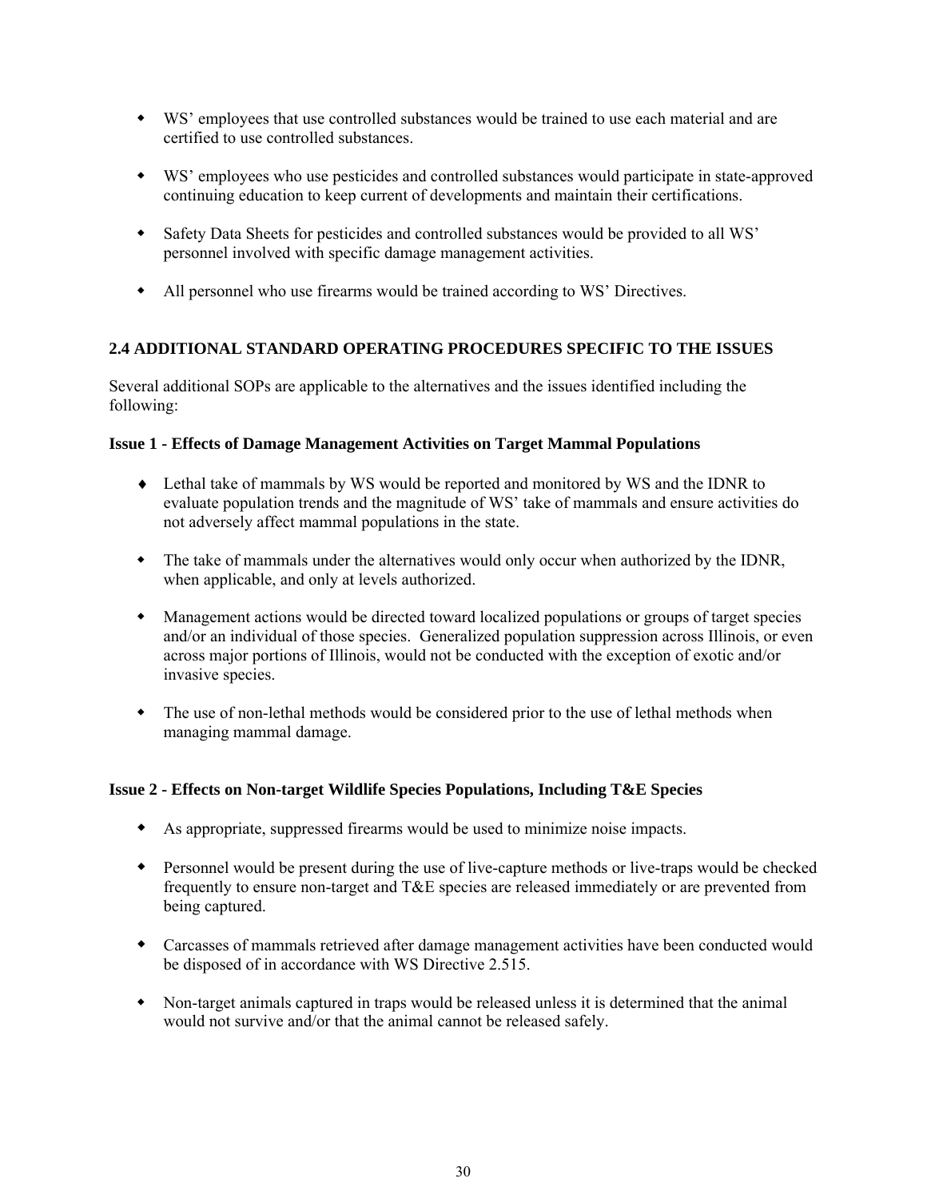- WS' employees that use controlled substances would be trained to use each material and are certified to use controlled substances.

- WS' employees who use pesticides and controlled substances would participate in state-approved continuing education to keep current of developments and maintain their certifications.

- Safety Data Sheets for pesticides and controlled substances would be provided to all WS' personnel involved with specific damage management activities.

- All personnel who use firearms would be trained according to WS' Directives.

## 2.4 ADDITIONAL STANDARD OPERATING PROCEDURES SPECIFIC TO THE ISSUES

Several additional SOPs are applicable to the alternatives and the issues identified including the following:

**Issue 1 - Effects of Damage Management Activities on Target Mammal Populations**

- Lethal take of mammals by WS would be reported and monitored by WS and the IDNR to evaluate population trends and the magnitude of WS' take of mammals and ensure activities do not adversely affect mammal populations in the state.

- The take of mammals under the alternatives would only occur when authorized by the IDNR, when applicable, and only at levels authorized.

- Management actions would be directed toward localized populations or groups of target species and/or an individual of those species. Generalized population suppression across Illinois, or even across major portions of Illinois, would not be conducted with the exception of exotic and/or invasive species.

- The use of non-lethal methods would be considered prior to the use of lethal methods when managing mammal damage.

**Issue 2 - Effects on Non-target Wildlife Species Populations, Including T&E Species**

- As appropriate, suppressed firearms would be used to minimize noise impacts.

- Personnel would be present during the use of live-capture methods or live-traps would be checked frequently to ensure non-target and T&E species are released immediately or are prevented from being captured.

- Carcasses of mammals retrieved after damage management activities have been conducted would be disposed of in accordance with WS Directive 2.515.

- Non-target animals captured in traps would be released unless it is determined that the animal would not survive and/or that the animal cannot be released safely.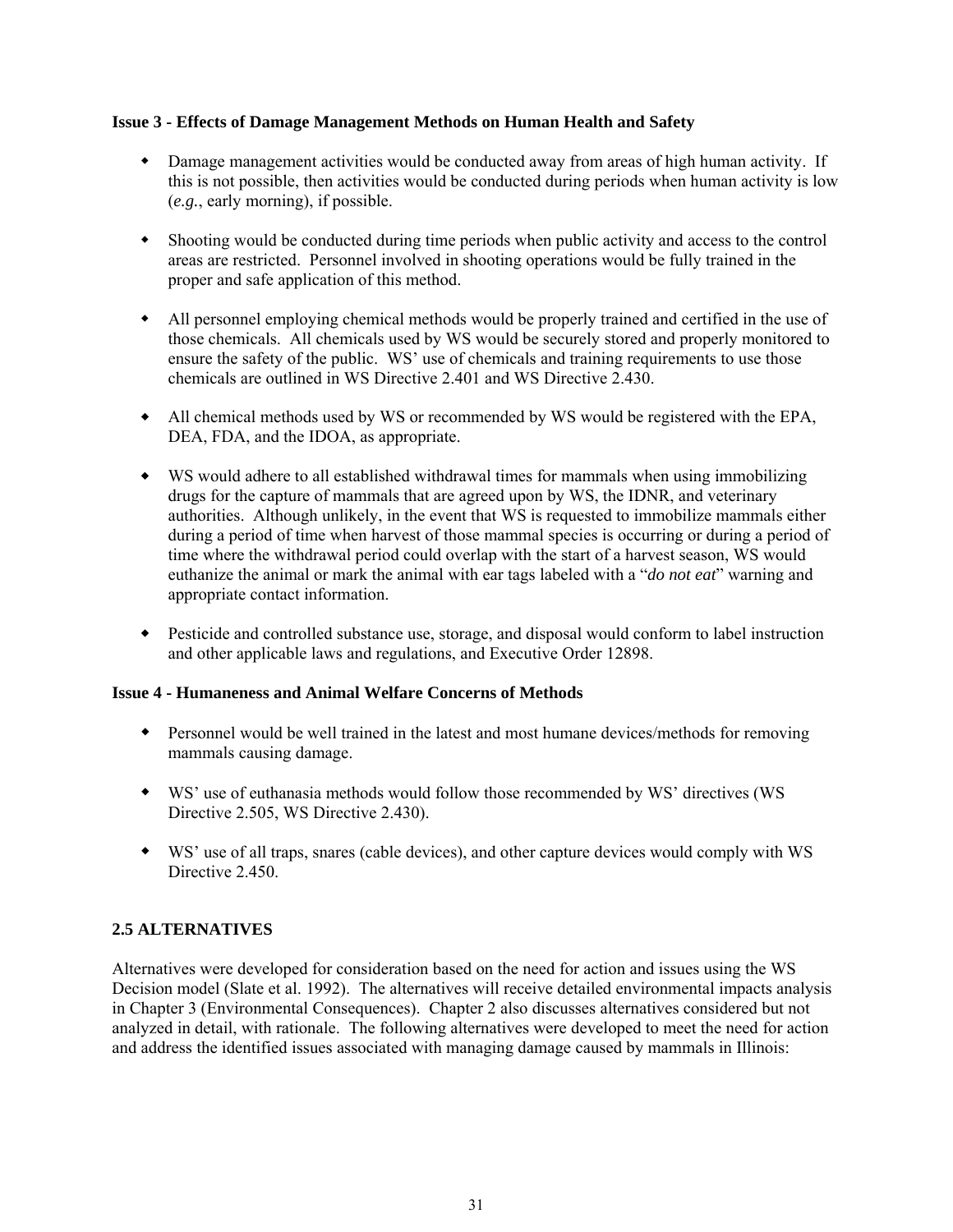**Issue 3 - Effects of Damage Management Methods on Human Health and Safety**

- Damage management activities would be conducted away from areas of high human activity. If this is not possible, then activities would be conducted during periods when human activity is low (*e.g.*, early morning), if possible.

- Shooting would be conducted during time periods when public activity and access to the control areas are restricted. Personnel involved in shooting operations would be fully trained in the proper and safe application of this method.

- All personnel employing chemical methods would be properly trained and certified in the use of those chemicals. All chemicals used by WS would be securely stored and properly monitored to ensure the safety of the public. WS' use of chemicals and training requirements to use those chemicals are outlined in WS Directive 2.401 and WS Directive 2.430.

- All chemical methods used by WS or recommended by WS would be registered with the EPA, DEA, FDA, and the IDOA, as appropriate.

- WS would adhere to all established withdrawal times for mammals when using immobilizing drugs for the capture of mammals that are agreed upon by WS, the IDNR, and veterinary authorities. Although unlikely, in the event that WS is requested to immobilize mammals either during a period of time when harvest of those mammal species is occurring or during a period of time where the withdrawal period could overlap with the start of a harvest season, WS would euthanize the animal or mark the animal with ear tags labeled with a "*do not eat*" warning and appropriate contact information.

- Pesticide and controlled substance use, storage, and disposal would conform to label instruction and other applicable laws and regulations, and Executive Order 12898.

**Issue 4 - Humaneness and Animal Welfare Concerns of Methods**

- Personnel would be well trained in the latest and most humane devices/methods for removing mammals causing damage.

- WS' use of euthanasia methods would follow those recommended by WS' directives (WS Directive 2.505, WS Directive 2.430).

- WS' use of all traps, snares (cable devices), and other capture devices would comply with WS Directive 2.450.

## 2.5 ALTERNATIVES

Alternatives were developed for consideration based on the need for action and issues using the WS Decision model (Slate et al. 1992). The alternatives will receive detailed environmental impacts analysis in Chapter 3 (Environmental Consequences). Chapter 2 also discusses alternatives considered but not analyzed in detail, with rationale. The following alternatives were developed to meet the need for action and address the identified issues associated with managing damage caused by mammals in Illinois: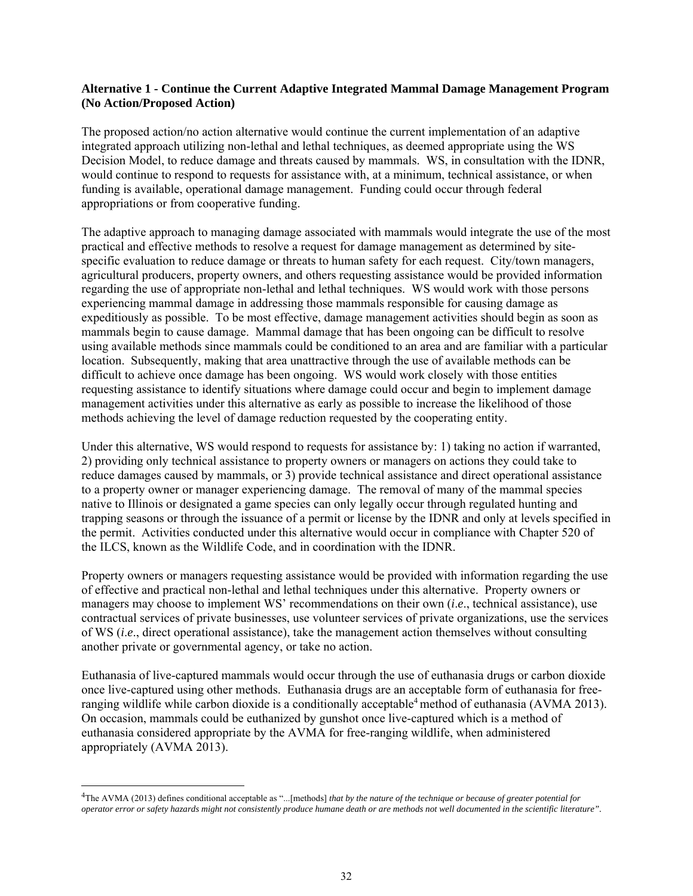**Alternative 1 - Continue the Current Adaptive Integrated Mammal Damage Management Program (No Action/Proposed Action)**

The proposed action/no action alternative would continue the current implementation of an adaptive integrated approach utilizing non-lethal and lethal techniques, as deemed appropriate using the WS Decision Model, to reduce damage and threats caused by mammals. WS, in consultation with the IDNR, would continue to respond to requests for assistance with, at a minimum, technical assistance, or when funding is available, operational damage management. Funding could occur through federal appropriations or from cooperative funding.

The adaptive approach to managing damage associated with mammals would integrate the use of the most practical and effective methods to resolve a request for damage management as determined by site-specific evaluation to reduce damage or threats to human safety for each request. City/town managers, agricultural producers, property owners, and others requesting assistance would be provided information regarding the use of appropriate non-lethal and lethal techniques. WS would work with those persons experiencing mammal damage in addressing those mammals responsible for causing damage as expeditiously as possible. To be most effective, damage management activities should begin as soon as mammals begin to cause damage. Mammal damage that has been ongoing can be difficult to resolve using available methods since mammals could be conditioned to an area and are familiar with a particular location. Subsequently, making that area unattractive through the use of available methods can be difficult to achieve once damage has been ongoing. WS would work closely with those entities requesting assistance to identify situations where damage could occur and begin to implement damage management activities under this alternative as early as possible to increase the likelihood of those methods achieving the level of damage reduction requested by the cooperating entity.

Under this alternative, WS would respond to requests for assistance by: 1) taking no action if warranted, 2) providing only technical assistance to property owners or managers on actions they could take to reduce damages caused by mammals, or 3) provide technical assistance and direct operational assistance to a property owner or manager experiencing damage. The removal of many of the mammal species native to Illinois or designated a game species can only legally occur through regulated hunting and trapping seasons or through the issuance of a permit or license by the IDNR and only at levels specified in the permit. Activities conducted under this alternative would occur in compliance with Chapter 520 of the ILCS, known as the Wildlife Code, and in coordination with the IDNR.

Property owners or managers requesting assistance would be provided with information regarding the use of effective and practical non-lethal and lethal techniques under this alternative. Property owners or managers may choose to implement WS' recommendations on their own (*i.e*., technical assistance), use contractual services of private businesses, use volunteer services of private organizations, use the services of WS (*i.e*., direct operational assistance), take the management action themselves without consulting another private or governmental agency, or take no action.

Euthanasia of live-captured mammals would occur through the use of euthanasia drugs or carbon dioxide once live-captured using other methods. Euthanasia drugs are an acceptable form of euthanasia for free-ranging wildlife while carbon dioxide is a conditionally acceptable[4] method of euthanasia (AVMA 2013). On occasion, mammals could be euthanized by gunshot once live-captured which is a method of euthanasia considered appropriate by the AVMA for free-ranging wildlife, when administered appropriately (AVMA 2013).

[4]The AVMA (2013) defines conditional acceptable as "...[methods] *that by the nature of the technique or because of greater potential for operator error or safety hazards might not consistently produce humane death or are methods not well documented in the scientific literature"*.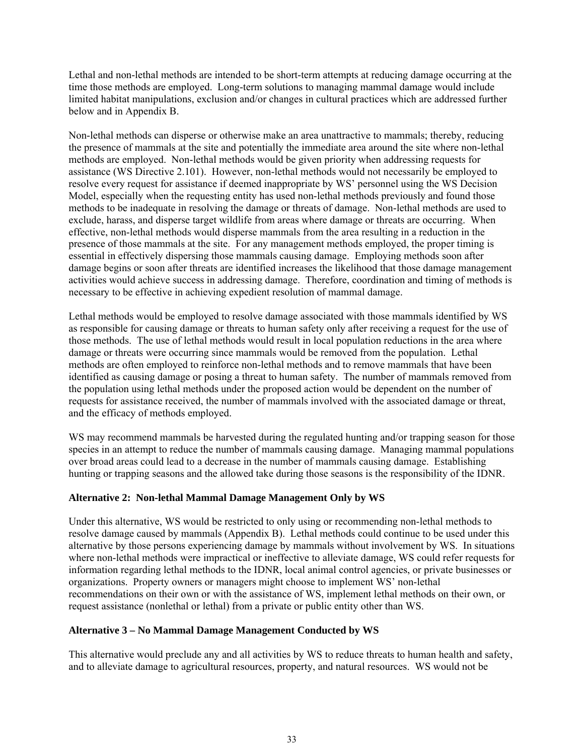Lethal and non-lethal methods are intended to be short-term attempts at reducing damage occurring at the time those methods are employed. Long-term solutions to managing mammal damage would include limited habitat manipulations, exclusion and/or changes in cultural practices which are addressed further below and in Appendix B.

Non-lethal methods can disperse or otherwise make an area unattractive to mammals; thereby, reducing the presence of mammals at the site and potentially the immediate area around the site where non-lethal methods are employed. Non-lethal methods would be given priority when addressing requests for assistance (WS Directive 2.101). However, non-lethal methods would not necessarily be employed to resolve every request for assistance if deemed inappropriate by WS' personnel using the WS Decision Model, especially when the requesting entity has used non-lethal methods previously and found those methods to be inadequate in resolving the damage or threats of damage. Non-lethal methods are used to exclude, harass, and disperse target wildlife from areas where damage or threats are occurring. When effective, non-lethal methods would disperse mammals from the area resulting in a reduction in the presence of those mammals at the site. For any management methods employed, the proper timing is essential in effectively dispersing those mammals causing damage. Employing methods soon after damage begins or soon after threats are identified increases the likelihood that those damage management activities would achieve success in addressing damage. Therefore, coordination and timing of methods is necessary to be effective in achieving expedient resolution of mammal damage.

Lethal methods would be employed to resolve damage associated with those mammals identified by WS as responsible for causing damage or threats to human safety only after receiving a request for the use of those methods. The use of lethal methods would result in local population reductions in the area where damage or threats were occurring since mammals would be removed from the population. Lethal methods are often employed to reinforce non-lethal methods and to remove mammals that have been identified as causing damage or posing a threat to human safety. The number of mammals removed from the population using lethal methods under the proposed action would be dependent on the number of requests for assistance received, the number of mammals involved with the associated damage or threat, and the efficacy of methods employed.

WS may recommend mammals be harvested during the regulated hunting and/or trapping season for those species in an attempt to reduce the number of mammals causing damage. Managing mammal populations over broad areas could lead to a decrease in the number of mammals causing damage. Establishing hunting or trapping seasons and the allowed take during those seasons is the responsibility of the IDNR.

**Alternative 2: Non-lethal Mammal Damage Management Only by WS**

Under this alternative, WS would be restricted to only using or recommending non-lethal methods to resolve damage caused by mammals (Appendix B). Lethal methods could continue to be used under this alternative by those persons experiencing damage by mammals without involvement by WS. In situations where non-lethal methods were impractical or ineffective to alleviate damage, WS could refer requests for information regarding lethal methods to the IDNR, local animal control agencies, or private businesses or organizations. Property owners or managers might choose to implement WS' non-lethal recommendations on their own or with the assistance of WS, implement lethal methods on their own, or request assistance (nonlethal or lethal) from a private or public entity other than WS.

**Alternative 3 – No Mammal Damage Management Conducted by WS**

This alternative would preclude any and all activities by WS to reduce threats to human health and safety, and to alleviate damage to agricultural resources, property, and natural resources. WS would not be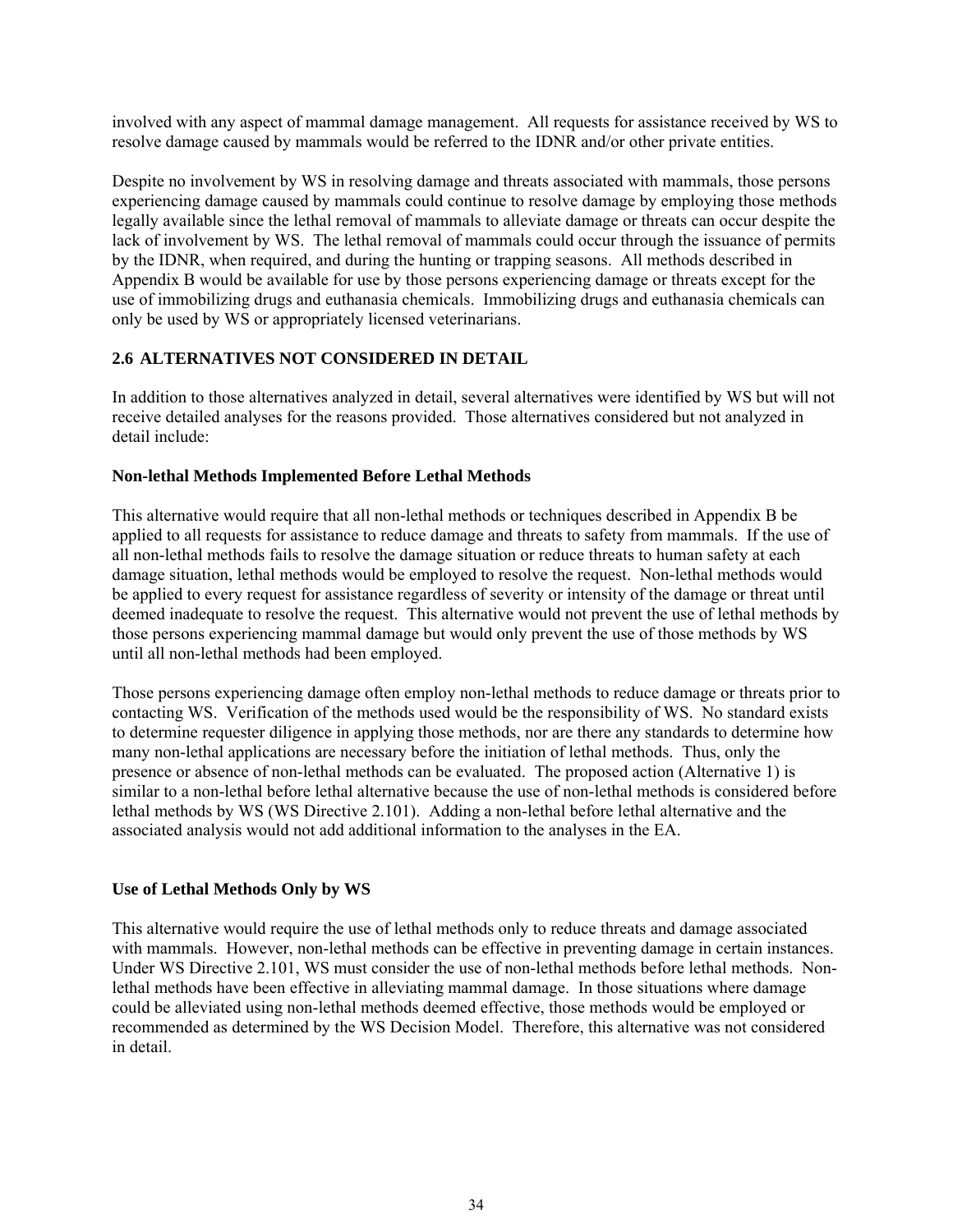involved with any aspect of mammal damage management. All requests for assistance received by WS to resolve damage caused by mammals would be referred to the IDNR and/or other private entities.

Despite no involvement by WS in resolving damage and threats associated with mammals, those persons experiencing damage caused by mammals could continue to resolve damage by employing those methods legally available since the lethal removal of mammals to alleviate damage or threats can occur despite the lack of involvement by WS. The lethal removal of mammals could occur through the issuance of permits by the IDNR, when required, and during the hunting or trapping seasons. All methods described in Appendix B would be available for use by those persons experiencing damage or threats except for the use of immobilizing drugs and euthanasia chemicals. Immobilizing drugs and euthanasia chemicals can only be used by WS or appropriately licensed veterinarians.

## 2.6 ALTERNATIVES NOT CONSIDERED IN DETAIL

In addition to those alternatives analyzed in detail, several alternatives were identified by WS but will not receive detailed analyses for the reasons provided. Those alternatives considered but not analyzed in detail include:

### Non-lethal Methods Implemented Before Lethal Methods

This alternative would require that all non-lethal methods or techniques described in Appendix B be applied to all requests for assistance to reduce damage and threats to safety from mammals. If the use of all non-lethal methods fails to resolve the damage situation or reduce threats to human safety at each damage situation, lethal methods would be employed to resolve the request. Non-lethal methods would be applied to every request for assistance regardless of severity or intensity of the damage or threat until deemed inadequate to resolve the request. This alternative would not prevent the use of lethal methods by those persons experiencing mammal damage but would only prevent the use of those methods by WS until all non-lethal methods had been employed.

Those persons experiencing damage often employ non-lethal methods to reduce damage or threats prior to contacting WS. Verification of the methods used would be the responsibility of WS. No standard exists to determine requester diligence in applying those methods, nor are there any standards to determine how many non-lethal applications are necessary before the initiation of lethal methods. Thus, only the presence or absence of non-lethal methods can be evaluated. The proposed action (Alternative 1) is similar to a non-lethal before lethal alternative because the use of non-lethal methods is considered before lethal methods by WS (WS Directive 2.101). Adding a non-lethal before lethal alternative and the associated analysis would not add additional information to the analyses in the EA.

### Use of Lethal Methods Only by WS

This alternative would require the use of lethal methods only to reduce threats and damage associated with mammals. However, non-lethal methods can be effective in preventing damage in certain instances. Under WS Directive 2.101, WS must consider the use of non-lethal methods before lethal methods. Non-lethal methods have been effective in alleviating mammal damage. In those situations where damage could be alleviated using non-lethal methods deemed effective, those methods would be employed or recommended as determined by the WS Decision Model. Therefore, this alternative was not considered in detail.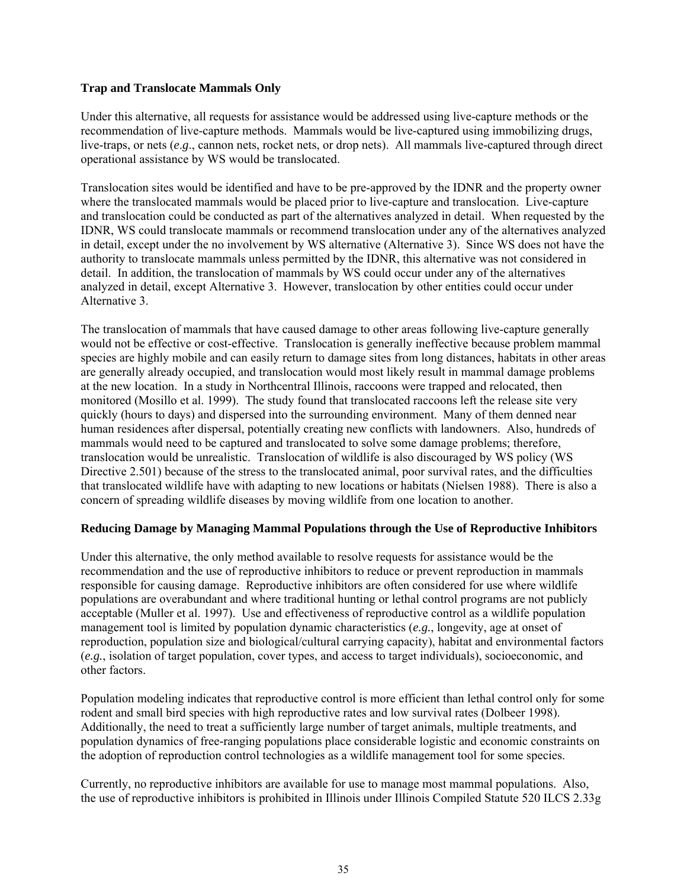**Trap and Translocate Mammals Only**

Under this alternative, all requests for assistance would be addressed using live-capture methods or the recommendation of live-capture methods. Mammals would be live-captured using immobilizing drugs, live-traps, or nets (*e.g*., cannon nets, rocket nets, or drop nets). All mammals live-captured through direct operational assistance by WS would be translocated.

Translocation sites would be identified and have to be pre-approved by the IDNR and the property owner where the translocated mammals would be placed prior to live-capture and translocation. Live-capture and translocation could be conducted as part of the alternatives analyzed in detail. When requested by the IDNR, WS could translocate mammals or recommend translocation under any of the alternatives analyzed in detail, except under the no involvement by WS alternative (Alternative 3). Since WS does not have the authority to translocate mammals unless permitted by the IDNR, this alternative was not considered in detail. In addition, the translocation of mammals by WS could occur under any of the alternatives analyzed in detail, except Alternative 3. However, translocation by other entities could occur under Alternative 3.

The translocation of mammals that have caused damage to other areas following live-capture generally would not be effective or cost-effective. Translocation is generally ineffective because problem mammal species are highly mobile and can easily return to damage sites from long distances, habitats in other areas are generally already occupied, and translocation would most likely result in mammal damage problems at the new location. In a study in Northcentral Illinois, raccoons were trapped and relocated, then monitored (Mosillo et al. 1999). The study found that translocated raccoons left the release site very quickly (hours to days) and dispersed into the surrounding environment. Many of them denned near human residences after dispersal, potentially creating new conflicts with landowners. Also, hundreds of mammals would need to be captured and translocated to solve some damage problems; therefore, translocation would be unrealistic. Translocation of wildlife is also discouraged by WS policy (WS Directive 2.501) because of the stress to the translocated animal, poor survival rates, and the difficulties that translocated wildlife have with adapting to new locations or habitats (Nielsen 1988). There is also a concern of spreading wildlife diseases by moving wildlife from one location to another.

**Reducing Damage by Managing Mammal Populations through the Use of Reproductive Inhibitors**

Under this alternative, the only method available to resolve requests for assistance would be the recommendation and the use of reproductive inhibitors to reduce or prevent reproduction in mammals responsible for causing damage. Reproductive inhibitors are often considered for use where wildlife populations are overabundant and where traditional hunting or lethal control programs are not publicly acceptable (Muller et al. 1997). Use and effectiveness of reproductive control as a wildlife population management tool is limited by population dynamic characteristics (*e.g.*, longevity, age at onset of reproduction, population size and biological/cultural carrying capacity), habitat and environmental factors (*e.g.*, isolation of target population, cover types, and access to target individuals), socioeconomic, and other factors.

Population modeling indicates that reproductive control is more efficient than lethal control only for some rodent and small bird species with high reproductive rates and low survival rates (Dolbeer 1998). Additionally, the need to treat a sufficiently large number of target animals, multiple treatments, and population dynamics of free-ranging populations place considerable logistic and economic constraints on the adoption of reproduction control technologies as a wildlife management tool for some species.

Currently, no reproductive inhibitors are available for use to manage most mammal populations. Also, the use of reproductive inhibitors is prohibited in Illinois under Illinois Compiled Statute 520 ILCS 2.33g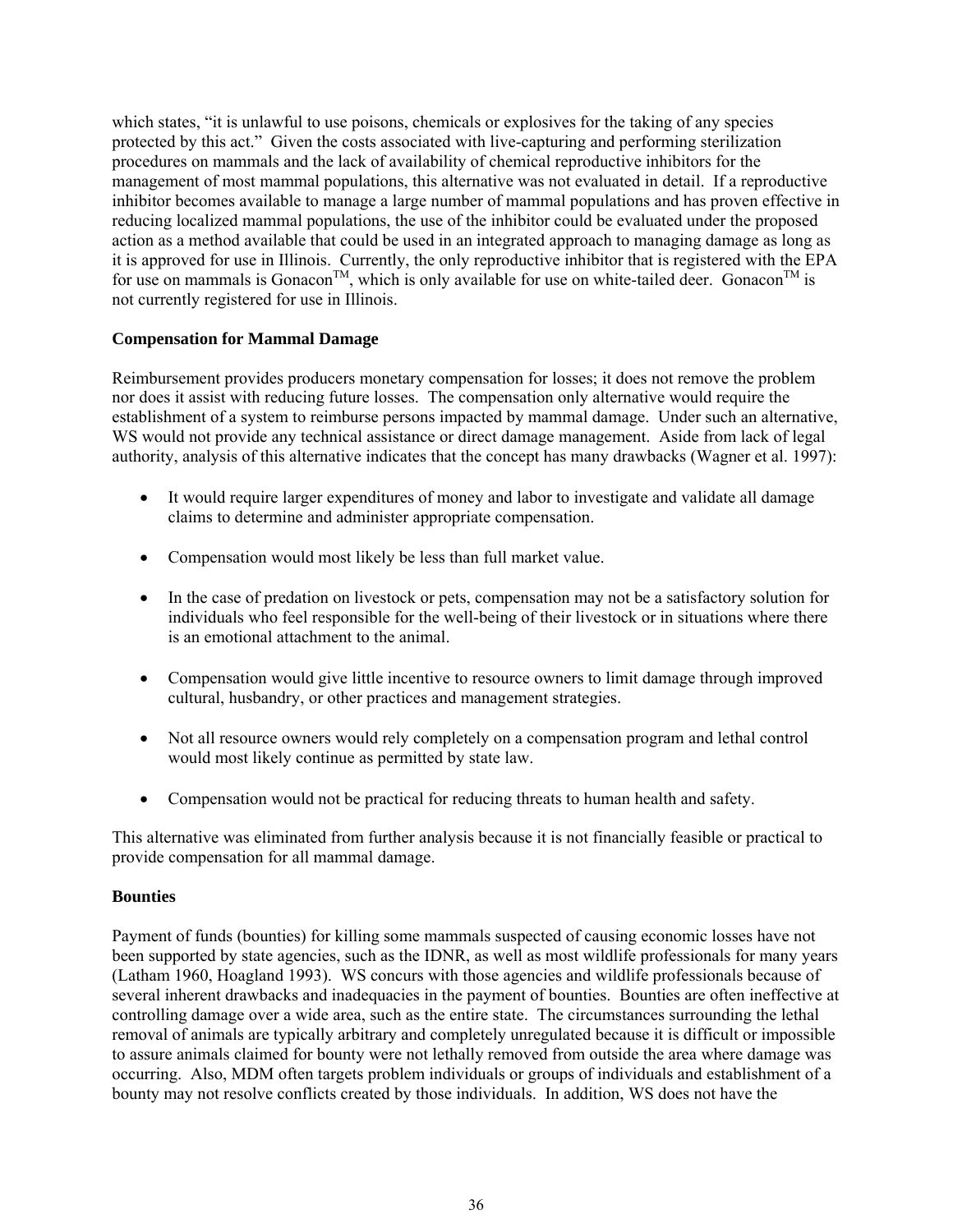which states, "it is unlawful to use poisons, chemicals or explosives for the taking of any species protected by this act." Given the costs associated with live-capturing and performing sterilization procedures on mammals and the lack of availability of chemical reproductive inhibitors for the management of most mammal populations, this alternative was not evaluated in detail. If a reproductive inhibitor becomes available to manage a large number of mammal populations and has proven effective in reducing localized mammal populations, the use of the inhibitor could be evaluated under the proposed action as a method available that could be used in an integrated approach to managing damage as long as it is approved for use in Illinois. Currently, the only reproductive inhibitor that is registered with the EPA for use on mammals is Gonacon™, which is only available for use on white-tailed deer. Gonacon™ is not currently registered for use in Illinois.

**Compensation for Mammal Damage**

Reimbursement provides producers monetary compensation for losses; it does not remove the problem nor does it assist with reducing future losses. The compensation only alternative would require the establishment of a system to reimburse persons impacted by mammal damage. Under such an alternative, WS would not provide any technical assistance or direct damage management. Aside from lack of legal authority, analysis of this alternative indicates that the concept has many drawbacks (Wagner et al. 1997):

- It would require larger expenditures of money and labor to investigate and validate all damage claims to determine and administer appropriate compensation.
- Compensation would most likely be less than full market value.
- In the case of predation on livestock or pets, compensation may not be a satisfactory solution for individuals who feel responsible for the well-being of their livestock or in situations where there is an emotional attachment to the animal.
- Compensation would give little incentive to resource owners to limit damage through improved cultural, husbandry, or other practices and management strategies.
- Not all resource owners would rely completely on a compensation program and lethal control would most likely continue as permitted by state law.
- Compensation would not be practical for reducing threats to human health and safety.

This alternative was eliminated from further analysis because it is not financially feasible or practical to provide compensation for all mammal damage.

**Bounties**

Payment of funds (bounties) for killing some mammals suspected of causing economic losses have not been supported by state agencies, such as the IDNR, as well as most wildlife professionals for many years (Latham 1960, Hoagland 1993). WS concurs with those agencies and wildlife professionals because of several inherent drawbacks and inadequacies in the payment of bounties. Bounties are often ineffective at controlling damage over a wide area, such as the entire state. The circumstances surrounding the lethal removal of animals are typically arbitrary and completely unregulated because it is difficult or impossible to assure animals claimed for bounty were not lethally removed from outside the area where damage was occurring. Also, MDM often targets problem individuals or groups of individuals and establishment of a bounty may not resolve conflicts created by those individuals. In addition, WS does not have the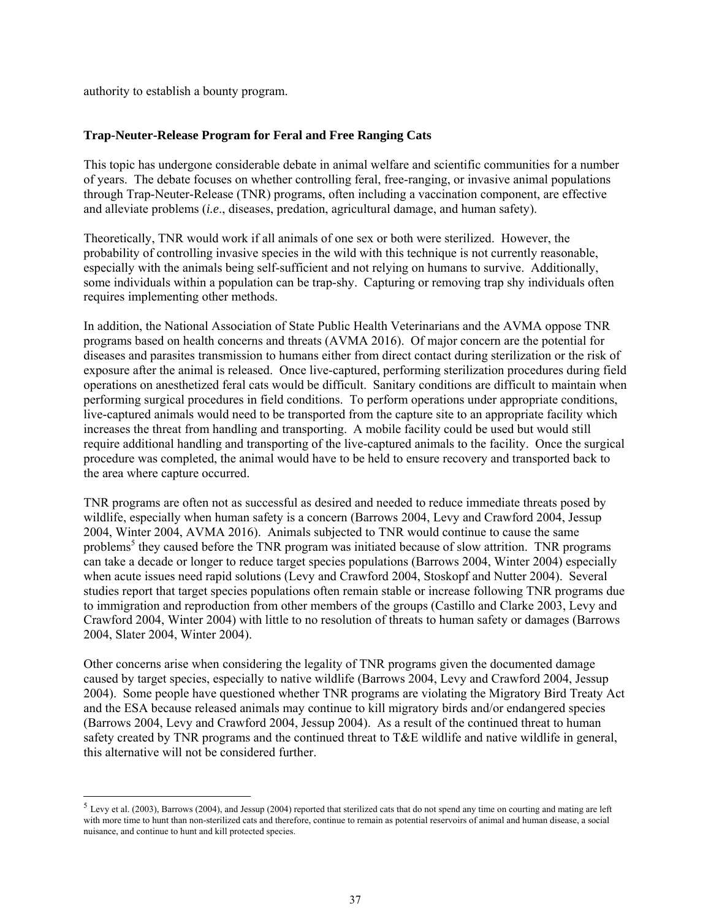authority to establish a bounty program.

**Trap-Neuter-Release Program for Feral and Free Ranging Cats**

This topic has undergone considerable debate in animal welfare and scientific communities for a number of years. The debate focuses on whether controlling feral, free-ranging, or invasive animal populations through Trap-Neuter-Release (TNR) programs, often including a vaccination component, are effective and alleviate problems (*i.e*., diseases, predation, agricultural damage, and human safety).

Theoretically, TNR would work if all animals of one sex or both were sterilized. However, the probability of controlling invasive species in the wild with this technique is not currently reasonable, especially with the animals being self-sufficient and not relying on humans to survive. Additionally, some individuals within a population can be trap-shy. Capturing or removing trap shy individuals often requires implementing other methods.

In addition, the National Association of State Public Health Veterinarians and the AVMA oppose TNR programs based on health concerns and threats (AVMA 2016). Of major concern are the potential for diseases and parasites transmission to humans either from direct contact during sterilization or the risk of exposure after the animal is released. Once live-captured, performing sterilization procedures during field operations on anesthetized feral cats would be difficult. Sanitary conditions are difficult to maintain when performing surgical procedures in field conditions. To perform operations under appropriate conditions, live-captured animals would need to be transported from the capture site to an appropriate facility which increases the threat from handling and transporting. A mobile facility could be used but would still require additional handling and transporting of the live-captured animals to the facility. Once the surgical procedure was completed, the animal would have to be held to ensure recovery and transported back to the area where capture occurred.

TNR programs are often not as successful as desired and needed to reduce immediate threats posed by wildlife, especially when human safety is a concern (Barrows 2004, Levy and Crawford 2004, Jessup 2004, Winter 2004, AVMA 2016). Animals subjected to TNR would continue to cause the same problems[5] they caused before the TNR program was initiated because of slow attrition. TNR programs can take a decade or longer to reduce target species populations (Barrows 2004, Winter 2004) especially when acute issues need rapid solutions (Levy and Crawford 2004, Stoskopf and Nutter 2004). Several studies report that target species populations often remain stable or increase following TNR programs due to immigration and reproduction from other members of the groups (Castillo and Clarke 2003, Levy and Crawford 2004, Winter 2004) with little to no resolution of threats to human safety or damages (Barrows 2004, Slater 2004, Winter 2004).

Other concerns arise when considering the legality of TNR programs given the documented damage caused by target species, especially to native wildlife (Barrows 2004, Levy and Crawford 2004, Jessup 2004). Some people have questioned whether TNR programs are violating the Migratory Bird Treaty Act and the ESA because released animals may continue to kill migratory birds and/or endangered species (Barrows 2004, Levy and Crawford 2004, Jessup 2004). As a result of the continued threat to human safety created by TNR programs and the continued threat to T&E wildlife and native wildlife in general, this alternative will not be considered further.

[5] Levy et al. (2003), Barrows (2004), and Jessup (2004) reported that sterilized cats that do not spend any time on courting and mating are left with more time to hunt than non-sterilized cats and therefore, continue to remain as potential reservoirs of animal and human disease, a social nuisance, and continue to hunt and kill protected species.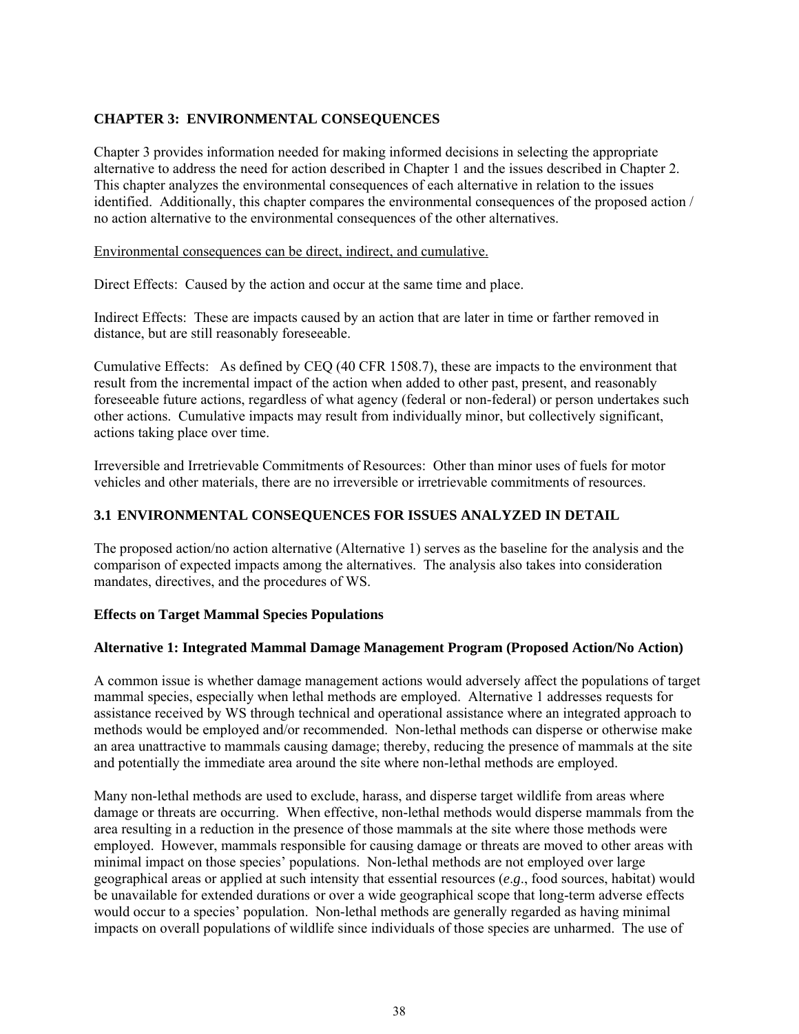# CHAPTER 3: ENVIRONMENTAL CONSEQUENCES

Chapter 3 provides information needed for making informed decisions in selecting the appropriate alternative to address the need for action described in Chapter 1 and the issues described in Chapter 2. This chapter analyzes the environmental consequences of each alternative in relation to the issues identified. Additionally, this chapter compares the environmental consequences of the proposed action / no action alternative to the environmental consequences of the other alternatives.

<u>Environmental consequences can be direct, indirect, and cumulative.</u>

Direct Effects: Caused by the action and occur at the same time and place.

Indirect Effects: These are impacts caused by an action that are later in time or farther removed in distance, but are still reasonably foreseeable.

Cumulative Effects: As defined by CEQ (40 CFR 1508.7), these are impacts to the environment that result from the incremental impact of the action when added to other past, present, and reasonably foreseeable future actions, regardless of what agency (federal or non-federal) or person undertakes such other actions. Cumulative impacts may result from individually minor, but collectively significant, actions taking place over time.

Irreversible and Irretrievable Commitments of Resources: Other than minor uses of fuels for motor vehicles and other materials, there are no irreversible or irretrievable commitments of resources.

## 3.1 ENVIRONMENTAL CONSEQUENCES FOR ISSUES ANALYZED IN DETAIL

The proposed action/no action alternative (Alternative 1) serves as the baseline for the analysis and the comparison of expected impacts among the alternatives. The analysis also takes into consideration mandates, directives, and the procedures of WS.

### Effects on Target Mammal Species Populations

### Alternative 1: Integrated Mammal Damage Management Program (Proposed Action/No Action)

A common issue is whether damage management actions would adversely affect the populations of target mammal species, especially when lethal methods are employed. Alternative 1 addresses requests for assistance received by WS through technical and operational assistance where an integrated approach to methods would be employed and/or recommended. Non-lethal methods can disperse or otherwise make an area unattractive to mammals causing damage; thereby, reducing the presence of mammals at the site and potentially the immediate area around the site where non-lethal methods are employed.

Many non-lethal methods are used to exclude, harass, and disperse target wildlife from areas where damage or threats are occurring. When effective, non-lethal methods would disperse mammals from the area resulting in a reduction in the presence of those mammals at the site where those methods were employed. However, mammals responsible for causing damage or threats are moved to other areas with minimal impact on those species' populations. Non-lethal methods are not employed over large geographical areas or applied at such intensity that essential resources (*e.g.*, food sources, habitat) would be unavailable for extended durations or over a wide geographical scope that long-term adverse effects would occur to a species' population. Non-lethal methods are generally regarded as having minimal impacts on overall populations of wildlife since individuals of those species are unharmed. The use of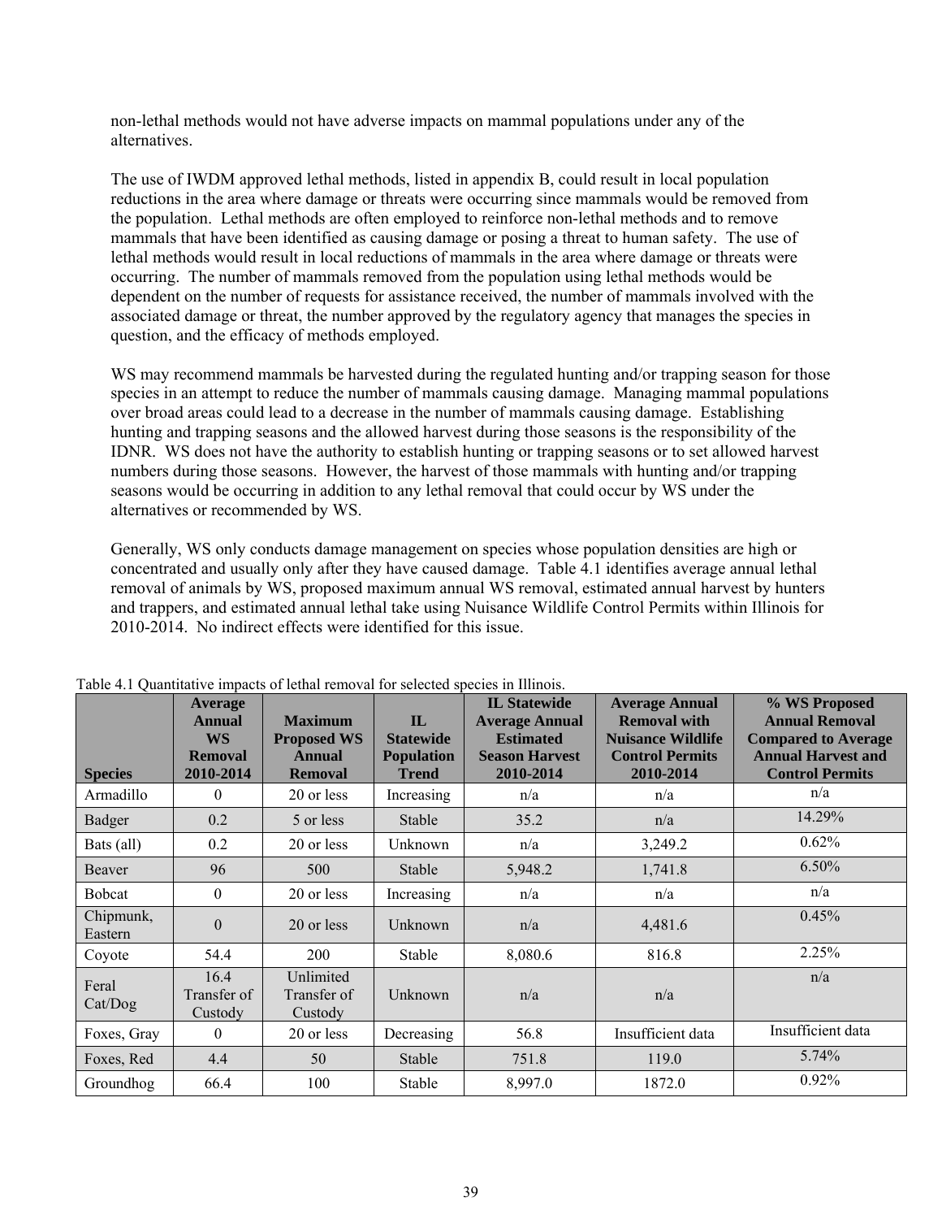non-lethal methods would not have adverse impacts on mammal populations under any of the alternatives.

The use of IWDM approved lethal methods, listed in appendix B, could result in local population reductions in the area where damage or threats were occurring since mammals would be removed from the population. Lethal methods are often employed to reinforce non-lethal methods and to remove mammals that have been identified as causing damage or posing a threat to human safety. The use of lethal methods would result in local reductions of mammals in the area where damage or threats were occurring. The number of mammals removed from the population using lethal methods would be dependent on the number of requests for assistance received, the number of mammals involved with the associated damage or threat, the number approved by the regulatory agency that manages the species in question, and the efficacy of methods employed.

WS may recommend mammals be harvested during the regulated hunting and/or trapping season for those species in an attempt to reduce the number of mammals causing damage. Managing mammal populations over broad areas could lead to a decrease in the number of mammals causing damage. Establishing hunting and trapping seasons and the allowed harvest during those seasons is the responsibility of the IDNR. WS does not have the authority to establish hunting or trapping seasons or to set allowed harvest numbers during those seasons. However, the harvest of those mammals with hunting and/or trapping seasons would be occurring in addition to any lethal removal that could occur by WS under the alternatives or recommended by WS.

Generally, WS only conducts damage management on species whose population densities are high or concentrated and usually only after they have caused damage. Table 4.1 identifies average annual lethal removal of animals by WS, proposed maximum annual WS removal, estimated annual harvest by hunters and trappers, and estimated annual lethal take using Nuisance Wildlife Control Permits within Illinois for 2010-2014. No indirect effects were identified for this issue.

Table 4.1 Quantitative impacts of lethal removal for selected species in Illinois.

| Species | Average Annual WS Removal 2010-2014 | Maximum Proposed WS Annual Removal | IL Statewide Population Trend | IL Statewide Average Annual Estimated Season Harvest 2010-2014 | Average Annual Removal with Nuisance Wildlife Control Permits 2010-2014 | % WS Proposed Annual Removal Compared to Average Annual Harvest and Control Permits |
|---|---|---|---|---|---|---|
| Armadillo | 0 | 20 or less | Increasing | n/a | n/a | n/a |
| Badger | 0.2 | 5 or less | Stable | 35.2 | n/a | 14.29% |
| Bats (all) | 0.2 | 20 or less | Unknown | n/a | 3,249.2 | 0.62% |
| Beaver | 96 | 500 | Stable | 5,948.2 | 1,741.8 | 6.50% |
| Bobcat | 0 | 20 or less | Increasing | n/a | n/a | n/a |
| Chipmunk, Eastern | 0 | 20 or less | Unknown | n/a | 4,481.6 | 0.45% |
| Coyote | 54.4 | 200 | Stable | 8,080.6 | 816.8 | 2.25% |
| Feral Cat/Dog | 16.4 Transfer of Custody | Unlimited Transfer of Custody | Unknown | n/a | n/a | n/a |
| Foxes, Gray | 0 | 20 or less | Decreasing | 56.8 | Insufficient data | Insufficient data |
| Foxes, Red | 4.4 | 50 | Stable | 751.8 | 119.0 | 5.74% |
| Groundhog | 66.4 | 100 | Stable | 8,997.0 | 1872.0 | 0.92% |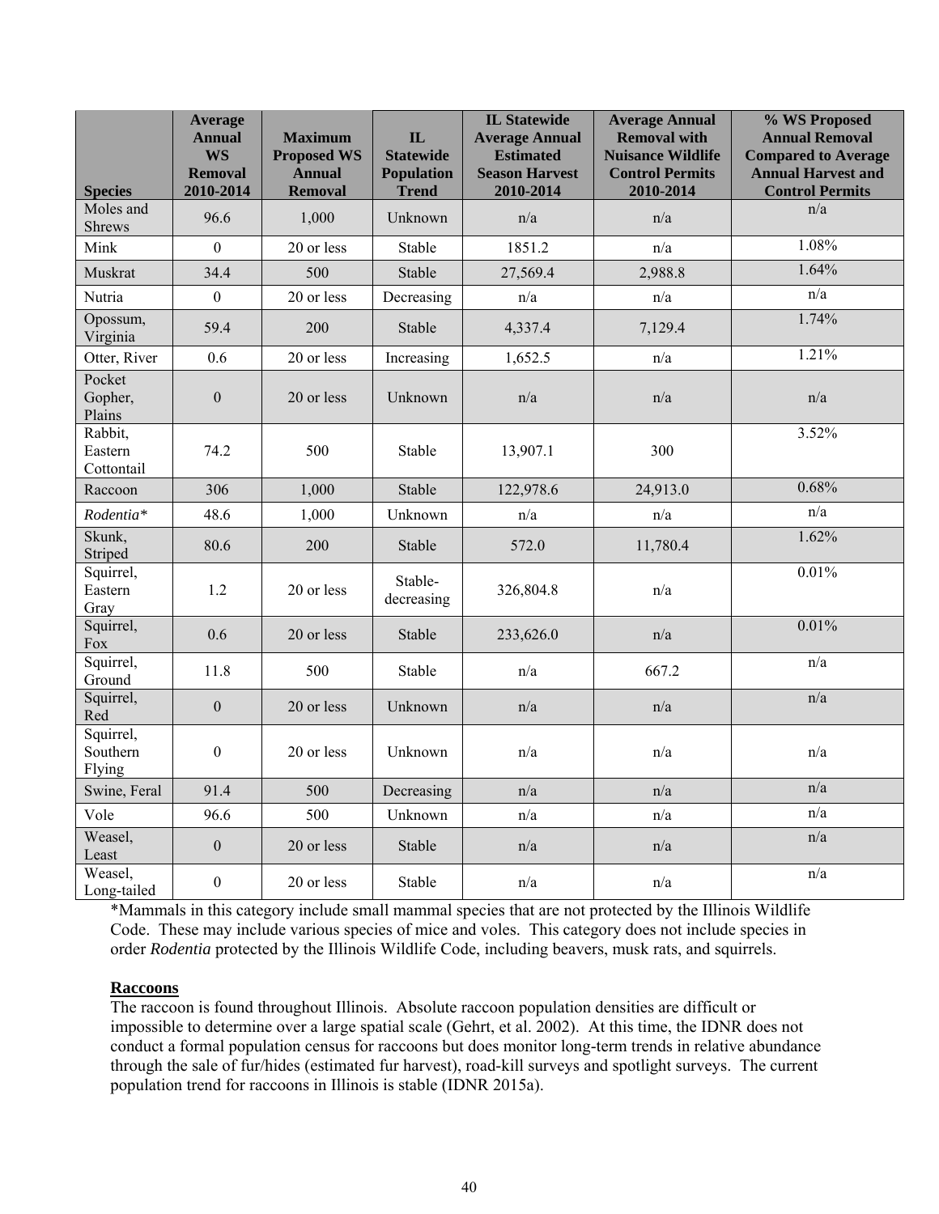| Species | Average Annual WS Removal 2010-2014 | Maximum Proposed WS Annual Removal | IL Statewide Population Trend | IL Statewide Average Annual Estimated Season Harvest 2010-2014 | Average Annual Removal with Nuisance Wildlife Control Permits 2010-2014 | % WS Proposed Annual Removal Compared to Average Annual Harvest and Control Permits |
|---|---|---|---|---|---|---|
| Moles and Shrews | 96.6 | 1,000 | Unknown | n/a | n/a | n/a |
| Mink | 0 | 20 or less | Stable | 1851.2 | n/a | 1.08% |
| Muskrat | 34.4 | 500 | Stable | 27,569.4 | 2,988.8 | 1.64% |
| Nutria | 0 | 20 or less | Decreasing | n/a | n/a | n/a |
| Opossum, Virginia | 59.4 | 200 | Stable | 4,337.4 | 7,129.4 | 1.74% |
| Otter, River | 0.6 | 20 or less | Increasing | 1,652.5 | n/a | 1.21% |
| Pocket Gopher, Plains | 0 | 20 or less | Unknown | n/a | n/a | n/a |
| Rabbit, Eastern Cottontail | 74.2 | 500 | Stable | 13,907.1 | 300 | 3.52% |
| Raccoon | 306 | 1,000 | Stable | 122,978.6 | 24,913.0 | 0.68% |
| *Rodentia** | 48.6 | 1,000 | Unknown | n/a | n/a | n/a |
| Skunk, Striped | 80.6 | 200 | Stable | 572.0 | 11,780.4 | 1.62% |
| Squirrel, Eastern Gray | 1.2 | 20 or less | Stable-decreasing | 326,804.8 | n/a | 0.01% |
| Squirrel, Fox | 0.6 | 20 or less | Stable | 233,626.0 | n/a | 0.01% |
| Squirrel, Ground | 11.8 | 500 | Stable | n/a | 667.2 | n/a |
| Squirrel, Red | 0 | 20 or less | Unknown | n/a | n/a | n/a |
| Squirrel, Southern Flying | 0 | 20 or less | Unknown | n/a | n/a | n/a |
| Swine, Feral | 91.4 | 500 | Decreasing | n/a | n/a | n/a |
| Vole | 96.6 | 500 | Unknown | n/a | n/a | n/a |
| Weasel, Least | 0 | 20 or less | Stable | n/a | n/a | n/a |
| Weasel, Long-tailed | 0 | 20 or less | Stable | n/a | n/a | n/a |

*Mammals in this category include small mammal species that are not protected by the Illinois Wildlife Code. These may include various species of mice and voles. This category does not include species in order *Rodentia* protected by the Illinois Wildlife Code, including beavers, musk rats, and squirrels.

**Raccoons**

The raccoon is found throughout Illinois. Absolute raccoon population densities are difficult or impossible to determine over a large spatial scale (Gehrt, et al. 2002). At this time, the IDNR does not conduct a formal population census for raccoons but does monitor long-term trends in relative abundance through the sale of fur/hides (estimated fur harvest), road-kill surveys and spotlight surveys. The current population trend for raccoons in Illinois is stable (IDNR 2015a).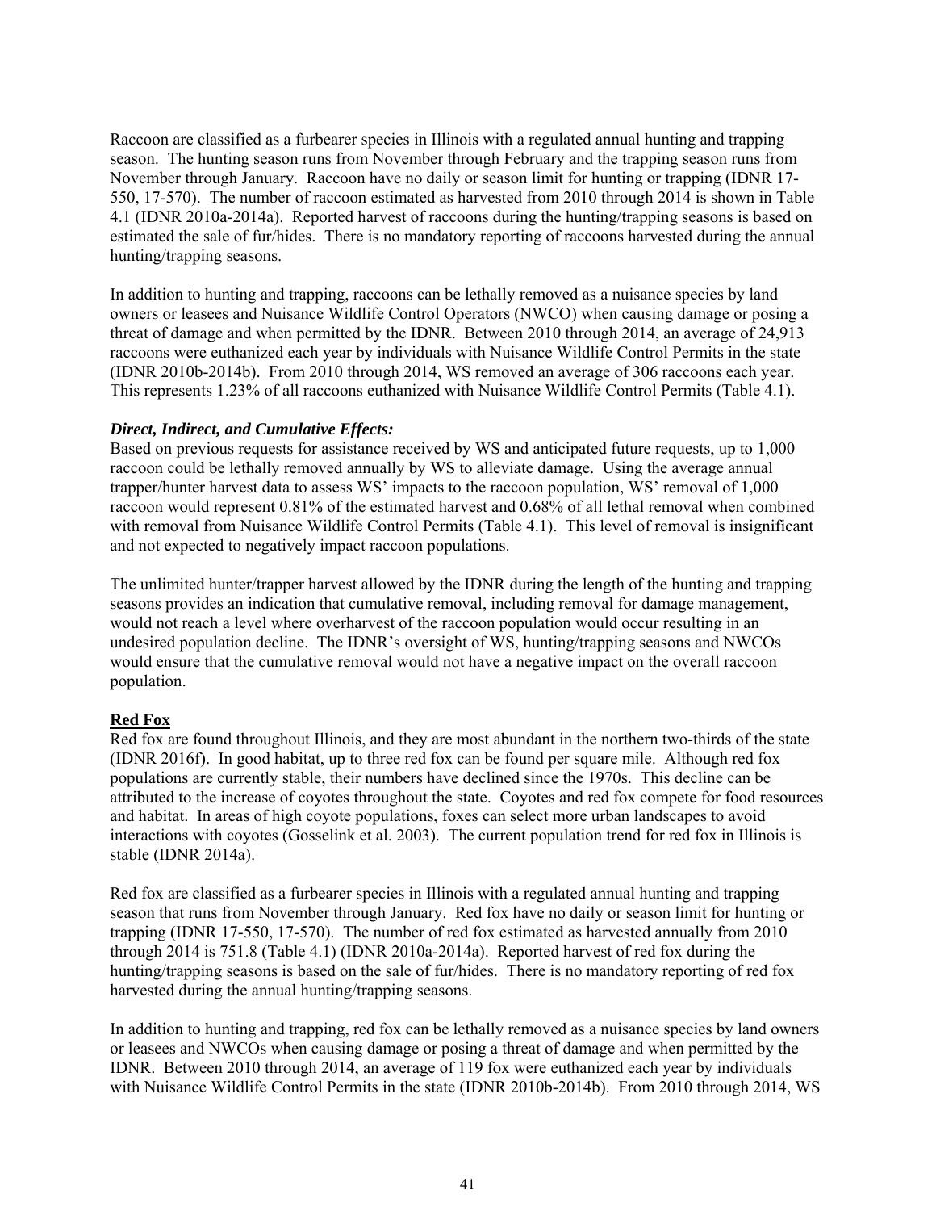Raccoon are classified as a furbearer species in Illinois with a regulated annual hunting and trapping season. The hunting season runs from November through February and the trapping season runs from November through January. Raccoon have no daily or season limit for hunting or trapping (IDNR 17-550, 17-570). The number of raccoon estimated as harvested from 2010 through 2014 is shown in Table 4.1 (IDNR 2010a-2014a). Reported harvest of raccoons during the hunting/trapping seasons is based on estimated the sale of fur/hides. There is no mandatory reporting of raccoons harvested during the annual hunting/trapping seasons.

In addition to hunting and trapping, raccoons can be lethally removed as a nuisance species by land owners or leasees and Nuisance Wildlife Control Operators (NWCO) when causing damage or posing a threat of damage and when permitted by the IDNR. Between 2010 through 2014, an average of 24,913 raccoons were euthanized each year by individuals with Nuisance Wildlife Control Permits in the state (IDNR 2010b-2014b). From 2010 through 2014, WS removed an average of 306 raccoons each year. This represents 1.23% of all raccoons euthanized with Nuisance Wildlife Control Permits (Table 4.1).

***Direct, Indirect, and Cumulative Effects:***

Based on previous requests for assistance received by WS and anticipated future requests, up to 1,000 raccoon could be lethally removed annually by WS to alleviate damage. Using the average annual trapper/hunter harvest data to assess WS' impacts to the raccoon population, WS' removal of 1,000 raccoon would represent 0.81% of the estimated harvest and 0.68% of all lethal removal when combined with removal from Nuisance Wildlife Control Permits (Table 4.1). This level of removal is insignificant and not expected to negatively impact raccoon populations.

The unlimited hunter/trapper harvest allowed by the IDNR during the length of the hunting and trapping seasons provides an indication that cumulative removal, including removal for damage management, would not reach a level where overharvest of the raccoon population would occur resulting in an undesired population decline. The IDNR's oversight of WS, hunting/trapping seasons and NWCOs would ensure that the cumulative removal would not have a negative impact on the overall raccoon population.

**Red Fox**

Red fox are found throughout Illinois, and they are most abundant in the northern two-thirds of the state (IDNR 2016f). In good habitat, up to three red fox can be found per square mile. Although red fox populations are currently stable, their numbers have declined since the 1970s. This decline can be attributed to the increase of coyotes throughout the state. Coyotes and red fox compete for food resources and habitat. In areas of high coyote populations, foxes can select more urban landscapes to avoid interactions with coyotes (Gosselink et al. 2003). The current population trend for red fox in Illinois is stable (IDNR 2014a).

Red fox are classified as a furbearer species in Illinois with a regulated annual hunting and trapping season that runs from November through January. Red fox have no daily or season limit for hunting or trapping (IDNR 17-550, 17-570). The number of red fox estimated as harvested annually from 2010 through 2014 is 751.8 (Table 4.1) (IDNR 2010a-2014a). Reported harvest of red fox during the hunting/trapping seasons is based on the sale of fur/hides. There is no mandatory reporting of red fox harvested during the annual hunting/trapping seasons.

In addition to hunting and trapping, red fox can be lethally removed as a nuisance species by land owners or leasees and NWCOs when causing damage or posing a threat of damage and when permitted by the IDNR. Between 2010 through 2014, an average of 119 fox were euthanized each year by individuals with Nuisance Wildlife Control Permits in the state (IDNR 2010b-2014b). From 2010 through 2014, WS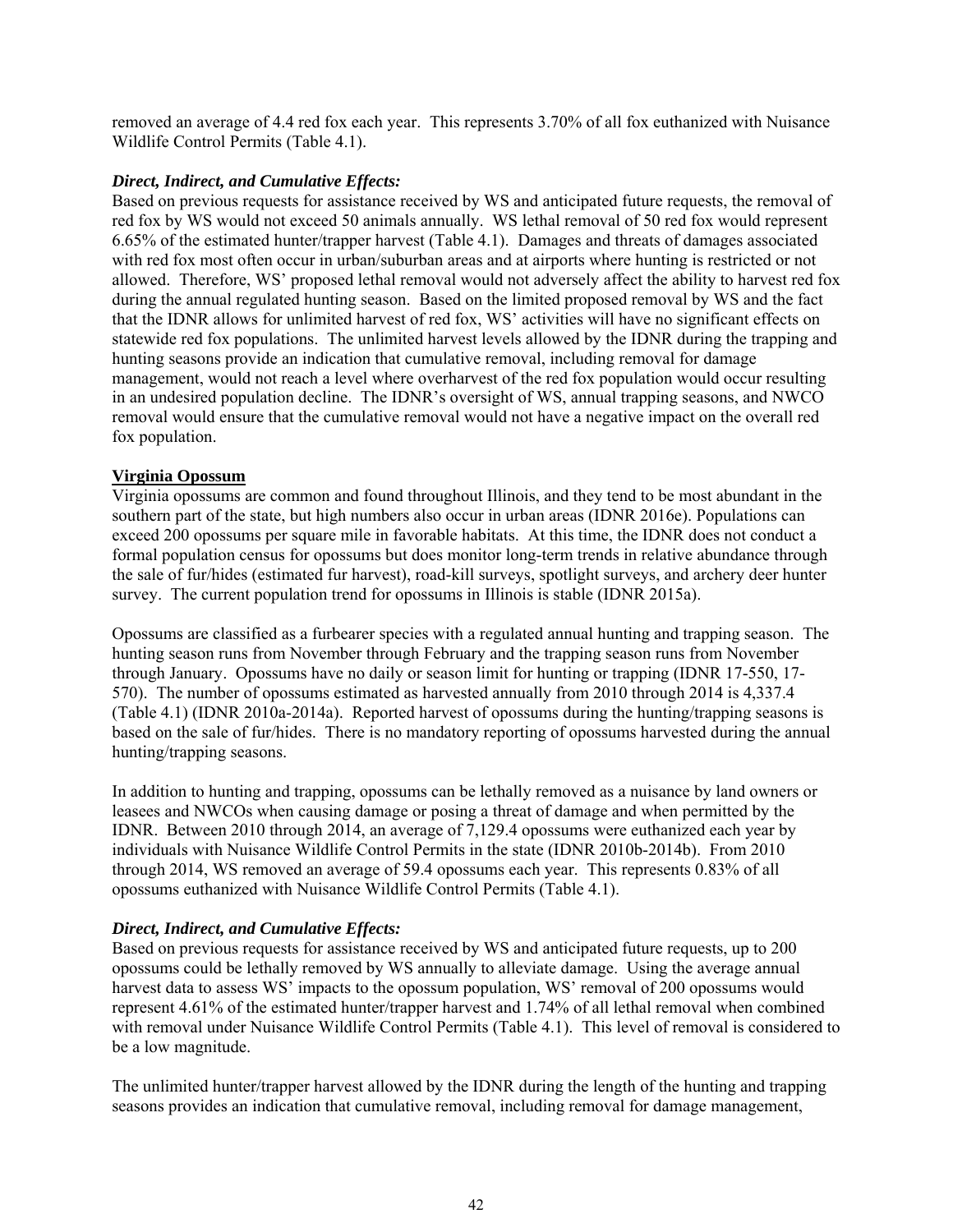removed an average of 4.4 red fox each year. This represents 3.70% of all fox euthanized with Nuisance Wildlife Control Permits (Table 4.1).

***Direct, Indirect, and Cumulative Effects:***

Based on previous requests for assistance received by WS and anticipated future requests, the removal of red fox by WS would not exceed 50 animals annually. WS lethal removal of 50 red fox would represent 6.65% of the estimated hunter/trapper harvest (Table 4.1). Damages and threats of damages associated with red fox most often occur in urban/suburban areas and at airports where hunting is restricted or not allowed. Therefore, WS' proposed lethal removal would not adversely affect the ability to harvest red fox during the annual regulated hunting season. Based on the limited proposed removal by WS and the fact that the IDNR allows for unlimited harvest of red fox, WS' activities will have no significant effects on statewide red fox populations. The unlimited harvest levels allowed by the IDNR during the trapping and hunting seasons provide an indication that cumulative removal, including removal for damage management, would not reach a level where overharvest of the red fox population would occur resulting in an undesired population decline. The IDNR's oversight of WS, annual trapping seasons, and NWCO removal would ensure that the cumulative removal would not have a negative impact on the overall red fox population.

**Virginia Opossum**

Virginia opossums are common and found throughout Illinois, and they tend to be most abundant in the southern part of the state, but high numbers also occur in urban areas (IDNR 2016e). Populations can exceed 200 opossums per square mile in favorable habitats. At this time, the IDNR does not conduct a formal population census for opossums but does monitor long-term trends in relative abundance through the sale of fur/hides (estimated fur harvest), road-kill surveys, spotlight surveys, and archery deer hunter survey. The current population trend for opossums in Illinois is stable (IDNR 2015a).

Opossums are classified as a furbearer species with a regulated annual hunting and trapping season. The hunting season runs from November through February and the trapping season runs from November through January. Opossums have no daily or season limit for hunting or trapping (IDNR 17-550, 17-570). The number of opossums estimated as harvested annually from 2010 through 2014 is 4,337.4 (Table 4.1) (IDNR 2010a-2014a). Reported harvest of opossums during the hunting/trapping seasons is based on the sale of fur/hides. There is no mandatory reporting of opossums harvested during the annual hunting/trapping seasons.

In addition to hunting and trapping, opossums can be lethally removed as a nuisance by land owners or leasees and NWCOs when causing damage or posing a threat of damage and when permitted by the IDNR. Between 2010 through 2014, an average of 7,129.4 opossums were euthanized each year by individuals with Nuisance Wildlife Control Permits in the state (IDNR 2010b-2014b). From 2010 through 2014, WS removed an average of 59.4 opossums each year. This represents 0.83% of all opossums euthanized with Nuisance Wildlife Control Permits (Table 4.1).

***Direct, Indirect, and Cumulative Effects:***

Based on previous requests for assistance received by WS and anticipated future requests, up to 200 opossums could be lethally removed by WS annually to alleviate damage. Using the average annual harvest data to assess WS' impacts to the opossum population, WS' removal of 200 opossums would represent 4.61% of the estimated hunter/trapper harvest and 1.74% of all lethal removal when combined with removal under Nuisance Wildlife Control Permits (Table 4.1). This level of removal is considered to be a low magnitude.

The unlimited hunter/trapper harvest allowed by the IDNR during the length of the hunting and trapping seasons provides an indication that cumulative removal, including removal for damage management,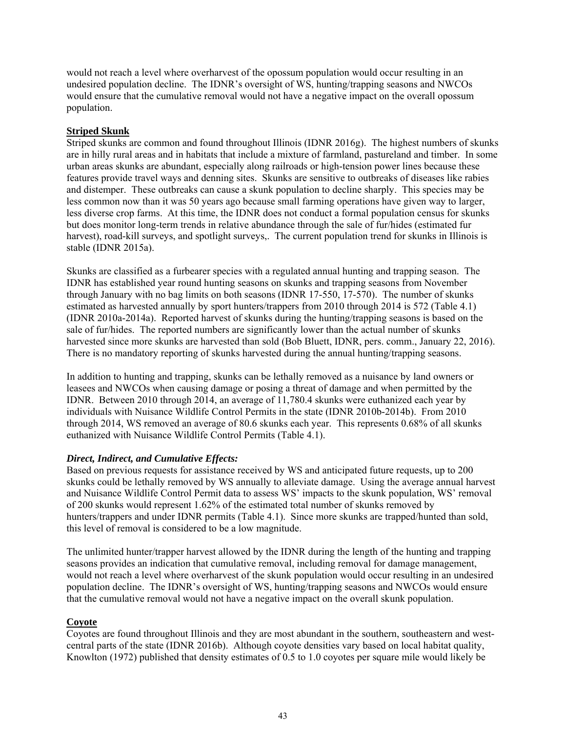would not reach a level where overharvest of the opossum population would occur resulting in an undesired population decline. The IDNR's oversight of WS, hunting/trapping seasons and NWCOs would ensure that the cumulative removal would not have a negative impact on the overall opossum population.

**Striped Skunk**

Striped skunks are common and found throughout Illinois (IDNR 2016g). The highest numbers of skunks are in hilly rural areas and in habitats that include a mixture of farmland, pastureland and timber. In some urban areas skunks are abundant, especially along railroads or high-tension power lines because these features provide travel ways and denning sites. Skunks are sensitive to outbreaks of diseases like rabies and distemper. These outbreaks can cause a skunk population to decline sharply. This species may be less common now than it was 50 years ago because small farming operations have given way to larger, less diverse crop farms. At this time, the IDNR does not conduct a formal population census for skunks but does monitor long-term trends in relative abundance through the sale of fur/hides (estimated fur harvest), road-kill surveys, and spotlight surveys,. The current population trend for skunks in Illinois is stable (IDNR 2015a).

Skunks are classified as a furbearer species with a regulated annual hunting and trapping season. The IDNR has established year round hunting seasons on skunks and trapping seasons from November through January with no bag limits on both seasons (IDNR 17-550, 17-570). The number of skunks estimated as harvested annually by sport hunters/trappers from 2010 through 2014 is 572 (Table 4.1) (IDNR 2010a-2014a). Reported harvest of skunks during the hunting/trapping seasons is based on the sale of fur/hides. The reported numbers are significantly lower than the actual number of skunks harvested since more skunks are harvested than sold (Bob Bluett, IDNR, pers. comm., January 22, 2016). There is no mandatory reporting of skunks harvested during the annual hunting/trapping seasons.

In addition to hunting and trapping, skunks can be lethally removed as a nuisance by land owners or leasees and NWCOs when causing damage or posing a threat of damage and when permitted by the IDNR. Between 2010 through 2014, an average of 11,780.4 skunks were euthanized each year by individuals with Nuisance Wildlife Control Permits in the state (IDNR 2010b-2014b). From 2010 through 2014, WS removed an average of 80.6 skunks each year. This represents 0.68% of all skunks euthanized with Nuisance Wildlife Control Permits (Table 4.1).

***Direct, Indirect, and Cumulative Effects:***

Based on previous requests for assistance received by WS and anticipated future requests, up to 200 skunks could be lethally removed by WS annually to alleviate damage. Using the average annual harvest and Nuisance Wildlife Control Permit data to assess WS' impacts to the skunk population, WS' removal of 200 skunks would represent 1.62% of the estimated total number of skunks removed by hunters/trappers and under IDNR permits (Table 4.1). Since more skunks are trapped/hunted than sold, this level of removal is considered to be a low magnitude.

The unlimited hunter/trapper harvest allowed by the IDNR during the length of the hunting and trapping seasons provides an indication that cumulative removal, including removal for damage management, would not reach a level where overharvest of the skunk population would occur resulting in an undesired population decline. The IDNR's oversight of WS, hunting/trapping seasons and NWCOs would ensure that the cumulative removal would not have a negative impact on the overall skunk population.

**Coyote**

Coyotes are found throughout Illinois and they are most abundant in the southern, southeastern and west-central parts of the state (IDNR 2016b). Although coyote densities vary based on local habitat quality, Knowlton (1972) published that density estimates of 0.5 to 1.0 coyotes per square mile would likely be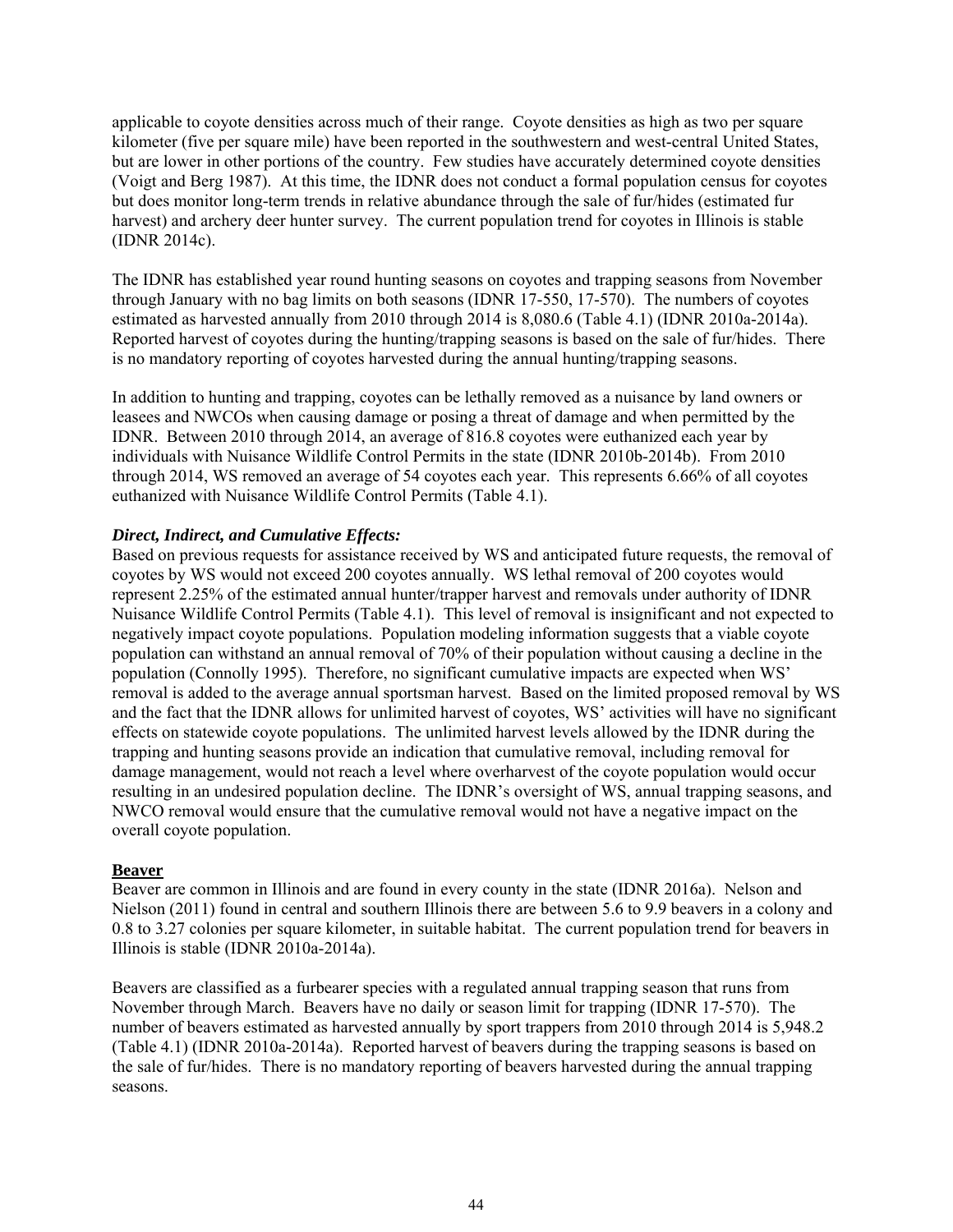applicable to coyote densities across much of their range. Coyote densities as high as two per square kilometer (five per square mile) have been reported in the southwestern and west-central United States, but are lower in other portions of the country. Few studies have accurately determined coyote densities (Voigt and Berg 1987). At this time, the IDNR does not conduct a formal population census for coyotes but does monitor long-term trends in relative abundance through the sale of fur/hides (estimated fur harvest) and archery deer hunter survey. The current population trend for coyotes in Illinois is stable (IDNR 2014c).

The IDNR has established year round hunting seasons on coyotes and trapping seasons from November through January with no bag limits on both seasons (IDNR 17-550, 17-570). The numbers of coyotes estimated as harvested annually from 2010 through 2014 is 8,080.6 (Table 4.1) (IDNR 2010a-2014a). Reported harvest of coyotes during the hunting/trapping seasons is based on the sale of fur/hides. There is no mandatory reporting of coyotes harvested during the annual hunting/trapping seasons.

In addition to hunting and trapping, coyotes can be lethally removed as a nuisance by land owners or leasees and NWCOs when causing damage or posing a threat of damage and when permitted by the IDNR. Between 2010 through 2014, an average of 816.8 coyotes were euthanized each year by individuals with Nuisance Wildlife Control Permits in the state (IDNR 2010b-2014b). From 2010 through 2014, WS removed an average of 54 coyotes each year. This represents 6.66% of all coyotes euthanized with Nuisance Wildlife Control Permits (Table 4.1).

***Direct, Indirect, and Cumulative Effects:***
Based on previous requests for assistance received by WS and anticipated future requests, the removal of coyotes by WS would not exceed 200 coyotes annually. WS lethal removal of 200 coyotes would represent 2.25% of the estimated annual hunter/trapper harvest and removals under authority of IDNR Nuisance Wildlife Control Permits (Table 4.1). This level of removal is insignificant and not expected to negatively impact coyote populations. Population modeling information suggests that a viable coyote population can withstand an annual removal of 70% of their population without causing a decline in the population (Connolly 1995). Therefore, no significant cumulative impacts are expected when WS' removal is added to the average annual sportsman harvest. Based on the limited proposed removal by WS and the fact that the IDNR allows for unlimited harvest of coyotes, WS' activities will have no significant effects on statewide coyote populations. The unlimited harvest levels allowed by the IDNR during the trapping and hunting seasons provide an indication that cumulative removal, including removal for damage management, would not reach a level where overharvest of the coyote population would occur resulting in an undesired population decline. The IDNR's oversight of WS, annual trapping seasons, and NWCO removal would ensure that the cumulative removal would not have a negative impact on the overall coyote population.

**Beaver**
Beaver are common in Illinois and are found in every county in the state (IDNR 2016a). Nelson and Nielson (2011) found in central and southern Illinois there are between 5.6 to 9.9 beavers in a colony and 0.8 to 3.27 colonies per square kilometer, in suitable habitat. The current population trend for beavers in Illinois is stable (IDNR 2010a-2014a).

Beavers are classified as a furbearer species with a regulated annual trapping season that runs from November through March. Beavers have no daily or season limit for trapping (IDNR 17-570). The number of beavers estimated as harvested annually by sport trappers from 2010 through 2014 is 5,948.2 (Table 4.1) (IDNR 2010a-2014a). Reported harvest of beavers during the trapping seasons is based on the sale of fur/hides. There is no mandatory reporting of beavers harvested during the annual trapping seasons.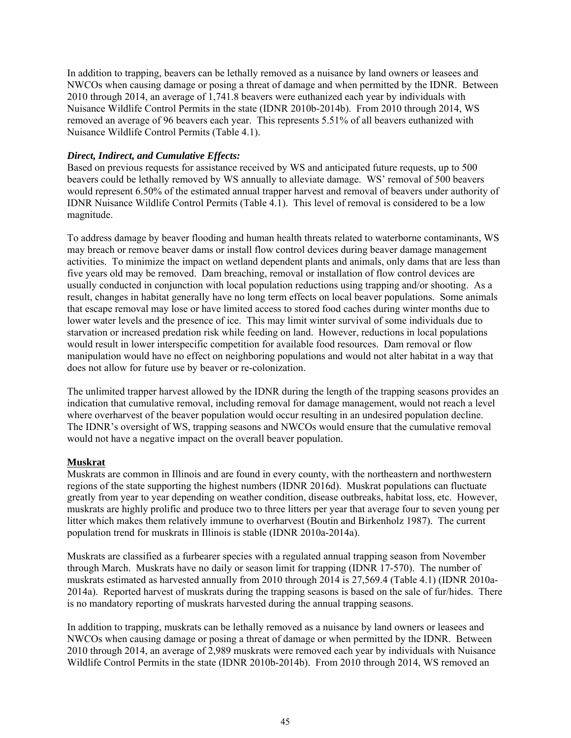In addition to trapping, beavers can be lethally removed as a nuisance by land owners or leasees and NWCOs when causing damage or posing a threat of damage and when permitted by the IDNR. Between 2010 through 2014, an average of 1,741.8 beavers were euthanized each year by individuals with Nuisance Wildlife Control Permits in the state (IDNR 2010b-2014b). From 2010 through 2014, WS removed an average of 96 beavers each year. This represents 5.51% of all beavers euthanized with Nuisance Wildlife Control Permits (Table 4.1).

***Direct, Indirect, and Cumulative Effects:***

Based on previous requests for assistance received by WS and anticipated future requests, up to 500 beavers could be lethally removed by WS annually to alleviate damage. WS' removal of 500 beavers would represent 6.50% of the estimated annual trapper harvest and removal of beavers under authority of IDNR Nuisance Wildlife Control Permits (Table 4.1). This level of removal is considered to be a low magnitude.

To address damage by beaver flooding and human health threats related to waterborne contaminants, WS may breach or remove beaver dams or install flow control devices during beaver damage management activities. To minimize the impact on wetland dependent plants and animals, only dams that are less than five years old may be removed. Dam breaching, removal or installation of flow control devices are usually conducted in conjunction with local population reductions using trapping and/or shooting. As a result, changes in habitat generally have no long term effects on local beaver populations. Some animals that escape removal may lose or have limited access to stored food caches during winter months due to lower water levels and the presence of ice. This may limit winter survival of some individuals due to starvation or increased predation risk while feeding on land. However, reductions in local populations would result in lower interspecific competition for available food resources. Dam removal or flow manipulation would have no effect on neighboring populations and would not alter habitat in a way that does not allow for future use by beaver or re-colonization.

The unlimited trapper harvest allowed by the IDNR during the length of the trapping seasons provides an indication that cumulative removal, including removal for damage management, would not reach a level where overharvest of the beaver population would occur resulting in an undesired population decline. The IDNR's oversight of WS, trapping seasons and NWCOs would ensure that the cumulative removal would not have a negative impact on the overall beaver population.

**Muskrat**

Muskrats are common in Illinois and are found in every county, with the northeastern and northwestern regions of the state supporting the highest numbers (IDNR 2016d). Muskrat populations can fluctuate greatly from year to year depending on weather condition, disease outbreaks, habitat loss, etc. However, muskrats are highly prolific and produce two to three litters per year that average four to seven young per litter which makes them relatively immune to overharvest (Boutin and Birkenholz 1987). The current population trend for muskrats in Illinois is stable (IDNR 2010a-2014a).

Muskrats are classified as a furbearer species with a regulated annual trapping season from November through March. Muskrats have no daily or season limit for trapping (IDNR 17-570). The number of muskrats estimated as harvested annually from 2010 through 2014 is 27,569.4 (Table 4.1) (IDNR 2010a-2014a). Reported harvest of muskrats during the trapping seasons is based on the sale of fur/hides. There is no mandatory reporting of muskrats harvested during the annual trapping seasons.

In addition to trapping, muskrats can be lethally removed as a nuisance by land owners or leasees and NWCOs when causing damage or posing a threat of damage or when permitted by the IDNR. Between 2010 through 2014, an average of 2,989 muskrats were removed each year by individuals with Nuisance Wildlife Control Permits in the state (IDNR 2010b-2014b). From 2010 through 2014, WS removed an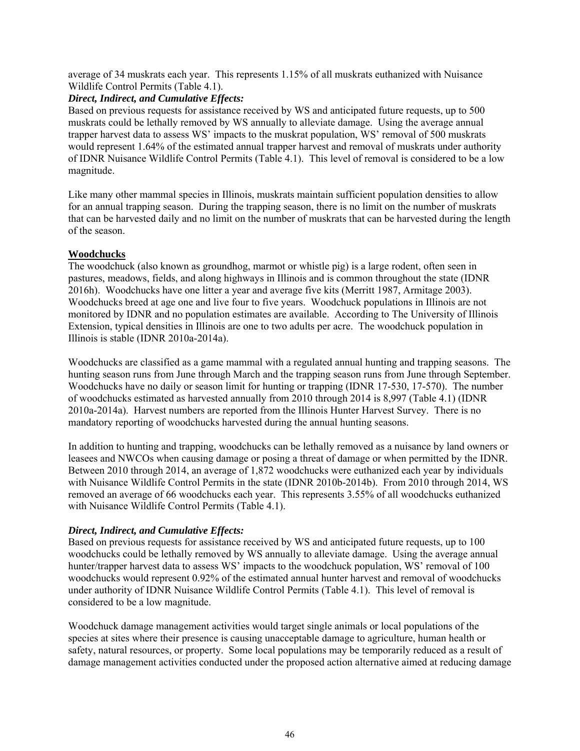average of 34 muskrats each year. This represents 1.15% of all muskrats euthanized with Nuisance Wildlife Control Permits (Table 4.1).

***Direct, Indirect, and Cumulative Effects:***

Based on previous requests for assistance received by WS and anticipated future requests, up to 500 muskrats could be lethally removed by WS annually to alleviate damage. Using the average annual trapper harvest data to assess WS' impacts to the muskrat population, WS' removal of 500 muskrats would represent 1.64% of the estimated annual trapper harvest and removal of muskrats under authority of IDNR Nuisance Wildlife Control Permits (Table 4.1). This level of removal is considered to be a low magnitude.

Like many other mammal species in Illinois, muskrats maintain sufficient population densities to allow for an annual trapping season. During the trapping season, there is no limit on the number of muskrats that can be harvested daily and no limit on the number of muskrats that can be harvested during the length of the season.

**Woodchucks**

The woodchuck (also known as groundhog, marmot or whistle pig) is a large rodent, often seen in pastures, meadows, fields, and along highways in Illinois and is common throughout the state (IDNR 2016h). Woodchucks have one litter a year and average five kits (Merritt 1987, Armitage 2003). Woodchucks breed at age one and live four to five years. Woodchuck populations in Illinois are not monitored by IDNR and no population estimates are available. According to The University of Illinois Extension, typical densities in Illinois are one to two adults per acre. The woodchuck population in Illinois is stable (IDNR 2010a-2014a).

Woodchucks are classified as a game mammal with a regulated annual hunting and trapping seasons. The hunting season runs from June through March and the trapping season runs from June through September. Woodchucks have no daily or season limit for hunting or trapping (IDNR 17-530, 17-570). The number of woodchucks estimated as harvested annually from 2010 through 2014 is 8,997 (Table 4.1) (IDNR 2010a-2014a). Harvest numbers are reported from the Illinois Hunter Harvest Survey. There is no mandatory reporting of woodchucks harvested during the annual hunting seasons.

In addition to hunting and trapping, woodchucks can be lethally removed as a nuisance by land owners or leasees and NWCOs when causing damage or posing a threat of damage or when permitted by the IDNR. Between 2010 through 2014, an average of 1,872 woodchucks were euthanized each year by individuals with Nuisance Wildlife Control Permits in the state (IDNR 2010b-2014b). From 2010 through 2014, WS removed an average of 66 woodchucks each year. This represents 3.55% of all woodchucks euthanized with Nuisance Wildlife Control Permits (Table 4.1).

***Direct, Indirect, and Cumulative Effects:***

Based on previous requests for assistance received by WS and anticipated future requests, up to 100 woodchucks could be lethally removed by WS annually to alleviate damage. Using the average annual hunter/trapper harvest data to assess WS' impacts to the woodchuck population, WS' removal of 100 woodchucks would represent 0.92% of the estimated annual hunter harvest and removal of woodchucks under authority of IDNR Nuisance Wildlife Control Permits (Table 4.1). This level of removal is considered to be a low magnitude.

Woodchuck damage management activities would target single animals or local populations of the species at sites where their presence is causing unacceptable damage to agriculture, human health or safety, natural resources, or property. Some local populations may be temporarily reduced as a result of damage management activities conducted under the proposed action alternative aimed at reducing damage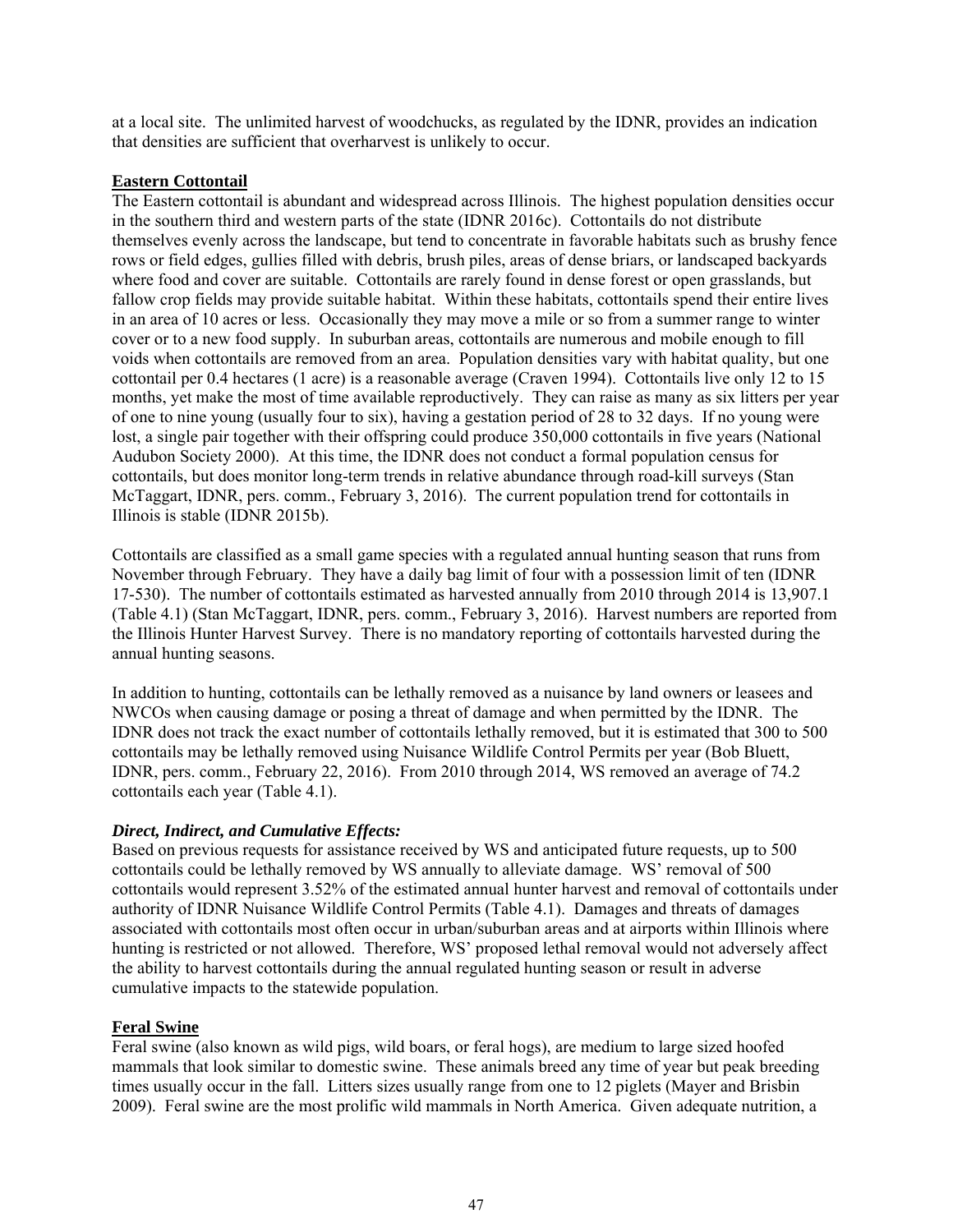at a local site. The unlimited harvest of woodchucks, as regulated by the IDNR, provides an indication that densities are sufficient that overharvest is unlikely to occur.

**Eastern Cottontail**

The Eastern cottontail is abundant and widespread across Illinois. The highest population densities occur in the southern third and western parts of the state (IDNR 2016c). Cottontails do not distribute themselves evenly across the landscape, but tend to concentrate in favorable habitats such as brushy fence rows or field edges, gullies filled with debris, brush piles, areas of dense briars, or landscaped backyards where food and cover are suitable. Cottontails are rarely found in dense forest or open grasslands, but fallow crop fields may provide suitable habitat. Within these habitats, cottontails spend their entire lives in an area of 10 acres or less. Occasionally they may move a mile or so from a summer range to winter cover or to a new food supply. In suburban areas, cottontails are numerous and mobile enough to fill voids when cottontails are removed from an area. Population densities vary with habitat quality, but one cottontail per 0.4 hectares (1 acre) is a reasonable average (Craven 1994). Cottontails live only 12 to 15 months, yet make the most of time available reproductively. They can raise as many as six litters per year of one to nine young (usually four to six), having a gestation period of 28 to 32 days. If no young were lost, a single pair together with their offspring could produce 350,000 cottontails in five years (National Audubon Society 2000). At this time, the IDNR does not conduct a formal population census for cottontails, but does monitor long-term trends in relative abundance through road-kill surveys (Stan McTaggart, IDNR, pers. comm., February 3, 2016). The current population trend for cottontails in Illinois is stable (IDNR 2015b).

Cottontails are classified as a small game species with a regulated annual hunting season that runs from November through February. They have a daily bag limit of four with a possession limit of ten (IDNR 17-530). The number of cottontails estimated as harvested annually from 2010 through 2014 is 13,907.1 (Table 4.1) (Stan McTaggart, IDNR, pers. comm., February 3, 2016). Harvest numbers are reported from the Illinois Hunter Harvest Survey. There is no mandatory reporting of cottontails harvested during the annual hunting seasons.

In addition to hunting, cottontails can be lethally removed as a nuisance by land owners or leasees and NWCOs when causing damage or posing a threat of damage and when permitted by the IDNR. The IDNR does not track the exact number of cottontails lethally removed, but it is estimated that 300 to 500 cottontails may be lethally removed using Nuisance Wildlife Control Permits per year (Bob Bluett, IDNR, pers. comm., February 22, 2016). From 2010 through 2014, WS removed an average of 74.2 cottontails each year (Table 4.1).

***Direct, Indirect, and Cumulative Effects:***

Based on previous requests for assistance received by WS and anticipated future requests, up to 500 cottontails could be lethally removed by WS annually to alleviate damage. WS' removal of 500 cottontails would represent 3.52% of the estimated annual hunter harvest and removal of cottontails under authority of IDNR Nuisance Wildlife Control Permits (Table 4.1). Damages and threats of damages associated with cottontails most often occur in urban/suburban areas and at airports within Illinois where hunting is restricted or not allowed. Therefore, WS' proposed lethal removal would not adversely affect the ability to harvest cottontails during the annual regulated hunting season or result in adverse cumulative impacts to the statewide population.

**Feral Swine**

Feral swine (also known as wild pigs, wild boars, or feral hogs), are medium to large sized hoofed mammals that look similar to domestic swine. These animals breed any time of year but peak breeding times usually occur in the fall. Litters sizes usually range from one to 12 piglets (Mayer and Brisbin 2009). Feral swine are the most prolific wild mammals in North America. Given adequate nutrition, a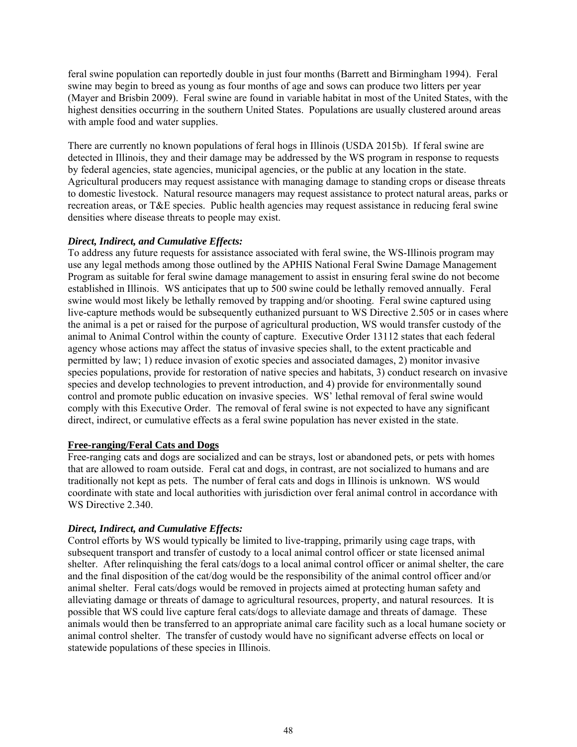feral swine population can reportedly double in just four months (Barrett and Birmingham 1994). Feral swine may begin to breed as young as four months of age and sows can produce two litters per year (Mayer and Brisbin 2009). Feral swine are found in variable habitat in most of the United States, with the highest densities occurring in the southern United States. Populations are usually clustered around areas with ample food and water supplies.

There are currently no known populations of feral hogs in Illinois (USDA 2015b). If feral swine are detected in Illinois, they and their damage may be addressed by the WS program in response to requests by federal agencies, state agencies, municipal agencies, or the public at any location in the state. Agricultural producers may request assistance with managing damage to standing crops or disease threats to domestic livestock. Natural resource managers may request assistance to protect natural areas, parks or recreation areas, or T&E species. Public health agencies may request assistance in reducing feral swine densities where disease threats to people may exist.

***Direct, Indirect, and Cumulative Effects:***

To address any future requests for assistance associated with feral swine, the WS-Illinois program may use any legal methods among those outlined by the APHIS National Feral Swine Damage Management Program as suitable for feral swine damage management to assist in ensuring feral swine do not become established in Illinois. WS anticipates that up to 500 swine could be lethally removed annually. Feral swine would most likely be lethally removed by trapping and/or shooting. Feral swine captured using live-capture methods would be subsequently euthanized pursuant to WS Directive 2.505 or in cases where the animal is a pet or raised for the purpose of agricultural production, WS would transfer custody of the animal to Animal Control within the county of capture. Executive Order 13112 states that each federal agency whose actions may affect the status of invasive species shall, to the extent practicable and permitted by law; 1) reduce invasion of exotic species and associated damages, 2) monitor invasive species populations, provide for restoration of native species and habitats, 3) conduct research on invasive species and develop technologies to prevent introduction, and 4) provide for environmentally sound control and promote public education on invasive species. WS' lethal removal of feral swine would comply with this Executive Order. The removal of feral swine is not expected to have any significant direct, indirect, or cumulative effects as a feral swine population has never existed in the state.

**Free-ranging/Feral Cats and Dogs**

Free-ranging cats and dogs are socialized and can be strays, lost or abandoned pets, or pets with homes that are allowed to roam outside. Feral cat and dogs, in contrast, are not socialized to humans and are traditionally not kept as pets. The number of feral cats and dogs in Illinois is unknown. WS would coordinate with state and local authorities with jurisdiction over feral animal control in accordance with WS Directive 2.340.

***Direct, Indirect, and Cumulative Effects:***

Control efforts by WS would typically be limited to live-trapping, primarily using cage traps, with subsequent transport and transfer of custody to a local animal control officer or state licensed animal shelter. After relinquishing the feral cats/dogs to a local animal control officer or animal shelter, the care and the final disposition of the cat/dog would be the responsibility of the animal control officer and/or animal shelter. Feral cats/dogs would be removed in projects aimed at protecting human safety and alleviating damage or threats of damage to agricultural resources, property, and natural resources. It is possible that WS could live capture feral cats/dogs to alleviate damage and threats of damage. These animals would then be transferred to an appropriate animal care facility such as a local humane society or animal control shelter. The transfer of custody would have no significant adverse effects on local or statewide populations of these species in Illinois.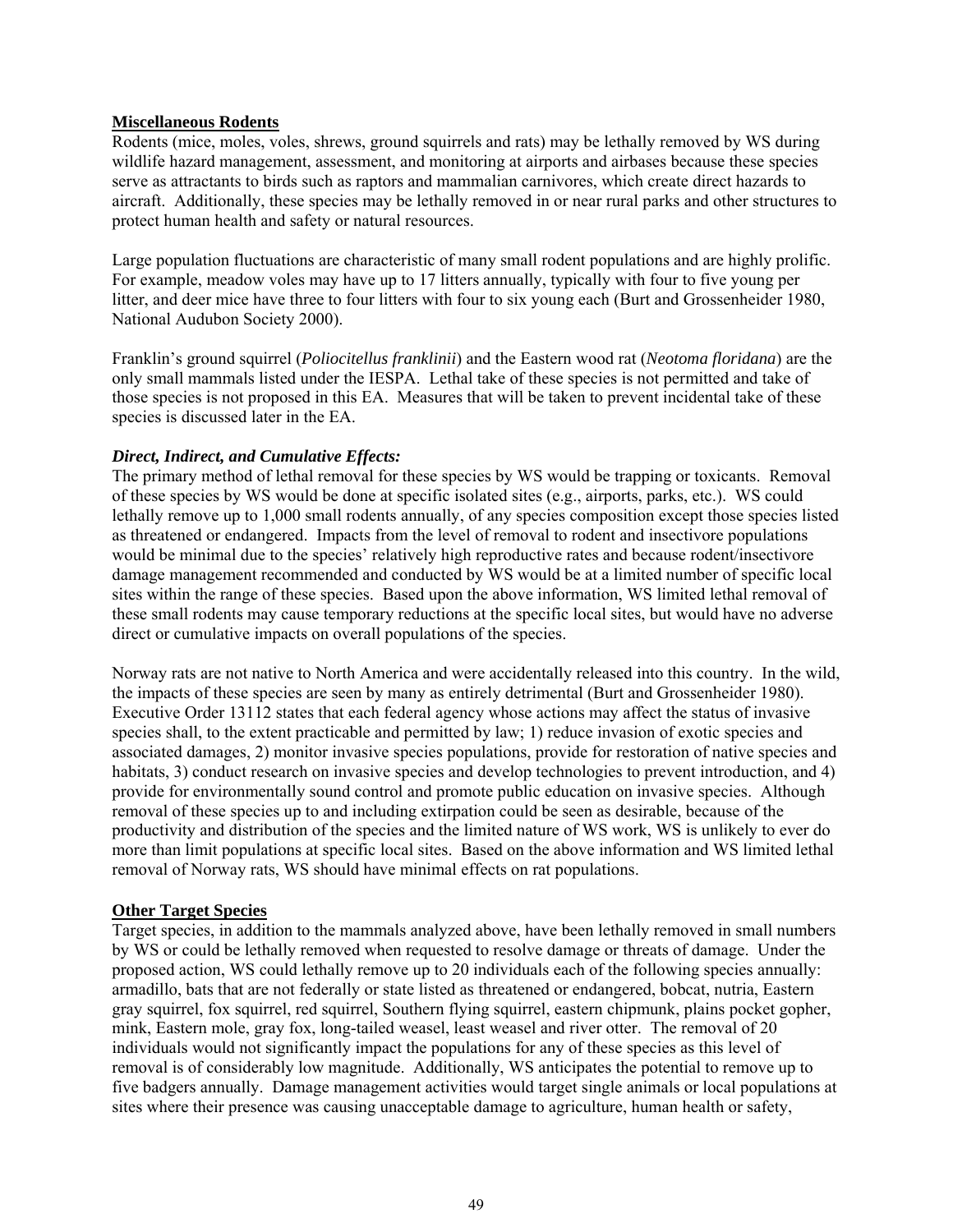**Miscellaneous Rodents**

Rodents (mice, moles, voles, shrews, ground squirrels and rats) may be lethally removed by WS during wildlife hazard management, assessment, and monitoring at airports and airbases because these species serve as attractants to birds such as raptors and mammalian carnivores, which create direct hazards to aircraft. Additionally, these species may be lethally removed in or near rural parks and other structures to protect human health and safety or natural resources.

Large population fluctuations are characteristic of many small rodent populations and are highly prolific. For example, meadow voles may have up to 17 litters annually, typically with four to five young per litter, and deer mice have three to four litters with four to six young each (Burt and Grossenheider 1980, National Audubon Society 2000).

Franklin's ground squirrel (*Poliocitellus franklinii*) and the Eastern wood rat (*Neotoma floridana*) are the only small mammals listed under the IESPA. Lethal take of these species is not permitted and take of those species is not proposed in this EA. Measures that will be taken to prevent incidental take of these species is discussed later in the EA.

***Direct, Indirect, and Cumulative Effects:***

The primary method of lethal removal for these species by WS would be trapping or toxicants. Removal of these species by WS would be done at specific isolated sites (e.g., airports, parks, etc.). WS could lethally remove up to 1,000 small rodents annually, of any species composition except those species listed as threatened or endangered. Impacts from the level of removal to rodent and insectivore populations would be minimal due to the species' relatively high reproductive rates and because rodent/insectivore damage management recommended and conducted by WS would be at a limited number of specific local sites within the range of these species. Based upon the above information, WS limited lethal removal of these small rodents may cause temporary reductions at the specific local sites, but would have no adverse direct or cumulative impacts on overall populations of the species.

Norway rats are not native to North America and were accidentally released into this country. In the wild, the impacts of these species are seen by many as entirely detrimental (Burt and Grossenheider 1980). Executive Order 13112 states that each federal agency whose actions may affect the status of invasive species shall, to the extent practicable and permitted by law; 1) reduce invasion of exotic species and associated damages, 2) monitor invasive species populations, provide for restoration of native species and habitats, 3) conduct research on invasive species and develop technologies to prevent introduction, and 4) provide for environmentally sound control and promote public education on invasive species. Although removal of these species up to and including extirpation could be seen as desirable, because of the productivity and distribution of the species and the limited nature of WS work, WS is unlikely to ever do more than limit populations at specific local sites. Based on the above information and WS limited lethal removal of Norway rats, WS should have minimal effects on rat populations.

**Other Target Species**

Target species, in addition to the mammals analyzed above, have been lethally removed in small numbers by WS or could be lethally removed when requested to resolve damage or threats of damage. Under the proposed action, WS could lethally remove up to 20 individuals each of the following species annually: armadillo, bats that are not federally or state listed as threatened or endangered, bobcat, nutria, Eastern gray squirrel, fox squirrel, red squirrel, Southern flying squirrel, eastern chipmunk, plains pocket gopher, mink, Eastern mole, gray fox, long-tailed weasel, least weasel and river otter. The removal of 20 individuals would not significantly impact the populations for any of these species as this level of removal is of considerably low magnitude. Additionally, WS anticipates the potential to remove up to five badgers annually. Damage management activities would target single animals or local populations at sites where their presence was causing unacceptable damage to agriculture, human health or safety,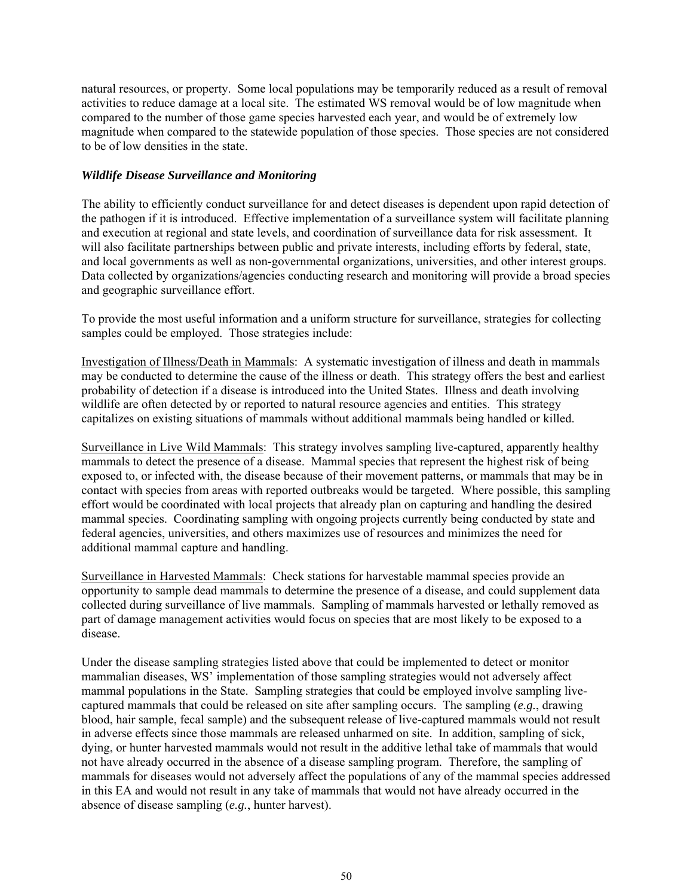natural resources, or property. Some local populations may be temporarily reduced as a result of removal activities to reduce damage at a local site. The estimated WS removal would be of low magnitude when compared to the number of those game species harvested each year, and would be of extremely low magnitude when compared to the statewide population of those species. Those species are not considered to be of low densities in the state.

### *Wildlife Disease Surveillance and Monitoring*

The ability to efficiently conduct surveillance for and detect diseases is dependent upon rapid detection of the pathogen if it is introduced. Effective implementation of a surveillance system will facilitate planning and execution at regional and state levels, and coordination of surveillance data for risk assessment. It will also facilitate partnerships between public and private interests, including efforts by federal, state, and local governments as well as non-governmental organizations, universities, and other interest groups. Data collected by organizations/agencies conducting research and monitoring will provide a broad species and geographic surveillance effort.

To provide the most useful information and a uniform structure for surveillance, strategies for collecting samples could be employed. Those strategies include:

<u>Investigation of Illness/Death in Mammals</u>: A systematic investigation of illness and death in mammals may be conducted to determine the cause of the illness or death. This strategy offers the best and earliest probability of detection if a disease is introduced into the United States. Illness and death involving wildlife are often detected by or reported to natural resource agencies and entities. This strategy capitalizes on existing situations of mammals without additional mammals being handled or killed.

<u>Surveillance in Live Wild Mammals</u>: This strategy involves sampling live-captured, apparently healthy mammals to detect the presence of a disease. Mammal species that represent the highest risk of being exposed to, or infected with, the disease because of their movement patterns, or mammals that may be in contact with species from areas with reported outbreaks would be targeted. Where possible, this sampling effort would be coordinated with local projects that already plan on capturing and handling the desired mammal species. Coordinating sampling with ongoing projects currently being conducted by state and federal agencies, universities, and others maximizes use of resources and minimizes the need for additional mammal capture and handling.

<u>Surveillance in Harvested Mammals</u>: Check stations for harvestable mammal species provide an opportunity to sample dead mammals to determine the presence of a disease, and could supplement data collected during surveillance of live mammals. Sampling of mammals harvested or lethally removed as part of damage management activities would focus on species that are most likely to be exposed to a disease.

Under the disease sampling strategies listed above that could be implemented to detect or monitor mammalian diseases, WS' implementation of those sampling strategies would not adversely affect mammal populations in the State. Sampling strategies that could be employed involve sampling live-captured mammals that could be released on site after sampling occurs. The sampling (*e.g.*, drawing blood, hair sample, fecal sample) and the subsequent release of live-captured mammals would not result in adverse effects since those mammals are released unharmed on site. In addition, sampling of sick, dying, or hunter harvested mammals would not result in the additive lethal take of mammals that would not have already occurred in the absence of a disease sampling program. Therefore, the sampling of mammals for diseases would not adversely affect the populations of any of the mammal species addressed in this EA and would not result in any take of mammals that would not have already occurred in the absence of disease sampling (*e.g.*, hunter harvest).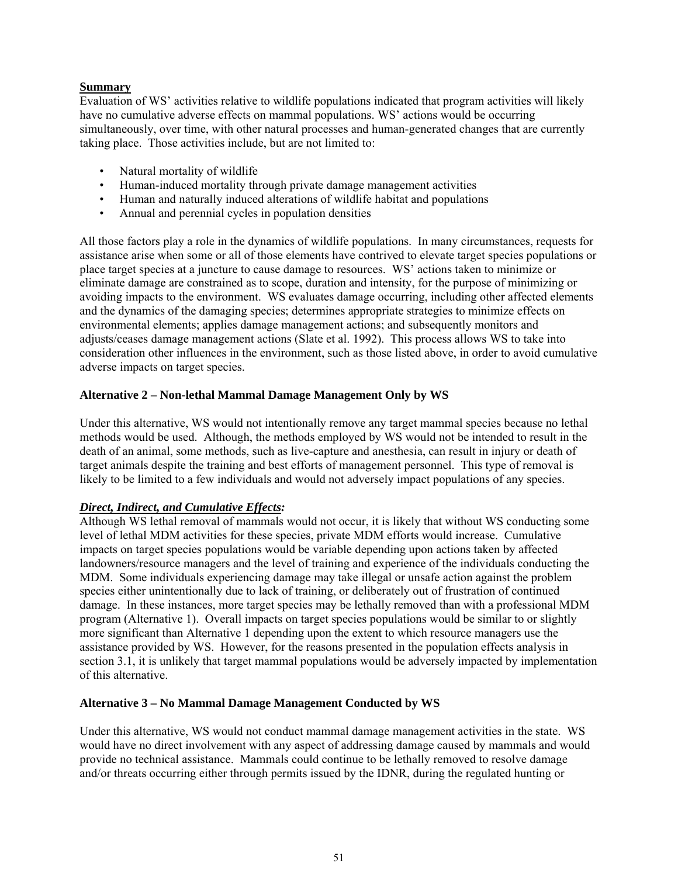**Summary**

Evaluation of WS' activities relative to wildlife populations indicated that program activities will likely have no cumulative adverse effects on mammal populations. WS' actions would be occurring simultaneously, over time, with other natural processes and human-generated changes that are currently taking place. Those activities include, but are not limited to:

- Natural mortality of wildlife
- Human-induced mortality through private damage management activities
- Human and naturally induced alterations of wildlife habitat and populations
- Annual and perennial cycles in population densities

All those factors play a role in the dynamics of wildlife populations. In many circumstances, requests for assistance arise when some or all of those elements have contrived to elevate target species populations or place target species at a juncture to cause damage to resources. WS' actions taken to minimize or eliminate damage are constrained as to scope, duration and intensity, for the purpose of minimizing or avoiding impacts to the environment. WS evaluates damage occurring, including other affected elements and the dynamics of the damaging species; determines appropriate strategies to minimize effects on environmental elements; applies damage management actions; and subsequently monitors and adjusts/ceases damage management actions (Slate et al. 1992). This process allows WS to take into consideration other influences in the environment, such as those listed above, in order to avoid cumulative adverse impacts on target species.

**Alternative 2 – Non-lethal Mammal Damage Management Only by WS**

Under this alternative, WS would not intentionally remove any target mammal species because no lethal methods would be used. Although, the methods employed by WS would not be intended to result in the death of an animal, some methods, such as live-capture and anesthesia, can result in injury or death of target animals despite the training and best efforts of management personnel. This type of removal is likely to be limited to a few individuals and would not adversely impact populations of any species.

***Direct, Indirect, and Cumulative Effects:***

Although WS lethal removal of mammals would not occur, it is likely that without WS conducting some level of lethal MDM activities for these species, private MDM efforts would increase. Cumulative impacts on target species populations would be variable depending upon actions taken by affected landowners/resource managers and the level of training and experience of the individuals conducting the MDM. Some individuals experiencing damage may take illegal or unsafe action against the problem species either unintentionally due to lack of training, or deliberately out of frustration of continued damage. In these instances, more target species may be lethally removed than with a professional MDM program (Alternative 1). Overall impacts on target species populations would be similar to or slightly more significant than Alternative 1 depending upon the extent to which resource managers use the assistance provided by WS. However, for the reasons presented in the population effects analysis in section 3.1, it is unlikely that target mammal populations would be adversely impacted by implementation of this alternative.

**Alternative 3 – No Mammal Damage Management Conducted by WS**

Under this alternative, WS would not conduct mammal damage management activities in the state. WS would have no direct involvement with any aspect of addressing damage caused by mammals and would provide no technical assistance. Mammals could continue to be lethally removed to resolve damage and/or threats occurring either through permits issued by the IDNR, during the regulated hunting or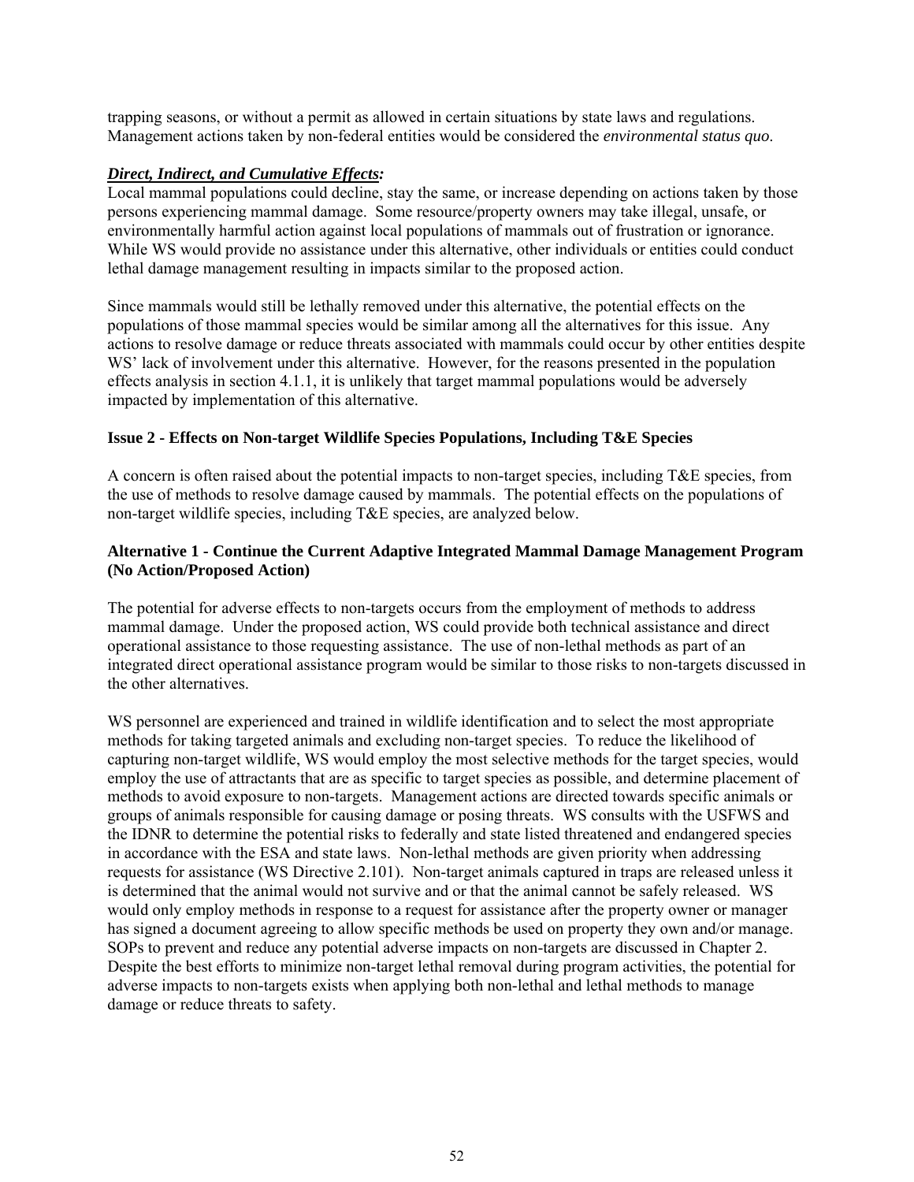trapping seasons, or without a permit as allowed in certain situations by state laws and regulations. Management actions taken by non-federal entities would be considered the *environmental status quo*.

***Direct, Indirect, and Cumulative Effects:***

Local mammal populations could decline, stay the same, or increase depending on actions taken by those persons experiencing mammal damage. Some resource/property owners may take illegal, unsafe, or environmentally harmful action against local populations of mammals out of frustration or ignorance. While WS would provide no assistance under this alternative, other individuals or entities could conduct lethal damage management resulting in impacts similar to the proposed action.

Since mammals would still be lethally removed under this alternative, the potential effects on the populations of those mammal species would be similar among all the alternatives for this issue. Any actions to resolve damage or reduce threats associated with mammals could occur by other entities despite WS' lack of involvement under this alternative. However, for the reasons presented in the population effects analysis in section 4.1.1, it is unlikely that target mammal populations would be adversely impacted by implementation of this alternative.

**Issue 2 - Effects on Non-target Wildlife Species Populations, Including T&E Species**

A concern is often raised about the potential impacts to non-target species, including T&E species, from the use of methods to resolve damage caused by mammals. The potential effects on the populations of non-target wildlife species, including T&E species, are analyzed below.

**Alternative 1 - Continue the Current Adaptive Integrated Mammal Damage Management Program (No Action/Proposed Action)**

The potential for adverse effects to non-targets occurs from the employment of methods to address mammal damage. Under the proposed action, WS could provide both technical assistance and direct operational assistance to those requesting assistance. The use of non-lethal methods as part of an integrated direct operational assistance program would be similar to those risks to non-targets discussed in the other alternatives.

WS personnel are experienced and trained in wildlife identification and to select the most appropriate methods for taking targeted animals and excluding non-target species. To reduce the likelihood of capturing non-target wildlife, WS would employ the most selective methods for the target species, would employ the use of attractants that are as specific to target species as possible, and determine placement of methods to avoid exposure to non-targets. Management actions are directed towards specific animals or groups of animals responsible for causing damage or posing threats. WS consults with the USFWS and the IDNR to determine the potential risks to federally and state listed threatened and endangered species in accordance with the ESA and state laws. Non-lethal methods are given priority when addressing requests for assistance (WS Directive 2.101). Non-target animals captured in traps are released unless it is determined that the animal would not survive and or that the animal cannot be safely released. WS would only employ methods in response to a request for assistance after the property owner or manager has signed a document agreeing to allow specific methods be used on property they own and/or manage. SOPs to prevent and reduce any potential adverse impacts on non-targets are discussed in Chapter 2. Despite the best efforts to minimize non-target lethal removal during program activities, the potential for adverse impacts to non-targets exists when applying both non-lethal and lethal methods to manage damage or reduce threats to safety.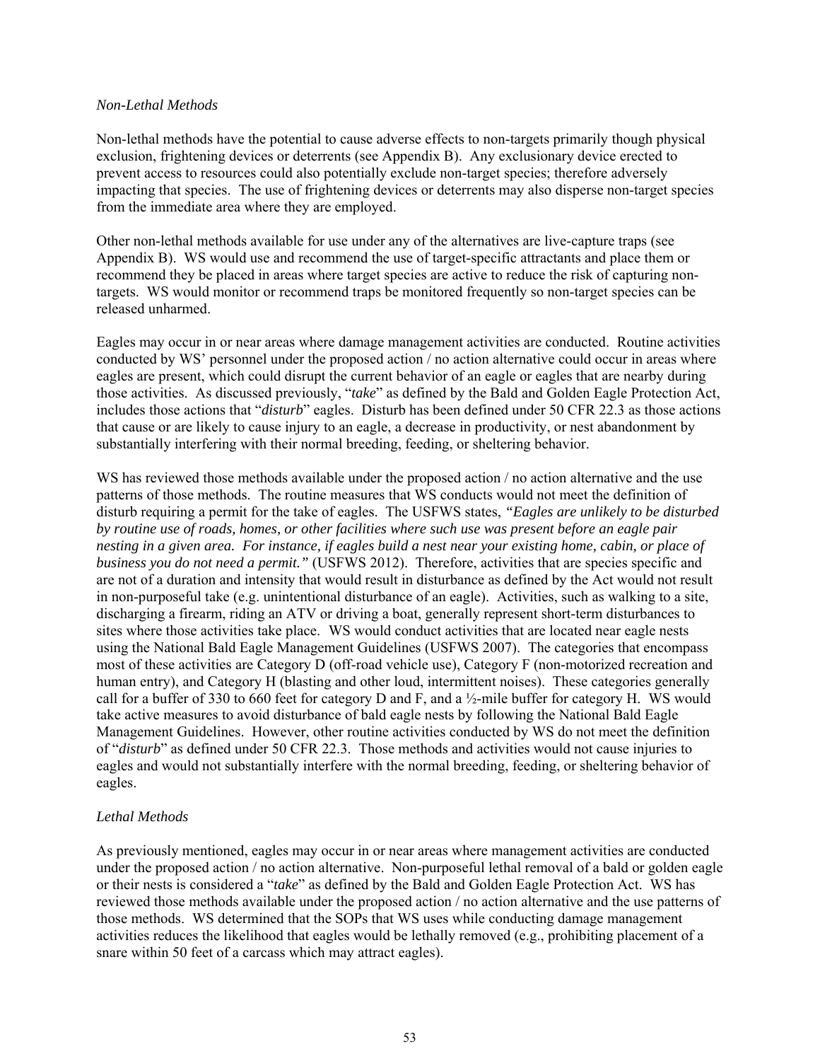*Non-Lethal Methods*

Non-lethal methods have the potential to cause adverse effects to non-targets primarily though physical exclusion, frightening devices or deterrents (see Appendix B). Any exclusionary device erected to prevent access to resources could also potentially exclude non-target species; therefore adversely impacting that species. The use of frightening devices or deterrents may also disperse non-target species from the immediate area where they are employed.

Other non-lethal methods available for use under any of the alternatives are live-capture traps (see Appendix B). WS would use and recommend the use of target-specific attractants and place them or recommend they be placed in areas where target species are active to reduce the risk of capturing non-targets. WS would monitor or recommend traps be monitored frequently so non-target species can be released unharmed.

Eagles may occur in or near areas where damage management activities are conducted. Routine activities conducted by WS' personnel under the proposed action / no action alternative could occur in areas where eagles are present, which could disrupt the current behavior of an eagle or eagles that are nearby during those activities. As discussed previously, "*take*" as defined by the Bald and Golden Eagle Protection Act, includes those actions that "*disturb*" eagles. Disturb has been defined under 50 CFR 22.3 as those actions that cause or are likely to cause injury to an eagle, a decrease in productivity, or nest abandonment by substantially interfering with their normal breeding, feeding, or sheltering behavior.

WS has reviewed those methods available under the proposed action / no action alternative and the use patterns of those methods. The routine measures that WS conducts would not meet the definition of disturb requiring a permit for the take of eagles. The USFWS states, *"Eagles are unlikely to be disturbed by routine use of roads, homes, or other facilities where such use was present before an eagle pair nesting in a given area. For instance, if eagles build a nest near your existing home, cabin, or place of business you do not need a permit."* (USFWS 2012). Therefore, activities that are species specific and are not of a duration and intensity that would result in disturbance as defined by the Act would not result in non-purposeful take (e.g. unintentional disturbance of an eagle). Activities, such as walking to a site, discharging a firearm, riding an ATV or driving a boat, generally represent short-term disturbances to sites where those activities take place. WS would conduct activities that are located near eagle nests using the National Bald Eagle Management Guidelines (USFWS 2007). The categories that encompass most of these activities are Category D (off-road vehicle use), Category F (non-motorized recreation and human entry), and Category H (blasting and other loud, intermittent noises). These categories generally call for a buffer of 330 to 660 feet for category D and F, and a ½-mile buffer for category H. WS would take active measures to avoid disturbance of bald eagle nests by following the National Bald Eagle Management Guidelines. However, other routine activities conducted by WS do not meet the definition of "*disturb*" as defined under 50 CFR 22.3. Those methods and activities would not cause injuries to eagles and would not substantially interfere with the normal breeding, feeding, or sheltering behavior of eagles.

*Lethal Methods*

As previously mentioned, eagles may occur in or near areas where management activities are conducted under the proposed action / no action alternative. Non-purposeful lethal removal of a bald or golden eagle or their nests is considered a "*take*" as defined by the Bald and Golden Eagle Protection Act. WS has reviewed those methods available under the proposed action / no action alternative and the use patterns of those methods. WS determined that the SOPs that WS uses while conducting damage management activities reduces the likelihood that eagles would be lethally removed (e.g., prohibiting placement of a snare within 50 feet of a carcass which may attract eagles).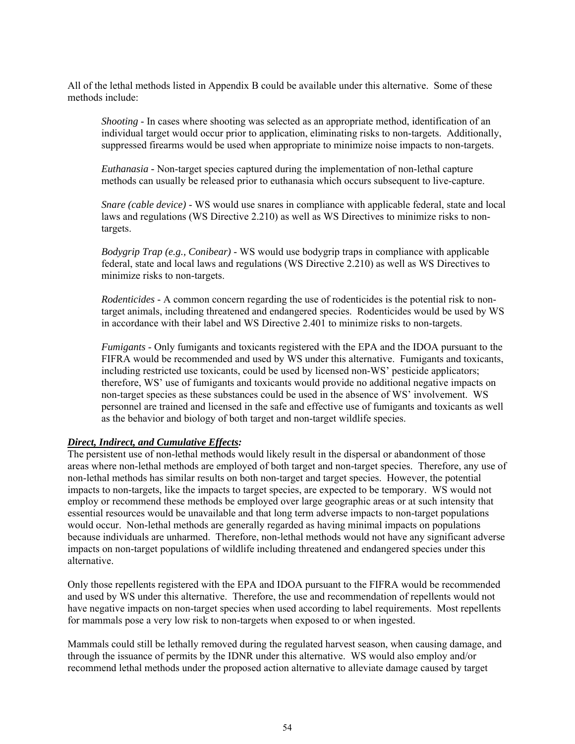All of the lethal methods listed in Appendix B could be available under this alternative. Some of these methods include:

> *Shooting* - In cases where shooting was selected as an appropriate method, identification of an individual target would occur prior to application, eliminating risks to non-targets. Additionally, suppressed firearms would be used when appropriate to minimize noise impacts to non-targets.
>
> *Euthanasia* - Non-target species captured during the implementation of non-lethal capture methods can usually be released prior to euthanasia which occurs subsequent to live-capture.
>
> *Snare (cable device)* - WS would use snares in compliance with applicable federal, state and local laws and regulations (WS Directive 2.210) as well as WS Directives to minimize risks to non-targets.
>
> *Bodygrip Trap (e.g., Conibear)* - WS would use bodygrip traps in compliance with applicable federal, state and local laws and regulations (WS Directive 2.210) as well as WS Directives to minimize risks to non-targets.
>
> *Rodenticides* - A common concern regarding the use of rodenticides is the potential risk to non-target animals, including threatened and endangered species. Rodenticides would be used by WS in accordance with their label and WS Directive 2.401 to minimize risks to non-targets.
>
> *Fumigants* - Only fumigants and toxicants registered with the EPA and the IDOA pursuant to the FIFRA would be recommended and used by WS under this alternative. Fumigants and toxicants, including restricted use toxicants, could be used by licensed non-WS' pesticide applicators; therefore, WS' use of fumigants and toxicants would provide no additional negative impacts on non-target species as these substances could be used in the absence of WS' involvement. WS personnel are trained and licensed in the safe and effective use of fumigants and toxicants as well as the behavior and biology of both target and non-target wildlife species.

***Direct, Indirect, and Cumulative Effects:***

The persistent use of non-lethal methods would likely result in the dispersal or abandonment of those areas where non-lethal methods are employed of both target and non-target species. Therefore, any use of non-lethal methods has similar results on both non-target and target species. However, the potential impacts to non-targets, like the impacts to target species, are expected to be temporary. WS would not employ or recommend these methods be employed over large geographic areas or at such intensity that essential resources would be unavailable and that long term adverse impacts to non-target populations would occur. Non-lethal methods are generally regarded as having minimal impacts on populations because individuals are unharmed. Therefore, non-lethal methods would not have any significant adverse impacts on non-target populations of wildlife including threatened and endangered species under this alternative.

Only those repellents registered with the EPA and IDOA pursuant to the FIFRA would be recommended and used by WS under this alternative. Therefore, the use and recommendation of repellents would not have negative impacts on non-target species when used according to label requirements. Most repellents for mammals pose a very low risk to non-targets when exposed to or when ingested.

Mammals could still be lethally removed during the regulated harvest season, when causing damage, and through the issuance of permits by the IDNR under this alternative. WS would also employ and/or recommend lethal methods under the proposed action alternative to alleviate damage caused by target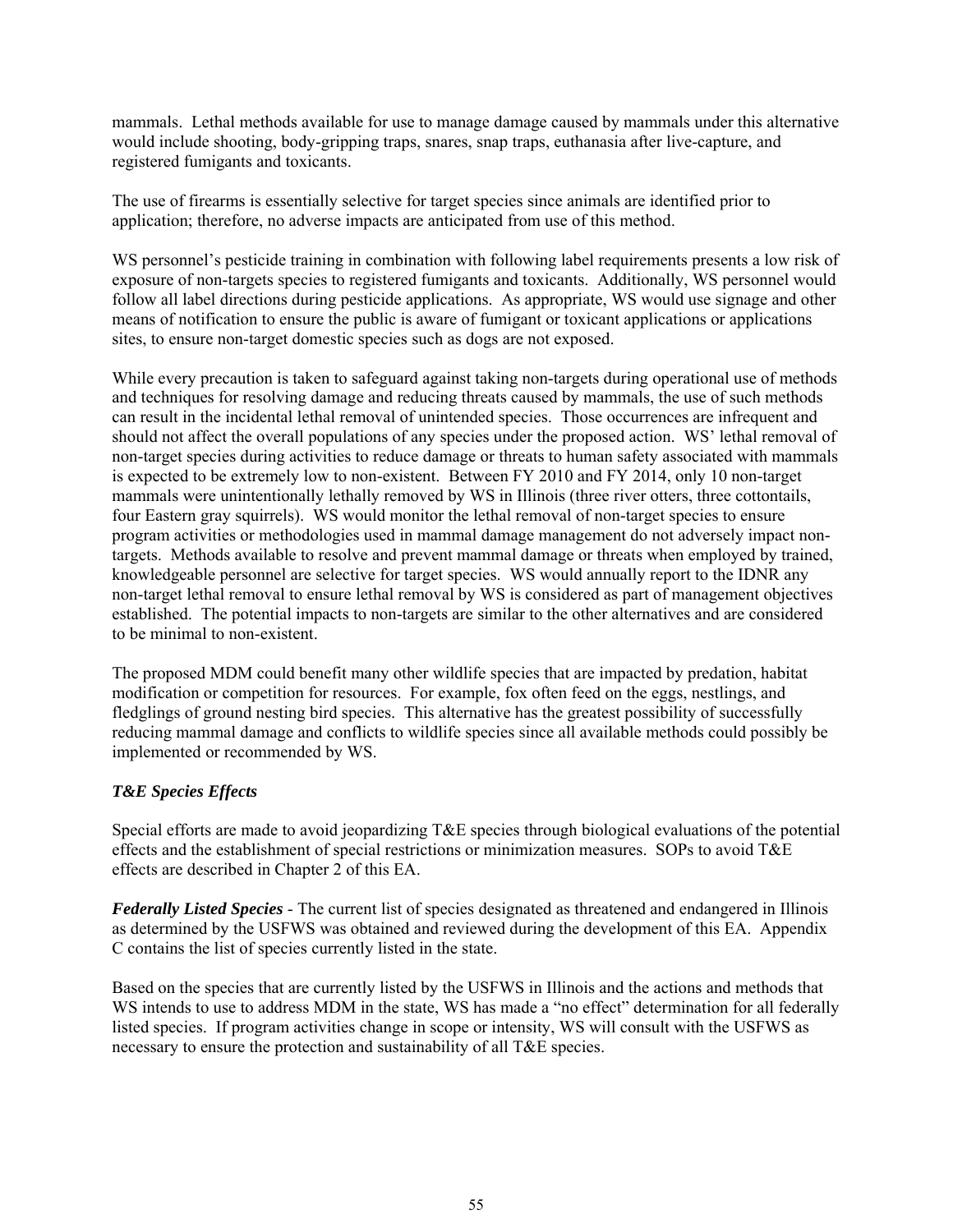mammals. Lethal methods available for use to manage damage caused by mammals under this alternative would include shooting, body-gripping traps, snares, snap traps, euthanasia after live-capture, and registered fumigants and toxicants.

The use of firearms is essentially selective for target species since animals are identified prior to application; therefore, no adverse impacts are anticipated from use of this method.

WS personnel's pesticide training in combination with following label requirements presents a low risk of exposure of non-targets species to registered fumigants and toxicants. Additionally, WS personnel would follow all label directions during pesticide applications. As appropriate, WS would use signage and other means of notification to ensure the public is aware of fumigant or toxicant applications or applications sites, to ensure non-target domestic species such as dogs are not exposed.

While every precaution is taken to safeguard against taking non-targets during operational use of methods and techniques for resolving damage and reducing threats caused by mammals, the use of such methods can result in the incidental lethal removal of unintended species. Those occurrences are infrequent and should not affect the overall populations of any species under the proposed action. WS' lethal removal of non-target species during activities to reduce damage or threats to human safety associated with mammals is expected to be extremely low to non-existent. Between FY 2010 and FY 2014, only 10 non-target mammals were unintentionally lethally removed by WS in Illinois (three river otters, three cottontails, four Eastern gray squirrels). WS would monitor the lethal removal of non-target species to ensure program activities or methodologies used in mammal damage management do not adversely impact non-targets. Methods available to resolve and prevent mammal damage or threats when employed by trained, knowledgeable personnel are selective for target species. WS would annually report to the IDNR any non-target lethal removal to ensure lethal removal by WS is considered as part of management objectives established. The potential impacts to non-targets are similar to the other alternatives and are considered to be minimal to non-existent.

The proposed MDM could benefit many other wildlife species that are impacted by predation, habitat modification or competition for resources. For example, fox often feed on the eggs, nestlings, and fledglings of ground nesting bird species. This alternative has the greatest possibility of successfully reducing mammal damage and conflicts to wildlife species since all available methods could possibly be implemented or recommended by WS.

***T&E Species Effects***

Special efforts are made to avoid jeopardizing T&E species through biological evaluations of the potential effects and the establishment of special restrictions or minimization measures. SOPs to avoid T&E effects are described in Chapter 2 of this EA.

***Federally Listed Species*** - The current list of species designated as threatened and endangered in Illinois as determined by the USFWS was obtained and reviewed during the development of this EA. Appendix C contains the list of species currently listed in the state.

Based on the species that are currently listed by the USFWS in Illinois and the actions and methods that WS intends to use to address MDM in the state, WS has made a "no effect" determination for all federally listed species. If program activities change in scope or intensity, WS will consult with the USFWS as necessary to ensure the protection and sustainability of all T&E species.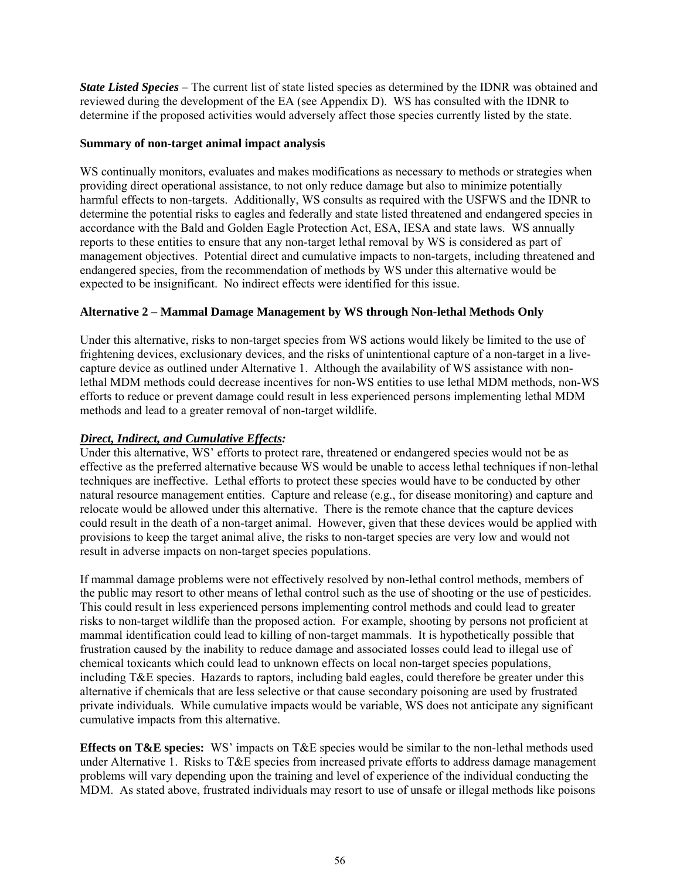***State Listed Species*** – The current list of state listed species as determined by the IDNR was obtained and reviewed during the development of the EA (see Appendix D). WS has consulted with the IDNR to determine if the proposed activities would adversely affect those species currently listed by the state.

**Summary of non-target animal impact analysis**

WS continually monitors, evaluates and makes modifications as necessary to methods or strategies when providing direct operational assistance, to not only reduce damage but also to minimize potentially harmful effects to non-targets. Additionally, WS consults as required with the USFWS and the IDNR to determine the potential risks to eagles and federally and state listed threatened and endangered species in accordance with the Bald and Golden Eagle Protection Act, ESA, IESA and state laws. WS annually reports to these entities to ensure that any non-target lethal removal by WS is considered as part of management objectives. Potential direct and cumulative impacts to non-targets, including threatened and endangered species, from the recommendation of methods by WS under this alternative would be expected to be insignificant. No indirect effects were identified for this issue.

**Alternative 2 – Mammal Damage Management by WS through Non-lethal Methods Only**

Under this alternative, risks to non-target species from WS actions would likely be limited to the use of frightening devices, exclusionary devices, and the risks of unintentional capture of a non-target in a live-capture device as outlined under Alternative 1. Although the availability of WS assistance with non-lethal MDM methods could decrease incentives for non-WS entities to use lethal MDM methods, non-WS efforts to reduce or prevent damage could result in less experienced persons implementing lethal MDM methods and lead to a greater removal of non-target wildlife.

***Direct, Indirect, and Cumulative Effects:***

Under this alternative, WS' efforts to protect rare, threatened or endangered species would not be as effective as the preferred alternative because WS would be unable to access lethal techniques if non-lethal techniques are ineffective. Lethal efforts to protect these species would have to be conducted by other natural resource management entities. Capture and release (e.g., for disease monitoring) and capture and relocate would be allowed under this alternative. There is the remote chance that the capture devices could result in the death of a non-target animal. However, given that these devices would be applied with provisions to keep the target animal alive, the risks to non-target species are very low and would not result in adverse impacts on non-target species populations.

If mammal damage problems were not effectively resolved by non-lethal control methods, members of the public may resort to other means of lethal control such as the use of shooting or the use of pesticides. This could result in less experienced persons implementing control methods and could lead to greater risks to non-target wildlife than the proposed action. For example, shooting by persons not proficient at mammal identification could lead to killing of non-target mammals. It is hypothetically possible that frustration caused by the inability to reduce damage and associated losses could lead to illegal use of chemical toxicants which could lead to unknown effects on local non-target species populations, including T&E species. Hazards to raptors, including bald eagles, could therefore be greater under this alternative if chemicals that are less selective or that cause secondary poisoning are used by frustrated private individuals. While cumulative impacts would be variable, WS does not anticipate any significant cumulative impacts from this alternative.

**Effects on T&E species:** WS' impacts on T&E species would be similar to the non-lethal methods used under Alternative 1. Risks to T&E species from increased private efforts to address damage management problems will vary depending upon the training and level of experience of the individual conducting the MDM. As stated above, frustrated individuals may resort to use of unsafe or illegal methods like poisons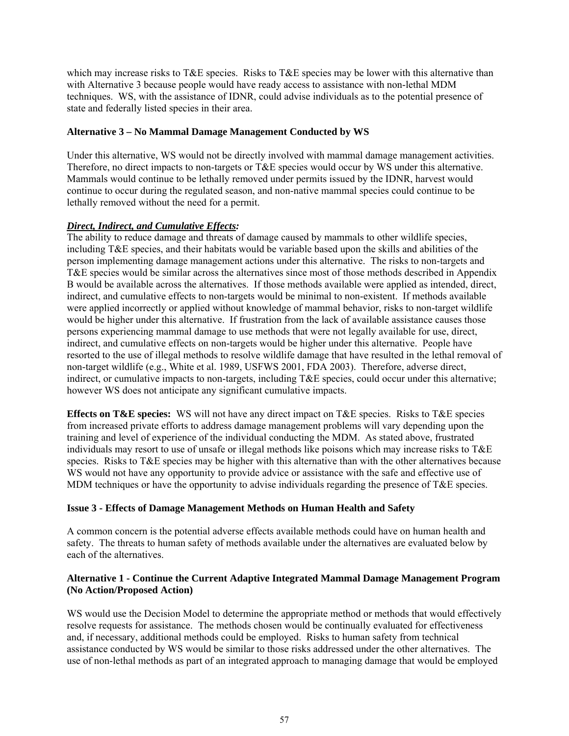which may increase risks to T&E species. Risks to T&E species may be lower with this alternative than with Alternative 3 because people would have ready access to assistance with non-lethal MDM techniques. WS, with the assistance of IDNR, could advise individuals as to the potential presence of state and federally listed species in their area.

**Alternative 3 – No Mammal Damage Management Conducted by WS**

Under this alternative, WS would not be directly involved with mammal damage management activities. Therefore, no direct impacts to non-targets or T&E species would occur by WS under this alternative. Mammals would continue to be lethally removed under permits issued by the IDNR, harvest would continue to occur during the regulated season, and non-native mammal species could continue to be lethally removed without the need for a permit.

***Direct, Indirect, and Cumulative Effects:***
The ability to reduce damage and threats of damage caused by mammals to other wildlife species, including T&E species, and their habitats would be variable based upon the skills and abilities of the person implementing damage management actions under this alternative. The risks to non-targets and T&E species would be similar across the alternatives since most of those methods described in Appendix B would be available across the alternatives. If those methods available were applied as intended, direct, indirect, and cumulative effects to non-targets would be minimal to non-existent. If methods available were applied incorrectly or applied without knowledge of mammal behavior, risks to non-target wildlife would be higher under this alternative. If frustration from the lack of available assistance causes those persons experiencing mammal damage to use methods that were not legally available for use, direct, indirect, and cumulative effects on non-targets would be higher under this alternative. People have resorted to the use of illegal methods to resolve wildlife damage that have resulted in the lethal removal of non-target wildlife (e.g., White et al. 1989, USFWS 2001, FDA 2003). Therefore, adverse direct, indirect, or cumulative impacts to non-targets, including T&E species, could occur under this alternative; however WS does not anticipate any significant cumulative impacts.

**Effects on T&E species:** WS will not have any direct impact on T&E species. Risks to T&E species from increased private efforts to address damage management problems will vary depending upon the training and level of experience of the individual conducting the MDM. As stated above, frustrated individuals may resort to use of unsafe or illegal methods like poisons which may increase risks to T&E species. Risks to T&E species may be higher with this alternative than with the other alternatives because WS would not have any opportunity to provide advice or assistance with the safe and effective use of MDM techniques or have the opportunity to advise individuals regarding the presence of T&E species.

**Issue 3 - Effects of Damage Management Methods on Human Health and Safety**

A common concern is the potential adverse effects available methods could have on human health and safety. The threats to human safety of methods available under the alternatives are evaluated below by each of the alternatives.

**Alternative 1 - Continue the Current Adaptive Integrated Mammal Damage Management Program (No Action/Proposed Action)**

WS would use the Decision Model to determine the appropriate method or methods that would effectively resolve requests for assistance. The methods chosen would be continually evaluated for effectiveness and, if necessary, additional methods could be employed. Risks to human safety from technical assistance conducted by WS would be similar to those risks addressed under the other alternatives. The use of non-lethal methods as part of an integrated approach to managing damage that would be employed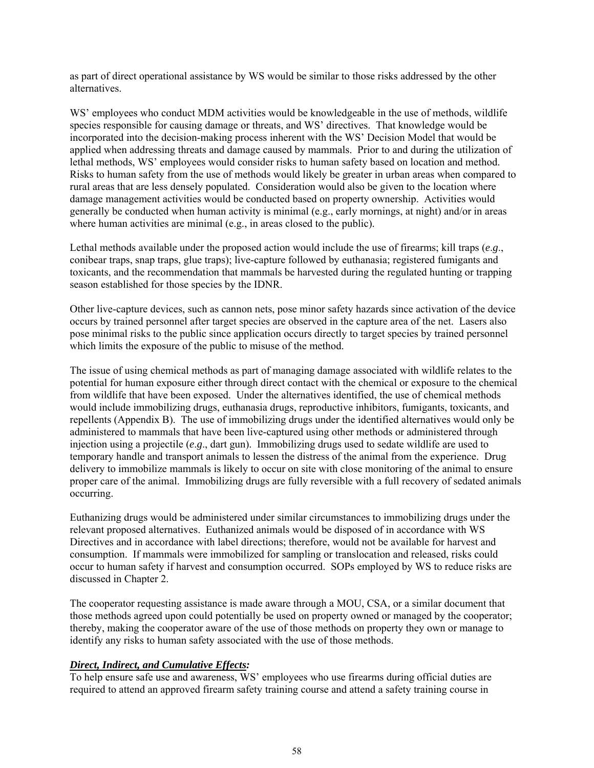as part of direct operational assistance by WS would be similar to those risks addressed by the other alternatives.

WS' employees who conduct MDM activities would be knowledgeable in the use of methods, wildlife species responsible for causing damage or threats, and WS' directives. That knowledge would be incorporated into the decision-making process inherent with the WS' Decision Model that would be applied when addressing threats and damage caused by mammals. Prior to and during the utilization of lethal methods, WS' employees would consider risks to human safety based on location and method. Risks to human safety from the use of methods would likely be greater in urban areas when compared to rural areas that are less densely populated. Consideration would also be given to the location where damage management activities would be conducted based on property ownership. Activities would generally be conducted when human activity is minimal (e.g., early mornings, at night) and/or in areas where human activities are minimal (e.g., in areas closed to the public).

Lethal methods available under the proposed action would include the use of firearms; kill traps (*e.g*., conibear traps, snap traps, glue traps); live-capture followed by euthanasia; registered fumigants and toxicants, and the recommendation that mammals be harvested during the regulated hunting or trapping season established for those species by the IDNR.

Other live-capture devices, such as cannon nets, pose minor safety hazards since activation of the device occurs by trained personnel after target species are observed in the capture area of the net. Lasers also pose minimal risks to the public since application occurs directly to target species by trained personnel which limits the exposure of the public to misuse of the method.

The issue of using chemical methods as part of managing damage associated with wildlife relates to the potential for human exposure either through direct contact with the chemical or exposure to the chemical from wildlife that have been exposed. Under the alternatives identified, the use of chemical methods would include immobilizing drugs, euthanasia drugs, reproductive inhibitors, fumigants, toxicants, and repellents (Appendix B). The use of immobilizing drugs under the identified alternatives would only be administered to mammals that have been live-captured using other methods or administered through injection using a projectile (*e.g*., dart gun). Immobilizing drugs used to sedate wildlife are used to temporary handle and transport animals to lessen the distress of the animal from the experience. Drug delivery to immobilize mammals is likely to occur on site with close monitoring of the animal to ensure proper care of the animal. Immobilizing drugs are fully reversible with a full recovery of sedated animals occurring.

Euthanizing drugs would be administered under similar circumstances to immobilizing drugs under the relevant proposed alternatives. Euthanized animals would be disposed of in accordance with WS Directives and in accordance with label directions; therefore, would not be available for harvest and consumption. If mammals were immobilized for sampling or translocation and released, risks could occur to human safety if harvest and consumption occurred. SOPs employed by WS to reduce risks are discussed in Chapter 2.

The cooperator requesting assistance is made aware through a MOU, CSA, or a similar document that those methods agreed upon could potentially be used on property owned or managed by the cooperator; thereby, making the cooperator aware of the use of those methods on property they own or manage to identify any risks to human safety associated with the use of those methods.

***Direct, Indirect, and Cumulative Effects:***

To help ensure safe use and awareness, WS' employees who use firearms during official duties are required to attend an approved firearm safety training course and attend a safety training course in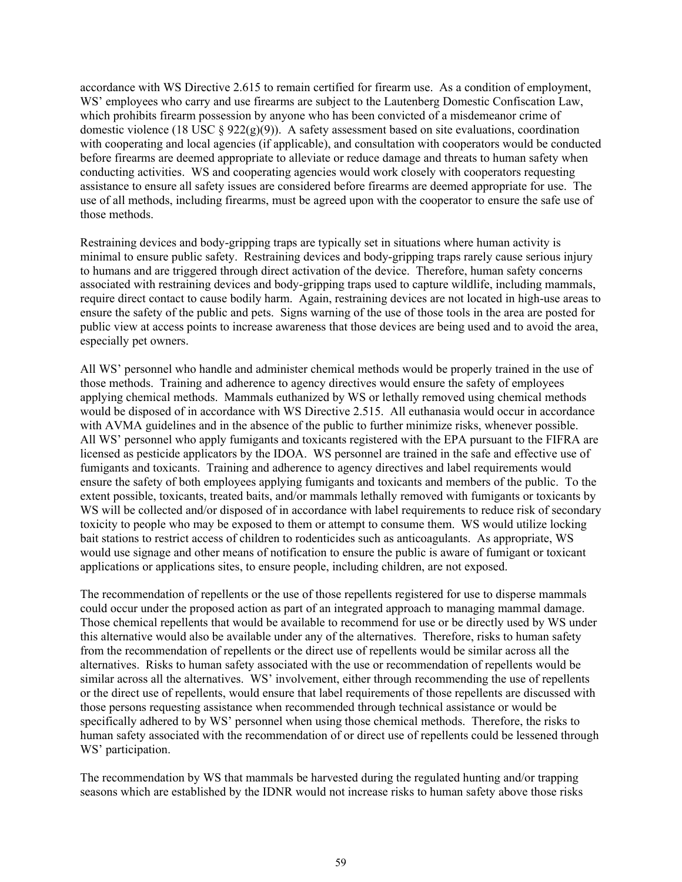accordance with WS Directive 2.615 to remain certified for firearm use. As a condition of employment, WS' employees who carry and use firearms are subject to the Lautenberg Domestic Confiscation Law, which prohibits firearm possession by anyone who has been convicted of a misdemeanor crime of domestic violence (18 USC § 922(g)(9)). A safety assessment based on site evaluations, coordination with cooperating and local agencies (if applicable), and consultation with cooperators would be conducted before firearms are deemed appropriate to alleviate or reduce damage and threats to human safety when conducting activities. WS and cooperating agencies would work closely with cooperators requesting assistance to ensure all safety issues are considered before firearms are deemed appropriate for use. The use of all methods, including firearms, must be agreed upon with the cooperator to ensure the safe use of those methods.

Restraining devices and body-gripping traps are typically set in situations where human activity is minimal to ensure public safety. Restraining devices and body-gripping traps rarely cause serious injury to humans and are triggered through direct activation of the device. Therefore, human safety concerns associated with restraining devices and body-gripping traps used to capture wildlife, including mammals, require direct contact to cause bodily harm. Again, restraining devices are not located in high-use areas to ensure the safety of the public and pets. Signs warning of the use of those tools in the area are posted for public view at access points to increase awareness that those devices are being used and to avoid the area, especially pet owners.

All WS' personnel who handle and administer chemical methods would be properly trained in the use of those methods. Training and adherence to agency directives would ensure the safety of employees applying chemical methods. Mammals euthanized by WS or lethally removed using chemical methods would be disposed of in accordance with WS Directive 2.515. All euthanasia would occur in accordance with AVMA guidelines and in the absence of the public to further minimize risks, whenever possible. All WS' personnel who apply fumigants and toxicants registered with the EPA pursuant to the FIFRA are licensed as pesticide applicators by the IDOA. WS personnel are trained in the safe and effective use of fumigants and toxicants. Training and adherence to agency directives and label requirements would ensure the safety of both employees applying fumigants and toxicants and members of the public. To the extent possible, toxicants, treated baits, and/or mammals lethally removed with fumigants or toxicants by WS will be collected and/or disposed of in accordance with label requirements to reduce risk of secondary toxicity to people who may be exposed to them or attempt to consume them. WS would utilize locking bait stations to restrict access of children to rodenticides such as anticoagulants. As appropriate, WS would use signage and other means of notification to ensure the public is aware of fumigant or toxicant applications or applications sites, to ensure people, including children, are not exposed.

The recommendation of repellents or the use of those repellents registered for use to disperse mammals could occur under the proposed action as part of an integrated approach to managing mammal damage. Those chemical repellents that would be available to recommend for use or be directly used by WS under this alternative would also be available under any of the alternatives. Therefore, risks to human safety from the recommendation of repellents or the direct use of repellents would be similar across all the alternatives. Risks to human safety associated with the use or recommendation of repellents would be similar across all the alternatives. WS' involvement, either through recommending the use of repellents or the direct use of repellents, would ensure that label requirements of those repellents are discussed with those persons requesting assistance when recommended through technical assistance or would be specifically adhered to by WS' personnel when using those chemical methods. Therefore, the risks to human safety associated with the recommendation of or direct use of repellents could be lessened through WS' participation.

The recommendation by WS that mammals be harvested during the regulated hunting and/or trapping seasons which are established by the IDNR would not increase risks to human safety above those risks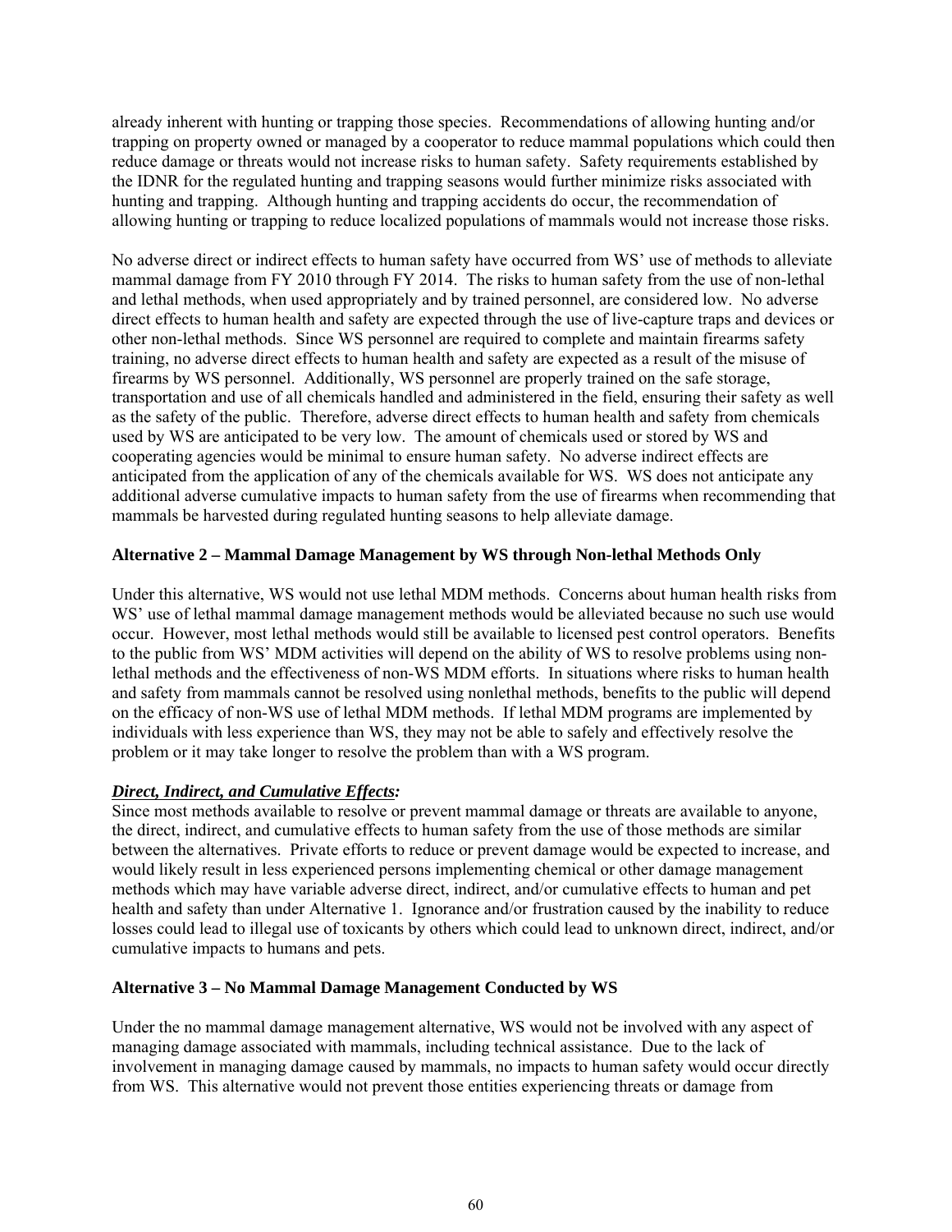already inherent with hunting or trapping those species. Recommendations of allowing hunting and/or trapping on property owned or managed by a cooperator to reduce mammal populations which could then reduce damage or threats would not increase risks to human safety. Safety requirements established by the IDNR for the regulated hunting and trapping seasons would further minimize risks associated with hunting and trapping. Although hunting and trapping accidents do occur, the recommendation of allowing hunting or trapping to reduce localized populations of mammals would not increase those risks.

No adverse direct or indirect effects to human safety have occurred from WS' use of methods to alleviate mammal damage from FY 2010 through FY 2014. The risks to human safety from the use of non-lethal and lethal methods, when used appropriately and by trained personnel, are considered low. No adverse direct effects to human health and safety are expected through the use of live-capture traps and devices or other non-lethal methods. Since WS personnel are required to complete and maintain firearms safety training, no adverse direct effects to human health and safety are expected as a result of the misuse of firearms by WS personnel. Additionally, WS personnel are properly trained on the safe storage, transportation and use of all chemicals handled and administered in the field, ensuring their safety as well as the safety of the public. Therefore, adverse direct effects to human health and safety from chemicals used by WS are anticipated to be very low. The amount of chemicals used or stored by WS and cooperating agencies would be minimal to ensure human safety. No adverse indirect effects are anticipated from the application of any of the chemicals available for WS. WS does not anticipate any additional adverse cumulative impacts to human safety from the use of firearms when recommending that mammals be harvested during regulated hunting seasons to help alleviate damage.

**Alternative 2 – Mammal Damage Management by WS through Non-lethal Methods Only**

Under this alternative, WS would not use lethal MDM methods. Concerns about human health risks from WS' use of lethal mammal damage management methods would be alleviated because no such use would occur. However, most lethal methods would still be available to licensed pest control operators. Benefits to the public from WS' MDM activities will depend on the ability of WS to resolve problems using non-lethal methods and the effectiveness of non-WS MDM efforts. In situations where risks to human health and safety from mammals cannot be resolved using nonlethal methods, benefits to the public will depend on the efficacy of non-WS use of lethal MDM methods. If lethal MDM programs are implemented by individuals with less experience than WS, they may not be able to safely and effectively resolve the problem or it may take longer to resolve the problem than with a WS program.

***Direct, Indirect, and Cumulative Effects:***
Since most methods available to resolve or prevent mammal damage or threats are available to anyone, the direct, indirect, and cumulative effects to human safety from the use of those methods are similar between the alternatives. Private efforts to reduce or prevent damage would be expected to increase, and would likely result in less experienced persons implementing chemical or other damage management methods which may have variable adverse direct, indirect, and/or cumulative effects to human and pet health and safety than under Alternative 1. Ignorance and/or frustration caused by the inability to reduce losses could lead to illegal use of toxicants by others which could lead to unknown direct, indirect, and/or cumulative impacts to humans and pets.

**Alternative 3 – No Mammal Damage Management Conducted by WS**

Under the no mammal damage management alternative, WS would not be involved with any aspect of managing damage associated with mammals, including technical assistance. Due to the lack of involvement in managing damage caused by mammals, no impacts to human safety would occur directly from WS. This alternative would not prevent those entities experiencing threats or damage from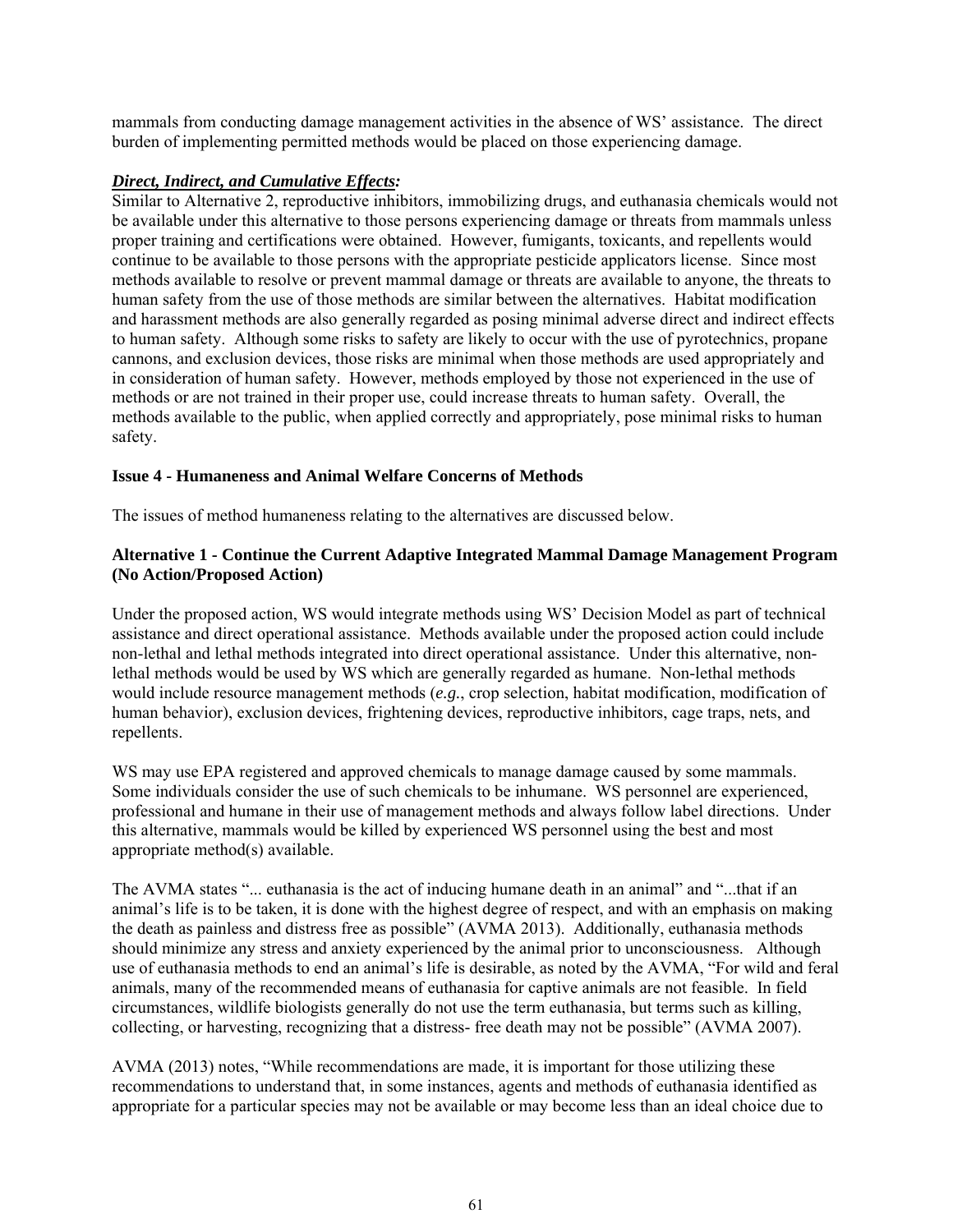mammals from conducting damage management activities in the absence of WS' assistance. The direct burden of implementing permitted methods would be placed on those experiencing damage.

***Direct, Indirect, and Cumulative Effects:***
Similar to Alternative 2, reproductive inhibitors, immobilizing drugs, and euthanasia chemicals would not be available under this alternative to those persons experiencing damage or threats from mammals unless proper training and certifications were obtained. However, fumigants, toxicants, and repellents would continue to be available to those persons with the appropriate pesticide applicators license. Since most methods available to resolve or prevent mammal damage or threats are available to anyone, the threats to human safety from the use of those methods are similar between the alternatives. Habitat modification and harassment methods are also generally regarded as posing minimal adverse direct and indirect effects to human safety. Although some risks to safety are likely to occur with the use of pyrotechnics, propane cannons, and exclusion devices, those risks are minimal when those methods are used appropriately and in consideration of human safety. However, methods employed by those not experienced in the use of methods or are not trained in their proper use, could increase threats to human safety. Overall, the methods available to the public, when applied correctly and appropriately, pose minimal risks to human safety.

**Issue 4 - Humaneness and Animal Welfare Concerns of Methods**

The issues of method humaneness relating to the alternatives are discussed below.

**Alternative 1 - Continue the Current Adaptive Integrated Mammal Damage Management Program (No Action/Proposed Action)**

Under the proposed action, WS would integrate methods using WS' Decision Model as part of technical assistance and direct operational assistance. Methods available under the proposed action could include non-lethal and lethal methods integrated into direct operational assistance. Under this alternative, non-lethal methods would be used by WS which are generally regarded as humane. Non-lethal methods would include resource management methods (*e.g.*, crop selection, habitat modification, modification of human behavior), exclusion devices, frightening devices, reproductive inhibitors, cage traps, nets, and repellents.

WS may use EPA registered and approved chemicals to manage damage caused by some mammals. Some individuals consider the use of such chemicals to be inhumane. WS personnel are experienced, professional and humane in their use of management methods and always follow label directions. Under this alternative, mammals would be killed by experienced WS personnel using the best and most appropriate method(s) available.

The AVMA states "... euthanasia is the act of inducing humane death in an animal" and "...that if an animal's life is to be taken, it is done with the highest degree of respect, and with an emphasis on making the death as painless and distress free as possible" (AVMA 2013). Additionally, euthanasia methods should minimize any stress and anxiety experienced by the animal prior to unconsciousness. Although use of euthanasia methods to end an animal's life is desirable, as noted by the AVMA, "For wild and feral animals, many of the recommended means of euthanasia for captive animals are not feasible. In field circumstances, wildlife biologists generally do not use the term euthanasia, but terms such as killing, collecting, or harvesting, recognizing that a distress- free death may not be possible" (AVMA 2007).

AVMA (2013) notes, "While recommendations are made, it is important for those utilizing these recommendations to understand that, in some instances, agents and methods of euthanasia identified as appropriate for a particular species may not be available or may become less than an ideal choice due to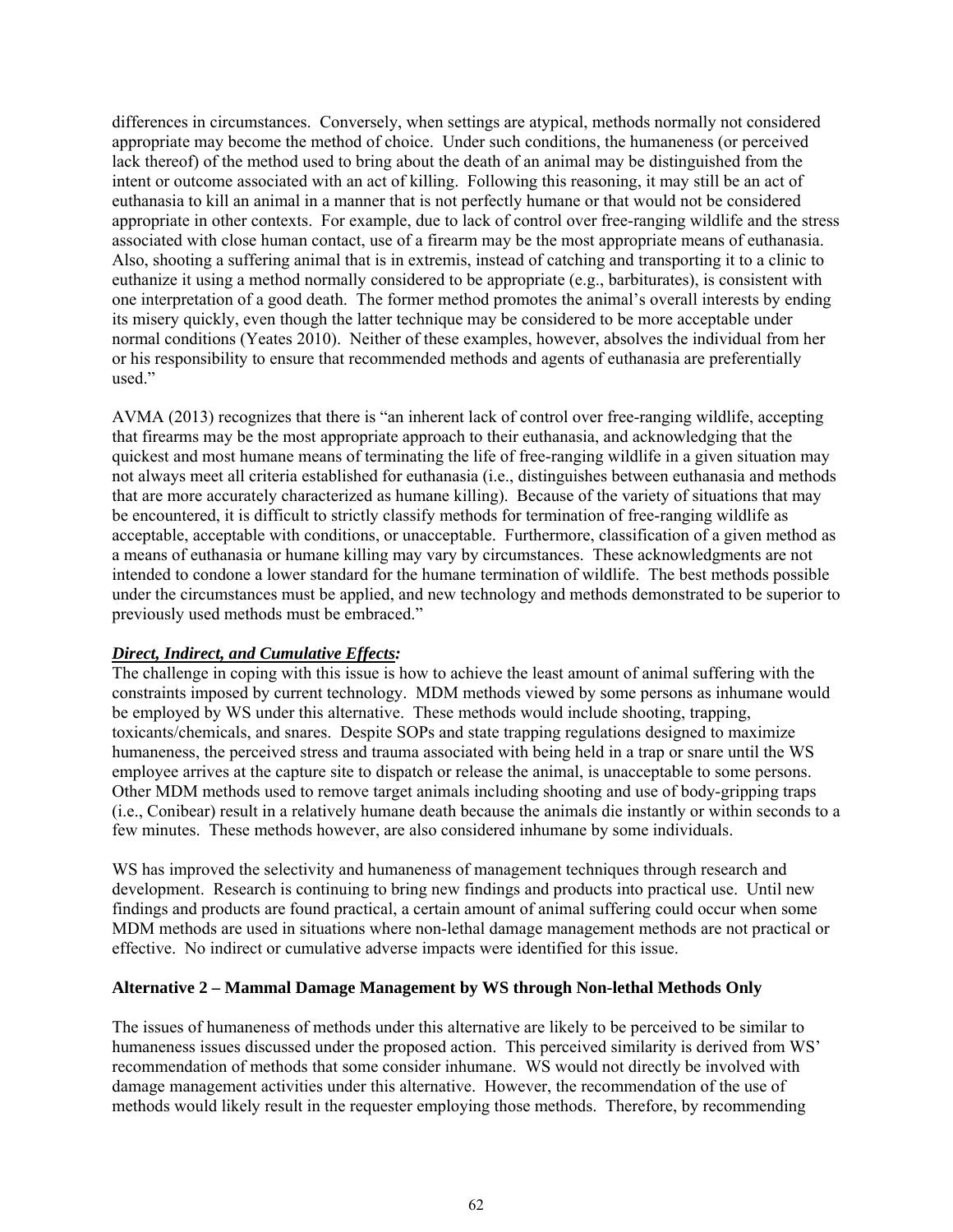differences in circumstances. Conversely, when settings are atypical, methods normally not considered appropriate may become the method of choice. Under such conditions, the humaneness (or perceived lack thereof) of the method used to bring about the death of an animal may be distinguished from the intent or outcome associated with an act of killing. Following this reasoning, it may still be an act of euthanasia to kill an animal in a manner that is not perfectly humane or that would not be considered appropriate in other contexts. For example, due to lack of control over free-ranging wildlife and the stress associated with close human contact, use of a firearm may be the most appropriate means of euthanasia. Also, shooting a suffering animal that is in extremis, instead of catching and transporting it to a clinic to euthanize it using a method normally considered to be appropriate (e.g., barbiturates), is consistent with one interpretation of a good death. The former method promotes the animal's overall interests by ending its misery quickly, even though the latter technique may be considered to be more acceptable under normal conditions (Yeates 2010). Neither of these examples, however, absolves the individual from her or his responsibility to ensure that recommended methods and agents of euthanasia are preferentially used."

AVMA (2013) recognizes that there is "an inherent lack of control over free-ranging wildlife, accepting that firearms may be the most appropriate approach to their euthanasia, and acknowledging that the quickest and most humane means of terminating the life of free-ranging wildlife in a given situation may not always meet all criteria established for euthanasia (i.e., distinguishes between euthanasia and methods that are more accurately characterized as humane killing). Because of the variety of situations that may be encountered, it is difficult to strictly classify methods for termination of free-ranging wildlife as acceptable, acceptable with conditions, or unacceptable. Furthermore, classification of a given method as a means of euthanasia or humane killing may vary by circumstances. These acknowledgments are not intended to condone a lower standard for the humane termination of wildlife. The best methods possible under the circumstances must be applied, and new technology and methods demonstrated to be superior to previously used methods must be embraced."

***Direct, Indirect, and Cumulative Effects:***

The challenge in coping with this issue is how to achieve the least amount of animal suffering with the constraints imposed by current technology. MDM methods viewed by some persons as inhumane would be employed by WS under this alternative. These methods would include shooting, trapping, toxicants/chemicals, and snares. Despite SOPs and state trapping regulations designed to maximize humaneness, the perceived stress and trauma associated with being held in a trap or snare until the WS employee arrives at the capture site to dispatch or release the animal, is unacceptable to some persons. Other MDM methods used to remove target animals including shooting and use of body-gripping traps (i.e., Conibear) result in a relatively humane death because the animals die instantly or within seconds to a few minutes. These methods however, are also considered inhumane by some individuals.

WS has improved the selectivity and humaneness of management techniques through research and development. Research is continuing to bring new findings and products into practical use. Until new findings and products are found practical, a certain amount of animal suffering could occur when some MDM methods are used in situations where non-lethal damage management methods are not practical or effective. No indirect or cumulative adverse impacts were identified for this issue.

**Alternative 2 – Mammal Damage Management by WS through Non-lethal Methods Only**

The issues of humaneness of methods under this alternative are likely to be perceived to be similar to humaneness issues discussed under the proposed action. This perceived similarity is derived from WS' recommendation of methods that some consider inhumane. WS would not directly be involved with damage management activities under this alternative. However, the recommendation of the use of methods would likely result in the requester employing those methods. Therefore, by recommending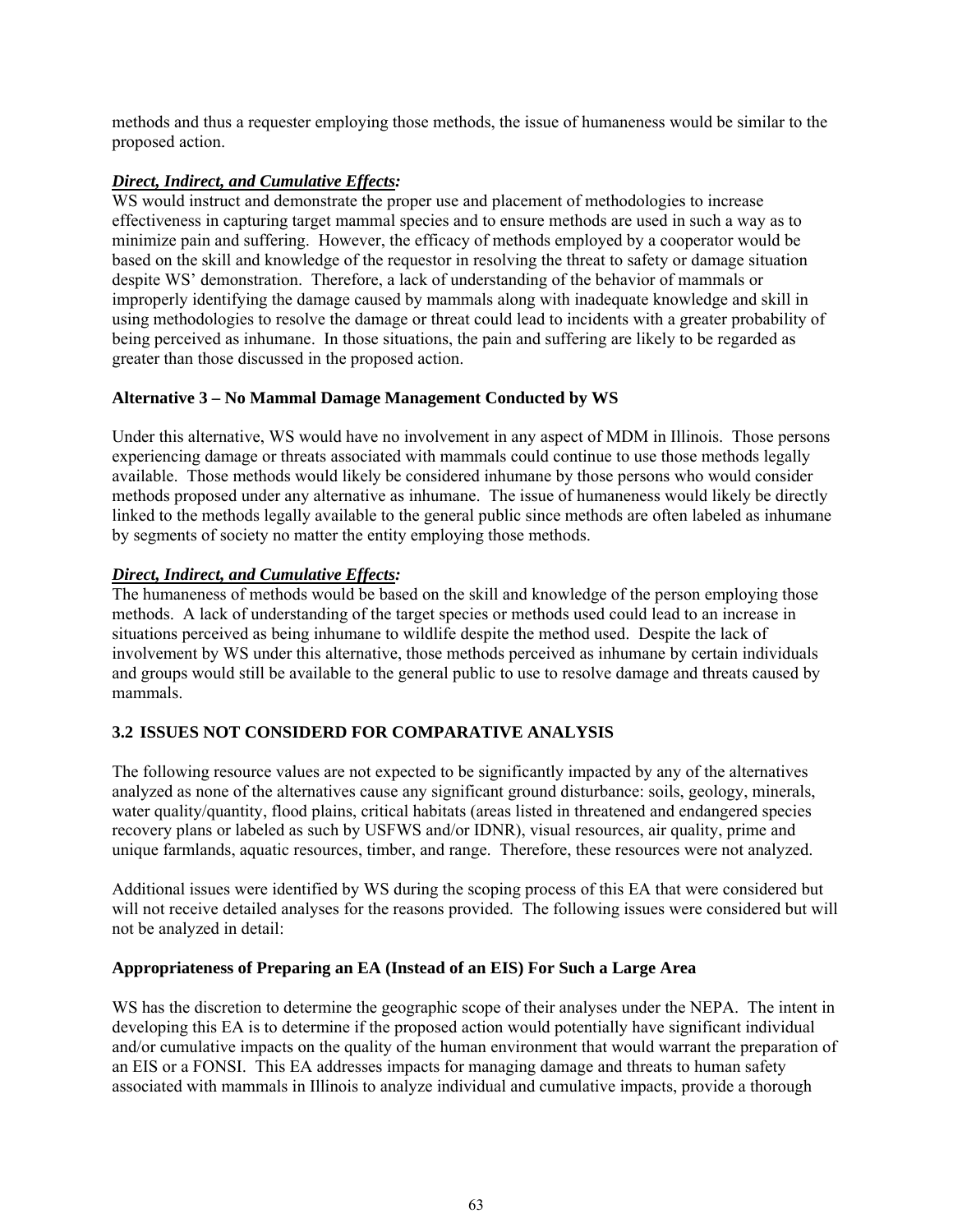methods and thus a requester employing those methods, the issue of humaneness would be similar to the proposed action.

***Direct, Indirect, and Cumulative Effects:***
WS would instruct and demonstrate the proper use and placement of methodologies to increase effectiveness in capturing target mammal species and to ensure methods are used in such a way as to minimize pain and suffering. However, the efficacy of methods employed by a cooperator would be based on the skill and knowledge of the requestor in resolving the threat to safety or damage situation despite WS' demonstration. Therefore, a lack of understanding of the behavior of mammals or improperly identifying the damage caused by mammals along with inadequate knowledge and skill in using methodologies to resolve the damage or threat could lead to incidents with a greater probability of being perceived as inhumane. In those situations, the pain and suffering are likely to be regarded as greater than those discussed in the proposed action.

**Alternative 3 – No Mammal Damage Management Conducted by WS**

Under this alternative, WS would have no involvement in any aspect of MDM in Illinois. Those persons experiencing damage or threats associated with mammals could continue to use those methods legally available. Those methods would likely be considered inhumane by those persons who would consider methods proposed under any alternative as inhumane. The issue of humaneness would likely be directly linked to the methods legally available to the general public since methods are often labeled as inhumane by segments of society no matter the entity employing those methods.

***Direct, Indirect, and Cumulative Effects:***
The humaneness of methods would be based on the skill and knowledge of the person employing those methods. A lack of understanding of the target species or methods used could lead to an increase in situations perceived as being inhumane to wildlife despite the method used. Despite the lack of involvement by WS under this alternative, those methods perceived as inhumane by certain individuals and groups would still be available to the general public to use to resolve damage and threats caused by mammals.

## 3.2 ISSUES NOT CONSIDERD FOR COMPARATIVE ANALYSIS

The following resource values are not expected to be significantly impacted by any of the alternatives analyzed as none of the alternatives cause any significant ground disturbance: soils, geology, minerals, water quality/quantity, flood plains, critical habitats (areas listed in threatened and endangered species recovery plans or labeled as such by USFWS and/or IDNR), visual resources, air quality, prime and unique farmlands, aquatic resources, timber, and range. Therefore, these resources were not analyzed.

Additional issues were identified by WS during the scoping process of this EA that were considered but will not receive detailed analyses for the reasons provided. The following issues were considered but will not be analyzed in detail:

**Appropriateness of Preparing an EA (Instead of an EIS) For Such a Large Area**

WS has the discretion to determine the geographic scope of their analyses under the NEPA. The intent in developing this EA is to determine if the proposed action would potentially have significant individual and/or cumulative impacts on the quality of the human environment that would warrant the preparation of an EIS or a FONSI. This EA addresses impacts for managing damage and threats to human safety associated with mammals in Illinois to analyze individual and cumulative impacts, provide a thorough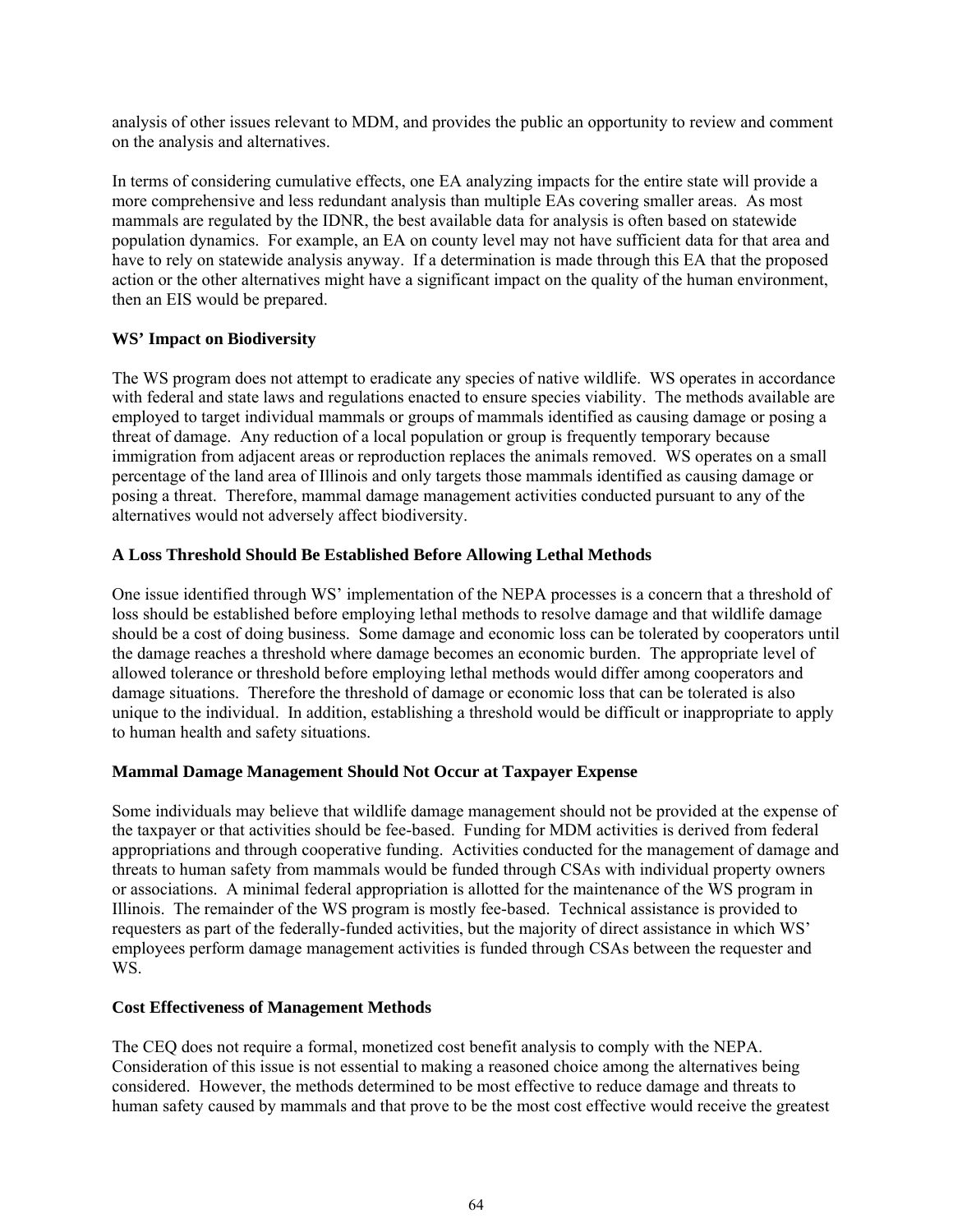analysis of other issues relevant to MDM, and provides the public an opportunity to review and comment on the analysis and alternatives.

In terms of considering cumulative effects, one EA analyzing impacts for the entire state will provide a more comprehensive and less redundant analysis than multiple EAs covering smaller areas. As most mammals are regulated by the IDNR, the best available data for analysis is often based on statewide population dynamics. For example, an EA on county level may not have sufficient data for that area and have to rely on statewide analysis anyway. If a determination is made through this EA that the proposed action or the other alternatives might have a significant impact on the quality of the human environment, then an EIS would be prepared.

**WS' Impact on Biodiversity**

The WS program does not attempt to eradicate any species of native wildlife. WS operates in accordance with federal and state laws and regulations enacted to ensure species viability. The methods available are employed to target individual mammals or groups of mammals identified as causing damage or posing a threat of damage. Any reduction of a local population or group is frequently temporary because immigration from adjacent areas or reproduction replaces the animals removed. WS operates on a small percentage of the land area of Illinois and only targets those mammals identified as causing damage or posing a threat. Therefore, mammal damage management activities conducted pursuant to any of the alternatives would not adversely affect biodiversity.

**A Loss Threshold Should Be Established Before Allowing Lethal Methods**

One issue identified through WS' implementation of the NEPA processes is a concern that a threshold of loss should be established before employing lethal methods to resolve damage and that wildlife damage should be a cost of doing business. Some damage and economic loss can be tolerated by cooperators until the damage reaches a threshold where damage becomes an economic burden. The appropriate level of allowed tolerance or threshold before employing lethal methods would differ among cooperators and damage situations. Therefore the threshold of damage or economic loss that can be tolerated is also unique to the individual. In addition, establishing a threshold would be difficult or inappropriate to apply to human health and safety situations.

**Mammal Damage Management Should Not Occur at Taxpayer Expense**

Some individuals may believe that wildlife damage management should not be provided at the expense of the taxpayer or that activities should be fee-based. Funding for MDM activities is derived from federal appropriations and through cooperative funding. Activities conducted for the management of damage and threats to human safety from mammals would be funded through CSAs with individual property owners or associations. A minimal federal appropriation is allotted for the maintenance of the WS program in Illinois. The remainder of the WS program is mostly fee-based. Technical assistance is provided to requesters as part of the federally-funded activities, but the majority of direct assistance in which WS' employees perform damage management activities is funded through CSAs between the requester and WS.

**Cost Effectiveness of Management Methods**

The CEQ does not require a formal, monetized cost benefit analysis to comply with the NEPA. Consideration of this issue is not essential to making a reasoned choice among the alternatives being considered. However, the methods determined to be most effective to reduce damage and threats to human safety caused by mammals and that prove to be the most cost effective would receive the greatest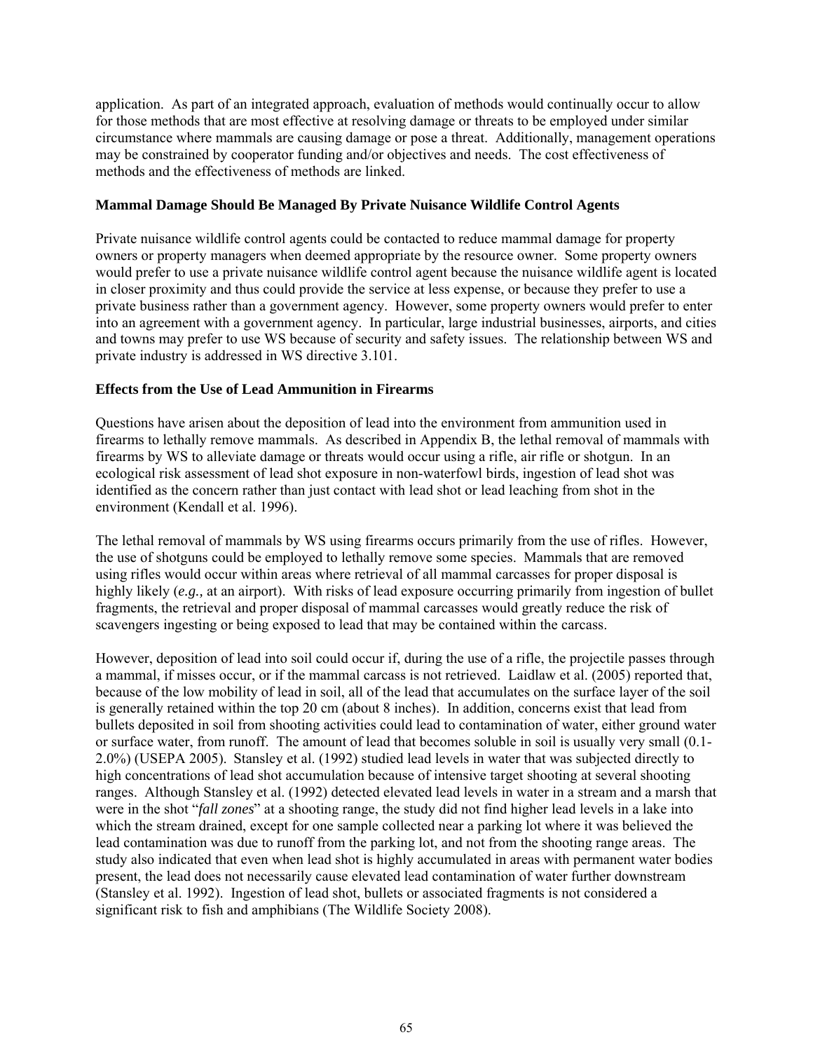application. As part of an integrated approach, evaluation of methods would continually occur to allow for those methods that are most effective at resolving damage or threats to be employed under similar circumstance where mammals are causing damage or pose a threat. Additionally, management operations may be constrained by cooperator funding and/or objectives and needs. The cost effectiveness of methods and the effectiveness of methods are linked.

**Mammal Damage Should Be Managed By Private Nuisance Wildlife Control Agents**

Private nuisance wildlife control agents could be contacted to reduce mammal damage for property owners or property managers when deemed appropriate by the resource owner. Some property owners would prefer to use a private nuisance wildlife control agent because the nuisance wildlife agent is located in closer proximity and thus could provide the service at less expense, or because they prefer to use a private business rather than a government agency. However, some property owners would prefer to enter into an agreement with a government agency. In particular, large industrial businesses, airports, and cities and towns may prefer to use WS because of security and safety issues. The relationship between WS and private industry is addressed in WS directive 3.101.

**Effects from the Use of Lead Ammunition in Firearms**

Questions have arisen about the deposition of lead into the environment from ammunition used in firearms to lethally remove mammals. As described in Appendix B, the lethal removal of mammals with firearms by WS to alleviate damage or threats would occur using a rifle, air rifle or shotgun. In an ecological risk assessment of lead shot exposure in non-waterfowl birds, ingestion of lead shot was identified as the concern rather than just contact with lead shot or lead leaching from shot in the environment (Kendall et al. 1996).

The lethal removal of mammals by WS using firearms occurs primarily from the use of rifles. However, the use of shotguns could be employed to lethally remove some species. Mammals that are removed using rifles would occur within areas where retrieval of all mammal carcasses for proper disposal is highly likely (*e.g.,* at an airport). With risks of lead exposure occurring primarily from ingestion of bullet fragments, the retrieval and proper disposal of mammal carcasses would greatly reduce the risk of scavengers ingesting or being exposed to lead that may be contained within the carcass.

However, deposition of lead into soil could occur if, during the use of a rifle, the projectile passes through a mammal, if misses occur, or if the mammal carcass is not retrieved. Laidlaw et al. (2005) reported that, because of the low mobility of lead in soil, all of the lead that accumulates on the surface layer of the soil is generally retained within the top 20 cm (about 8 inches). In addition, concerns exist that lead from bullets deposited in soil from shooting activities could lead to contamination of water, either ground water or surface water, from runoff. The amount of lead that becomes soluble in soil is usually very small (0.1-2.0%) (USEPA 2005). Stansley et al. (1992) studied lead levels in water that was subjected directly to high concentrations of lead shot accumulation because of intensive target shooting at several shooting ranges. Although Stansley et al. (1992) detected elevated lead levels in water in a stream and a marsh that were in the shot "*fall zones*" at a shooting range, the study did not find higher lead levels in a lake into which the stream drained, except for one sample collected near a parking lot where it was believed the lead contamination was due to runoff from the parking lot, and not from the shooting range areas. The study also indicated that even when lead shot is highly accumulated in areas with permanent water bodies present, the lead does not necessarily cause elevated lead contamination of water further downstream (Stansley et al. 1992). Ingestion of lead shot, bullets or associated fragments is not considered a significant risk to fish and amphibians (The Wildlife Society 2008).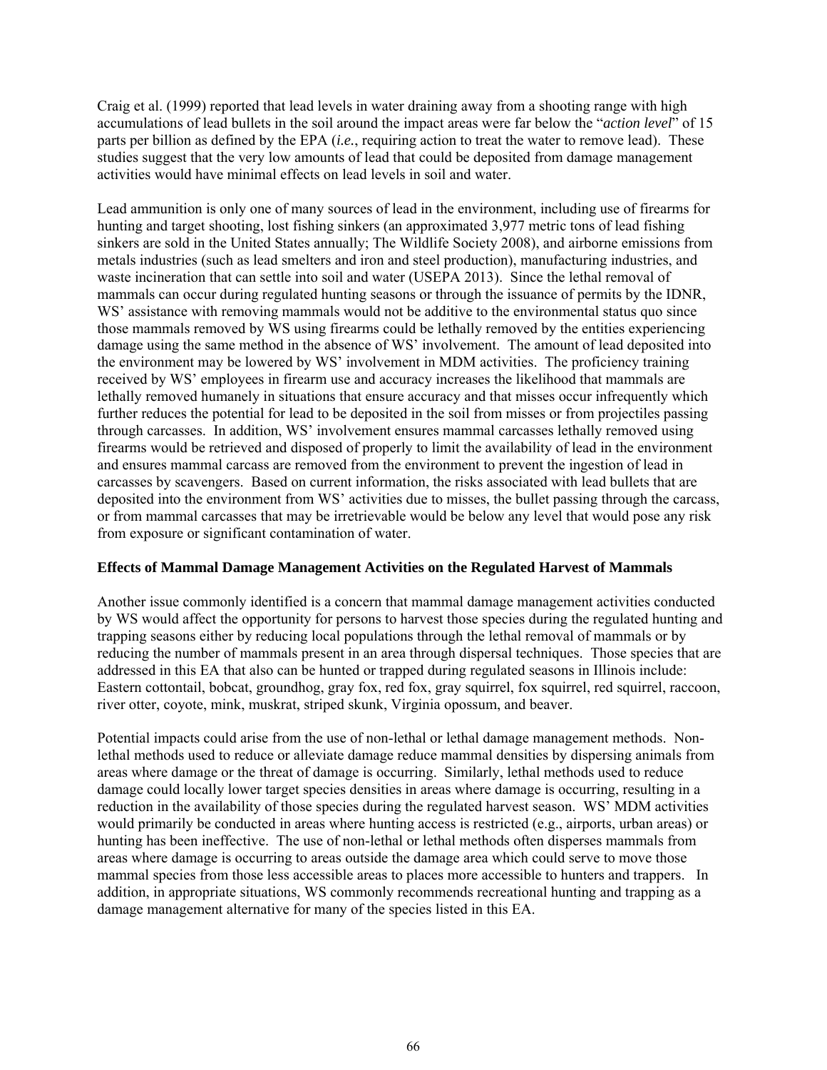Craig et al. (1999) reported that lead levels in water draining away from a shooting range with high accumulations of lead bullets in the soil around the impact areas were far below the "*action level*" of 15 parts per billion as defined by the EPA (*i.e.*, requiring action to treat the water to remove lead). These studies suggest that the very low amounts of lead that could be deposited from damage management activities would have minimal effects on lead levels in soil and water.

Lead ammunition is only one of many sources of lead in the environment, including use of firearms for hunting and target shooting, lost fishing sinkers (an approximated 3,977 metric tons of lead fishing sinkers are sold in the United States annually; The Wildlife Society 2008), and airborne emissions from metals industries (such as lead smelters and iron and steel production), manufacturing industries, and waste incineration that can settle into soil and water (USEPA 2013). Since the lethal removal of mammals can occur during regulated hunting seasons or through the issuance of permits by the IDNR, WS' assistance with removing mammals would not be additive to the environmental status quo since those mammals removed by WS using firearms could be lethally removed by the entities experiencing damage using the same method in the absence of WS' involvement. The amount of lead deposited into the environment may be lowered by WS' involvement in MDM activities. The proficiency training received by WS' employees in firearm use and accuracy increases the likelihood that mammals are lethally removed humanely in situations that ensure accuracy and that misses occur infrequently which further reduces the potential for lead to be deposited in the soil from misses or from projectiles passing through carcasses. In addition, WS' involvement ensures mammal carcasses lethally removed using firearms would be retrieved and disposed of properly to limit the availability of lead in the environment and ensures mammal carcass are removed from the environment to prevent the ingestion of lead in carcasses by scavengers. Based on current information, the risks associated with lead bullets that are deposited into the environment from WS' activities due to misses, the bullet passing through the carcass, or from mammal carcasses that may be irretrievable would be below any level that would pose any risk from exposure or significant contamination of water.

**Effects of Mammal Damage Management Activities on the Regulated Harvest of Mammals**

Another issue commonly identified is a concern that mammal damage management activities conducted by WS would affect the opportunity for persons to harvest those species during the regulated hunting and trapping seasons either by reducing local populations through the lethal removal of mammals or by reducing the number of mammals present in an area through dispersal techniques. Those species that are addressed in this EA that also can be hunted or trapped during regulated seasons in Illinois include: Eastern cottontail, bobcat, groundhog, gray fox, red fox, gray squirrel, fox squirrel, red squirrel, raccoon, river otter, coyote, mink, muskrat, striped skunk, Virginia opossum, and beaver.

Potential impacts could arise from the use of non-lethal or lethal damage management methods. Non-lethal methods used to reduce or alleviate damage reduce mammal densities by dispersing animals from areas where damage or the threat of damage is occurring. Similarly, lethal methods used to reduce damage could locally lower target species densities in areas where damage is occurring, resulting in a reduction in the availability of those species during the regulated harvest season. WS' MDM activities would primarily be conducted in areas where hunting access is restricted (e.g., airports, urban areas) or hunting has been ineffective. The use of non-lethal or lethal methods often disperses mammals from areas where damage is occurring to areas outside the damage area which could serve to move those mammal species from those less accessible areas to places more accessible to hunters and trappers. In addition, in appropriate situations, WS commonly recommends recreational hunting and trapping as a damage management alternative for many of the species listed in this EA.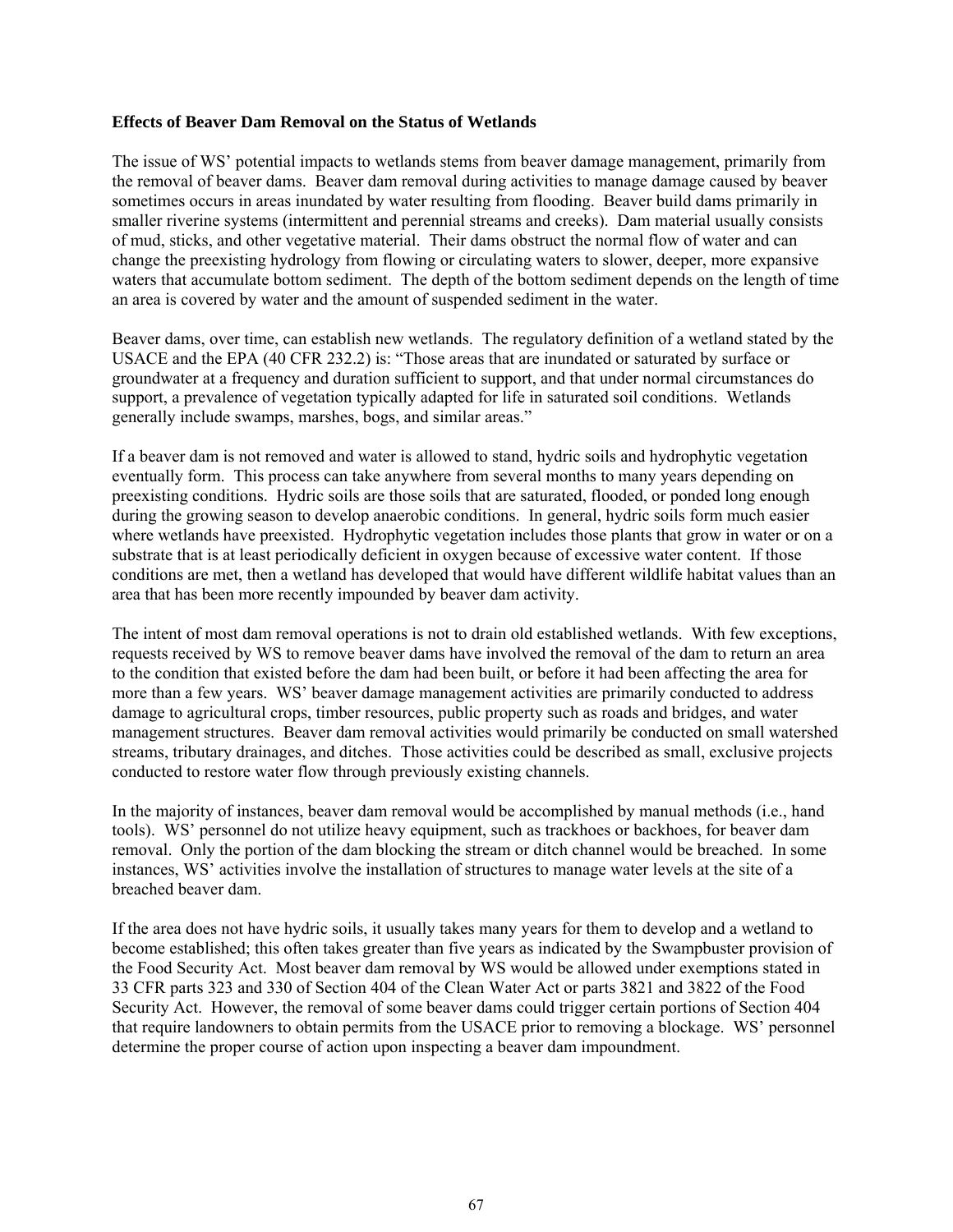**Effects of Beaver Dam Removal on the Status of Wetlands**

The issue of WS' potential impacts to wetlands stems from beaver damage management, primarily from the removal of beaver dams. Beaver dam removal during activities to manage damage caused by beaver sometimes occurs in areas inundated by water resulting from flooding. Beaver build dams primarily in smaller riverine systems (intermittent and perennial streams and creeks). Dam material usually consists of mud, sticks, and other vegetative material. Their dams obstruct the normal flow of water and can change the preexisting hydrology from flowing or circulating waters to slower, deeper, more expansive waters that accumulate bottom sediment. The depth of the bottom sediment depends on the length of time an area is covered by water and the amount of suspended sediment in the water.

Beaver dams, over time, can establish new wetlands. The regulatory definition of a wetland stated by the USACE and the EPA (40 CFR 232.2) is: "Those areas that are inundated or saturated by surface or groundwater at a frequency and duration sufficient to support, and that under normal circumstances do support, a prevalence of vegetation typically adapted for life in saturated soil conditions. Wetlands generally include swamps, marshes, bogs, and similar areas."

If a beaver dam is not removed and water is allowed to stand, hydric soils and hydrophytic vegetation eventually form. This process can take anywhere from several months to many years depending on preexisting conditions. Hydric soils are those soils that are saturated, flooded, or ponded long enough during the growing season to develop anaerobic conditions. In general, hydric soils form much easier where wetlands have preexisted. Hydrophytic vegetation includes those plants that grow in water or on a substrate that is at least periodically deficient in oxygen because of excessive water content. If those conditions are met, then a wetland has developed that would have different wildlife habitat values than an area that has been more recently impounded by beaver dam activity.

The intent of most dam removal operations is not to drain old established wetlands. With few exceptions, requests received by WS to remove beaver dams have involved the removal of the dam to return an area to the condition that existed before the dam had been built, or before it had been affecting the area for more than a few years. WS' beaver damage management activities are primarily conducted to address damage to agricultural crops, timber resources, public property such as roads and bridges, and water management structures. Beaver dam removal activities would primarily be conducted on small watershed streams, tributary drainages, and ditches. Those activities could be described as small, exclusive projects conducted to restore water flow through previously existing channels.

In the majority of instances, beaver dam removal would be accomplished by manual methods (i.e., hand tools). WS' personnel do not utilize heavy equipment, such as trackhoes or backhoes, for beaver dam removal. Only the portion of the dam blocking the stream or ditch channel would be breached. In some instances, WS' activities involve the installation of structures to manage water levels at the site of a breached beaver dam.

If the area does not have hydric soils, it usually takes many years for them to develop and a wetland to become established; this often takes greater than five years as indicated by the Swampbuster provision of the Food Security Act. Most beaver dam removal by WS would be allowed under exemptions stated in 33 CFR parts 323 and 330 of Section 404 of the Clean Water Act or parts 3821 and 3822 of the Food Security Act. However, the removal of some beaver dams could trigger certain portions of Section 404 that require landowners to obtain permits from the USACE prior to removing a blockage. WS' personnel determine the proper course of action upon inspecting a beaver dam impoundment.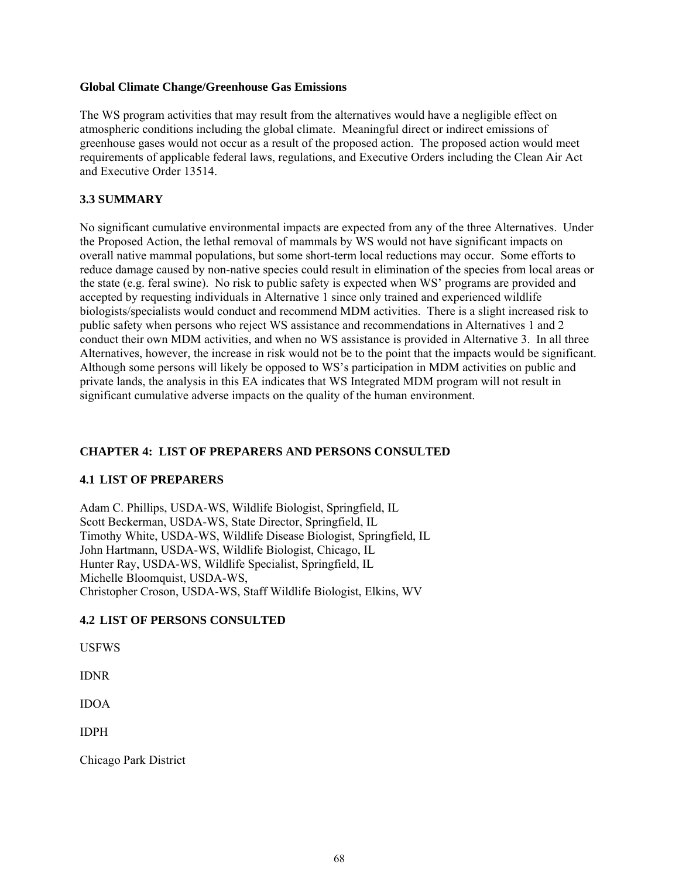**Global Climate Change/Greenhouse Gas Emissions**

The WS program activities that may result from the alternatives would have a negligible effect on atmospheric conditions including the global climate. Meaningful direct or indirect emissions of greenhouse gases would not occur as a result of the proposed action. The proposed action would meet requirements of applicable federal laws, regulations, and Executive Orders including the Clean Air Act and Executive Order 13514.

## 3.3 SUMMARY

No significant cumulative environmental impacts are expected from any of the three Alternatives. Under the Proposed Action, the lethal removal of mammals by WS would not have significant impacts on overall native mammal populations, but some short-term local reductions may occur. Some efforts to reduce damage caused by non-native species could result in elimination of the species from local areas or the state (e.g. feral swine). No risk to public safety is expected when WS' programs are provided and accepted by requesting individuals in Alternative 1 since only trained and experienced wildlife biologists/specialists would conduct and recommend MDM activities. There is a slight increased risk to public safety when persons who reject WS assistance and recommendations in Alternatives 1 and 2 conduct their own MDM activities, and when no WS assistance is provided in Alternative 3. In all three Alternatives, however, the increase in risk would not be to the point that the impacts would be significant. Although some persons will likely be opposed to WS's participation in MDM activities on public and private lands, the analysis in this EA indicates that WS Integrated MDM program will not result in significant cumulative adverse impacts on the quality of the human environment.

# CHAPTER 4: LIST OF PREPARERS AND PERSONS CONSULTED

## 4.1 LIST OF PREPARERS

Adam C. Phillips, USDA-WS, Wildlife Biologist, Springfield, IL
Scott Beckerman, USDA-WS, State Director, Springfield, IL
Timothy White, USDA-WS, Wildlife Disease Biologist, Springfield, IL
John Hartmann, USDA-WS, Wildlife Biologist, Chicago, IL
Hunter Ray, USDA-WS, Wildlife Specialist, Springfield, IL
Michelle Bloomquist, USDA-WS,
Christopher Croson, USDA-WS, Staff Wildlife Biologist, Elkins, WV

## 4.2 LIST OF PERSONS CONSULTED

USFWS

IDNR

IDOA

IDPH

Chicago Park District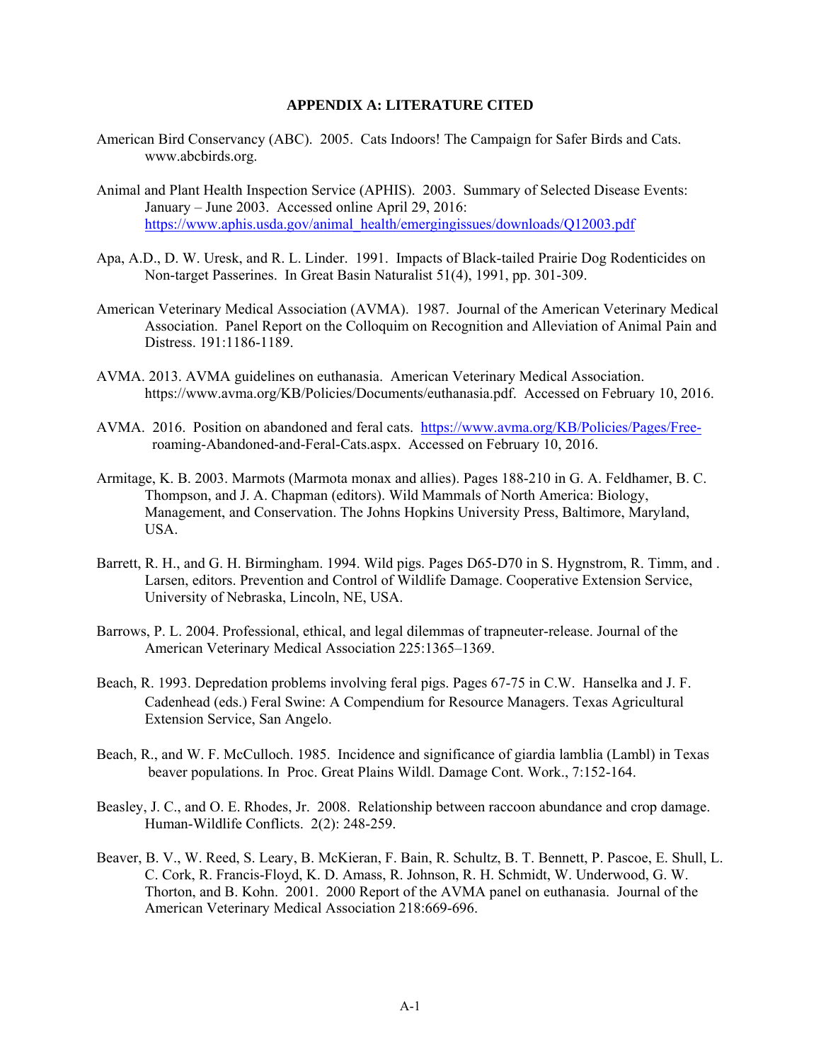## APPENDIX A: LITERATURE CITED

American Bird Conservancy (ABC). 2005. Cats Indoors! The Campaign for Safer Birds and Cats. www.abcbirds.org.

Animal and Plant Health Inspection Service (APHIS). 2003. Summary of Selected Disease Events: January – June 2003. Accessed online April 29, 2016: https://www.aphis.usda.gov/animal_health/emergingissues/downloads/Q12003.pdf

Apa, A.D., D. W. Uresk, and R. L. Linder. 1991. Impacts of Black-tailed Prairie Dog Rodenticides on Non-target Passerines. In Great Basin Naturalist 51(4), 1991, pp. 301-309.

American Veterinary Medical Association (AVMA). 1987. Journal of the American Veterinary Medical Association. Panel Report on the Colloquim on Recognition and Alleviation of Animal Pain and Distress. 191:1186-1189.

AVMA. 2013. AVMA guidelines on euthanasia. American Veterinary Medical Association. https://www.avma.org/KB/Policies/Documents/euthanasia.pdf. Accessed on February 10, 2016.

AVMA. 2016. Position on abandoned and feral cats. https://www.avma.org/KB/Policies/Pages/Free-roaming-Abandoned-and-Feral-Cats.aspx. Accessed on February 10, 2016.

Armitage, K. B. 2003. Marmots (Marmota monax and allies). Pages 188-210 in G. A. Feldhamer, B. C. Thompson, and J. A. Chapman (editors). Wild Mammals of North America: Biology, Management, and Conservation. The Johns Hopkins University Press, Baltimore, Maryland, USA.

Barrett, R. H., and G. H. Birmingham. 1994. Wild pigs. Pages D65-D70 in S. Hygnstrom, R. Timm, and . Larsen, editors. Prevention and Control of Wildlife Damage. Cooperative Extension Service, University of Nebraska, Lincoln, NE, USA.

Barrows, P. L. 2004. Professional, ethical, and legal dilemmas of trapneuter-release. Journal of the American Veterinary Medical Association 225:1365–1369.

Beach, R. 1993. Depredation problems involving feral pigs. Pages 67-75 in C.W. Hanselka and J. F. Cadenhead (eds.) Feral Swine: A Compendium for Resource Managers. Texas Agricultural Extension Service, San Angelo.

Beach, R., and W. F. McCulloch. 1985. Incidence and significance of giardia lamblia (Lambl) in Texas beaver populations. In Proc. Great Plains Wildl. Damage Cont. Work., 7:152-164.

Beasley, J. C., and O. E. Rhodes, Jr. 2008. Relationship between raccoon abundance and crop damage. Human-Wildlife Conflicts. 2(2): 248-259.

Beaver, B. V., W. Reed, S. Leary, B. McKieran, F. Bain, R. Schultz, B. T. Bennett, P. Pascoe, E. Shull, L. C. Cork, R. Francis-Floyd, K. D. Amass, R. Johnson, R. H. Schmidt, W. Underwood, G. W. Thorton, and B. Kohn. 2001. 2000 Report of the AVMA panel on euthanasia. Journal of the American Veterinary Medical Association 218:669-696.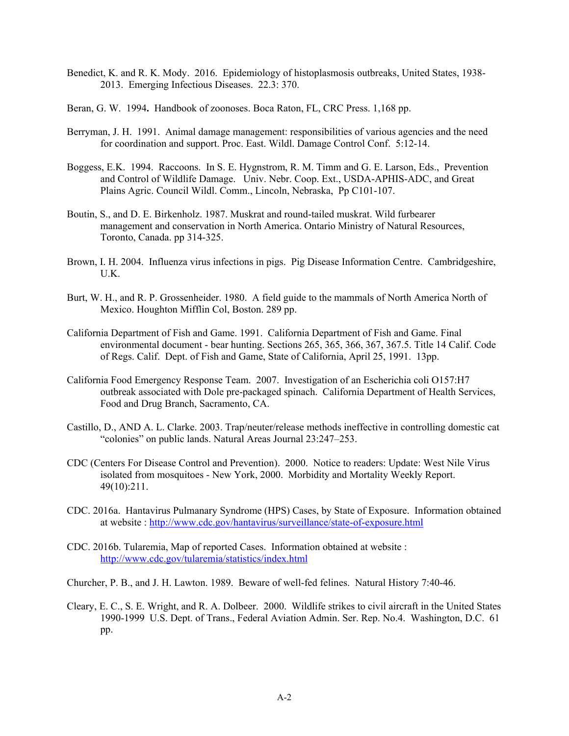Benedict, K. and R. K. Mody. 2016. Epidemiology of histoplasmosis outbreaks, United States, 1938-2013. Emerging Infectious Diseases. 22.3: 370.

Beran, G. W. 1994**.** Handbook of zoonoses. Boca Raton, FL, CRC Press. 1,168 pp.

Berryman, J. H. 1991. Animal damage management: responsibilities of various agencies and the need for coordination and support. Proc. East. Wildl. Damage Control Conf. 5:12-14.

Boggess, E.K. 1994. Raccoons. In S. E. Hygnstrom, R. M. Timm and G. E. Larson, Eds., Prevention and Control of Wildlife Damage. Univ. Nebr. Coop. Ext., USDA-APHIS-ADC, and Great Plains Agric. Council Wildl. Comm., Lincoln, Nebraska, Pp C101-107.

Boutin, S., and D. E. Birkenholz. 1987. Muskrat and round-tailed muskrat. Wild furbearer management and conservation in North America. Ontario Ministry of Natural Resources, Toronto, Canada. pp 314-325.

Brown, I. H. 2004. Influenza virus infections in pigs. Pig Disease Information Centre. Cambridgeshire, U.K.

Burt, W. H., and R. P. Grossenheider. 1980. A field guide to the mammals of North America North of Mexico. Houghton Mifflin Col, Boston. 289 pp.

California Department of Fish and Game. 1991. California Department of Fish and Game. Final environmental document - bear hunting. Sections 265, 365, 366, 367, 367.5. Title 14 Calif. Code of Regs. Calif. Dept. of Fish and Game, State of California, April 25, 1991. 13pp.

California Food Emergency Response Team. 2007. Investigation of an Escherichia coli O157:H7 outbreak associated with Dole pre-packaged spinach. California Department of Health Services, Food and Drug Branch, Sacramento, CA.

Castillo, D., AND A. L. Clarke. 2003. Trap/neuter/release methods ineffective in controlling domestic cat "colonies" on public lands. Natural Areas Journal 23:247–253.

CDC (Centers For Disease Control and Prevention). 2000. Notice to readers: Update: West Nile Virus isolated from mosquitoes - New York, 2000. Morbidity and Mortality Weekly Report. 49(10):211.

CDC. 2016a. Hantavirus Pulmanary Syndrome (HPS) Cases, by State of Exposure. Information obtained at website : http://www.cdc.gov/hantavirus/surveillance/state-of-exposure.html

CDC. 2016b. Tularemia, Map of reported Cases. Information obtained at website : http://www.cdc.gov/tularemia/statistics/index.html

Churcher, P. B., and J. H. Lawton. 1989. Beware of well-fed felines. Natural History 7:40-46.

Cleary, E. C., S. E. Wright, and R. A. Dolbeer. 2000. Wildlife strikes to civil aircraft in the United States 1990-1999 U.S. Dept. of Trans., Federal Aviation Admin. Ser. Rep. No.4. Washington, D.C. 61 pp.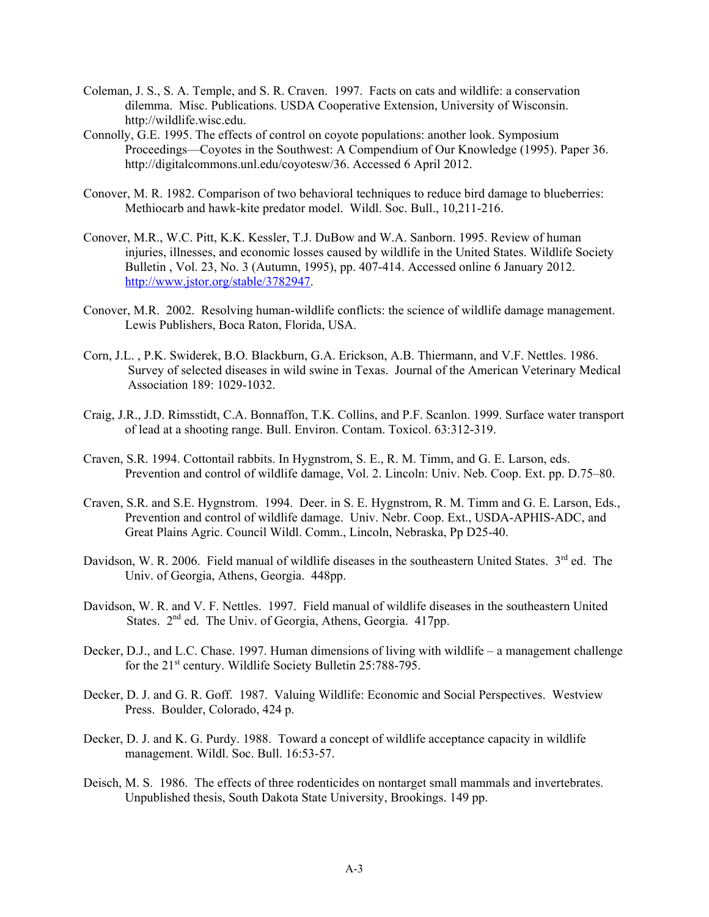Coleman, J. S., S. A. Temple, and S. R. Craven. 1997. Facts on cats and wildlife: a conservation dilemma. Misc. Publications. USDA Cooperative Extension, University of Wisconsin. http://wildlife.wisc.edu.

Connolly, G.E. 1995. The effects of control on coyote populations: another look. Symposium Proceedings—Coyotes in the Southwest: A Compendium of Our Knowledge (1995). Paper 36. http://digitalcommons.unl.edu/coyotesw/36. Accessed 6 April 2012.

Conover, M. R. 1982. Comparison of two behavioral techniques to reduce bird damage to blueberries: Methiocarb and hawk-kite predator model. Wildl. Soc. Bull., 10,211-216.

Conover, M.R., W.C. Pitt, K.K. Kessler, T.J. DuBow and W.A. Sanborn. 1995. Review of human injuries, illnesses, and economic losses caused by wildlife in the United States. Wildlife Society Bulletin , Vol. 23, No. 3 (Autumn, 1995), pp. 407-414. Accessed online 6 January 2012. http://www.jstor.org/stable/3782947.

Conover, M.R. 2002. Resolving human-wildlife conflicts: the science of wildlife damage management. Lewis Publishers, Boca Raton, Florida, USA.

Corn, J.L. , P.K. Swiderek, B.O. Blackburn, G.A. Erickson, A.B. Thiermann, and V.F. Nettles. 1986. Survey of selected diseases in wild swine in Texas. Journal of the American Veterinary Medical Association 189: 1029-1032.

Craig, J.R., J.D. Rimsstidt, C.A. Bonnaffon, T.K. Collins, and P.F. Scanlon. 1999. Surface water transport of lead at a shooting range. Bull. Environ. Contam. Toxicol. 63:312-319.

Craven, S.R. 1994. Cottontail rabbits. In Hygnstrom, S. E., R. M. Timm, and G. E. Larson, eds. Prevention and control of wildlife damage, Vol. 2. Lincoln: Univ. Neb. Coop. Ext. pp. D.75–80.

Craven, S.R. and S.E. Hygnstrom. 1994. Deer. in S. E. Hygnstrom, R. M. Timm and G. E. Larson, Eds., Prevention and control of wildlife damage. Univ. Nebr. Coop. Ext., USDA-APHIS-ADC, and Great Plains Agric. Council Wildl. Comm., Lincoln, Nebraska, Pp D25-40.

Davidson, W. R. 2006. Field manual of wildlife diseases in the southeastern United States. 3rd ed. The Univ. of Georgia, Athens, Georgia. 448pp.

Davidson, W. R. and V. F. Nettles. 1997. Field manual of wildlife diseases in the southeastern United States. 2nd ed. The Univ. of Georgia, Athens, Georgia. 417pp.

Decker, D.J., and L.C. Chase. 1997. Human dimensions of living with wildlife – a management challenge for the 21st century. Wildlife Society Bulletin 25:788-795.

Decker, D. J. and G. R. Goff. 1987. Valuing Wildlife: Economic and Social Perspectives. Westview Press. Boulder, Colorado, 424 p.

Decker, D. J. and K. G. Purdy. 1988. Toward a concept of wildlife acceptance capacity in wildlife management. Wildl. Soc. Bull. 16:53-57.

Deisch, M. S. 1986. The effects of three rodenticides on nontarget small mammals and invertebrates. Unpublished thesis, South Dakota State University, Brookings. 149 pp.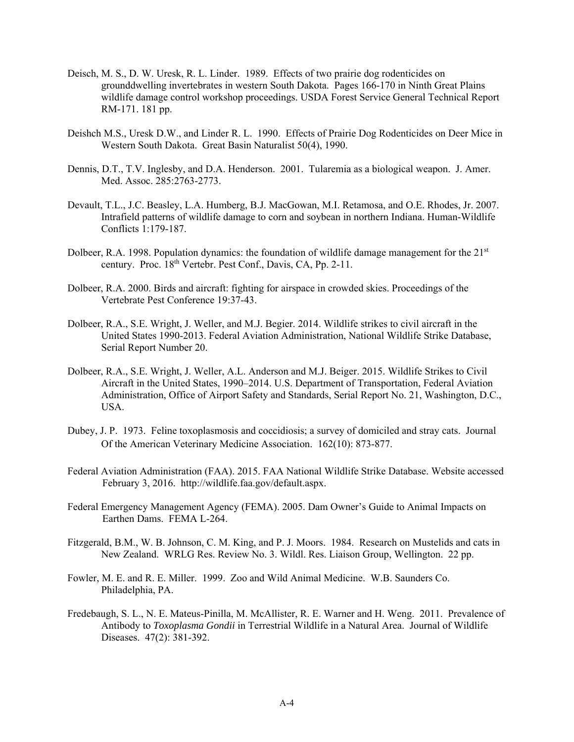Deisch, M. S., D. W. Uresk, R. L. Linder. 1989. Effects of two prairie dog rodenticides on grounddwelling invertebrates in western South Dakota. Pages 166-170 in Ninth Great Plains wildlife damage control workshop proceedings. USDA Forest Service General Technical Report RM-171. 181 pp.

Deishch M.S., Uresk D.W., and Linder R. L. 1990. Effects of Prairie Dog Rodenticides on Deer Mice in Western South Dakota. Great Basin Naturalist 50(4), 1990.

Dennis, D.T., T.V. Inglesby, and D.A. Henderson. 2001. Tularemia as a biological weapon. J. Amer. Med. Assoc. 285:2763-2773.

Devault, T.L., J.C. Beasley, L.A. Humberg, B.J. MacGowan, M.I. Retamosa, and O.E. Rhodes, Jr. 2007. Intrafield patterns of wildlife damage to corn and soybean in northern Indiana. Human-Wildlife Conflicts 1:179-187.

Dolbeer, R.A. 1998. Population dynamics: the foundation of wildlife damage management for the 21st century. Proc. 18th Vertebr. Pest Conf., Davis, CA, Pp. 2-11.

Dolbeer, R.A. 2000. Birds and aircraft: fighting for airspace in crowded skies. Proceedings of the Vertebrate Pest Conference 19:37-43.

Dolbeer, R.A., S.E. Wright, J. Weller, and M.J. Begier. 2014. Wildlife strikes to civil aircraft in the United States 1990-2013. Federal Aviation Administration, National Wildlife Strike Database, Serial Report Number 20.

Dolbeer, R.A., S.E. Wright, J. Weller, A.L. Anderson and M.J. Beiger. 2015. Wildlife Strikes to Civil Aircraft in the United States, 1990–2014. U.S. Department of Transportation, Federal Aviation Administration, Office of Airport Safety and Standards, Serial Report No. 21, Washington, D.C., USA.

Dubey, J. P. 1973. Feline toxoplasmosis and coccidiosis; a survey of domiciled and stray cats. Journal Of the American Veterinary Medicine Association. 162(10): 873-877.

Federal Aviation Administration (FAA). 2015. FAA National Wildlife Strike Database. Website accessed February 3, 2016. http://wildlife.faa.gov/default.aspx.

Federal Emergency Management Agency (FEMA). 2005. Dam Owner's Guide to Animal Impacts on Earthen Dams. FEMA L-264.

Fitzgerald, B.M., W. B. Johnson, C. M. King, and P. J. Moors. 1984. Research on Mustelids and cats in New Zealand. WRLG Res. Review No. 3. Wildl. Res. Liaison Group, Wellington. 22 pp.

Fowler, M. E. and R. E. Miller. 1999. Zoo and Wild Animal Medicine. W.B. Saunders Co. Philadelphia, PA.

Fredebaugh, S. L., N. E. Mateus-Pinilla, M. McAllister, R. E. Warner and H. Weng. 2011. Prevalence of Antibody to *Toxoplasma Gondii* in Terrestrial Wildlife in a Natural Area. Journal of Wildlife Diseases. 47(2): 381-392.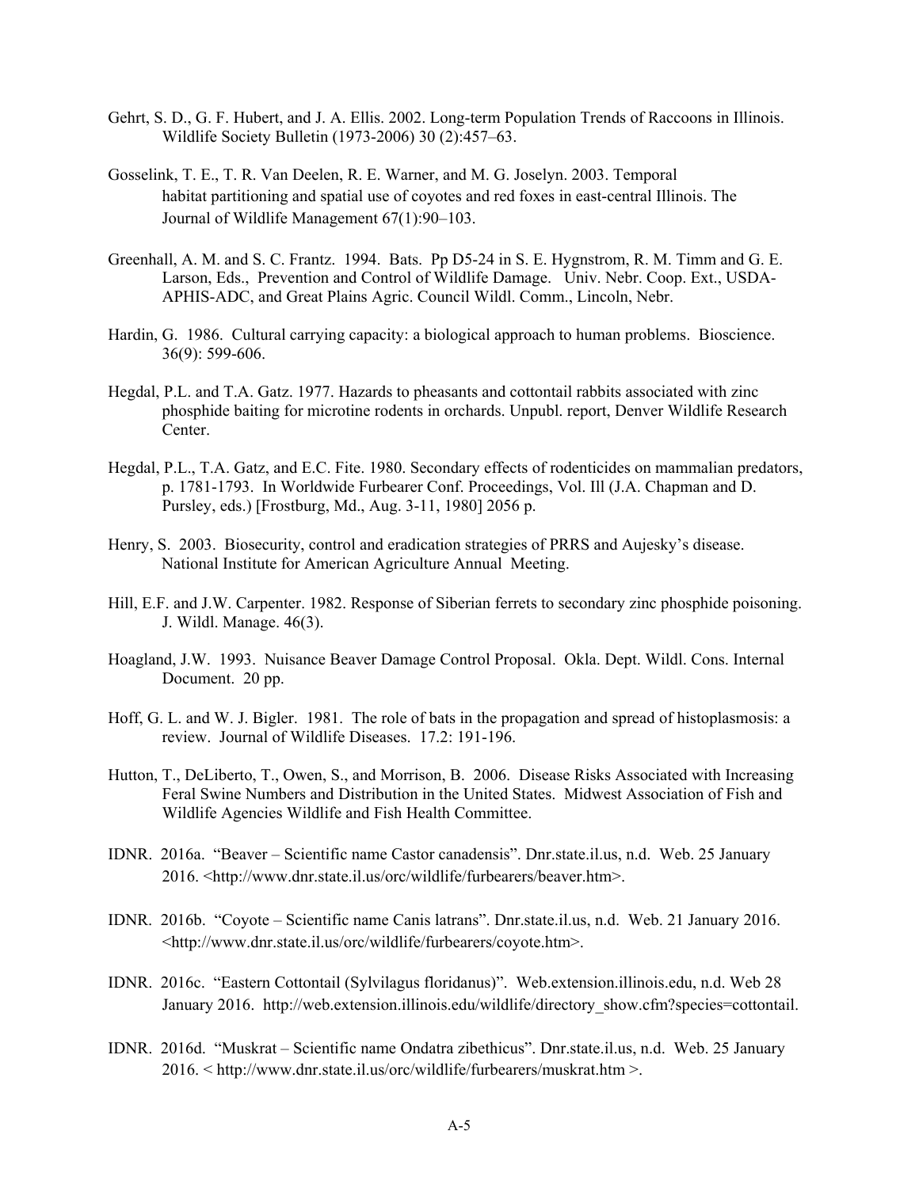Gehrt, S. D., G. F. Hubert, and J. A. Ellis. 2002. Long-term Population Trends of Raccoons in Illinois. Wildlife Society Bulletin (1973-2006) 30 (2):457–63.

Gosselink, T. E., T. R. Van Deelen, R. E. Warner, and M. G. Joselyn. 2003. Temporal habitat partitioning and spatial use of coyotes and red foxes in east-central Illinois. The Journal of Wildlife Management 67(1):90–103.

Greenhall, A. M. and S. C. Frantz. 1994. Bats. Pp D5-24 in S. E. Hygnstrom, R. M. Timm and G. E. Larson, Eds., Prevention and Control of Wildlife Damage. Univ. Nebr. Coop. Ext., USDA-APHIS-ADC, and Great Plains Agric. Council Wildl. Comm., Lincoln, Nebr.

Hardin, G. 1986. Cultural carrying capacity: a biological approach to human problems. Bioscience. 36(9): 599-606.

Hegdal, P.L. and T.A. Gatz. 1977. Hazards to pheasants and cottontail rabbits associated with zinc phosphide baiting for microtine rodents in orchards. Unpubl. report, Denver Wildlife Research Center.

Hegdal, P.L., T.A. Gatz, and E.C. Fite. 1980. Secondary effects of rodenticides on mammalian predators, p. 1781-1793. In Worldwide Furbearer Conf. Proceedings, Vol. Ill (J.A. Chapman and D. Pursley, eds.) [Frostburg, Md., Aug. 3-11, 1980] 2056 p.

Henry, S. 2003. Biosecurity, control and eradication strategies of PRRS and Aujesky's disease. National Institute for American Agriculture Annual Meeting.

Hill, E.F. and J.W. Carpenter. 1982. Response of Siberian ferrets to secondary zinc phosphide poisoning. J. Wildl. Manage. 46(3).

Hoagland, J.W. 1993. Nuisance Beaver Damage Control Proposal. Okla. Dept. Wildl. Cons. Internal Document. 20 pp.

Hoff, G. L. and W. J. Bigler. 1981. The role of bats in the propagation and spread of histoplasmosis: a review. Journal of Wildlife Diseases. 17.2: 191-196.

Hutton, T., DeLiberto, T., Owen, S., and Morrison, B. 2006. Disease Risks Associated with Increasing Feral Swine Numbers and Distribution in the United States. Midwest Association of Fish and Wildlife Agencies Wildlife and Fish Health Committee.

IDNR. 2016a. "Beaver – Scientific name Castor canadensis". Dnr.state.il.us, n.d. Web. 25 January 2016. <http://www.dnr.state.il.us/orc/wildlife/furbearers/beaver.htm>.

IDNR. 2016b. "Coyote – Scientific name Canis latrans". Dnr.state.il.us, n.d. Web. 21 January 2016. <http://www.dnr.state.il.us/orc/wildlife/furbearers/coyote.htm>.

IDNR. 2016c. "Eastern Cottontail (Sylvilagus floridanus)". Web.extension.illinois.edu, n.d. Web 28 January 2016. http://web.extension.illinois.edu/wildlife/directory_show.cfm?species=cottontail.

IDNR. 2016d. "Muskrat – Scientific name Ondatra zibethicus". Dnr.state.il.us, n.d. Web. 25 January 2016. < http://www.dnr.state.il.us/orc/wildlife/furbearers/muskrat.htm >.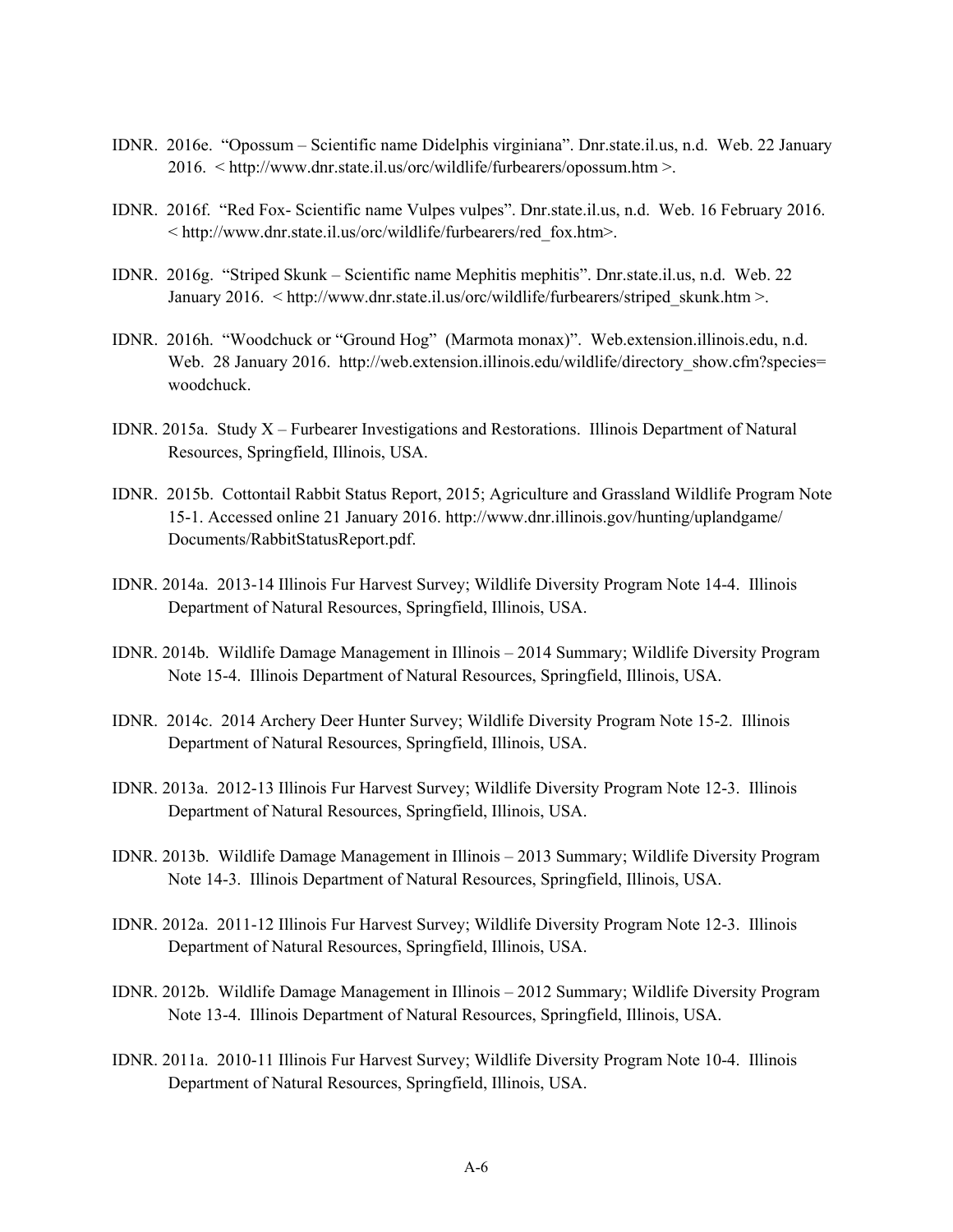IDNR. 2016e. "Opossum – Scientific name Didelphis virginiana". Dnr.state.il.us, n.d. Web. 22 January 2016. < http://www.dnr.state.il.us/orc/wildlife/furbearers/opossum.htm >.

IDNR. 2016f. "Red Fox- Scientific name Vulpes vulpes". Dnr.state.il.us, n.d. Web. 16 February 2016. < http://www.dnr.state.il.us/orc/wildlife/furbearers/red_fox.htm>.

IDNR. 2016g. "Striped Skunk – Scientific name Mephitis mephitis". Dnr.state.il.us, n.d. Web. 22 January 2016. < http://www.dnr.state.il.us/orc/wildlife/furbearers/striped_skunk.htm >.

IDNR. 2016h. "Woodchuck or "Ground Hog" (Marmota monax)". Web.extension.illinois.edu, n.d. Web. 28 January 2016. http://web.extension.illinois.edu/wildlife/directory_show.cfm?species=woodchuck.

IDNR. 2015a. Study X – Furbearer Investigations and Restorations. Illinois Department of Natural Resources, Springfield, Illinois, USA.

IDNR. 2015b. Cottontail Rabbit Status Report, 2015; Agriculture and Grassland Wildlife Program Note 15-1. Accessed online 21 January 2016. http://www.dnr.illinois.gov/hunting/uplandgame/Documents/RabbitStatusReport.pdf.

IDNR. 2014a. 2013-14 Illinois Fur Harvest Survey; Wildlife Diversity Program Note 14-4. Illinois Department of Natural Resources, Springfield, Illinois, USA.

IDNR. 2014b. Wildlife Damage Management in Illinois – 2014 Summary; Wildlife Diversity Program Note 15-4. Illinois Department of Natural Resources, Springfield, Illinois, USA.

IDNR. 2014c. 2014 Archery Deer Hunter Survey; Wildlife Diversity Program Note 15-2. Illinois Department of Natural Resources, Springfield, Illinois, USA.

IDNR. 2013a. 2012-13 Illinois Fur Harvest Survey; Wildlife Diversity Program Note 12-3. Illinois Department of Natural Resources, Springfield, Illinois, USA.

IDNR. 2013b. Wildlife Damage Management in Illinois – 2013 Summary; Wildlife Diversity Program Note 14-3. Illinois Department of Natural Resources, Springfield, Illinois, USA.

IDNR. 2012a. 2011-12 Illinois Fur Harvest Survey; Wildlife Diversity Program Note 12-3. Illinois Department of Natural Resources, Springfield, Illinois, USA.

IDNR. 2012b. Wildlife Damage Management in Illinois – 2012 Summary; Wildlife Diversity Program Note 13-4. Illinois Department of Natural Resources, Springfield, Illinois, USA.

IDNR. 2011a. 2010-11 Illinois Fur Harvest Survey; Wildlife Diversity Program Note 10-4. Illinois Department of Natural Resources, Springfield, Illinois, USA.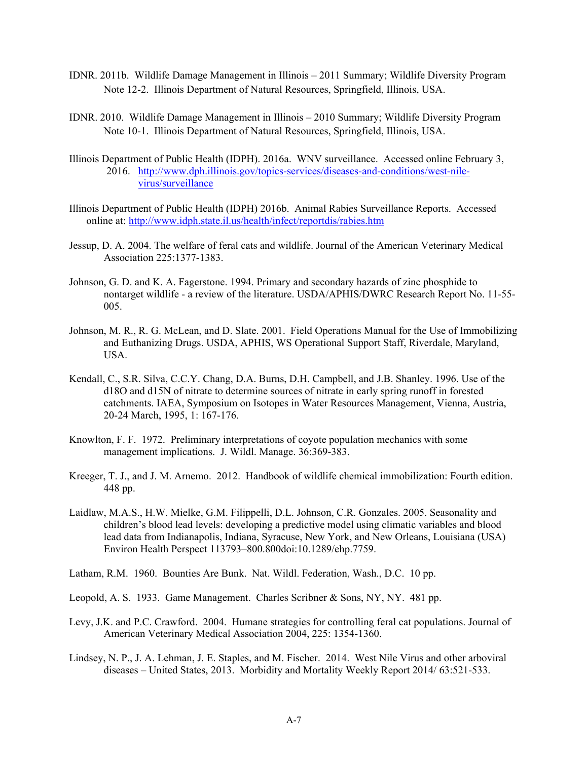IDNR. 2011b. Wildlife Damage Management in Illinois – 2011 Summary; Wildlife Diversity Program Note 12-2. Illinois Department of Natural Resources, Springfield, Illinois, USA.

IDNR. 2010. Wildlife Damage Management in Illinois – 2010 Summary; Wildlife Diversity Program Note 10-1. Illinois Department of Natural Resources, Springfield, Illinois, USA.

Illinois Department of Public Health (IDPH). 2016a. WNV surveillance. Accessed online February 3, 2016. http://www.dph.illinois.gov/topics-services/diseases-and-conditions/west-nile-virus/surveillance

Illinois Department of Public Health (IDPH) 2016b. Animal Rabies Surveillance Reports. Accessed online at: http://www.idph.state.il.us/health/infect/reportdis/rabies.htm

Jessup, D. A. 2004. The welfare of feral cats and wildlife. Journal of the American Veterinary Medical Association 225:1377-1383.

Johnson, G. D. and K. A. Fagerstone. 1994. Primary and secondary hazards of zinc phosphide to nontarget wildlife - a review of the literature. USDA/APHIS/DWRC Research Report No. 11-55-005.

Johnson, M. R., R. G. McLean, and D. Slate. 2001. Field Operations Manual for the Use of Immobilizing and Euthanizing Drugs. USDA, APHIS, WS Operational Support Staff, Riverdale, Maryland, USA.

Kendall, C., S.R. Silva, C.C.Y. Chang, D.A. Burns, D.H. Campbell, and J.B. Shanley. 1996. Use of the d18O and d15N of nitrate to determine sources of nitrate in early spring runoff in forested catchments. IAEA, Symposium on Isotopes in Water Resources Management, Vienna, Austria, 20-24 March, 1995, 1: 167-176.

Knowlton, F. F. 1972. Preliminary interpretations of coyote population mechanics with some management implications. J. Wildl. Manage. 36:369-383.

Kreeger, T. J., and J. M. Arnemo. 2012. Handbook of wildlife chemical immobilization: Fourth edition. 448 pp.

Laidlaw, M.A.S., H.W. Mielke, G.M. Filippelli, D.L. Johnson, C.R. Gonzales. 2005. Seasonality and children's blood lead levels: developing a predictive model using climatic variables and blood lead data from Indianapolis, Indiana, Syracuse, New York, and New Orleans, Louisiana (USA) Environ Health Perspect 113793–800.800doi:10.1289/ehp.7759.

Latham, R.M. 1960. Bounties Are Bunk. Nat. Wildl. Federation, Wash., D.C. 10 pp.

Leopold, A. S. 1933. Game Management. Charles Scribner & Sons, NY, NY. 481 pp.

Levy, J.K. and P.C. Crawford. 2004. Humane strategies for controlling feral cat populations. Journal of American Veterinary Medical Association 2004, 225: 1354-1360.

Lindsey, N. P., J. A. Lehman, J. E. Staples, and M. Fischer. 2014. West Nile Virus and other arboviral diseases – United States, 2013. Morbidity and Mortality Weekly Report 2014/ 63:521-533.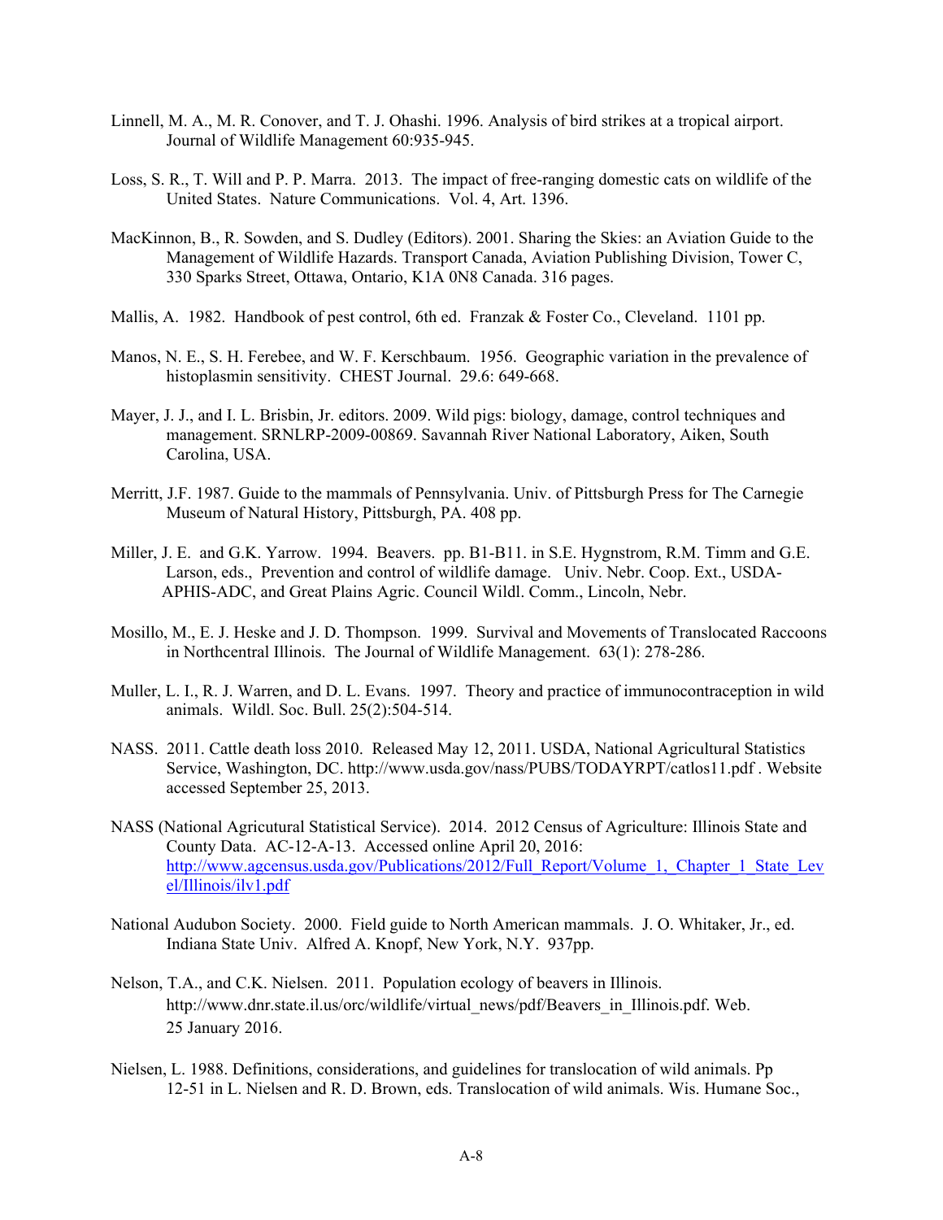Linnell, M. A., M. R. Conover, and T. J. Ohashi. 1996. Analysis of bird strikes at a tropical airport. Journal of Wildlife Management 60:935-945.

Loss, S. R., T. Will and P. P. Marra. 2013. The impact of free-ranging domestic cats on wildlife of the United States. Nature Communications. Vol. 4, Art. 1396.

MacKinnon, B., R. Sowden, and S. Dudley (Editors). 2001. Sharing the Skies: an Aviation Guide to the Management of Wildlife Hazards. Transport Canada, Aviation Publishing Division, Tower C, 330 Sparks Street, Ottawa, Ontario, K1A 0N8 Canada. 316 pages.

Mallis, A. 1982. Handbook of pest control, 6th ed. Franzak & Foster Co., Cleveland. 1101 pp.

Manos, N. E., S. H. Ferebee, and W. F. Kerschbaum. 1956. Geographic variation in the prevalence of histoplasmin sensitivity. CHEST Journal. 29.6: 649-668.

Mayer, J. J., and I. L. Brisbin, Jr. editors. 2009. Wild pigs: biology, damage, control techniques and management. SRNLRP-2009-00869. Savannah River National Laboratory, Aiken, South Carolina, USA.

Merritt, J.F. 1987. Guide to the mammals of Pennsylvania. Univ. of Pittsburgh Press for The Carnegie Museum of Natural History, Pittsburgh, PA. 408 pp.

Miller, J. E. and G.K. Yarrow. 1994. Beavers. pp. B1-B11. in S.E. Hygnstrom, R.M. Timm and G.E. Larson, eds., Prevention and control of wildlife damage. Univ. Nebr. Coop. Ext., USDA-APHIS-ADC, and Great Plains Agric. Council Wildl. Comm., Lincoln, Nebr.

Mosillo, M., E. J. Heske and J. D. Thompson. 1999. Survival and Movements of Translocated Raccoons in Northcentral Illinois. The Journal of Wildlife Management. 63(1): 278-286.

Muller, L. I., R. J. Warren, and D. L. Evans. 1997. Theory and practice of immunocontraception in wild animals. Wildl. Soc. Bull. 25(2):504-514.

NASS. 2011. Cattle death loss 2010. Released May 12, 2011. USDA, National Agricultural Statistics Service, Washington, DC. http://www.usda.gov/nass/PUBS/TODAYRPT/catlos11.pdf . Website accessed September 25, 2013.

NASS (National Agricutural Statistical Service). 2014. 2012 Census of Agriculture: Illinois State and County Data. AC-12-A-13. Accessed online April 20, 2016: http://www.agcensus.usda.gov/Publications/2012/Full_Report/Volume_1,_Chapter_1_State_Level/Illinois/ilv1.pdf

National Audubon Society. 2000. Field guide to North American mammals. J. O. Whitaker, Jr., ed. Indiana State Univ. Alfred A. Knopf, New York, N.Y. 937pp.

Nelson, T.A., and C.K. Nielsen. 2011. Population ecology of beavers in Illinois. http://www.dnr.state.il.us/orc/wildlife/virtual_news/pdf/Beavers_in_Illinois.pdf. Web. 25 January 2016.

Nielsen, L. 1988. Definitions, considerations, and guidelines for translocation of wild animals. Pp 12-51 in L. Nielsen and R. D. Brown, eds. Translocation of wild animals. Wis. Humane Soc.,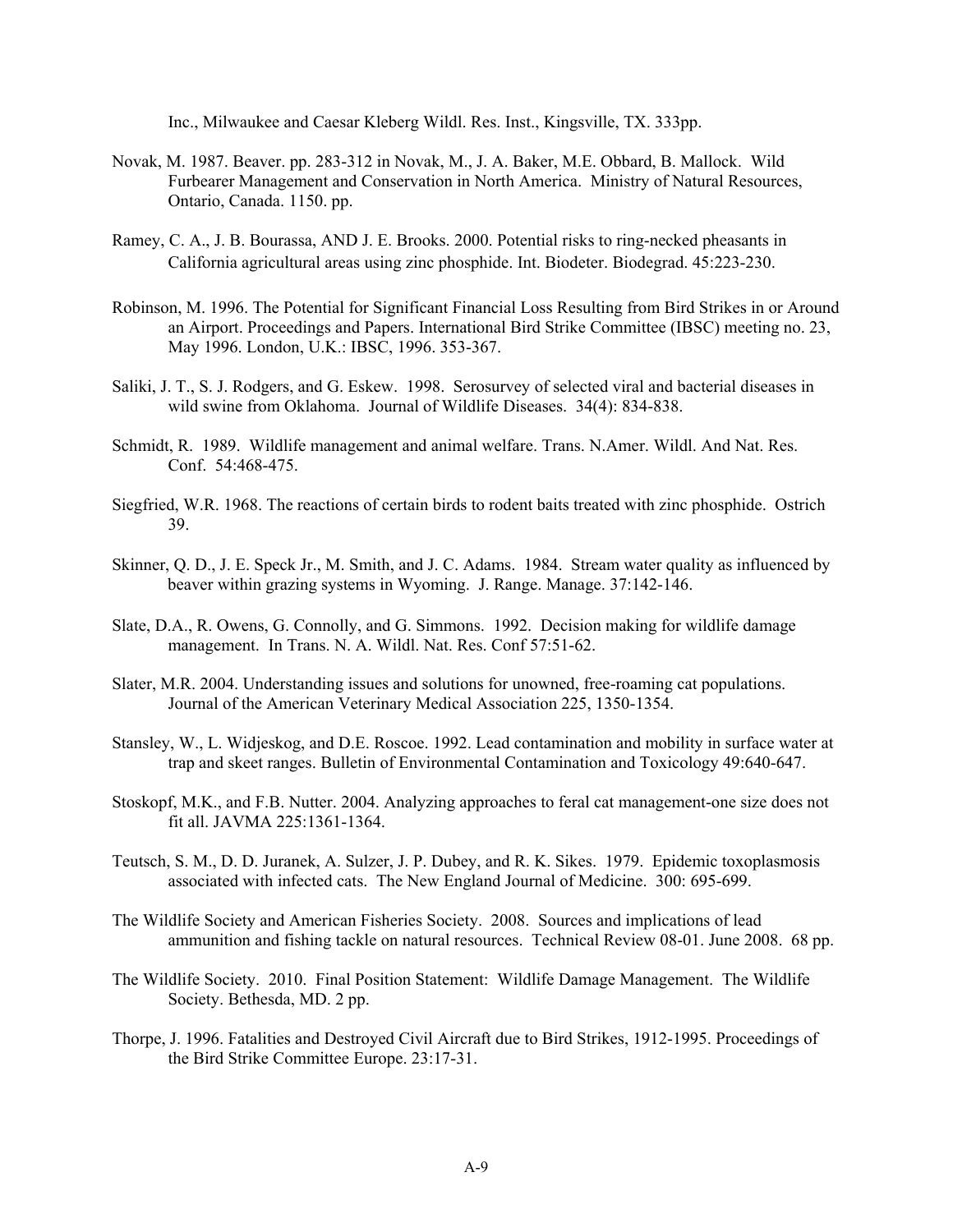Inc., Milwaukee and Caesar Kleberg Wildl. Res. Inst., Kingsville, TX. 333pp.

Novak, M. 1987. Beaver. pp. 283-312 in Novak, M., J. A. Baker, M.E. Obbard, B. Mallock. Wild Furbearer Management and Conservation in North America. Ministry of Natural Resources, Ontario, Canada. 1150. pp.

Ramey, C. A., J. B. Bourassa, AND J. E. Brooks. 2000. Potential risks to ring-necked pheasants in California agricultural areas using zinc phosphide. Int. Biodeter. Biodegrad. 45:223-230.

Robinson, M. 1996. The Potential for Significant Financial Loss Resulting from Bird Strikes in or Around an Airport. Proceedings and Papers. International Bird Strike Committee (IBSC) meeting no. 23, May 1996. London, U.K.: IBSC, 1996. 353-367.

Saliki, J. T., S. J. Rodgers, and G. Eskew. 1998. Serosurvey of selected viral and bacterial diseases in wild swine from Oklahoma. Journal of Wildlife Diseases. 34(4): 834-838.

Schmidt, R. 1989. Wildlife management and animal welfare. Trans. N.Amer. Wildl. And Nat. Res. Conf. 54:468-475.

Siegfried, W.R. 1968. The reactions of certain birds to rodent baits treated with zinc phosphide. Ostrich 39.

Skinner, Q. D., J. E. Speck Jr., M. Smith, and J. C. Adams. 1984. Stream water quality as influenced by beaver within grazing systems in Wyoming. J. Range. Manage. 37:142-146.

Slate, D.A., R. Owens, G. Connolly, and G. Simmons. 1992. Decision making for wildlife damage management. In Trans. N. A. Wildl. Nat. Res. Conf 57:51-62.

Slater, M.R. 2004. Understanding issues and solutions for unowned, free-roaming cat populations. Journal of the American Veterinary Medical Association 225, 1350-1354.

Stansley, W., L. Widjeskog, and D.E. Roscoe. 1992. Lead contamination and mobility in surface water at trap and skeet ranges. Bulletin of Environmental Contamination and Toxicology 49:640-647.

Stoskopf, M.K., and F.B. Nutter. 2004. Analyzing approaches to feral cat management-one size does not fit all. JAVMA 225:1361-1364.

Teutsch, S. M., D. D. Juranek, A. Sulzer, J. P. Dubey, and R. K. Sikes. 1979. Epidemic toxoplasmosis associated with infected cats. The New England Journal of Medicine. 300: 695-699.

The Wildlife Society and American Fisheries Society. 2008. Sources and implications of lead ammunition and fishing tackle on natural resources. Technical Review 08-01. June 2008. 68 pp.

The Wildlife Society. 2010. Final Position Statement: Wildlife Damage Management. The Wildlife Society. Bethesda, MD. 2 pp.

Thorpe, J. 1996. Fatalities and Destroyed Civil Aircraft due to Bird Strikes, 1912-1995. Proceedings of the Bird Strike Committee Europe. 23:17-31.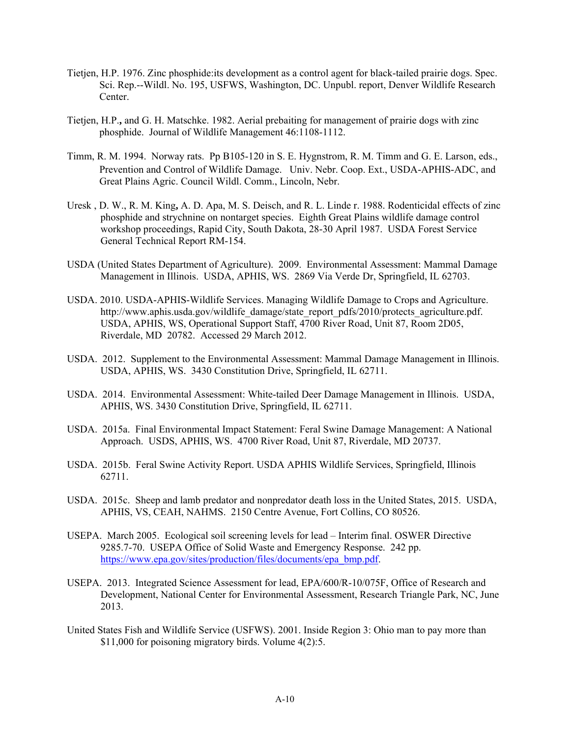Tietjen, H.P. 1976. Zinc phosphide:its development as a control agent for black-tailed prairie dogs. Spec. Sci. Rep.--Wildl. No. 195, USFWS, Washington, DC. Unpubl. report, Denver Wildlife Research Center.

Tietjen, H.P., and G. H. Matschke. 1982. Aerial prebaiting for management of prairie dogs with zinc phosphide. Journal of Wildlife Management 46:1108-1112.

Timm, R. M. 1994. Norway rats. Pp B105-120 in S. E. Hygnstrom, R. M. Timm and G. E. Larson, eds., Prevention and Control of Wildlife Damage. Univ. Nebr. Coop. Ext., USDA-APHIS-ADC, and Great Plains Agric. Council Wildl. Comm., Lincoln, Nebr.

Uresk , D. W., R. M. King, A. D. Apa, M. S. Deisch, and R. L. Linde r. 1988. Rodenticidal effects of zinc phosphide and strychnine on nontarget species. Eighth Great Plains wildlife damage control workshop proceedings, Rapid City, South Dakota, 28-30 April 1987. USDA Forest Service General Technical Report RM-154.

USDA (United States Department of Agriculture). 2009. Environmental Assessment: Mammal Damage Management in Illinois. USDA, APHIS, WS. 2869 Via Verde Dr, Springfield, IL 62703.

USDA. 2010. USDA-APHIS-Wildlife Services. Managing Wildlife Damage to Crops and Agriculture. http://www.aphis.usda.gov/wildlife_damage/state_report_pdfs/2010/protects_agriculture.pdf. USDA, APHIS, WS, Operational Support Staff, 4700 River Road, Unit 87, Room 2D05, Riverdale, MD 20782. Accessed 29 March 2012.

USDA. 2012. Supplement to the Environmental Assessment: Mammal Damage Management in Illinois. USDA, APHIS, WS. 3430 Constitution Drive, Springfield, IL 62711.

USDA. 2014. Environmental Assessment: White-tailed Deer Damage Management in Illinois. USDA, APHIS, WS. 3430 Constitution Drive, Springfield, IL 62711.

USDA. 2015a. Final Environmental Impact Statement: Feral Swine Damage Management: A National Approach. USDS, APHIS, WS. 4700 River Road, Unit 87, Riverdale, MD 20737.

USDA. 2015b. Feral Swine Activity Report. USDA APHIS Wildlife Services, Springfield, Illinois 62711.

USDA. 2015c. Sheep and lamb predator and nonpredator death loss in the United States, 2015. USDA, APHIS, VS, CEAH, NAHMS. 2150 Centre Avenue, Fort Collins, CO 80526.

USEPA. March 2005. Ecological soil screening levels for lead – Interim final. OSWER Directive 9285.7-70. USEPA Office of Solid Waste and Emergency Response. 242 pp. https://www.epa.gov/sites/production/files/documents/epa_bmp.pdf.

USEPA. 2013. Integrated Science Assessment for lead, EPA/600/R-10/075F, Office of Research and Development, National Center for Environmental Assessment, Research Triangle Park, NC, June 2013.

United States Fish and Wildlife Service (USFWS). 2001. Inside Region 3: Ohio man to pay more than $11,000 for poisoning migratory birds. Volume 4(2):5.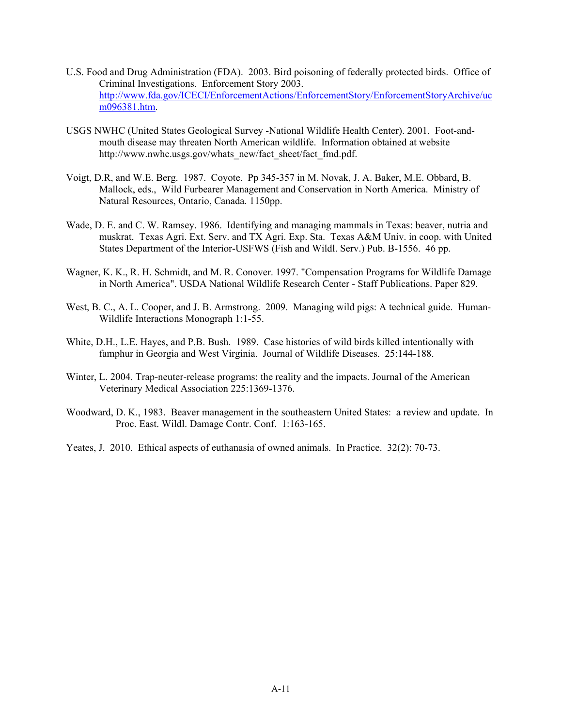U.S. Food and Drug Administration (FDA). 2003. Bird poisoning of federally protected birds. Office of Criminal Investigations. Enforcement Story 2003. http://www.fda.gov/ICECI/EnforcementActions/EnforcementStory/EnforcementStoryArchive/ucm096381.htm.

USGS NWHC (United States Geological Survey -National Wildlife Health Center). 2001. Foot-and-mouth disease may threaten North American wildlife. Information obtained at website http://www.nwhc.usgs.gov/whats_new/fact_sheet/fact_fmd.pdf.

Voigt, D.R, and W.E. Berg. 1987. Coyote. Pp 345-357 in M. Novak, J. A. Baker, M.E. Obbard, B. Mallock, eds., Wild Furbearer Management and Conservation in North America. Ministry of Natural Resources, Ontario, Canada. 1150pp.

Wade, D. E. and C. W. Ramsey. 1986. Identifying and managing mammals in Texas: beaver, nutria and muskrat. Texas Agri. Ext. Serv. and TX Agri. Exp. Sta. Texas A&M Univ. in coop. with United States Department of the Interior-USFWS (Fish and Wildl. Serv.) Pub. B-1556. 46 pp.

Wagner, K. K., R. H. Schmidt, and M. R. Conover. 1997. "Compensation Programs for Wildlife Damage in North America". USDA National Wildlife Research Center - Staff Publications. Paper 829.

West, B. C., A. L. Cooper, and J. B. Armstrong. 2009. Managing wild pigs: A technical guide. Human-Wildlife Interactions Monograph 1:1-55.

White, D.H., L.E. Hayes, and P.B. Bush. 1989. Case histories of wild birds killed intentionally with famphur in Georgia and West Virginia. Journal of Wildlife Diseases. 25:144-188.

Winter, L. 2004. Trap-neuter-release programs: the reality and the impacts. Journal of the American Veterinary Medical Association 225:1369-1376.

Woodward, D. K., 1983. Beaver management in the southeastern United States: a review and update. In Proc. East. Wildl. Damage Contr. Conf. 1:163-165.

Yeates, J. 2010. Ethical aspects of euthanasia of owned animals. In Practice. 32(2): 70-73.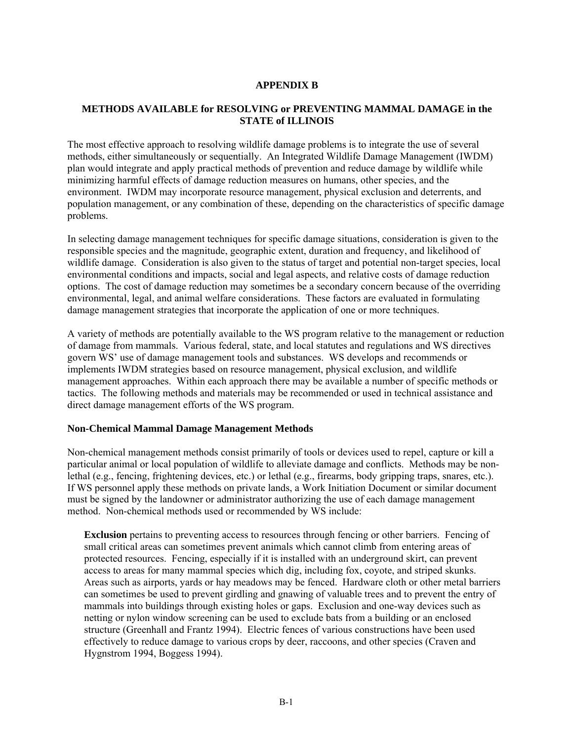# APPENDIX B

## METHODS AVAILABLE for RESOLVING or PREVENTING MAMMAL DAMAGE in the STATE of ILLINOIS

The most effective approach to resolving wildlife damage problems is to integrate the use of several methods, either simultaneously or sequentially. An Integrated Wildlife Damage Management (IWDM) plan would integrate and apply practical methods of prevention and reduce damage by wildlife while minimizing harmful effects of damage reduction measures on humans, other species, and the environment. IWDM may incorporate resource management, physical exclusion and deterrents, and population management, or any combination of these, depending on the characteristics of specific damage problems.

In selecting damage management techniques for specific damage situations, consideration is given to the responsible species and the magnitude, geographic extent, duration and frequency, and likelihood of wildlife damage. Consideration is also given to the status of target and potential non-target species, local environmental conditions and impacts, social and legal aspects, and relative costs of damage reduction options. The cost of damage reduction may sometimes be a secondary concern because of the overriding environmental, legal, and animal welfare considerations. These factors are evaluated in formulating damage management strategies that incorporate the application of one or more techniques.

A variety of methods are potentially available to the WS program relative to the management or reduction of damage from mammals. Various federal, state, and local statutes and regulations and WS directives govern WS' use of damage management tools and substances. WS develops and recommends or implements IWDM strategies based on resource management, physical exclusion, and wildlife management approaches. Within each approach there may be available a number of specific methods or tactics. The following methods and materials may be recommended or used in technical assistance and direct damage management efforts of the WS program.

### Non-Chemical Mammal Damage Management Methods

Non-chemical management methods consist primarily of tools or devices used to repel, capture or kill a particular animal or local population of wildlife to alleviate damage and conflicts. Methods may be non-lethal (e.g., fencing, frightening devices, etc.) or lethal (e.g., firearms, body gripping traps, snares, etc.). If WS personnel apply these methods on private lands, a Work Initiation Document or similar document must be signed by the landowner or administrator authorizing the use of each damage management method. Non-chemical methods used or recommended by WS include:

**Exclusion** pertains to preventing access to resources through fencing or other barriers. Fencing of small critical areas can sometimes prevent animals which cannot climb from entering areas of protected resources. Fencing, especially if it is installed with an underground skirt, can prevent access to areas for many mammal species which dig, including fox, coyote, and striped skunks. Areas such as airports, yards or hay meadows may be fenced. Hardware cloth or other metal barriers can sometimes be used to prevent girdling and gnawing of valuable trees and to prevent the entry of mammals into buildings through existing holes or gaps. Exclusion and one-way devices such as netting or nylon window screening can be used to exclude bats from a building or an enclosed structure (Greenhall and Frantz 1994). Electric fences of various constructions have been used effectively to reduce damage to various crops by deer, raccoons, and other species (Craven and Hygnstrom 1994, Boggess 1994).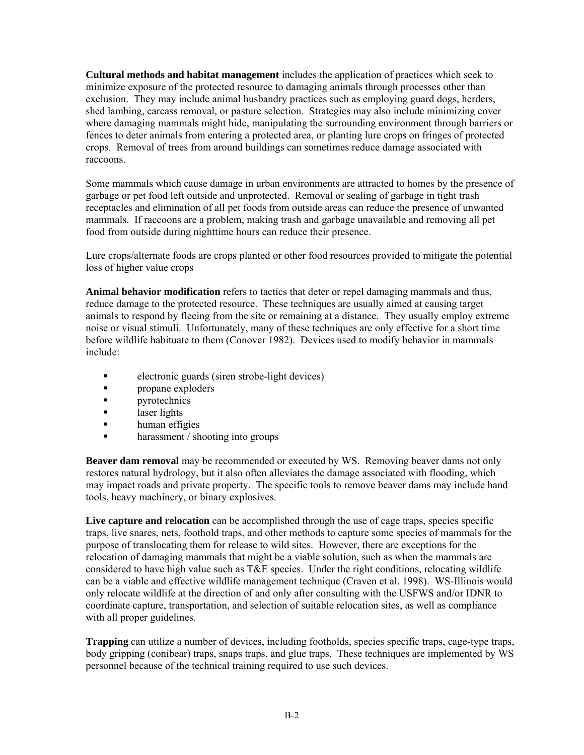**Cultural methods and habitat management** includes the application of practices which seek to minimize exposure of the protected resource to damaging animals through processes other than exclusion. They may include animal husbandry practices such as employing guard dogs, herders, shed lambing, carcass removal, or pasture selection. Strategies may also include minimizing cover where damaging mammals might hide, manipulating the surrounding environment through barriers or fences to deter animals from entering a protected area, or planting lure crops on fringes of protected crops. Removal of trees from around buildings can sometimes reduce damage associated with raccoons.

Some mammals which cause damage in urban environments are attracted to homes by the presence of garbage or pet food left outside and unprotected. Removal or sealing of garbage in tight trash receptacles and elimination of all pet foods from outside areas can reduce the presence of unwanted mammals. If raccoons are a problem, making trash and garbage unavailable and removing all pet food from outside during nighttime hours can reduce their presence.

Lure crops/alternate foods are crops planted or other food resources provided to mitigate the potential loss of higher value crops

**Animal behavior modification** refers to tactics that deter or repel damaging mammals and thus, reduce damage to the protected resource. These techniques are usually aimed at causing target animals to respond by fleeing from the site or remaining at a distance. They usually employ extreme noise or visual stimuli. Unfortunately, many of these techniques are only effective for a short time before wildlife habituate to them (Conover 1982). Devices used to modify behavior in mammals include:

- electronic guards (siren strobe-light devices)
- propane exploders
- pyrotechnics
- laser lights
- human effigies
- harassment / shooting into groups

**Beaver dam removal** may be recommended or executed by WS. Removing beaver dams not only restores natural hydrology, but it also often alleviates the damage associated with flooding, which may impact roads and private property. The specific tools to remove beaver dams may include hand tools, heavy machinery, or binary explosives.

**Live capture and relocation** can be accomplished through the use of cage traps, species specific traps, live snares, nets, foothold traps, and other methods to capture some species of mammals for the purpose of translocating them for release to wild sites. However, there are exceptions for the relocation of damaging mammals that might be a viable solution, such as when the mammals are considered to have high value such as T&E species. Under the right conditions, relocating wildlife can be a viable and effective wildlife management technique (Craven et al. 1998). WS-Illinois would only relocate wildlife at the direction of and only after consulting with the USFWS and/or IDNR to coordinate capture, transportation, and selection of suitable relocation sites, as well as compliance with all proper guidelines.

**Trapping** can utilize a number of devices, including footholds, species specific traps, cage-type traps, body gripping (conibear) traps, snaps traps, and glue traps. These techniques are implemented by WS personnel because of the technical training required to use such devices.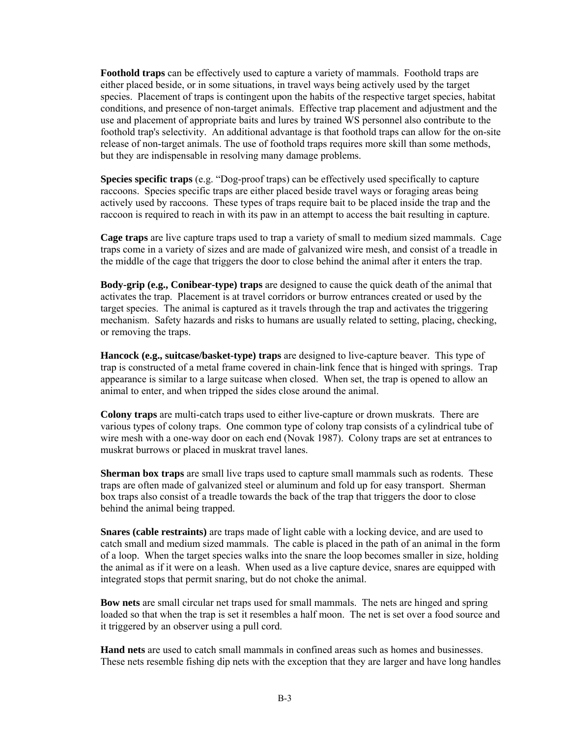**Foothold traps** can be effectively used to capture a variety of mammals. Foothold traps are either placed beside, or in some situations, in travel ways being actively used by the target species. Placement of traps is contingent upon the habits of the respective target species, habitat conditions, and presence of non-target animals. Effective trap placement and adjustment and the use and placement of appropriate baits and lures by trained WS personnel also contribute to the foothold trap's selectivity. An additional advantage is that foothold traps can allow for the on-site release of non-target animals. The use of foothold traps requires more skill than some methods, but they are indispensable in resolving many damage problems.

**Species specific traps** (e.g. "Dog-proof traps) can be effectively used specifically to capture raccoons. Species specific traps are either placed beside travel ways or foraging areas being actively used by raccoons. These types of traps require bait to be placed inside the trap and the raccoon is required to reach in with its paw in an attempt to access the bait resulting in capture.

**Cage traps** are live capture traps used to trap a variety of small to medium sized mammals. Cage traps come in a variety of sizes and are made of galvanized wire mesh, and consist of a treadle in the middle of the cage that triggers the door to close behind the animal after it enters the trap.

**Body-grip (e.g., Conibear-type) traps** are designed to cause the quick death of the animal that activates the trap. Placement is at travel corridors or burrow entrances created or used by the target species. The animal is captured as it travels through the trap and activates the triggering mechanism. Safety hazards and risks to humans are usually related to setting, placing, checking, or removing the traps.

**Hancock (e.g., suitcase/basket-type) traps** are designed to live-capture beaver. This type of trap is constructed of a metal frame covered in chain-link fence that is hinged with springs. Trap appearance is similar to a large suitcase when closed. When set, the trap is opened to allow an animal to enter, and when tripped the sides close around the animal.

**Colony traps** are multi-catch traps used to either live-capture or drown muskrats. There are various types of colony traps. One common type of colony trap consists of a cylindrical tube of wire mesh with a one-way door on each end (Novak 1987). Colony traps are set at entrances to muskrat burrows or placed in muskrat travel lanes.

**Sherman box traps** are small live traps used to capture small mammals such as rodents. These traps are often made of galvanized steel or aluminum and fold up for easy transport. Sherman box traps also consist of a treadle towards the back of the trap that triggers the door to close behind the animal being trapped.

**Snares (cable restraints)** are traps made of light cable with a locking device, and are used to catch small and medium sized mammals. The cable is placed in the path of an animal in the form of a loop. When the target species walks into the snare the loop becomes smaller in size, holding the animal as if it were on a leash. When used as a live capture device, snares are equipped with integrated stops that permit snaring, but do not choke the animal.

**Bow nets** are small circular net traps used for small mammals. The nets are hinged and spring loaded so that when the trap is set it resembles a half moon. The net is set over a food source and it triggered by an observer using a pull cord.

**Hand nets** are used to catch small mammals in confined areas such as homes and businesses. These nets resemble fishing dip nets with the exception that they are larger and have long handles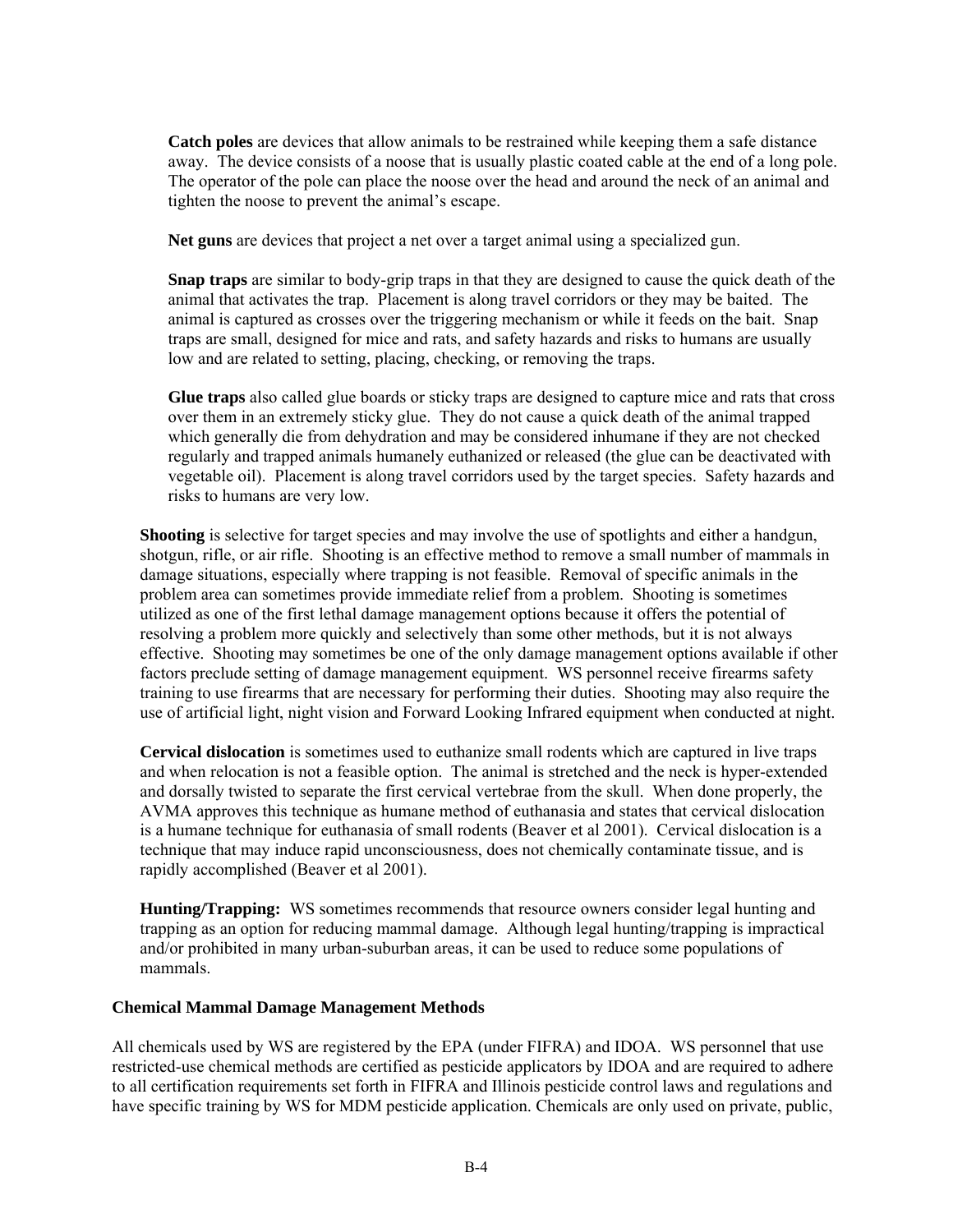**Catch poles** are devices that allow animals to be restrained while keeping them a safe distance away. The device consists of a noose that is usually plastic coated cable at the end of a long pole. The operator of the pole can place the noose over the head and around the neck of an animal and tighten the noose to prevent the animal's escape.

**Net guns** are devices that project a net over a target animal using a specialized gun.

**Snap traps** are similar to body-grip traps in that they are designed to cause the quick death of the animal that activates the trap. Placement is along travel corridors or they may be baited. The animal is captured as crosses over the triggering mechanism or while it feeds on the bait. Snap traps are small, designed for mice and rats, and safety hazards and risks to humans are usually low and are related to setting, placing, checking, or removing the traps.

**Glue traps** also called glue boards or sticky traps are designed to capture mice and rats that cross over them in an extremely sticky glue. They do not cause a quick death of the animal trapped which generally die from dehydration and may be considered inhumane if they are not checked regularly and trapped animals humanely euthanized or released (the glue can be deactivated with vegetable oil). Placement is along travel corridors used by the target species. Safety hazards and risks to humans are very low.

**Shooting** is selective for target species and may involve the use of spotlights and either a handgun, shotgun, rifle, or air rifle. Shooting is an effective method to remove a small number of mammals in damage situations, especially where trapping is not feasible. Removal of specific animals in the problem area can sometimes provide immediate relief from a problem. Shooting is sometimes utilized as one of the first lethal damage management options because it offers the potential of resolving a problem more quickly and selectively than some other methods, but it is not always effective. Shooting may sometimes be one of the only damage management options available if other factors preclude setting of damage management equipment. WS personnel receive firearms safety training to use firearms that are necessary for performing their duties. Shooting may also require the use of artificial light, night vision and Forward Looking Infrared equipment when conducted at night.

**Cervical dislocation** is sometimes used to euthanize small rodents which are captured in live traps and when relocation is not a feasible option. The animal is stretched and the neck is hyper-extended and dorsally twisted to separate the first cervical vertebrae from the skull. When done properly, the AVMA approves this technique as humane method of euthanasia and states that cervical dislocation is a humane technique for euthanasia of small rodents (Beaver et al 2001). Cervical dislocation is a technique that may induce rapid unconsciousness, does not chemically contaminate tissue, and is rapidly accomplished (Beaver et al 2001).

**Hunting/Trapping:** WS sometimes recommends that resource owners consider legal hunting and trapping as an option for reducing mammal damage. Although legal hunting/trapping is impractical and/or prohibited in many urban-suburban areas, it can be used to reduce some populations of mammals.

**Chemical Mammal Damage Management Methods**

All chemicals used by WS are registered by the EPA (under FIFRA) and IDOA. WS personnel that use restricted-use chemical methods are certified as pesticide applicators by IDOA and are required to adhere to all certification requirements set forth in FIFRA and Illinois pesticide control laws and regulations and have specific training by WS for MDM pesticide application. Chemicals are only used on private, public,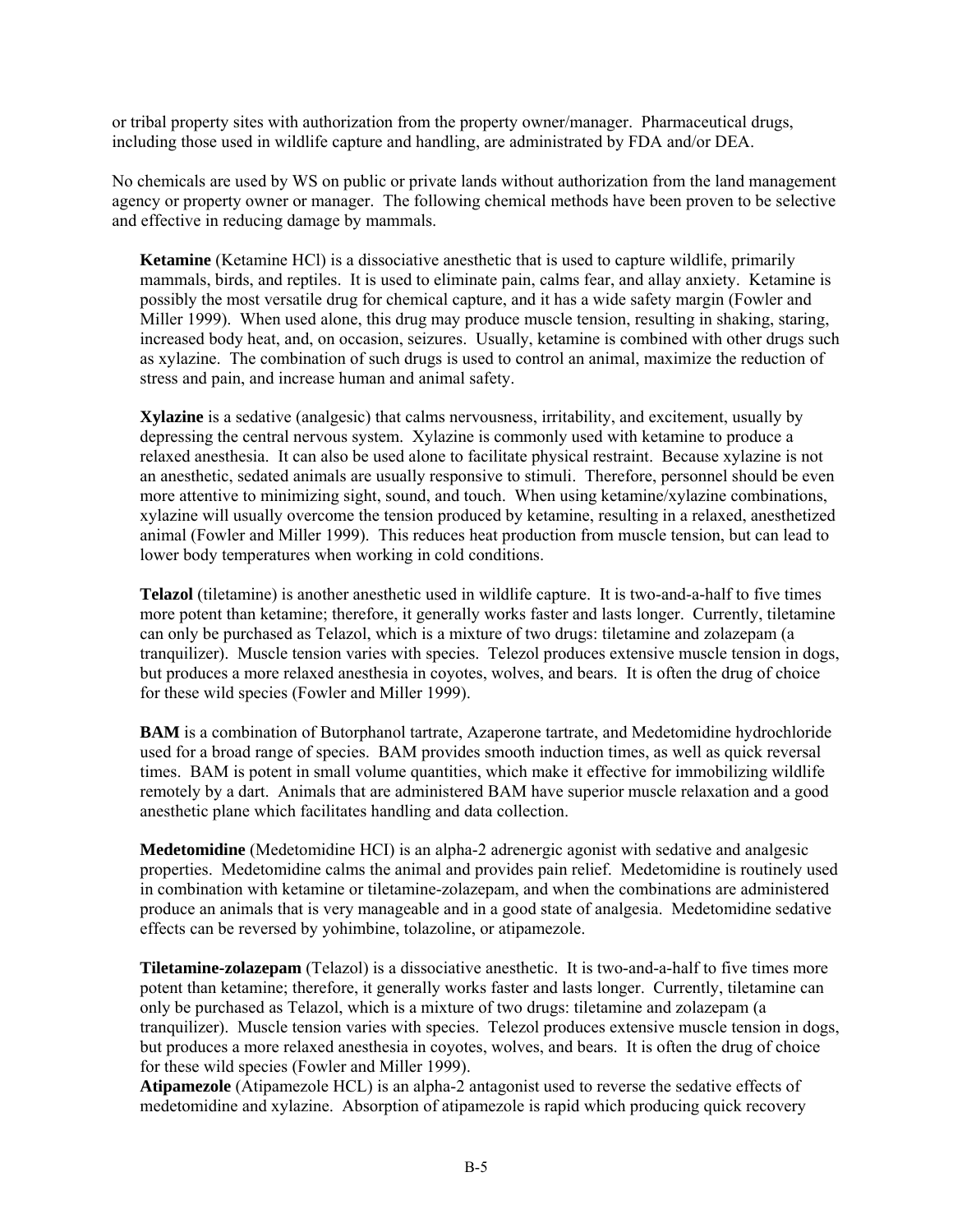or tribal property sites with authorization from the property owner/manager. Pharmaceutical drugs, including those used in wildlife capture and handling, are administrated by FDA and/or DEA.

No chemicals are used by WS on public or private lands without authorization from the land management agency or property owner or manager. The following chemical methods have been proven to be selective and effective in reducing damage by mammals.

**Ketamine** (Ketamine HCl) is a dissociative anesthetic that is used to capture wildlife, primarily mammals, birds, and reptiles. It is used to eliminate pain, calms fear, and allay anxiety. Ketamine is possibly the most versatile drug for chemical capture, and it has a wide safety margin (Fowler and Miller 1999). When used alone, this drug may produce muscle tension, resulting in shaking, staring, increased body heat, and, on occasion, seizures. Usually, ketamine is combined with other drugs such as xylazine. The combination of such drugs is used to control an animal, maximize the reduction of stress and pain, and increase human and animal safety.

**Xylazine** is a sedative (analgesic) that calms nervousness, irritability, and excitement, usually by depressing the central nervous system. Xylazine is commonly used with ketamine to produce a relaxed anesthesia. It can also be used alone to facilitate physical restraint. Because xylazine is not an anesthetic, sedated animals are usually responsive to stimuli. Therefore, personnel should be even more attentive to minimizing sight, sound, and touch. When using ketamine/xylazine combinations, xylazine will usually overcome the tension produced by ketamine, resulting in a relaxed, anesthetized animal (Fowler and Miller 1999). This reduces heat production from muscle tension, but can lead to lower body temperatures when working in cold conditions.

**Telazol** (tiletamine) is another anesthetic used in wildlife capture. It is two-and-a-half to five times more potent than ketamine; therefore, it generally works faster and lasts longer. Currently, tiletamine can only be purchased as Telazol, which is a mixture of two drugs: tiletamine and zolazepam (a tranquilizer). Muscle tension varies with species. Telezol produces extensive muscle tension in dogs, but produces a more relaxed anesthesia in coyotes, wolves, and bears. It is often the drug of choice for these wild species (Fowler and Miller 1999).

**BAM** is a combination of Butorphanol tartrate, Azaperone tartrate, and Medetomidine hydrochloride used for a broad range of species. BAM provides smooth induction times, as well as quick reversal times. BAM is potent in small volume quantities, which make it effective for immobilizing wildlife remotely by a dart. Animals that are administered BAM have superior muscle relaxation and a good anesthetic plane which facilitates handling and data collection.

**Medetomidine** (Medetomidine HCI) is an alpha-2 adrenergic agonist with sedative and analgesic properties. Medetomidine calms the animal and provides pain relief. Medetomidine is routinely used in combination with ketamine or tiletamine-zolazepam, and when the combinations are administered produce an animals that is very manageable and in a good state of analgesia. Medetomidine sedative effects can be reversed by yohimbine, tolazoline, or atipamezole.

**Tiletamine-zolazepam** (Telazol) is a dissociative anesthetic. It is two-and-a-half to five times more potent than ketamine; therefore, it generally works faster and lasts longer. Currently, tiletamine can only be purchased as Telazol, which is a mixture of two drugs: tiletamine and zolazepam (a tranquilizer). Muscle tension varies with species. Telezol produces extensive muscle tension in dogs, but produces a more relaxed anesthesia in coyotes, wolves, and bears. It is often the drug of choice for these wild species (Fowler and Miller 1999).

**Atipamezole** (Atipamezole HCL) is an alpha-2 antagonist used to reverse the sedative effects of medetomidine and xylazine. Absorption of atipamezole is rapid which producing quick recovery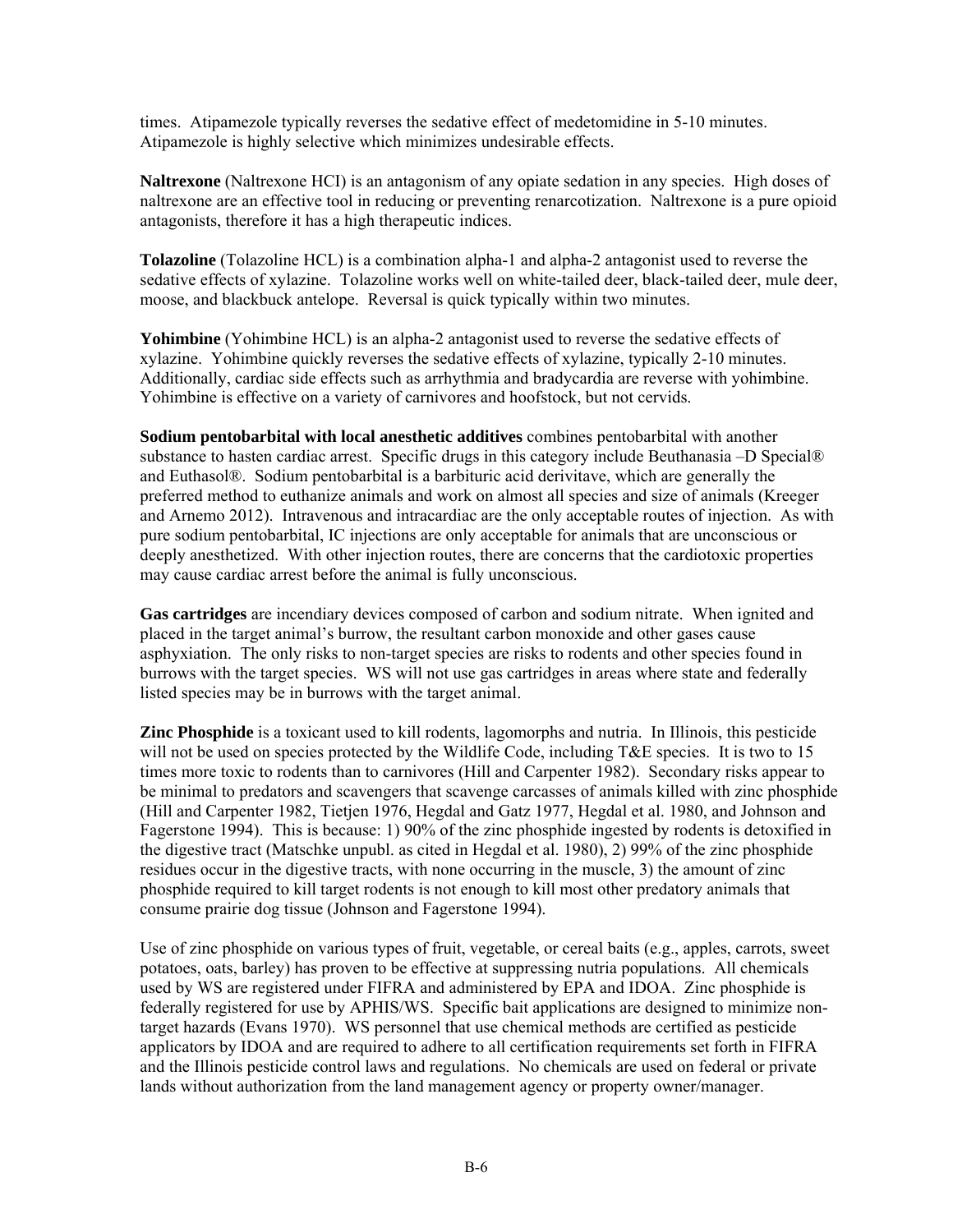times. Atipamezole typically reverses the sedative effect of medetomidine in 5-10 minutes. Atipamezole is highly selective which minimizes undesirable effects.

**Naltrexone** (Naltrexone HCI) is an antagonism of any opiate sedation in any species. High doses of naltrexone are an effective tool in reducing or preventing renarcotization. Naltrexone is a pure opioid antagonists, therefore it has a high therapeutic indices.

**Tolazoline** (Tolazoline HCL) is a combination alpha-1 and alpha-2 antagonist used to reverse the sedative effects of xylazine. Tolazoline works well on white-tailed deer, black-tailed deer, mule deer, moose, and blackbuck antelope. Reversal is quick typically within two minutes.

**Yohimbine** (Yohimbine HCL) is an alpha-2 antagonist used to reverse the sedative effects of xylazine. Yohimbine quickly reverses the sedative effects of xylazine, typically 2-10 minutes. Additionally, cardiac side effects such as arrhythmia and bradycardia are reverse with yohimbine. Yohimbine is effective on a variety of carnivores and hoofstock, but not cervids.

**Sodium pentobarbital with local anesthetic additives** combines pentobarbital with another substance to hasten cardiac arrest. Specific drugs in this category include Beuthanasia –D Special® and Euthasol®. Sodium pentobarbital is a barbituric acid derivitave, which are generally the preferred method to euthanize animals and work on almost all species and size of animals (Kreeger and Arnemo 2012). Intravenous and intracardiac are the only acceptable routes of injection. As with pure sodium pentobarbital, IC injections are only acceptable for animals that are unconscious or deeply anesthetized. With other injection routes, there are concerns that the cardiotoxic properties may cause cardiac arrest before the animal is fully unconscious.

**Gas cartridges** are incendiary devices composed of carbon and sodium nitrate. When ignited and placed in the target animal's burrow, the resultant carbon monoxide and other gases cause asphyxiation. The only risks to non-target species are risks to rodents and other species found in burrows with the target species. WS will not use gas cartridges in areas where state and federally listed species may be in burrows with the target animal.

**Zinc Phosphide** is a toxicant used to kill rodents, lagomorphs and nutria. In Illinois, this pesticide will not be used on species protected by the Wildlife Code, including T&E species. It is two to 15 times more toxic to rodents than to carnivores (Hill and Carpenter 1982). Secondary risks appear to be minimal to predators and scavengers that scavenge carcasses of animals killed with zinc phosphide (Hill and Carpenter 1982, Tietjen 1976, Hegdal and Gatz 1977, Hegdal et al. 1980, and Johnson and Fagerstone 1994). This is because: 1) 90% of the zinc phosphide ingested by rodents is detoxified in the digestive tract (Matschke unpubl. as cited in Hegdal et al. 1980), 2) 99% of the zinc phosphide residues occur in the digestive tracts, with none occurring in the muscle, 3) the amount of zinc phosphide required to kill target rodents is not enough to kill most other predatory animals that consume prairie dog tissue (Johnson and Fagerstone 1994).

Use of zinc phosphide on various types of fruit, vegetable, or cereal baits (e.g., apples, carrots, sweet potatoes, oats, barley) has proven to be effective at suppressing nutria populations. All chemicals used by WS are registered under FIFRA and administered by EPA and IDOA. Zinc phosphide is federally registered for use by APHIS/WS. Specific bait applications are designed to minimize non-target hazards (Evans 1970). WS personnel that use chemical methods are certified as pesticide applicators by IDOA and are required to adhere to all certification requirements set forth in FIFRA and the Illinois pesticide control laws and regulations. No chemicals are used on federal or private lands without authorization from the land management agency or property owner/manager.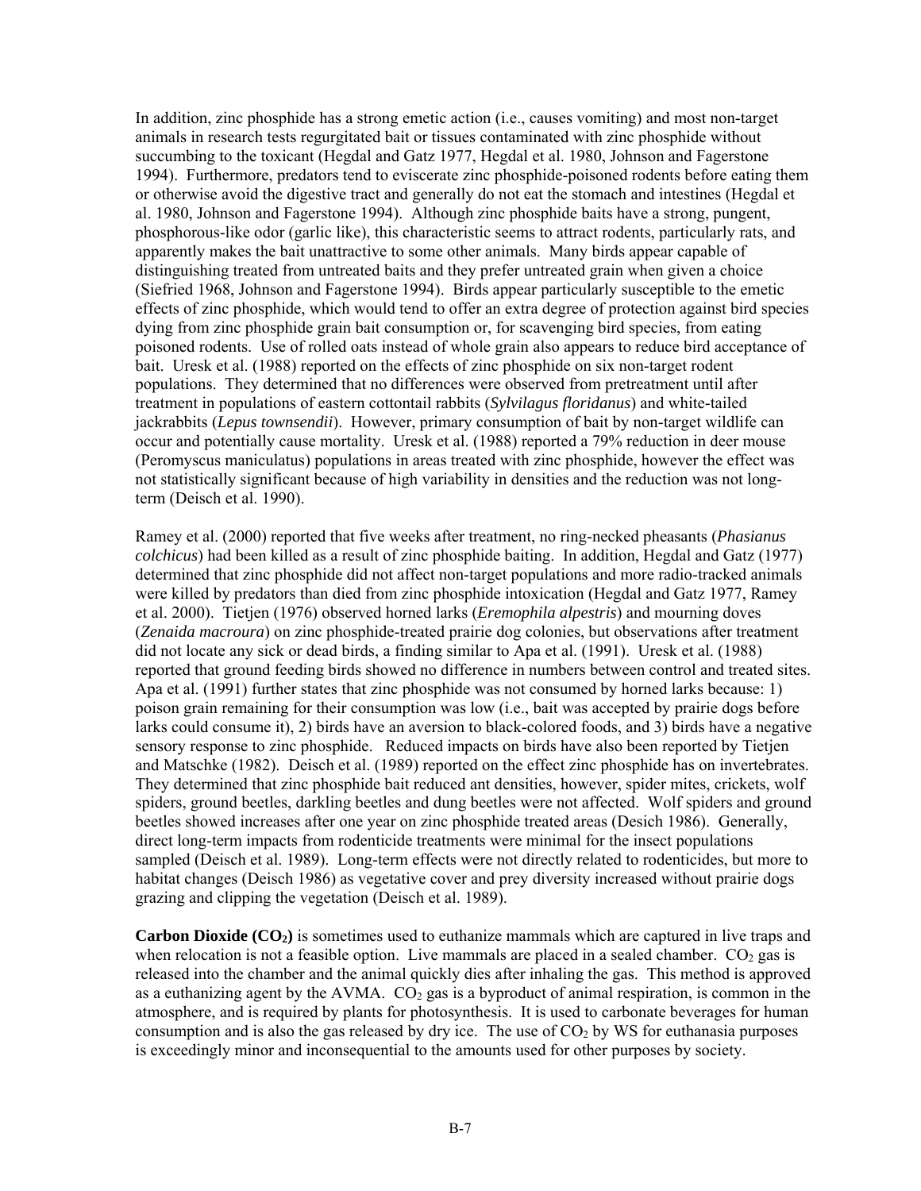In addition, zinc phosphide has a strong emetic action (i.e., causes vomiting) and most non-target animals in research tests regurgitated bait or tissues contaminated with zinc phosphide without succumbing to the toxicant (Hegdal and Gatz 1977, Hegdal et al. 1980, Johnson and Fagerstone 1994). Furthermore, predators tend to eviscerate zinc phosphide-poisoned rodents before eating them or otherwise avoid the digestive tract and generally do not eat the stomach and intestines (Hegdal et al. 1980, Johnson and Fagerstone 1994). Although zinc phosphide baits have a strong, pungent, phosphorous-like odor (garlic like), this characteristic seems to attract rodents, particularly rats, and apparently makes the bait unattractive to some other animals. Many birds appear capable of distinguishing treated from untreated baits and they prefer untreated grain when given a choice (Siefried 1968, Johnson and Fagerstone 1994). Birds appear particularly susceptible to the emetic effects of zinc phosphide, which would tend to offer an extra degree of protection against bird species dying from zinc phosphide grain bait consumption or, for scavenging bird species, from eating poisoned rodents. Use of rolled oats instead of whole grain also appears to reduce bird acceptance of bait. Uresk et al. (1988) reported on the effects of zinc phosphide on six non-target rodent populations. They determined that no differences were observed from pretreatment until after treatment in populations of eastern cottontail rabbits (*Sylvilagus floridanus*) and white-tailed jackrabbits (*Lepus townsendii*). However, primary consumption of bait by non-target wildlife can occur and potentially cause mortality. Uresk et al. (1988) reported a 79% reduction in deer mouse (Peromyscus maniculatus) populations in areas treated with zinc phosphide, however the effect was not statistically significant because of high variability in densities and the reduction was not long-term (Deisch et al. 1990).

Ramey et al. (2000) reported that five weeks after treatment, no ring-necked pheasants (*Phasianus colchicus*) had been killed as a result of zinc phosphide baiting. In addition, Hegdal and Gatz (1977) determined that zinc phosphide did not affect non-target populations and more radio-tracked animals were killed by predators than died from zinc phosphide intoxication (Hegdal and Gatz 1977, Ramey et al. 2000). Tietjen (1976) observed horned larks (*Eremophila alpestris*) and mourning doves (*Zenaida macroura*) on zinc phosphide-treated prairie dog colonies, but observations after treatment did not locate any sick or dead birds, a finding similar to Apa et al. (1991). Uresk et al. (1988) reported that ground feeding birds showed no difference in numbers between control and treated sites. Apa et al. (1991) further states that zinc phosphide was not consumed by horned larks because: 1) poison grain remaining for their consumption was low (i.e., bait was accepted by prairie dogs before larks could consume it), 2) birds have an aversion to black-colored foods, and 3) birds have a negative sensory response to zinc phosphide. Reduced impacts on birds have also been reported by Tietjen and Matschke (1982). Deisch et al. (1989) reported on the effect zinc phosphide has on invertebrates. They determined that zinc phosphide bait reduced ant densities, however, spider mites, crickets, wolf spiders, ground beetles, darkling beetles and dung beetles were not affected. Wolf spiders and ground beetles showed increases after one year on zinc phosphide treated areas (Desich 1986). Generally, direct long-term impacts from rodenticide treatments were minimal for the insect populations sampled (Deisch et al. 1989). Long-term effects were not directly related to rodenticides, but more to habitat changes (Deisch 1986) as vegetative cover and prey diversity increased without prairie dogs grazing and clipping the vegetation (Deisch et al. 1989).

**Carbon Dioxide ($CO_2$)** is sometimes used to euthanize mammals which are captured in live traps and when relocation is not a feasible option. Live mammals are placed in a sealed chamber. $CO_2$ gas is released into the chamber and the animal quickly dies after inhaling the gas. This method is approved as a euthanizing agent by the AVMA. $CO_2$ gas is a byproduct of animal respiration, is common in the atmosphere, and is required by plants for photosynthesis. It is used to carbonate beverages for human consumption and is also the gas released by dry ice. The use of $CO_2$ by WS for euthanasia purposes is exceedingly minor and inconsequential to the amounts used for other purposes by society.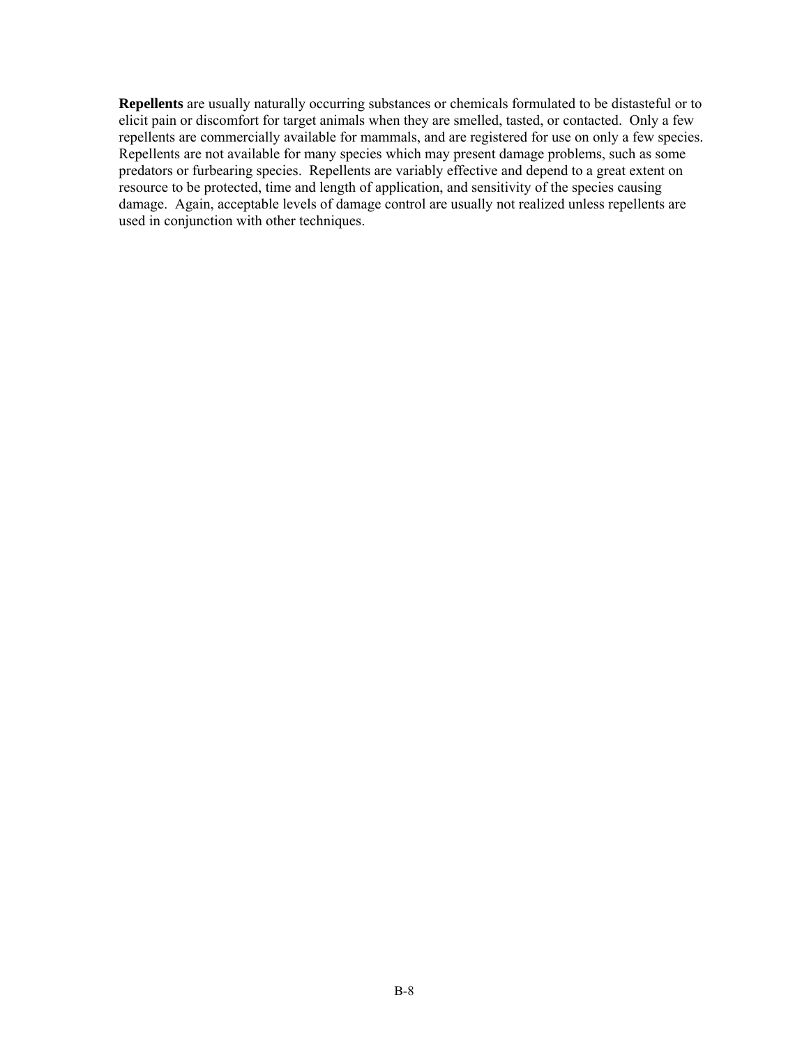**Repellents** are usually naturally occurring substances or chemicals formulated to be distasteful or to elicit pain or discomfort for target animals when they are smelled, tasted, or contacted. Only a few repellents are commercially available for mammals, and are registered for use on only a few species. Repellents are not available for many species which may present damage problems, such as some predators or furbearing species. Repellents are variably effective and depend to a great extent on resource to be protected, time and length of application, and sensitivity of the species causing damage. Again, acceptable levels of damage control are usually not realized unless repellents are used in conjunction with other techniques.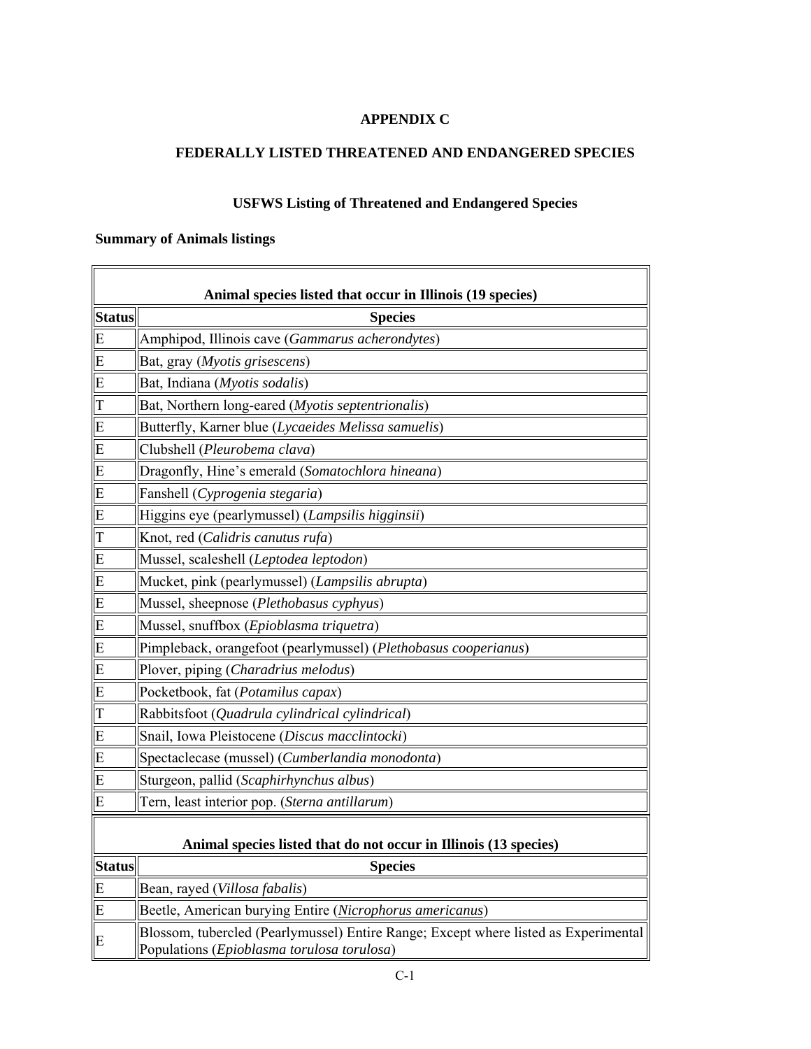# APPENDIX C

## FEDERALLY LISTED THREATENED AND ENDANGERED SPECIES

### USFWS Listing of Threatened and Endangered Species

**Summary of Animals listings**

| Animal species listed that occur in Illinois (19 species) | |
|---|---|
| **Status** | **Species** |
| E | Amphipod, Illinois cave (*Gammarus acherondytes*) |
| E | Bat, gray (*Myotis grisescens*) |
| E | Bat, Indiana (*Myotis sodalis*) |
| T | Bat, Northern long-eared (*Myotis septentrionalis*) |
| E | Butterfly, Karner blue (*Lycaeides Melissa samuelis*) |
| E | Clubshell (*Pleurobema clava*) |
| E | Dragonfly, Hine's emerald (*Somatochlora hineana*) |
| E | Fanshell (*Cyprogenia stegaria*) |
| E | Higgins eye (pearlymussel) (*Lampsilis higginsii*) |
| T | Knot, red (*Calidris canutus rufa*) |
| E | Mussel, scaleshell (*Leptodea leptodon*) |
| E | Mucket, pink (pearlymussel) (*Lampsilis abrupta*) |
| E | Mussel, sheepnose (*Plethobasus cyphyus*) |
| E | Mussel, snuffbox (*Epioblasma triquetra*) |
| E | Pimpleback, orangefoot (pearlymussel) (*Plethobasus cooperianus*) |
| E | Plover, piping (*Charadrius melodus*) |
| E | Pocketbook, fat (*Potamilus capax*) |
| T | Rabbitsfoot (*Quadrula cylindrical cylindrical*) |
| E | Snail, Iowa Pleistocene (*Discus macclintocki*) |
| E | Spectaclecase (mussel) (*Cumberlandia monodonta*) |
| E | Sturgeon, pallid (*Scaphirhynchus albus*) |
| E | Tern, least interior pop. (*Sterna antillarum*) |

| Animal species listed that do not occur in Illinois (13 species) | |
|---|---|
| **Status** | **Species** |
| E | Bean, rayed (*Villosa fabalis*) |
| E | Beetle, American burying Entire (*Nicrophorus americanus*) |
| E | Blossom, tubercled (Pearlymussel) Entire Range; Except where listed as Experimental Populations (*Epioblasma torulosa torulosa*) |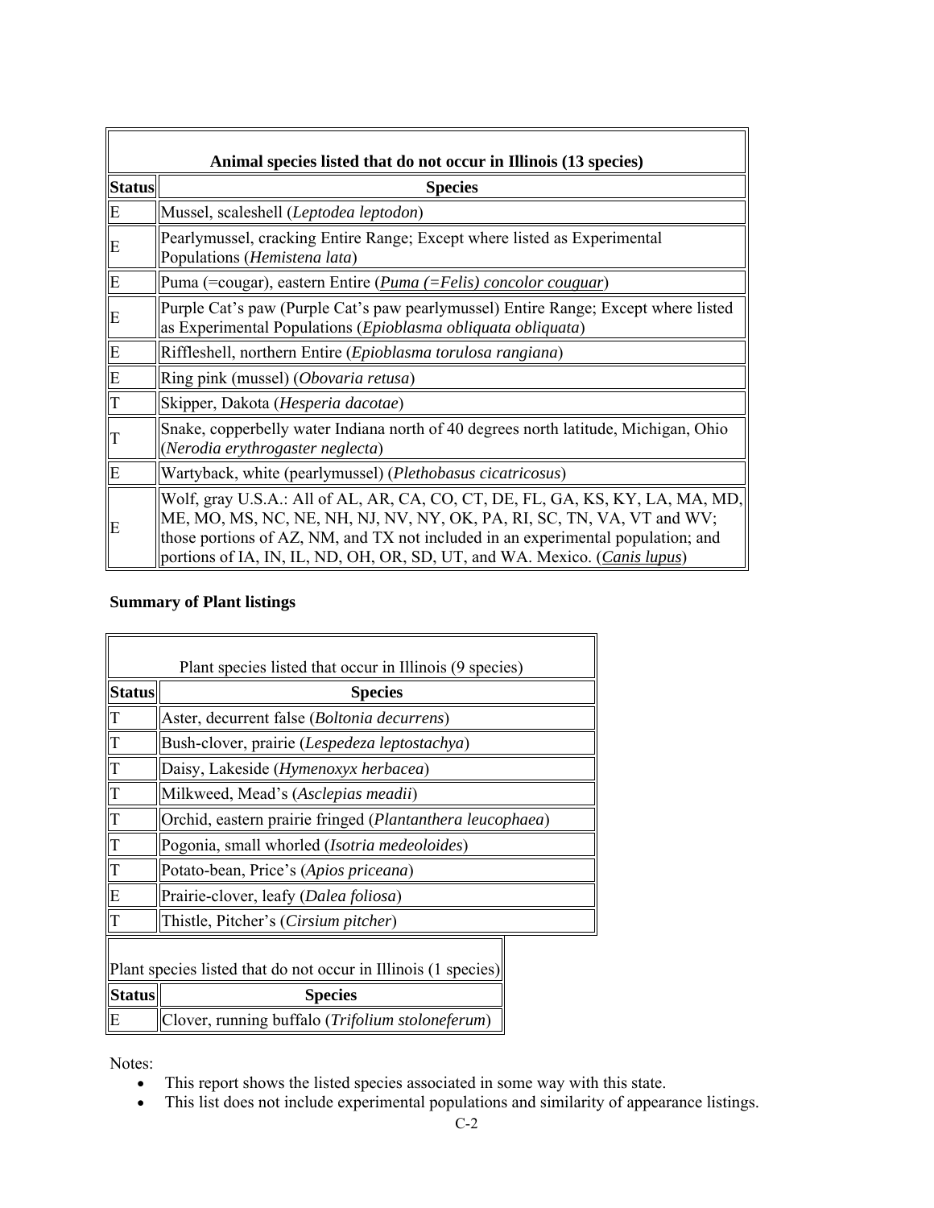| Animal species listed that do not occur in Illinois (13 species) | |
|---|---|
| **Status** | **Species** |
| E | Mussel, scaleshell (*Leptodea leptodon*) |
| E | Pearlymussel, cracking Entire Range; Except where listed as Experimental Populations (*Hemistena lata*) |
| E | Puma (=cougar), eastern Entire (*Puma (=Felis) concolor couguar*) |
| E | Purple Cat's paw (Purple Cat's paw pearlymussel) Entire Range; Except where listed as Experimental Populations (*Epioblasma obliquata obliquata*) |
| E | Riffleshell, northern Entire (*Epioblasma torulosa rangiana*) |
| E | Ring pink (mussel) (*Obovaria retusa*) |
| T | Skipper, Dakota (*Hesperia dacotae*) |
| T | Snake, copperbelly water Indiana north of 40 degrees north latitude, Michigan, Ohio (*Nerodia erythrogaster neglecta*) |
| E | Wartyback, white (pearlymussel) (*Plethobasus cicatricosus*) |
| E | Wolf, gray U.S.A.: All of AL, AR, CA, CO, CT, DE, FL, GA, KS, KY, LA, MA, MD, ME, MO, MS, NC, NE, NH, NJ, NV, NY, OK, PA, RI, SC, TN, VA, VT and WV; those portions of AZ, NM, and TX not included in an experimental population; and portions of IA, IN, IL, ND, OH, OR, SD, UT, and WA. Mexico. (*Canis lupus*) |

**Summary of Plant listings**

| Plant species listed that occur in Illinois (9 species) | |
|---|---|
| **Status** | **Species** |
| T | Aster, decurrent false (*Boltonia decurrens*) |
| T | Bush-clover, prairie (*Lespedeza leptostachya*) |
| T | Daisy, Lakeside (*Hymenoxyx herbacea*) |
| T | Milkweed, Mead's (*Asclepias meadii*) |
| T | Orchid, eastern prairie fringed (*Plantanthera leucophaea*) |
| T | Pogonia, small whorled (*Isotria medeoloides*) |
| T | Potato-bean, Price's (*Apios priceana*) |
| E | Prairie-clover, leafy (*Dalea foliosa*) |
| T | Thistle, Pitcher's (*Cirsium pitcher*) |

| Plant species listed that do not occur in Illinois (1 species) | |
|---|---|
| **Status** | **Species** |
| E | Clover, running buffalo (*Trifolium stoloneferum*) |

Notes:

- This report shows the listed species associated in some way with this state.
- This list does not include experimental populations and similarity of appearance listings.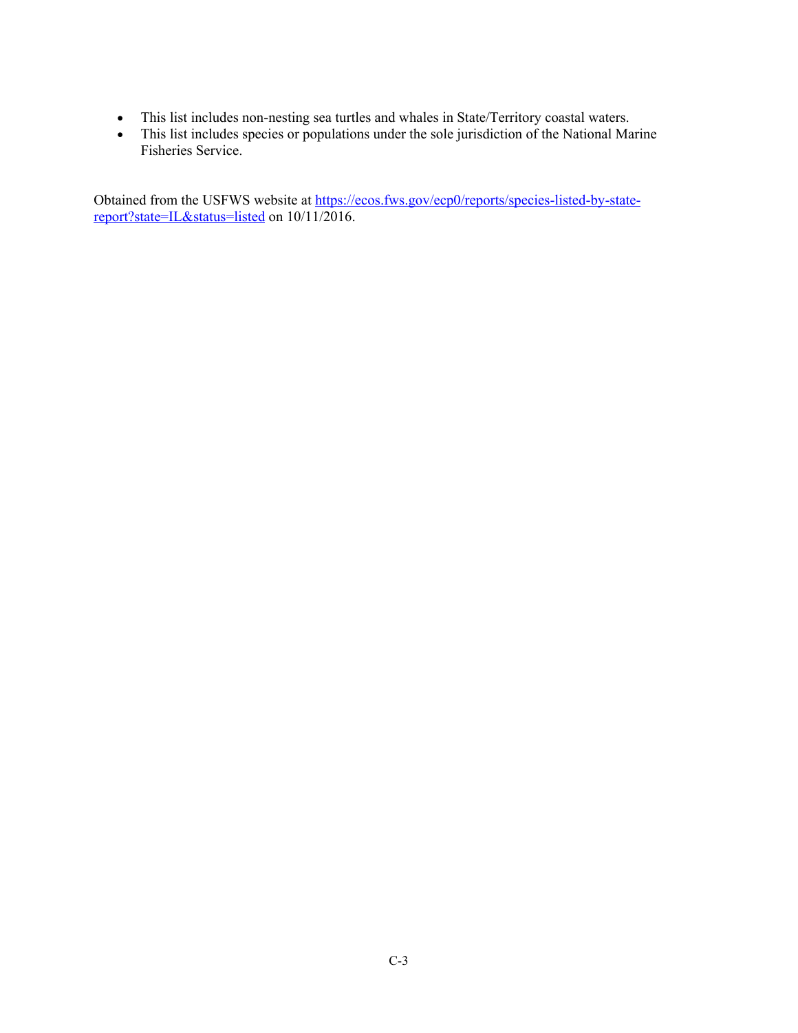- This list includes non-nesting sea turtles and whales in State/Territory coastal waters.
- This list includes species or populations under the sole jurisdiction of the National Marine Fisheries Service.

Obtained from the USFWS website at [https://ecos.fws.gov/ecp0/reports/species-listed-by-state-report?state=IL&status=listed](https://ecos.fws.gov/ecp0/reports/species-listed-by-state-report?state=IL&status=listed) on 10/11/2016.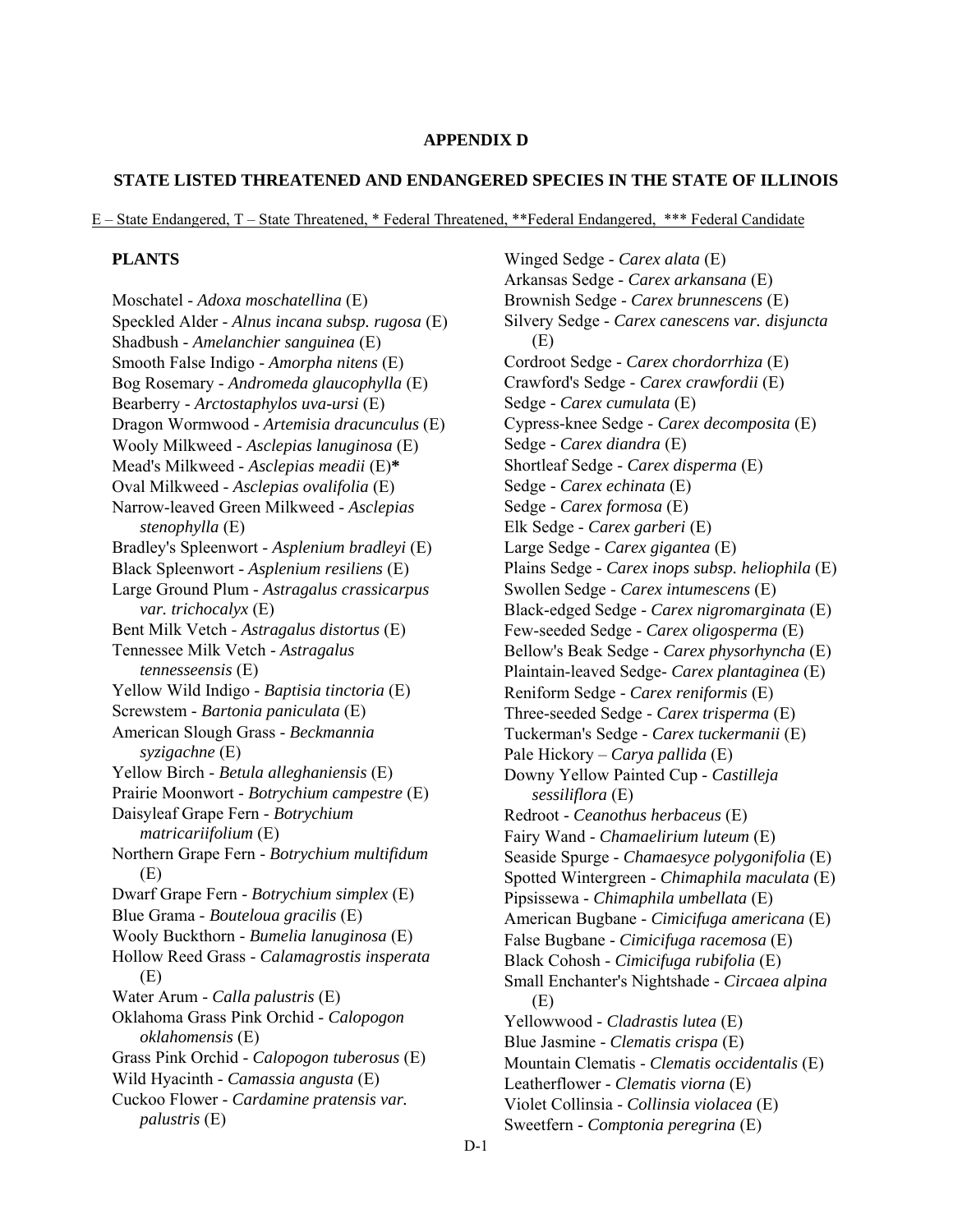# APPENDIX D

## STATE LISTED THREATENED AND ENDANGERED SPECIES IN THE STATE OF ILLINOIS

E – State Endangered, T – State Threatened, * Federal Threatened, **Federal Endangered, *** Federal Candidate

### PLANTS

Moschatel - *Adoxa moschatellina* (E)
Speckled Alder - *Alnus incana subsp. rugosa* (E)
Shadbush - *Amelanchier sanguinea* (E)
Smooth False Indigo - *Amorpha nitens* (E)
Bog Rosemary - *Andromeda glaucophylla* (E)
Bearberry - *Arctostaphylos uva-ursi* (E)
Dragon Wormwood - *Artemisia dracunculus* (E)
Wooly Milkweed - *Asclepias lanuginosa* (E)
Mead's Milkweed - *Asclepias meadii* (E)**\***
Oval Milkweed - *Asclepias ovalifolia* (E)
Narrow-leaved Green Milkweed - *Asclepias stenophylla* (E)
Bradley's Spleenwort - *Asplenium bradleyi* (E)
Black Spleenwort - *Asplenium resiliens* (E)
Large Ground Plum - *Astragalus crassicarpus var. trichocalyx* (E)
Bent Milk Vetch - *Astragalus distortus* (E)
Tennessee Milk Vetch - *Astragalus tennesseensis* (E)
Yellow Wild Indigo - *Baptisia tinctoria* (E)
Screwstem - *Bartonia paniculata* (E)
American Slough Grass - *Beckmannia syzigachne* (E)
Yellow Birch - *Betula alleghaniensis* (E)
Prairie Moonwort - *Botrychium campestre* (E)
Daisyleaf Grape Fern - *Botrychium matricariifolium* (E)
Northern Grape Fern - *Botrychium multifidum* (E)
Dwarf Grape Fern - *Botrychium simplex* (E)
Blue Grama - *Bouteloua gracilis* (E)
Wooly Buckthorn - *Bumelia lanuginosa* (E)
Hollow Reed Grass - *Calamagrostis insperata* (E)
Water Arum - *Calla palustris* (E)
Oklahoma Grass Pink Orchid - *Calopogon oklahomensis* (E)
Grass Pink Orchid - *Calopogon tuberosus* (E)
Wild Hyacinth - *Camassia angusta* (E)
Cuckoo Flower - *Cardamine pratensis var. palustris* (E)
Winged Sedge - *Carex alata* (E)
Arkansas Sedge - *Carex arkansana* (E)
Brownish Sedge - *Carex brunnescens* (E)
Silvery Sedge - *Carex canescens var. disjuncta* (E)
Cordroot Sedge - *Carex chordorrhiza* (E)
Crawford's Sedge - *Carex crawfordii* (E)
Sedge - *Carex cumulata* (E)
Cypress-knee Sedge - *Carex decomposita* (E)
Sedge - *Carex diandra* (E)
Shortleaf Sedge - *Carex disperma* (E)
Sedge - *Carex echinata* (E)
Sedge - *Carex formosa* (E)
Elk Sedge - *Carex garberi* (E)
Large Sedge - *Carex gigantea* (E)
Plains Sedge - *Carex inops subsp. heliophila* (E)
Swollen Sedge - *Carex intumescens* (E)
Black-edged Sedge - *Carex nigromarginata* (E)
Few-seeded Sedge - *Carex oligosperma* (E)
Bellow's Beak Sedge - *Carex physorhyncha* (E)
Plaintain-leaved Sedge- *Carex plantaginea* (E)
Reniform Sedge - *Carex reniformis* (E)
Three-seeded Sedge - *Carex trisperma* (E)
Tuckerman's Sedge - *Carex tuckermanii* (E)
Pale Hickory – *Carya pallida* (E)
Downy Yellow Painted Cup - *Castilleja sessiliflora* (E)
Redroot - *Ceanothus herbaceus* (E)
Fairy Wand - *Chamaelirium luteum* (E)
Seaside Spurge - *Chamaesyce polygonifolia* (E)
Spotted Wintergreen - *Chimaphila maculata* (E)
Pipsissewa - *Chimaphila umbellata* (E)
American Bugbane - *Cimicifuga americana* (E)
False Bugbane - *Cimicifuga racemosa* (E)
Black Cohosh - *Cimicifuga rubifolia* (E)
Small Enchanter's Nightshade - *Circaea alpina* (E)
Yellowwood - *Cladrastis lutea* (E)
Blue Jasmine - *Clematis crispa* (E)
Mountain Clematis - *Clematis occidentalis* (E)
Leatherflower - *Clematis viorna* (E)
Violet Collinsia - *Collinsia violacea* (E)
Sweetfern - *Comptonia peregrina* (E)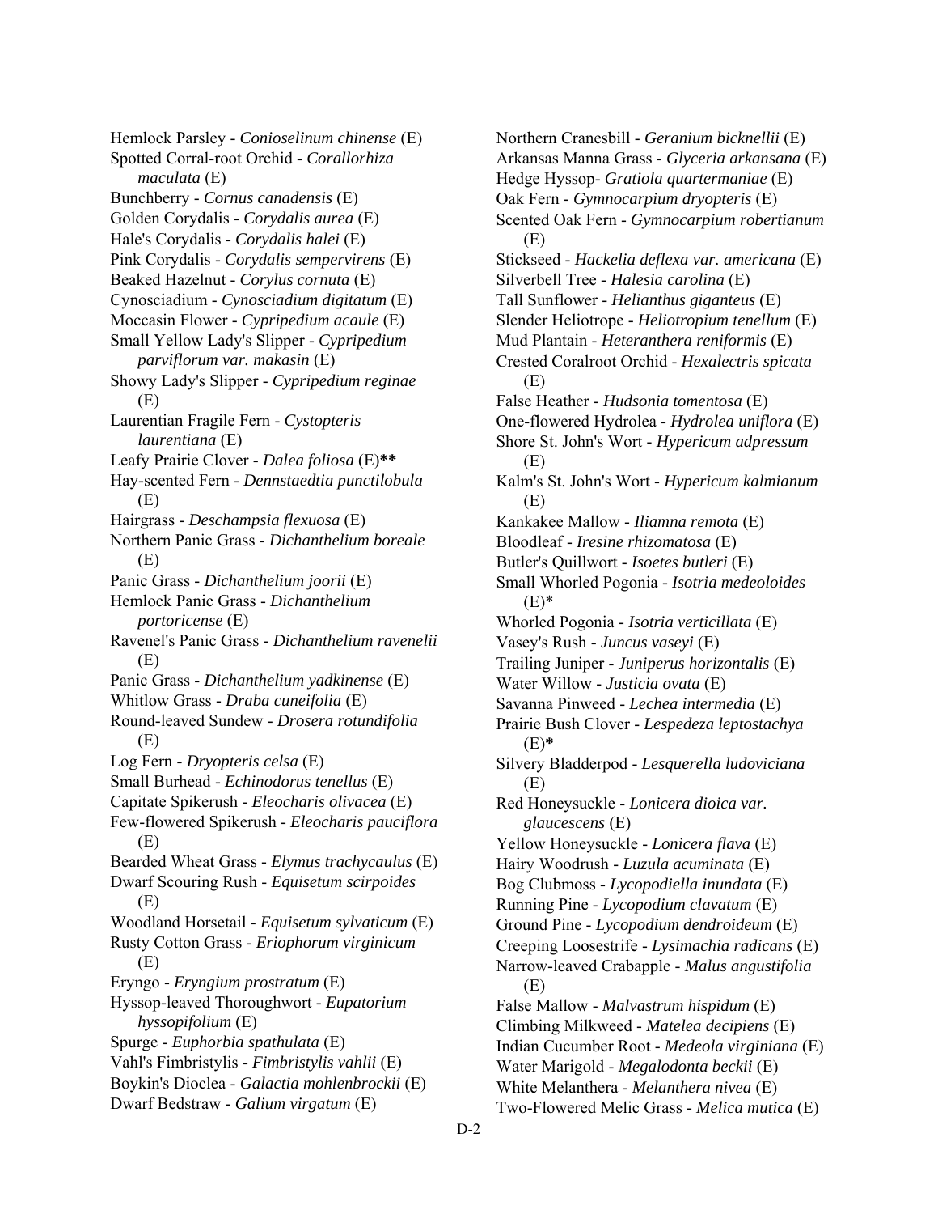Hemlock Parsley - *Conioselinum chinense* (E)
Spotted Corral-root Orchid - *Corallorhiza maculata* (E)
Bunchberry - *Cornus canadensis* (E)
Golden Corydalis - *Corydalis aurea* (E)
Hale's Corydalis - *Corydalis halei* (E)
Pink Corydalis - *Corydalis sempervirens* (E)
Beaked Hazelnut - *Corylus cornuta* (E)
Cynosciadium - *Cynosciadium digitatum* (E)
Moccasin Flower - *Cypripedium acaule* (E)
Small Yellow Lady's Slipper - *Cypripedium parviflorum var. makasin* (E)
Showy Lady's Slipper - *Cypripedium reginae* (E)
Laurentian Fragile Fern - *Cystopteris laurentiana* (E)
Leafy Prairie Clover - *Dalea foliosa* (E)**
Hay-scented Fern - *Dennstaedtia punctilobula* (E)
Hairgrass - *Deschampsia flexuosa* (E)
Northern Panic Grass - *Dichanthelium boreale* (E)
Panic Grass - *Dichanthelium joorii* (E)
Hemlock Panic Grass - *Dichanthelium portoricense* (E)
Ravenel's Panic Grass - *Dichanthelium ravenelii* (E)
Panic Grass - *Dichanthelium yadkinense* (E)
Whitlow Grass - *Draba cuneifolia* (E)
Round-leaved Sundew - *Drosera rotundifolia* (E)
Log Fern - *Dryopteris celsa* (E)
Small Burhead - *Echinodorus tenellus* (E)
Capitate Spikerush - *Eleocharis olivacea* (E)
Few-flowered Spikerush - *Eleocharis pauciflora* (E)
Bearded Wheat Grass - *Elymus trachycaulus* (E)
Dwarf Scouring Rush - *Equisetum scirpoides* (E)
Woodland Horsetail - *Equisetum sylvaticum* (E)
Rusty Cotton Grass - *Eriophorum virginicum* (E)
Eryngo - *Eryngium prostratum* (E)
Hyssop-leaved Thoroughwort - *Eupatorium hyssopifolium* (E)
Spurge - *Euphorbia spathulata* (E)
Vahl's Fimbristylis - *Fimbristylis vahlii* (E)
Boykin's Dioclea - *Galactia mohlenbrockii* (E)
Dwarf Bedstraw - *Galium virgatum* (E)
Northern Cranesbill - *Geranium bicknellii* (E)
Arkansas Manna Grass - *Glyceria arkansana* (E)
Hedge Hyssop- *Gratiola quartermaniae* (E)
Oak Fern - *Gymnocarpium dryopteris* (E)
Scented Oak Fern - *Gymnocarpium robertianum* (E)
Stickseed - *Hackelia deflexa var. americana* (E)
Silverbell Tree - *Halesia carolina* (E)
Tall Sunflower - *Helianthus giganteus* (E)
Slender Heliotrope - *Heliotropium tenellum* (E)
Mud Plantain - *Heteranthera reniformis* (E)
Crested Coralroot Orchid - *Hexalectris spicata* (E)
False Heather - *Hudsonia tomentosa* (E)
One-flowered Hydrolea - *Hydrolea uniflora* (E)
Shore St. John's Wort - *Hypericum adpressum* (E)
Kalm's St. John's Wort - *Hypericum kalmianum* (E)
Kankakee Mallow - *Iliamna remota* (E)
Bloodleaf - *Iresine rhizomatosa* (E)
Butler's Quillwort - *Isoetes butleri* (E)
Small Whorled Pogonia - *Isotria medeoloides* (E)*
Whorled Pogonia - *Isotria verticillata* (E)
Vasey's Rush - *Juncus vaseyi* (E)
Trailing Juniper - *Juniperus horizontalis* (E)
Water Willow - *Justicia ovata* (E)
Savanna Pinweed - *Lechea intermedia* (E)
Prairie Bush Clover - *Lespedeza leptostachya* (E)*
Silvery Bladderpod - *Lesquerella ludoviciana* (E)
Red Honeysuckle - *Lonicera dioica var. glaucescens* (E)
Yellow Honeysuckle - *Lonicera flava* (E)
Hairy Woodrush - *Luzula acuminata* (E)
Bog Clubmoss - *Lycopodiella inundata* (E)
Running Pine - *Lycopodium clavatum* (E)
Ground Pine - *Lycopodium dendroideum* (E)
Creeping Loosestrife - *Lysimachia radicans* (E)
Narrow-leaved Crabapple - *Malus angustifolia* (E)
False Mallow - *Malvastrum hispidum* (E)
Climbing Milkweed - *Matelea decipiens* (E)
Indian Cucumber Root - *Medeola virginiana* (E)
Water Marigold - *Megalodonta beckii* (E)
White Melanthera - *Melanthera nivea* (E)
Two-Flowered Melic Grass - *Melica mutica* (E)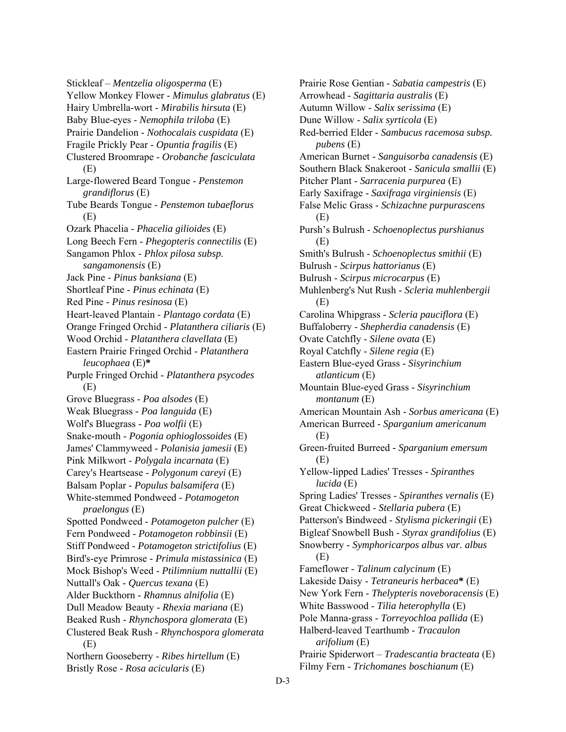Stickleaf – *Mentzelia oligosperma* (E)
Yellow Monkey Flower - *Mimulus glabratus* (E)
Hairy Umbrella-wort - *Mirabilis hirsuta* (E)
Baby Blue-eyes - *Nemophila triloba* (E)
Prairie Dandelion - *Nothocalais cuspidata* (E)
Fragile Prickly Pear - *Opuntia fragilis* (E)
Clustered Broomrape - *Orobanche fasciculata* (E)
Large-flowered Beard Tongue - *Penstemon grandiflorus* (E)
Tube Beards Tongue - *Penstemon tubaeflorus* (E)
Ozark Phacelia - *Phacelia gilioides* (E)
Long Beech Fern - *Phegopteris connectilis* (E)
Sangamon Phlox - *Phlox pilosa subsp. sangamonensis* (E)
Jack Pine - *Pinus banksiana* (E)
Shortleaf Pine - *Pinus echinata* (E)
Red Pine - *Pinus resinosa* (E)
Heart-leaved Plantain - *Plantago cordata* (E)
Orange Fringed Orchid - *Platanthera ciliaris* (E)
Wood Orchid - *Platanthera clavellata* (E)
Eastern Prairie Fringed Orchid - *Platanthera leucophaea* (E)**\***
Purple Fringed Orchid - *Platanthera psycodes* (E)
Grove Bluegrass - *Poa alsodes* (E)
Weak Bluegrass - *Poa languida* (E)
Wolf's Bluegrass - *Poa wolfii* (E)
Snake-mouth - *Pogonia ophioglossoides* (E)
James' Clammyweed - *Polanisia jamesii* (E)
Pink Milkwort - *Polygala incarnata* (E)
Carey's Heartsease - *Polygonum careyi* (E)
Balsam Poplar - *Populus balsamifera* (E)
White-stemmed Pondweed - *Potamogeton praelongus* (E)
Spotted Pondweed - *Potamogeton pulcher* (E)
Fern Pondweed - *Potamogeton robbinsii* (E)
Stiff Pondweed - *Potamogeton strictifolius* (E)
Bird's-eye Primrose - *Primula mistassinica* (E)
Mock Bishop's Weed - *Ptilimnium nuttallii* (E)
Nuttall's Oak - *Quercus texana* (E)
Alder Buckthorn - *Rhamnus alnifolia* (E)
Dull Meadow Beauty - *Rhexia mariana* (E)
Beaked Rush - *Rhynchospora glomerata* (E)
Clustered Beak Rush - *Rhynchospora glomerata* (E)
Northern Gooseberry - *Ribes hirtellum* (E)
Bristly Rose - *Rosa acicularis* (E)
Prairie Rose Gentian - *Sabatia campestris* (E)
Arrowhead - *Sagittaria australis* (E)
Autumn Willow - *Salix serissima* (E)
Dune Willow - *Salix syrticola* (E)
Red-berried Elder - *Sambucus racemosa subsp. pubens* (E)
American Burnet - *Sanguisorba canadensis* (E)
Southern Black Snakeroot - *Sanicula smallii* (E)
Pitcher Plant - *Sarracenia purpurea* (E)
Early Saxifrage - *Saxifraga virginiensis* (E)
False Melic Grass - *Schizachne purpurascens* (E)
Pursh's Bulrush - *Schoenoplectus purshianus* (E)
Smith's Bulrush - *Schoenoplectus smithii* (E)
Bulrush - *Scirpus hattorianus* (E)
Bulrush - *Scirpus microcarpus* (E)
Muhlenberg's Nut Rush - *Scleria muhlenbergii* (E)
Carolina Whipgrass - *Scleria pauciflora* (E)
Buffaloberry - *Shepherdia canadensis* (E)
Ovate Catchfly - *Silene ovata* (E)
Royal Catchfly - *Silene regia* (E)
Eastern Blue-eyed Grass - *Sisyrinchium atlanticum* (E)
Mountain Blue-eyed Grass - *Sisyrinchium montanum* (E)
American Mountain Ash - *Sorbus americana* (E)
American Burreed - *Sparganium americanum* (E)
Green-fruited Burreed - *Sparganium emersum* (E)
Yellow-lipped Ladies' Tresses - *Spiranthes lucida* (E)
Spring Ladies' Tresses - *Spiranthes vernalis* (E)
Great Chickweed - *Stellaria pubera* (E)
Patterson's Bindweed - *Stylisma pickeringii* (E)
Bigleaf Snowbell Bush - *Styrax grandifolius* (E)
Snowberry - *Symphoricarpos albus var. albus* (E)
Fameflower - *Talinum calycinum* (E)
Lakeside Daisy - *Tetraneuris herbacea***\*** (E)
New York Fern - *Thelypteris noveboracensis* (E)
White Basswood - *Tilia heterophylla* (E)
Pole Manna-grass - *Torreyochloa pallida* (E)
Halberd-leaved Tearthumb - *Tracaulon arifolium* (E)
Prairie Spiderwort – *Tradescantia bracteata* (E)
Filmy Fern - *Trichomanes boschianum* (E)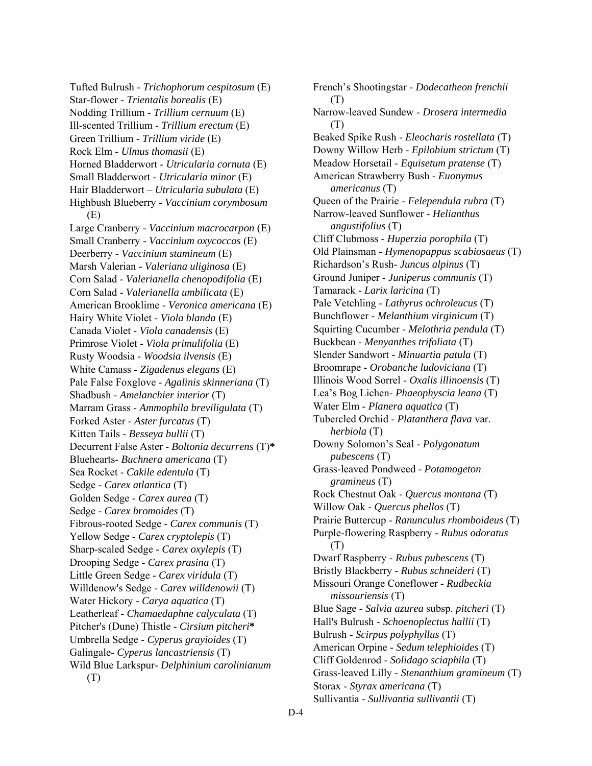Tufted Bulrush - *Trichophorum cespitosum* (E)
Star-flower - *Trientalis borealis* (E)
Nodding Trillium - *Trillium cernuum* (E)
Ill-scented Trillium - *Trillium erectum* (E)
Green Trillium - *Trillium viride* (E)
Rock Elm - *Ulmus thomasii* (E)
Horned Bladderwort - *Utricularia cornuta* (E)
Small Bladderwort - *Utricularia minor* (E)
Hair Bladderwort – *Utricularia subulata* (E)
Highbush Blueberry - *Vaccinium corymbosum* (E)
Large Cranberry - *Vaccinium macrocarpon* (E)
Small Cranberry - *Vaccinium oxycoccos* (E)
Deerberry - *Vaccinium stamineum* (E)
Marsh Valerian - *Valeriana uliginosa* (E)
Corn Salad - *Valerianella chenopodifolia* (E)
Corn Salad - *Valerianella umbilicata* (E)
American Brooklime - *Veronica americana* (E)
Hairy White Violet - *Viola blanda* (E)
Canada Violet - *Viola canadensis* (E)
Primrose Violet - *Viola primulifolia* (E)
Rusty Woodsia - *Woodsia ilvensis* (E)
White Camass - *Zigadenus elegans* (E)
Pale False Foxglove - *Agalinis skinneriana* (T)
Shadbush - *Amelanchier interior* (T)
Marram Grass - *Ammophila breviligulata* (T)
Forked Aster - *Aster furcatus* (T)
Kitten Tails - *Besseya bullii* (T)
Decurrent False Aster - *Boltonia decurrens* (T)**\***
Bluehearts- *Buchnera americana* (T)
Sea Rocket - *Cakile edentula* (T)
Sedge - *Carex atlantica* (T)
Golden Sedge - *Carex aurea* (T)
Sedge - *Carex bromoides* (T)
Fibrous-rooted Sedge - *Carex communis* (T)
Yellow Sedge - *Carex cryptolepis* (T)
Sharp-scaled Sedge - *Carex oxylepis* (T)
Drooping Sedge - *Carex prasina* (T)
Little Green Sedge - *Carex viridula* (T)
Willdenow's Sedge - *Carex willdenowii* (T)
Water Hickory - *Carya aquatica* (T)
Leatherleaf - *Chamaedaphne calyculata* (T)
Pitcher's (Dune) Thistle - *Cirsium pitcheri***\***
Umbrella Sedge - *Cyperus grayioides* (T)
Galingale- *Cyperus lancastriensis* (T)
Wild Blue Larkspur- *Delphinium carolinianum* (T)
French's Shootingstar - *Dodecatheon frenchii* (T)
Narrow-leaved Sundew - *Drosera intermedia* (T)
Beaked Spike Rush - *Eleocharis rostellata* (T)
Downy Willow Herb - *Epilobium strictum* (T)
Meadow Horsetail - *Equisetum pratense* (T)
American Strawberry Bush - *Euonymus americanus* (T)
Queen of the Prairie - *Felependula rubra* (T)
Narrow-leaved Sunflower - *Helianthus angustifolius* (T)
Cliff Clubmoss - *Huperzia porophila* (T)
Old Plainsman - *Hymenopappus scabiosaeus* (T)
Richardson's Rush- *Juncus alpinus* (T)
Ground Juniper - *Juniperus communis* (T)
Tamarack - *Larix laricina* (T)
Pale Vetchling - *Lathyrus ochroleucus* (T)
Bunchflower - *Melanthium virginicum* (T)
Squirting Cucumber - *Melothria pendula* (T)
Buckbean - *Menyanthes trifoliata* (T)
Slender Sandwort - *Minuartia patula* (T)
Broomrape - *Orobanche ludoviciana* (T)
Illinois Wood Sorrel - *Oxalis illinoensis* (T)
Lea's Bog Lichen- *Phaeophyscia leana* (T)
Water Elm - *Planera aquatica* (T)
Tubercled Orchid - *Platanthera flava* var. *herbiola* (T)
Downy Solomon's Seal - *Polygonatum pubescens* (T)
Grass-leaved Pondweed - *Potamogeton gramineus* (T)
Rock Chestnut Oak - *Quercus montana* (T)
Willow Oak - *Quercus phellos* (T)
Prairie Buttercup - *Ranunculus rhomboideus* (T)
Purple-flowering Raspberry - *Rubus odoratus* (T)
Dwarf Raspberry - *Rubus pubescens* (T)
Bristly Blackberry - *Rubus schneideri* (T)
Missouri Orange Coneflower - *Rudbeckia missouriensis* (T)
Blue Sage - *Salvia azurea* subsp. *pitcheri* (T)
Hall's Bulrush - *Schoenoplectus hallii* (T)
Bulrush - *Scirpus polyphyllus* (T)
American Orpine - *Sedum telephioides* (T)
Cliff Goldenrod - *Solidago sciaphila* (T)
Grass-leaved Lilly - *Stenanthium gramineum* (T)
Storax - *Styrax americana* (T)
Sullivantia - *Sullivantia sullivantii* (T)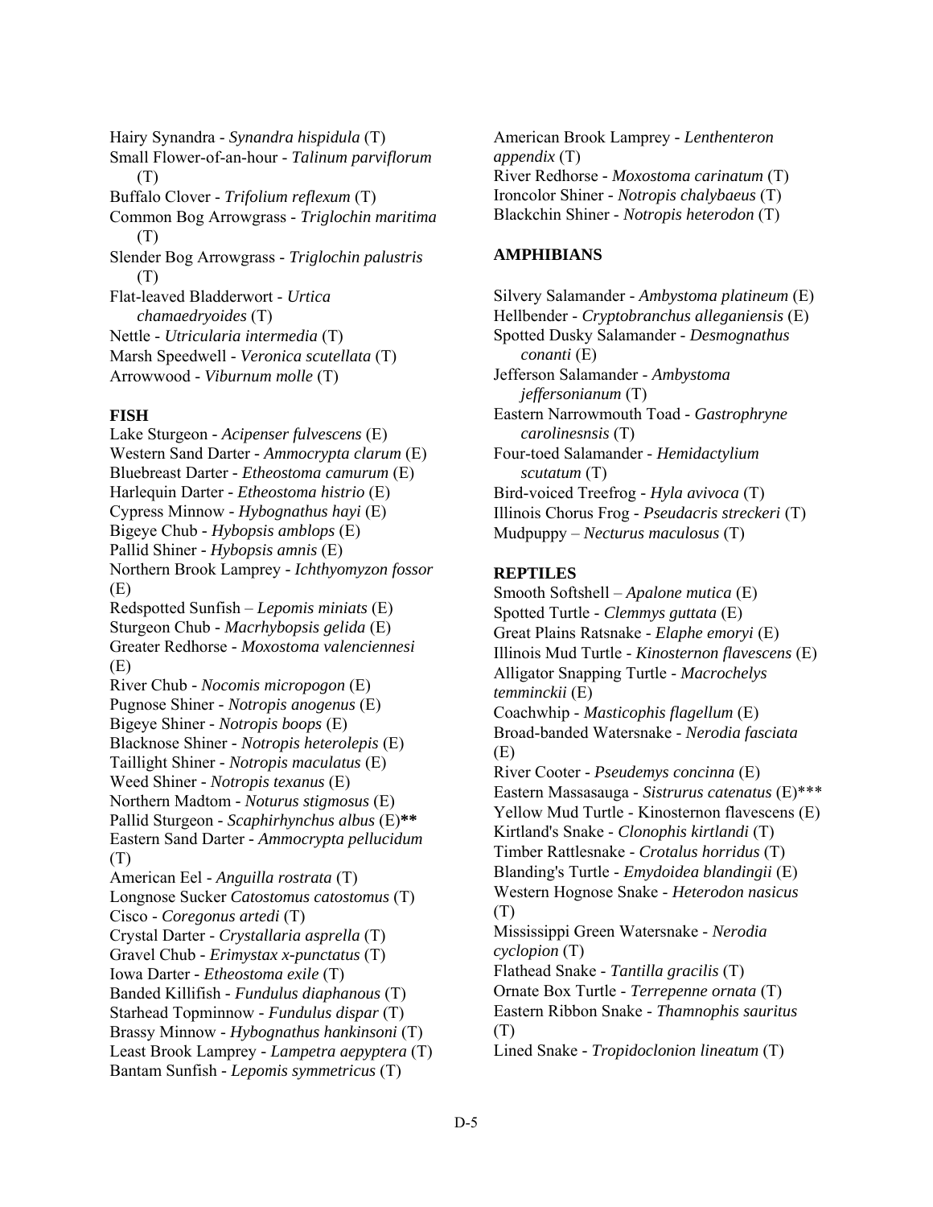Hairy Synandra - *Synandra hispidula* (T)
Small Flower-of-an-hour - *Talinum parviflorum* (T)
Buffalo Clover - *Trifolium reflexum* (T)
Common Bog Arrowgrass - *Triglochin maritima* (T)
Slender Bog Arrowgrass - *Triglochin palustris* (T)
Flat-leaved Bladderwort - *Urtica chamaedryoides* (T)
Nettle - *Utricularia intermedia* (T)
Marsh Speedwell - *Veronica scutellata* (T)
Arrowwood - *Viburnum molle* (T)

**FISH**

Lake Sturgeon - *Acipenser fulvescens* (E)
Western Sand Darter - *Ammocrypta clarum* (E)
Bluebreast Darter - *Etheostoma camurum* (E)
Harlequin Darter - *Etheostoma histrio* (E)
Cypress Minnow - *Hybognathus hayi* (E)
Bigeye Chub - *Hybopsis amblops* (E)
Pallid Shiner - *Hybopsis amnis* (E)
Northern Brook Lamprey - *Ichthyomyzon fossor* (E)
Redspotted Sunfish – *Lepomis miniats* (E)
Sturgeon Chub - *Macrhybopsis gelida* (E)
Greater Redhorse - *Moxostoma valenciennesi* (E)
River Chub - *Nocomis micropogon* (E)
Pugnose Shiner - *Notropis anogenus* (E)
Bigeye Shiner - *Notropis boops* (E)
Blacknose Shiner - *Notropis heterolepis* (E)
Taillight Shiner - *Notropis maculatus* (E)
Weed Shiner - *Notropis texanus* (E)
Northern Madtom - *Noturus stigmosus* (E)
Pallid Sturgeon - *Scaphirhynchus albus* (E)**
Eastern Sand Darter - *Ammocrypta pellucidum* (T)
American Eel - *Anguilla rostrata* (T)
Longnose Sucker *Catostomus catostomus* (T)
Cisco - *Coregonus artedi* (T)
Crystal Darter - *Crystallaria asprella* (T)
Gravel Chub - *Erimystax x-punctatus* (T)
Iowa Darter - *Etheostoma exile* (T)
Banded Killifish - *Fundulus diaphanous* (T)
Starhead Topminnow - *Fundulus dispar* (T)
Brassy Minnow - *Hybognathus hankinsoni* (T)
Least Brook Lamprey - *Lampetra aepyptera* (T)
Bantam Sunfish - *Lepomis symmetricus* (T)
American Brook Lamprey - *Lenthenteron appendix* (T)
River Redhorse - *Moxostoma carinatum* (T)
Ironcolor Shiner - *Notropis chalybaeus* (T)
Blackchin Shiner - *Notropis heterodon* (T)

**AMPHIBIANS**

Silvery Salamander - *Ambystoma platineum* (E)
Hellbender - *Cryptobranchus alleganiensis* (E)
Spotted Dusky Salamander - *Desmognathus conanti* (E)
Jefferson Salamander - *Ambystoma jeffersonianum* (T)
Eastern Narrowmouth Toad - *Gastrophryne carolinesnsis* (T)
Four-toed Salamander - *Hemidactylium scutatum* (T)
Bird-voiced Treefrog - *Hyla avivoca* (T)
Illinois Chorus Frog - *Pseudacris streckeri* (T)
Mudpuppy – *Necturus maculosus* (T)

**REPTILES**

Smooth Softshell – *Apalone mutica* (E)
Spotted Turtle - *Clemmys guttata* (E)
Great Plains Ratsnake - *Elaphe emoryi* (E)
Illinois Mud Turtle - *Kinosternon flavescens* (E)
Alligator Snapping Turtle - *Macrochelys temminckii* (E)
Coachwhip - *Masticophis flagellum* (E)
Broad-banded Watersnake - *Nerodia fasciata* (E)
River Cooter - *Pseudemys concinna* (E)
Eastern Massasauga - *Sistrurus catenatus* (E)***
Yellow Mud Turtle - Kinosternon flavescens (E)
Kirtland's Snake - *Clonophis kirtlandi* (T)
Timber Rattlesnake - *Crotalus horridus* (T)
Blanding's Turtle - *Emydoidea blandingii* (E)
Western Hognose Snake - *Heterodon nasicus* (T)
Mississippi Green Watersnake - *Nerodia cyclopion* (T)
Flathead Snake - *Tantilla gracilis* (T)
Ornate Box Turtle - *Terrepenne ornata* (T)
Eastern Ribbon Snake - *Thamnophis sauritus* (T)
Lined Snake - *Tropidoclonion lineatum* (T)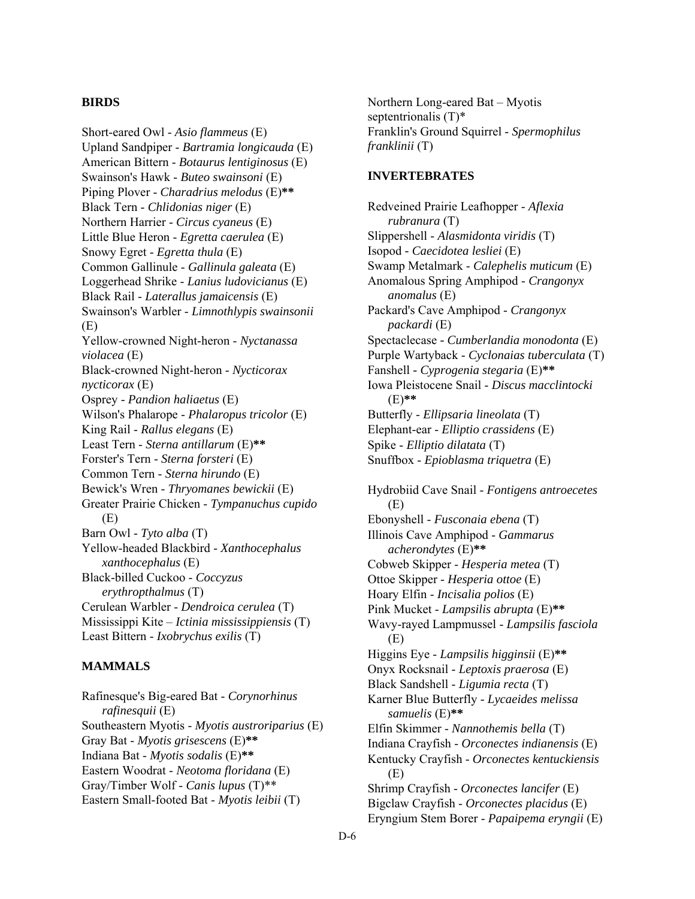## BIRDS

Short-eared Owl - *Asio flammeus* (E)
Upland Sandpiper - *Bartramia longicauda* (E)
American Bittern - *Botaurus lentiginosus* (E)
Swainson's Hawk - *Buteo swainsoni* (E)
Piping Plover - *Charadrius melodus* (E)**
Black Tern - *Chlidonias niger* (E)
Northern Harrier - *Circus cyaneus* (E)
Little Blue Heron - *Egretta caerulea* (E)
Snowy Egret - *Egretta thula* (E)
Common Gallinule - *Gallinula galeata* (E)
Loggerhead Shrike - *Lanius ludovicianus* (E)
Black Rail - *Laterallus jamaicensis* (E)
Swainson's Warbler - *Limnothlypis swainsonii* (E)
Yellow-crowned Night-heron - *Nyctanassa violacea* (E)
Black-crowned Night-heron - *Nycticorax nycticorax* (E)
Osprey - *Pandion haliaetus* (E)
Wilson's Phalarope - *Phalaropus tricolor* (E)
King Rail - *Rallus elegans* (E)
Least Tern - *Sterna antillarum* (E)**
Forster's Tern - *Sterna forsteri* (E)
Common Tern - *Sterna hirundo* (E)
Bewick's Wren - *Thryomanes bewickii* (E)
Greater Prairie Chicken - *Tympanuchus cupido* (E)
Barn Owl - *Tyto alba* (T)
Yellow-headed Blackbird - *Xanthocephalus xanthocephalus* (E)
Black-billed Cuckoo - *Coccyzus erythropthalmus* (T)
Cerulean Warbler - *Dendroica cerulea* (T)
Mississippi Kite – *Ictinia mississippiensis* (T)
Least Bittern - *Ixobrychus exilis* (T)

## MAMMALS

Rafinesque's Big-eared Bat - *Corynorhinus rafinesquii* (E)
Southeastern Myotis - *Myotis austroriparius* (E)
Gray Bat - *Myotis grisescens* (E)**
Indiana Bat - *Myotis sodalis* (E)**
Eastern Woodrat - *Neotoma floridana* (E)
Gray/Timber Wolf - *Canis lupus* (T)**
Eastern Small-footed Bat - *Myotis leibii* (T)
Northern Long-eared Bat – Myotis septentrionalis (T)*
Franklin's Ground Squirrel - *Spermophilus franklinii* (T)

## INVERTEBRATES

Redveined Prairie Leafhopper - *Aflexia rubranura* (T)
Slippershell - *Alasmidonta viridis* (T)
Isopod - *Caecidotea lesliei* (E)
Swamp Metalmark - *Calephelis muticum* (E)
Anomalous Spring Amphipod - *Crangonyx anomalus* (E)
Packard's Cave Amphipod - *Crangonyx packardi* (E)
Spectaclecase - *Cumberlandia monodonta* (E)
Purple Wartyback - *Cyclonaias tuberculata* (T)
Fanshell - *Cyprogenia stegaria* (E)**
Iowa Pleistocene Snail - *Discus macclintocki* (E)**
Butterfly - *Ellipsaria lineolata* (T)
Elephant-ear - *Elliptio crassidens* (E)
Spike - *Elliptio dilatata* (T)
Snuffbox - *Epioblasma triquetra* (E)

Hydrobiid Cave Snail - *Fontigens antroecetes* (E)
Ebonyshell - *Fusconaia ebena* (T)
Illinois Cave Amphipod - *Gammarus acherondytes* (E)**
Cobweb Skipper - *Hesperia metea* (T)
Ottoe Skipper - *Hesperia ottoe* (E)
Hoary Elfin - *Incisalia polios* (E)
Pink Mucket - *Lampsilis abrupta* (E)**
Wavy-rayed Lampmussel - *Lampsilis fasciola* (E)
Higgins Eye - *Lampsilis higginsii* (E)**
Onyx Rocksnail - *Leptoxis praerosa* (E)
Black Sandshell - *Ligumia recta* (T)
Karner Blue Butterfly - *Lycaeides melissa samuelis* (E)**
Elfin Skimmer - *Nannothemis bella* (T)
Indiana Crayfish - *Orconectes indianensis* (E)
Kentucky Crayfish - *Orconectes kentuckiensis* (E)
Shrimp Crayfish - *Orconectes lancifer* (E)
Bigclaw Crayfish - *Orconectes placidus* (E)
Eryngium Stem Borer - *Papaipema eryngii* (E)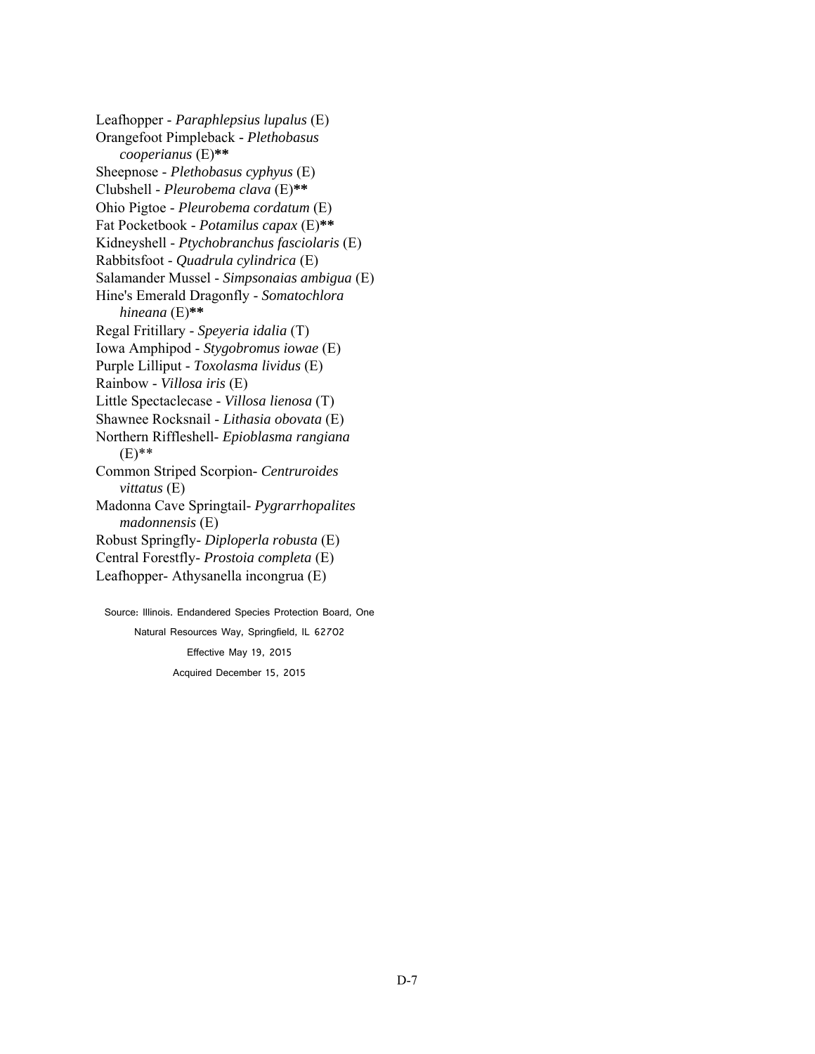Leafhopper - *Paraphlepsius lupalus* (E)
Orangefoot Pimpleback - *Plethobasus cooperianus* (E)**
Sheepnose - *Plethobasus cyphyus* (E)
Clubshell - *Pleurobema clava* (E)**
Ohio Pigtoe - *Pleurobema cordatum* (E)
Fat Pocketbook - *Potamilus capax* (E)**
Kidneyshell - *Ptychobranchus fasciolaris* (E)
Rabbitsfoot - *Quadrula cylindrica* (E)
Salamander Mussel - *Simpsonaias ambigua* (E)
Hine's Emerald Dragonfly - *Somatochlora hineana* (E)**
Regal Fritillary - *Speyeria idalia* (T)
Iowa Amphipod - *Stygobromus iowae* (E)
Purple Lilliput - *Toxolasma lividus* (E)
Rainbow - *Villosa iris* (E)
Little Spectaclecase - *Villosa lienosa* (T)
Shawnee Rocksnail - *Lithasia obovata* (E)
Northern Riffleshell- *Epioblasma rangiana* (E)**
Common Striped Scorpion- *Centruroides vittatus* (E)
Madonna Cave Springtail- *Pygrarrhopalites madonnensis* (E)
Robust Springfly- *Diploperla robusta* (E)
Central Forestfly- *Prostoia completa* (E)
Leafhopper- Athysanella incongrua (E)

Source: Illinois. Endandered Species Protection Board, One Natural Resources Way, Springfield, IL 62702

Effective May 19, 2015

Acquired December 15, 2015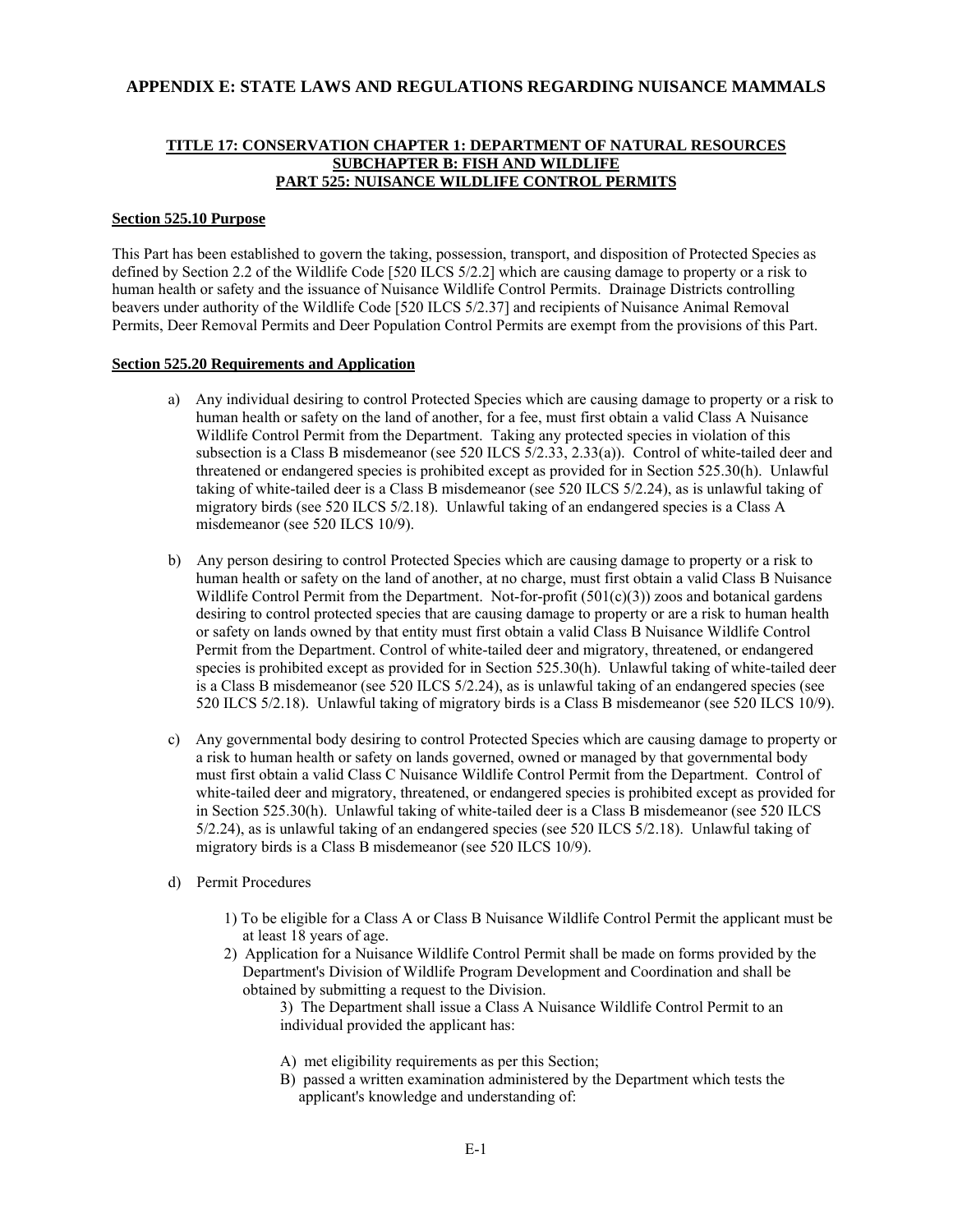## APPENDIX E: STATE LAWS AND REGULATIONS REGARDING NUISANCE MAMMALS

### TITLE 17: CONSERVATION CHAPTER 1: DEPARTMENT OF NATURAL RESOURCES SUBCHAPTER B: FISH AND WILDLIFE PART 525: NUISANCE WILDLIFE CONTROL PERMITS

**Section 525.10 Purpose**

This Part has been established to govern the taking, possession, transport, and disposition of Protected Species as defined by Section 2.2 of the Wildlife Code [520 ILCS 5/2.2] which are causing damage to property or a risk to human health or safety and the issuance of Nuisance Wildlife Control Permits. Drainage Districts controlling beavers under authority of the Wildlife Code [520 ILCS 5/2.37] and recipients of Nuisance Animal Removal Permits, Deer Removal Permits and Deer Population Control Permits are exempt from the provisions of this Part.

**Section 525.20 Requirements and Application**

a) Any individual desiring to control Protected Species which are causing damage to property or a risk to human health or safety on the land of another, for a fee, must first obtain a valid Class A Nuisance Wildlife Control Permit from the Department. Taking any protected species in violation of this subsection is a Class B misdemeanor (see 520 ILCS 5/2.33, 2.33(a)). Control of white-tailed deer and threatened or endangered species is prohibited except as provided for in Section 525.30(h). Unlawful taking of white-tailed deer is a Class B misdemeanor (see 520 ILCS 5/2.24), as is unlawful taking of migratory birds (see 520 ILCS 5/2.18). Unlawful taking of an endangered species is a Class A misdemeanor (see 520 ILCS 10/9).

b) Any person desiring to control Protected Species which are causing damage to property or a risk to human health or safety on the land of another, at no charge, must first obtain a valid Class B Nuisance Wildlife Control Permit from the Department. Not-for-profit (501(c)(3)) zoos and botanical gardens desiring to control protected species that are causing damage to property or are a risk to human health or safety on lands owned by that entity must first obtain a valid Class B Nuisance Wildlife Control Permit from the Department. Control of white-tailed deer and migratory, threatened, or endangered species is prohibited except as provided for in Section 525.30(h). Unlawful taking of white-tailed deer is a Class B misdemeanor (see 520 ILCS 5/2.24), as is unlawful taking of an endangered species (see 520 ILCS 5/2.18). Unlawful taking of migratory birds is a Class B misdemeanor (see 520 ILCS 10/9).

c) Any governmental body desiring to control Protected Species which are causing damage to property or a risk to human health or safety on lands governed, owned or managed by that governmental body must first obtain a valid Class C Nuisance Wildlife Control Permit from the Department. Control of white-tailed deer and migratory, threatened, or endangered species is prohibited except as provided for in Section 525.30(h). Unlawful taking of white-tailed deer is a Class B misdemeanor (see 520 ILCS 5/2.24), as is unlawful taking of an endangered species (see 520 ILCS 5/2.18). Unlawful taking of migratory birds is a Class B misdemeanor (see 520 ILCS 10/9).

d) Permit Procedures

1) To be eligible for a Class A or Class B Nuisance Wildlife Control Permit the applicant must be at least 18 years of age.

2) Application for a Nuisance Wildlife Control Permit shall be made on forms provided by the Department's Division of Wildlife Program Development and Coordination and shall be obtained by submitting a request to the Division.

3) The Department shall issue a Class A Nuisance Wildlife Control Permit to an individual provided the applicant has:

A) met eligibility requirements as per this Section;

B) passed a written examination administered by the Department which tests the applicant's knowledge and understanding of: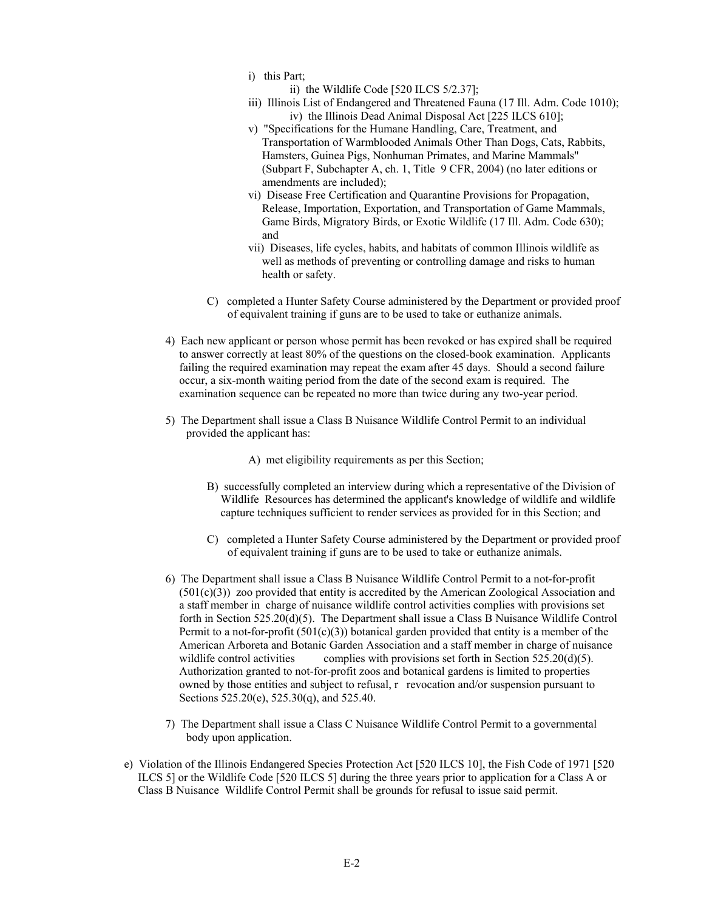i) this Part;

ii) the Wildlife Code [520 ILCS 5/2.37];

iii) Illinois List of Endangered and Threatened Fauna (17 Ill. Adm. Code 1010);

iv) the Illinois Dead Animal Disposal Act [225 ILCS 610];

v) "Specifications for the Humane Handling, Care, Treatment, and Transportation of Warmblooded Animals Other Than Dogs, Cats, Rabbits, Hamsters, Guinea Pigs, Nonhuman Primates, and Marine Mammals" (Subpart F, Subchapter A, ch. 1, Title 9 CFR, 2004) (no later editions or amendments are included);

vi) Disease Free Certification and Quarantine Provisions for Propagation, Release, Importation, Exportation, and Transportation of Game Mammals, Game Birds, Migratory Birds, or Exotic Wildlife (17 Ill. Adm. Code 630); and

vii) Diseases, life cycles, habits, and habitats of common Illinois wildlife as well as methods of preventing or controlling damage and risks to human health or safety.

C) completed a Hunter Safety Course administered by the Department or provided proof of equivalent training if guns are to be used to take or euthanize animals.

4) Each new applicant or person whose permit has been revoked or has expired shall be required to answer correctly at least 80% of the questions on the closed-book examination. Applicants failing the required examination may repeat the exam after 45 days. Should a second failure occur, a six-month waiting period from the date of the second exam is required. The examination sequence can be repeated no more than twice during any two-year period.

5) The Department shall issue a Class B Nuisance Wildlife Control Permit to an individual provided the applicant has:

A) met eligibility requirements as per this Section;

B) successfully completed an interview during which a representative of the Division of Wildlife Resources has determined the applicant's knowledge of wildlife and wildlife capture techniques sufficient to render services as provided for in this Section; and

C) completed a Hunter Safety Course administered by the Department or provided proof of equivalent training if guns are to be used to take or euthanize animals.

6) The Department shall issue a Class B Nuisance Wildlife Control Permit to a not-for-profit (501(c)(3)) zoo provided that entity is accredited by the American Zoological Association and a staff member in charge of nuisance wildlife control activities complies with provisions set forth in Section 525.20(d)(5). The Department shall issue a Class B Nuisance Wildlife Control Permit to a not-for-profit (501(c)(3)) botanical garden provided that entity is a member of the American Arboreta and Botanic Garden Association and a staff member in charge of nuisance wildlife control activities complies with provisions set forth in Section 525.20(d)(5). Authorization granted to not-for-profit zoos and botanical gardens is limited to properties owned by those entities and subject to refusal, r revocation and/or suspension pursuant to Sections 525.20(e), 525.30(q), and 525.40.

7) The Department shall issue a Class C Nuisance Wildlife Control Permit to a governmental body upon application.

e) Violation of the Illinois Endangered Species Protection Act [520 ILCS 10], the Fish Code of 1971 [520 ILCS 5] or the Wildlife Code [520 ILCS 5] during the three years prior to application for a Class A or Class B Nuisance Wildlife Control Permit shall be grounds for refusal to issue said permit.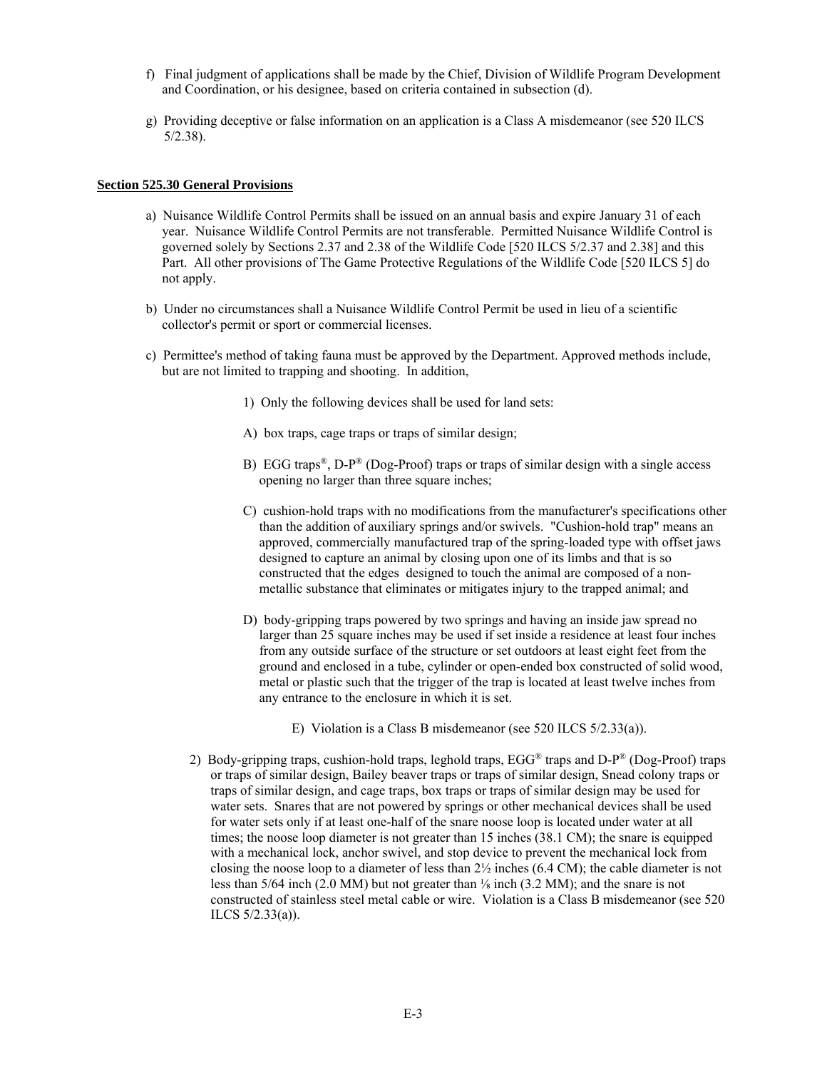f) Final judgment of applications shall be made by the Chief, Division of Wildlife Program Development and Coordination, or his designee, based on criteria contained in subsection (d).

g) Providing deceptive or false information on an application is a Class A misdemeanor (see 520 ILCS 5/2.38).

**Section 525.30 General Provisions**

a) Nuisance Wildlife Control Permits shall be issued on an annual basis and expire January 31 of each year. Nuisance Wildlife Control Permits are not transferable. Permitted Nuisance Wildlife Control is governed solely by Sections 2.37 and 2.38 of the Wildlife Code [520 ILCS 5/2.37 and 2.38] and this Part. All other provisions of The Game Protective Regulations of the Wildlife Code [520 ILCS 5] do not apply.

b) Under no circumstances shall a Nuisance Wildlife Control Permit be used in lieu of a scientific collector's permit or sport or commercial licenses.

c) Permittee's method of taking fauna must be approved by the Department. Approved methods include, but are not limited to trapping and shooting. In addition,

1) Only the following devices shall be used for land sets:

A) box traps, cage traps or traps of similar design;

B) EGG traps®, D-P® (Dog-Proof) traps or traps of similar design with a single access opening no larger than three square inches;

C) cushion-hold traps with no modifications from the manufacturer's specifications other than the addition of auxiliary springs and/or swivels. "Cushion-hold trap" means an approved, commercially manufactured trap of the spring-loaded type with offset jaws designed to capture an animal by closing upon one of its limbs and that is so constructed that the edges designed to touch the animal are composed of a non-metallic substance that eliminates or mitigates injury to the trapped animal; and

D) body-gripping traps powered by two springs and having an inside jaw spread no larger than 25 square inches may be used if set inside a residence at least four inches from any outside surface of the structure or set outdoors at least eight feet from the ground and enclosed in a tube, cylinder or open-ended box constructed of solid wood, metal or plastic such that the trigger of the trap is located at least twelve inches from any entrance to the enclosure in which it is set.

E) Violation is a Class B misdemeanor (see 520 ILCS 5/2.33(a)).

2) Body-gripping traps, cushion-hold traps, leghold traps, EGG® traps and D-P® (Dog-Proof) traps or traps of similar design, Bailey beaver traps or traps of similar design, Snead colony traps or traps of similar design, and cage traps, box traps or traps of similar design may be used for water sets. Snares that are not powered by springs or other mechanical devices shall be used for water sets only if at least one-half of the snare noose loop is located under water at all times; the noose loop diameter is not greater than 15 inches (38.1 CM); the snare is equipped with a mechanical lock, anchor swivel, and stop device to prevent the mechanical lock from closing the noose loop to a diameter of less than 2½ inches (6.4 CM); the cable diameter is not less than 5/64 inch (2.0 MM) but not greater than ⅛ inch (3.2 MM); and the snare is not constructed of stainless steel metal cable or wire. Violation is a Class B misdemeanor (see 520 ILCS 5/2.33(a)).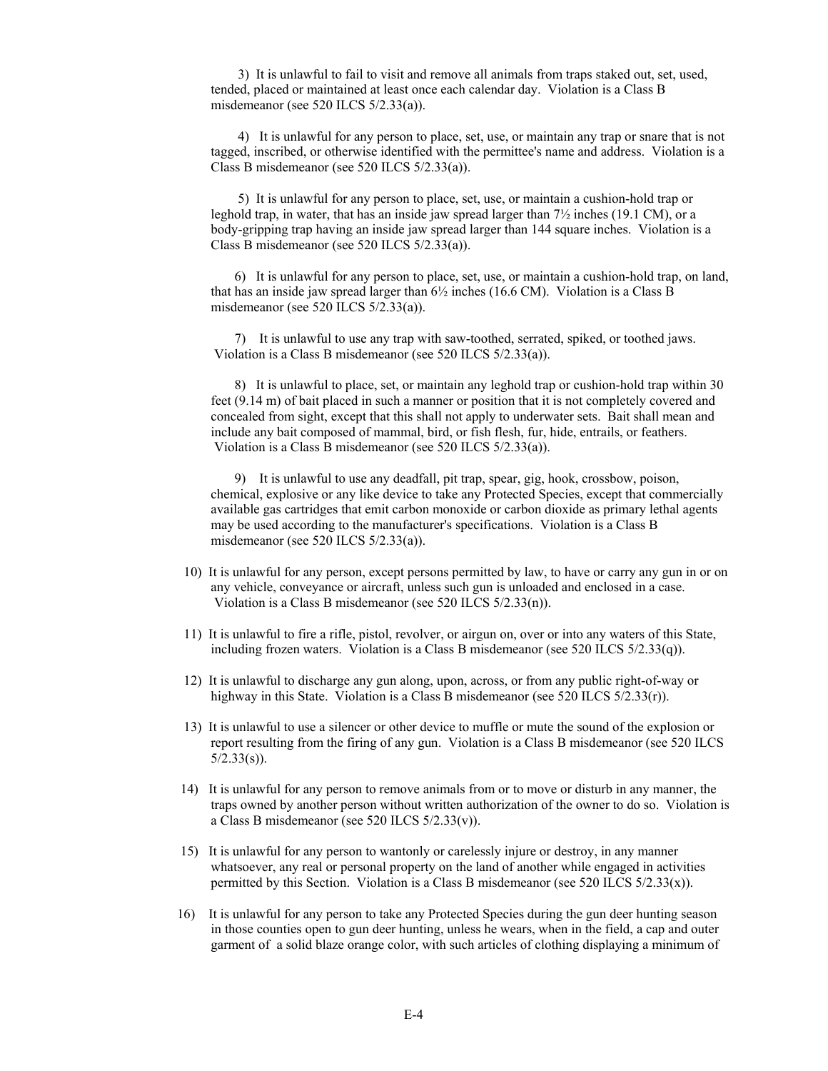3) It is unlawful to fail to visit and remove all animals from traps staked out, set, used, tended, placed or maintained at least once each calendar day. Violation is a Class B misdemeanor (see 520 ILCS 5/2.33(a)).

4) It is unlawful for any person to place, set, use, or maintain any trap or snare that is not tagged, inscribed, or otherwise identified with the permittee's name and address. Violation is a Class B misdemeanor (see 520 ILCS 5/2.33(a)).

5) It is unlawful for any person to place, set, use, or maintain a cushion-hold trap or leghold trap, in water, that has an inside jaw spread larger than 7½ inches (19.1 CM), or a body-gripping trap having an inside jaw spread larger than 144 square inches. Violation is a Class B misdemeanor (see 520 ILCS 5/2.33(a)).

6) It is unlawful for any person to place, set, use, or maintain a cushion-hold trap, on land, that has an inside jaw spread larger than 6½ inches (16.6 CM). Violation is a Class B misdemeanor (see 520 ILCS 5/2.33(a)).

7) It is unlawful to use any trap with saw-toothed, serrated, spiked, or toothed jaws. Violation is a Class B misdemeanor (see 520 ILCS 5/2.33(a)).

8) It is unlawful to place, set, or maintain any leghold trap or cushion-hold trap within 30 feet (9.14 m) of bait placed in such a manner or position that it is not completely covered and concealed from sight, except that this shall not apply to underwater sets. Bait shall mean and include any bait composed of mammal, bird, or fish flesh, fur, hide, entrails, or feathers. Violation is a Class B misdemeanor (see 520 ILCS 5/2.33(a)).

9) It is unlawful to use any deadfall, pit trap, spear, gig, hook, crossbow, poison, chemical, explosive or any like device to take any Protected Species, except that commercially available gas cartridges that emit carbon monoxide or carbon dioxide as primary lethal agents may be used according to the manufacturer's specifications. Violation is a Class B misdemeanor (see 520 ILCS 5/2.33(a)).

10) It is unlawful for any person, except persons permitted by law, to have or carry any gun in or on any vehicle, conveyance or aircraft, unless such gun is unloaded and enclosed in a case. Violation is a Class B misdemeanor (see 520 ILCS 5/2.33(n)).

11) It is unlawful to fire a rifle, pistol, revolver, or airgun on, over or into any waters of this State, including frozen waters. Violation is a Class B misdemeanor (see 520 ILCS 5/2.33(q)).

12) It is unlawful to discharge any gun along, upon, across, or from any public right-of-way or highway in this State. Violation is a Class B misdemeanor (see 520 ILCS 5/2.33(r)).

13) It is unlawful to use a silencer or other device to muffle or mute the sound of the explosion or report resulting from the firing of any gun. Violation is a Class B misdemeanor (see 520 ILCS 5/2.33(s)).

14) It is unlawful for any person to remove animals from or to move or disturb in any manner, the traps owned by another person without written authorization of the owner to do so. Violation is a Class B misdemeanor (see 520 ILCS 5/2.33(v)).

15) It is unlawful for any person to wantonly or carelessly injure or destroy, in any manner whatsoever, any real or personal property on the land of another while engaged in activities permitted by this Section. Violation is a Class B misdemeanor (see 520 ILCS 5/2.33(x)).

16) It is unlawful for any person to take any Protected Species during the gun deer hunting season in those counties open to gun deer hunting, unless he wears, when in the field, a cap and outer garment of a solid blaze orange color, with such articles of clothing displaying a minimum of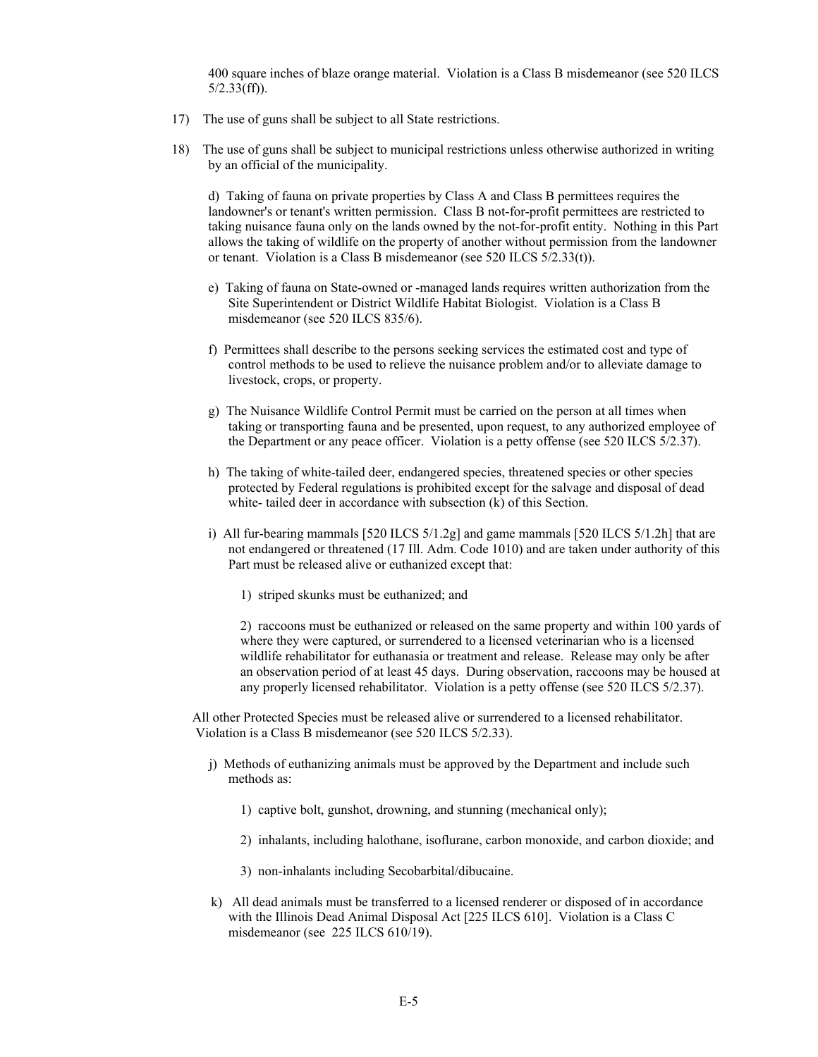400 square inches of blaze orange material. Violation is a Class B misdemeanor (see 520 ILCS 5/2.33(ff)).

17) The use of guns shall be subject to all State restrictions.

18) The use of guns shall be subject to municipal restrictions unless otherwise authorized in writing by an official of the municipality.

d) Taking of fauna on private properties by Class A and Class B permittees requires the landowner's or tenant's written permission. Class B not-for-profit permittees are restricted to taking nuisance fauna only on the lands owned by the not-for-profit entity. Nothing in this Part allows the taking of wildlife on the property of another without permission from the landowner or tenant. Violation is a Class B misdemeanor (see 520 ILCS 5/2.33(t)).

e) Taking of fauna on State-owned or -managed lands requires written authorization from the Site Superintendent or District Wildlife Habitat Biologist. Violation is a Class B misdemeanor (see 520 ILCS 835/6).

f) Permittees shall describe to the persons seeking services the estimated cost and type of control methods to be used to relieve the nuisance problem and/or to alleviate damage to livestock, crops, or property.

g) The Nuisance Wildlife Control Permit must be carried on the person at all times when taking or transporting fauna and be presented, upon request, to any authorized employee of the Department or any peace officer. Violation is a petty offense (see 520 ILCS 5/2.37).

h) The taking of white-tailed deer, endangered species, threatened species or other species protected by Federal regulations is prohibited except for the salvage and disposal of dead white- tailed deer in accordance with subsection (k) of this Section.

i) All fur-bearing mammals [520 ILCS 5/1.2g] and game mammals [520 ILCS 5/1.2h] that are not endangered or threatened (17 Ill. Adm. Code 1010) and are taken under authority of this Part must be released alive or euthanized except that:

1) striped skunks must be euthanized; and

2) raccoons must be euthanized or released on the same property and within 100 yards of where they were captured, or surrendered to a licensed veterinarian who is a licensed wildlife rehabilitator for euthanasia or treatment and release. Release may only be after an observation period of at least 45 days. During observation, raccoons may be housed at any properly licensed rehabilitator. Violation is a petty offense (see 520 ILCS 5/2.37).

All other Protected Species must be released alive or surrendered to a licensed rehabilitator. Violation is a Class B misdemeanor (see 520 ILCS 5/2.33).

j) Methods of euthanizing animals must be approved by the Department and include such methods as:

1) captive bolt, gunshot, drowning, and stunning (mechanical only);

2) inhalants, including halothane, isoflurane, carbon monoxide, and carbon dioxide; and

3) non-inhalants including Secobarbital/dibucaine.

k) All dead animals must be transferred to a licensed renderer or disposed of in accordance with the Illinois Dead Animal Disposal Act [225 ILCS 610]. Violation is a Class C misdemeanor (see 225 ILCS 610/19).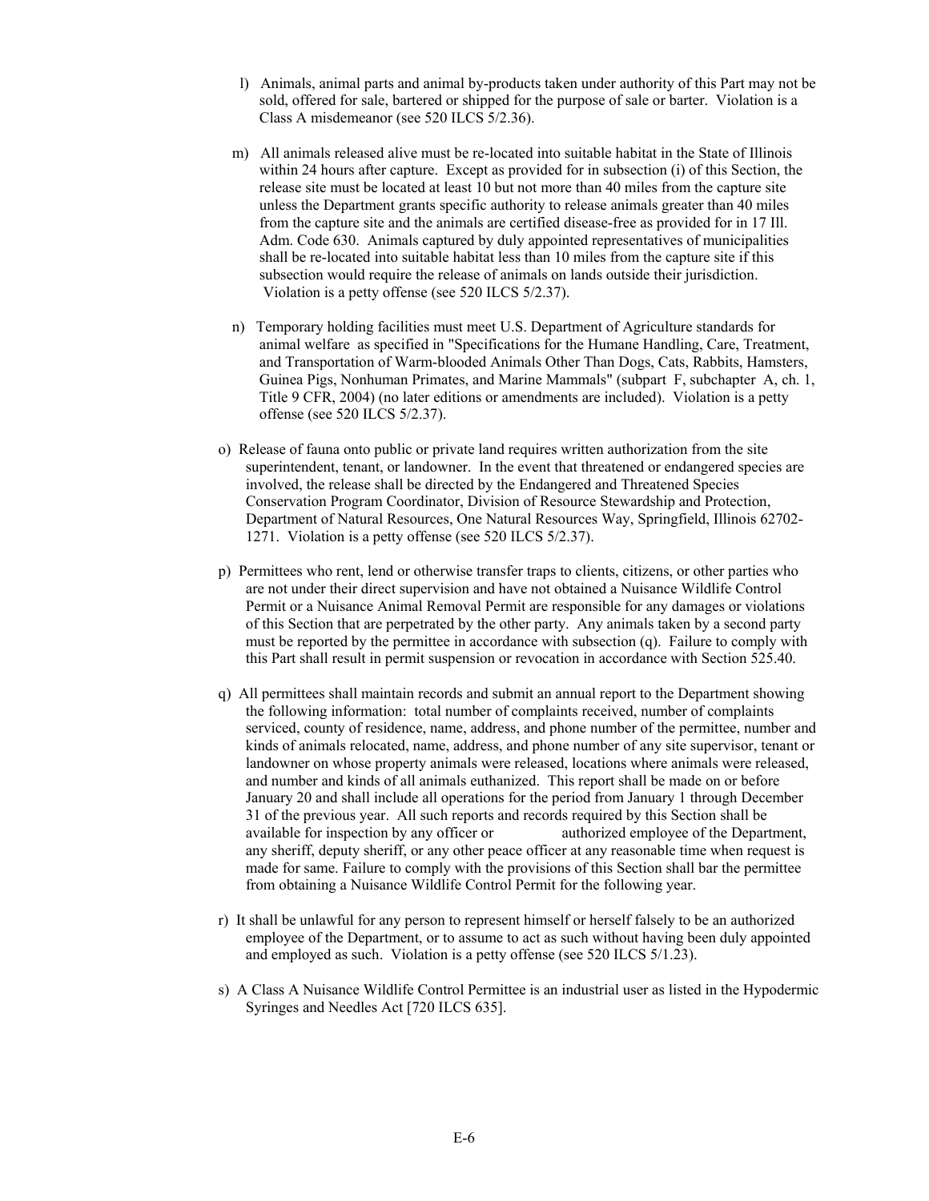l) Animals, animal parts and animal by-products taken under authority of this Part may not be sold, offered for sale, bartered or shipped for the purpose of sale or barter. Violation is a Class A misdemeanor (see 520 ILCS 5/2.36).

m) All animals released alive must be re-located into suitable habitat in the State of Illinois within 24 hours after capture. Except as provided for in subsection (i) of this Section, the release site must be located at least 10 but not more than 40 miles from the capture site unless the Department grants specific authority to release animals greater than 40 miles from the capture site and the animals are certified disease-free as provided for in 17 Ill. Adm. Code 630. Animals captured by duly appointed representatives of municipalities shall be re-located into suitable habitat less than 10 miles from the capture site if this subsection would require the release of animals on lands outside their jurisdiction. Violation is a petty offense (see 520 ILCS 5/2.37).

n) Temporary holding facilities must meet U.S. Department of Agriculture standards for animal welfare as specified in "Specifications for the Humane Handling, Care, Treatment, and Transportation of Warm-blooded Animals Other Than Dogs, Cats, Rabbits, Hamsters, Guinea Pigs, Nonhuman Primates, and Marine Mammals" (subpart F, subchapter A, ch. 1, Title 9 CFR, 2004) (no later editions or amendments are included). Violation is a petty offense (see 520 ILCS 5/2.37).

o) Release of fauna onto public or private land requires written authorization from the site superintendent, tenant, or landowner. In the event that threatened or endangered species are involved, the release shall be directed by the Endangered and Threatened Species Conservation Program Coordinator, Division of Resource Stewardship and Protection, Department of Natural Resources, One Natural Resources Way, Springfield, Illinois 62702-1271. Violation is a petty offense (see 520 ILCS 5/2.37).

p) Permittees who rent, lend or otherwise transfer traps to clients, citizens, or other parties who are not under their direct supervision and have not obtained a Nuisance Wildlife Control Permit or a Nuisance Animal Removal Permit are responsible for any damages or violations of this Section that are perpetrated by the other party. Any animals taken by a second party must be reported by the permittee in accordance with subsection (q). Failure to comply with this Part shall result in permit suspension or revocation in accordance with Section 525.40.

q) All permittees shall maintain records and submit an annual report to the Department showing the following information: total number of complaints received, number of complaints serviced, county of residence, name, address, and phone number of the permittee, number and kinds of animals relocated, name, address, and phone number of any site supervisor, tenant or landowner on whose property animals were released, locations where animals were released, and number and kinds of all animals euthanized. This report shall be made on or before January 20 and shall include all operations for the period from January 1 through December 31 of the previous year. All such reports and records required by this Section shall be available for inspection by any officer or authorized employee of the Department, any sheriff, deputy sheriff, or any other peace officer at any reasonable time when request is made for same. Failure to comply with the provisions of this Section shall bar the permittee from obtaining a Nuisance Wildlife Control Permit for the following year.

r) It shall be unlawful for any person to represent himself or herself falsely to be an authorized employee of the Department, or to assume to act as such without having been duly appointed and employed as such. Violation is a petty offense (see 520 ILCS 5/1.23).

s) A Class A Nuisance Wildlife Control Permittee is an industrial user as listed in the Hypodermic Syringes and Needles Act [720 ILCS 635].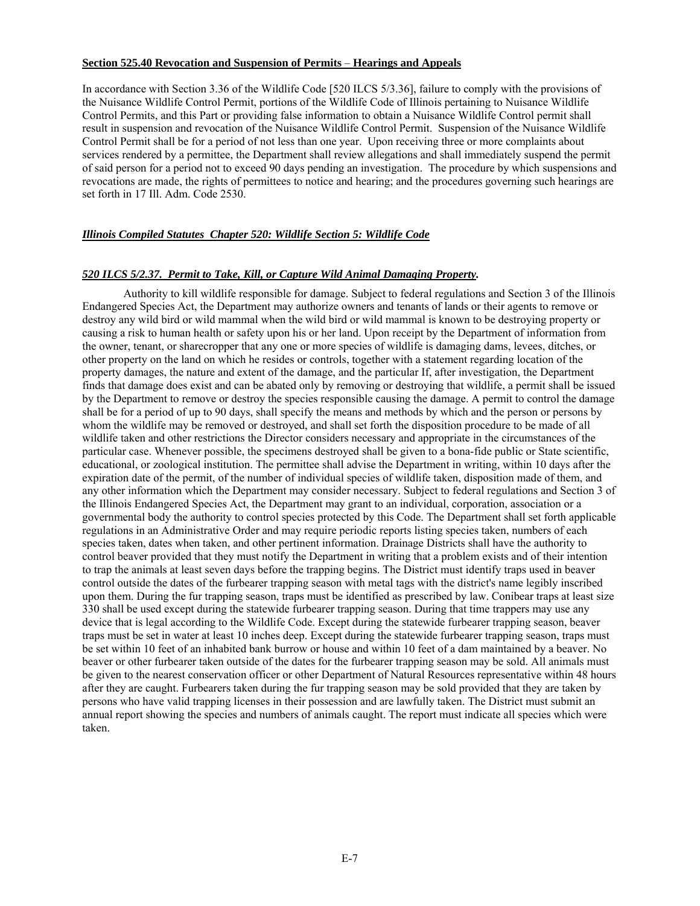**Section 525.40 Revocation and Suspension of Permits – Hearings and Appeals**

In accordance with Section 3.36 of the Wildlife Code [520 ILCS 5/3.36], failure to comply with the provisions of the Nuisance Wildlife Control Permit, portions of the Wildlife Code of Illinois pertaining to Nuisance Wildlife Control Permits, and this Part or providing false information to obtain a Nuisance Wildlife Control permit shall result in suspension and revocation of the Nuisance Wildlife Control Permit. Suspension of the Nuisance Wildlife Control Permit shall be for a period of not less than one year. Upon receiving three or more complaints about services rendered by a permittee, the Department shall review allegations and shall immediately suspend the permit of said person for a period not to exceed 90 days pending an investigation. The procedure by which suspensions and revocations are made, the rights of permittees to notice and hearing; and the procedures governing such hearings are set forth in 17 Ill. Adm. Code 2530.

***Illinois Compiled Statutes Chapter 520: Wildlife Section 5: Wildlife Code***

***520 ILCS 5/2.37. Permit to Take, Kill, or Capture Wild Animal Damaging Property.***

Authority to kill wildlife responsible for damage. Subject to federal regulations and Section 3 of the Illinois Endangered Species Act, the Department may authorize owners and tenants of lands or their agents to remove or destroy any wild bird or wild mammal when the wild bird or wild mammal is known to be destroying property or causing a risk to human health or safety upon his or her land. Upon receipt by the Department of information from the owner, tenant, or sharecropper that any one or more species of wildlife is damaging dams, levees, ditches, or other property on the land on which he resides or controls, together with a statement regarding location of the property damages, the nature and extent of the damage, and the particular If, after investigation, the Department finds that damage does exist and can be abated only by removing or destroying that wildlife, a permit shall be issued by the Department to remove or destroy the species responsible causing the damage. A permit to control the damage shall be for a period of up to 90 days, shall specify the means and methods by which and the person or persons by whom the wildlife may be removed or destroyed, and shall set forth the disposition procedure to be made of all wildlife taken and other restrictions the Director considers necessary and appropriate in the circumstances of the particular case. Whenever possible, the specimens destroyed shall be given to a bona-fide public or State scientific, educational, or zoological institution. The permittee shall advise the Department in writing, within 10 days after the expiration date of the permit, of the number of individual species of wildlife taken, disposition made of them, and any other information which the Department may consider necessary. Subject to federal regulations and Section 3 of the Illinois Endangered Species Act, the Department may grant to an individual, corporation, association or a governmental body the authority to control species protected by this Code. The Department shall set forth applicable regulations in an Administrative Order and may require periodic reports listing species taken, numbers of each species taken, dates when taken, and other pertinent information. Drainage Districts shall have the authority to control beaver provided that they must notify the Department in writing that a problem exists and of their intention to trap the animals at least seven days before the trapping begins. The District must identify traps used in beaver control outside the dates of the furbearer trapping season with metal tags with the district's name legibly inscribed upon them. During the fur trapping season, traps must be identified as prescribed by law. Conibear traps at least size 330 shall be used except during the statewide furbearer trapping season. During that time trappers may use any device that is legal according to the Wildlife Code. Except during the statewide furbearer trapping season, beaver traps must be set in water at least 10 inches deep. Except during the statewide furbearer trapping season, traps must be set within 10 feet of an inhabited bank burrow or house and within 10 feet of a dam maintained by a beaver. No beaver or other furbearer taken outside of the dates for the furbearer trapping season may be sold. All animals must be given to the nearest conservation officer or other Department of Natural Resources representative within 48 hours after they are caught. Furbearers taken during the fur trapping season may be sold provided that they are taken by persons who have valid trapping licenses in their possession and are lawfully taken. The District must submit an annual report showing the species and numbers of animals caught. The report must indicate all species which were taken.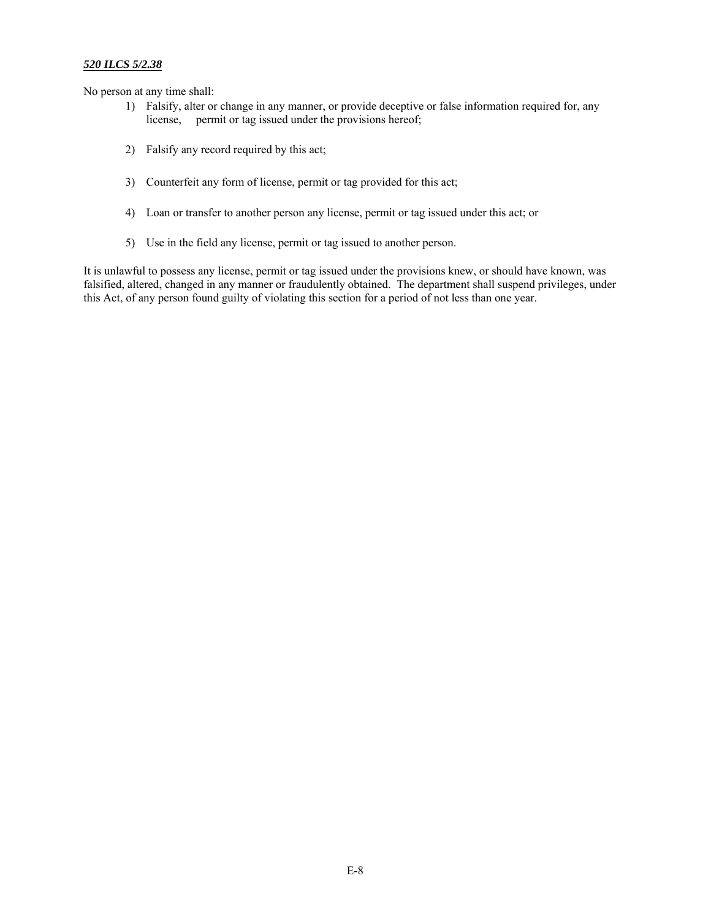***520 ILCS 5/2.38***

No person at any time shall:

1) Falsify, alter or change in any manner, or provide deceptive or false information required for, any license, permit or tag issued under the provisions hereof;

2) Falsify any record required by this act;

3) Counterfeit any form of license, permit or tag provided for this act;

4) Loan or transfer to another person any license, permit or tag issued under this act; or

5) Use in the field any license, permit or tag issued to another person.

It is unlawful to possess any license, permit or tag issued under the provisions knew, or should have known, was falsified, altered, changed in any manner or fraudulently obtained. The department shall suspend privileges, under this Act, of any person found guilty of violating this section for a period of not less than one year.